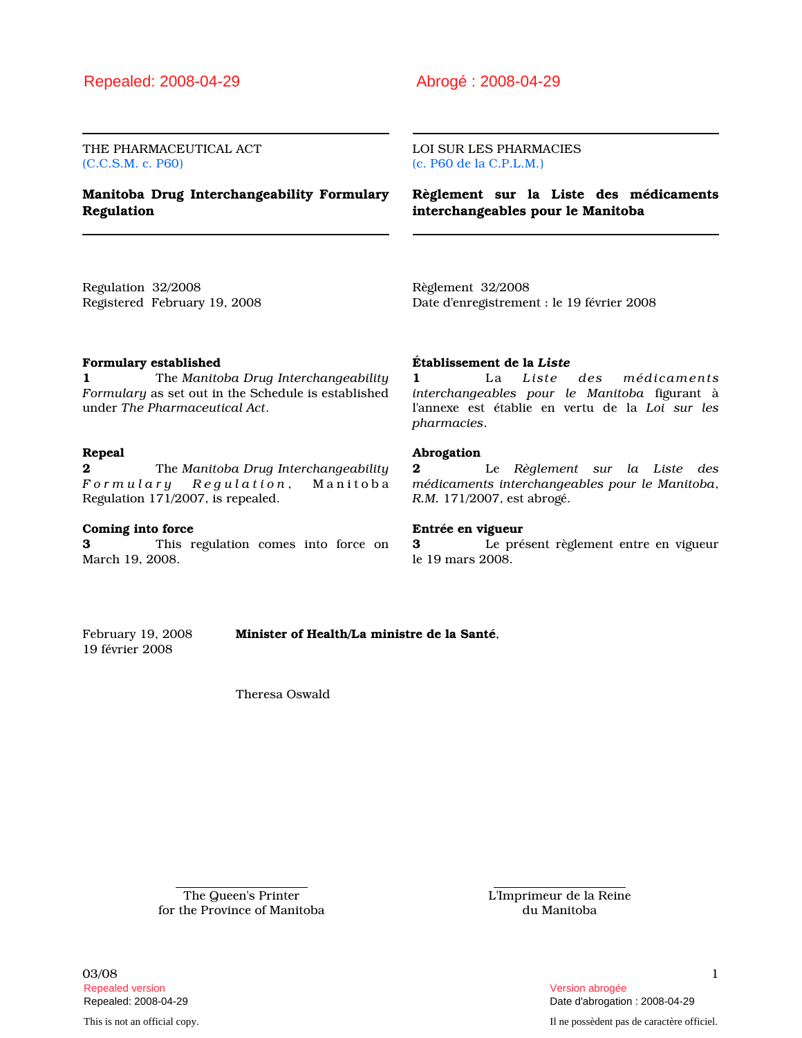Repealed: 2008-04-29

THE PHARMACEUTICAL ACT
(C.C.S.M. c. P60)

# Manitoba Drug Interchangeability Formulary Regulation

Regulation 32/2008
Registered February 19, 2008

**Formulary established**

**1** The *Manitoba Drug Interchangeability Formulary* as set out in the Schedule is established under *The Pharmaceutical Act*.

**Repeal**

**2** The *Manitoba Drug Interchangeability Formulary Regulation*, Manitoba Regulation 171/2007, is repealed.

**Coming into force**

**3** This regulation comes into force on March 19, 2008.

Abrogé : 2008-04-29

LOI SUR LES PHARMACIES
(c. P60 de la C.P.L.M.)

# Règlement sur la Liste des médicaments interchangeables pour le Manitoba

Règlement 32/2008
Date d'enregistrement : le 19 février 2008

**Établissement de la *Liste***

**1** La *Liste des médicaments interchangeables pour le Manitoba* figurant à l'annexe est établie en vertu de la *Loi sur les pharmacies*.

**Abrogation**

**2** Le *Règlement sur la Liste des médicaments interchangeables pour le Manitoba*, *R.M.* 171/2007, est abrogé.

**Entrée en vigueur**

**3** Le présent règlement entre en vigueur le 19 mars 2008.

February 19, 2008
19 février 2008

**Minister of Health/La ministre de la Santé**,

Theresa Oswald

The Queen's Printer
for the Province of Manitoba

L'Imprimeur de la Reine
du Manitoba

03/08

Repealed version
Repealed: 2008-04-29

Version abrogée
Date d'abrogation : 2008-04-29

This is not an official copy.

Il ne possèdent pas de caractère officiel.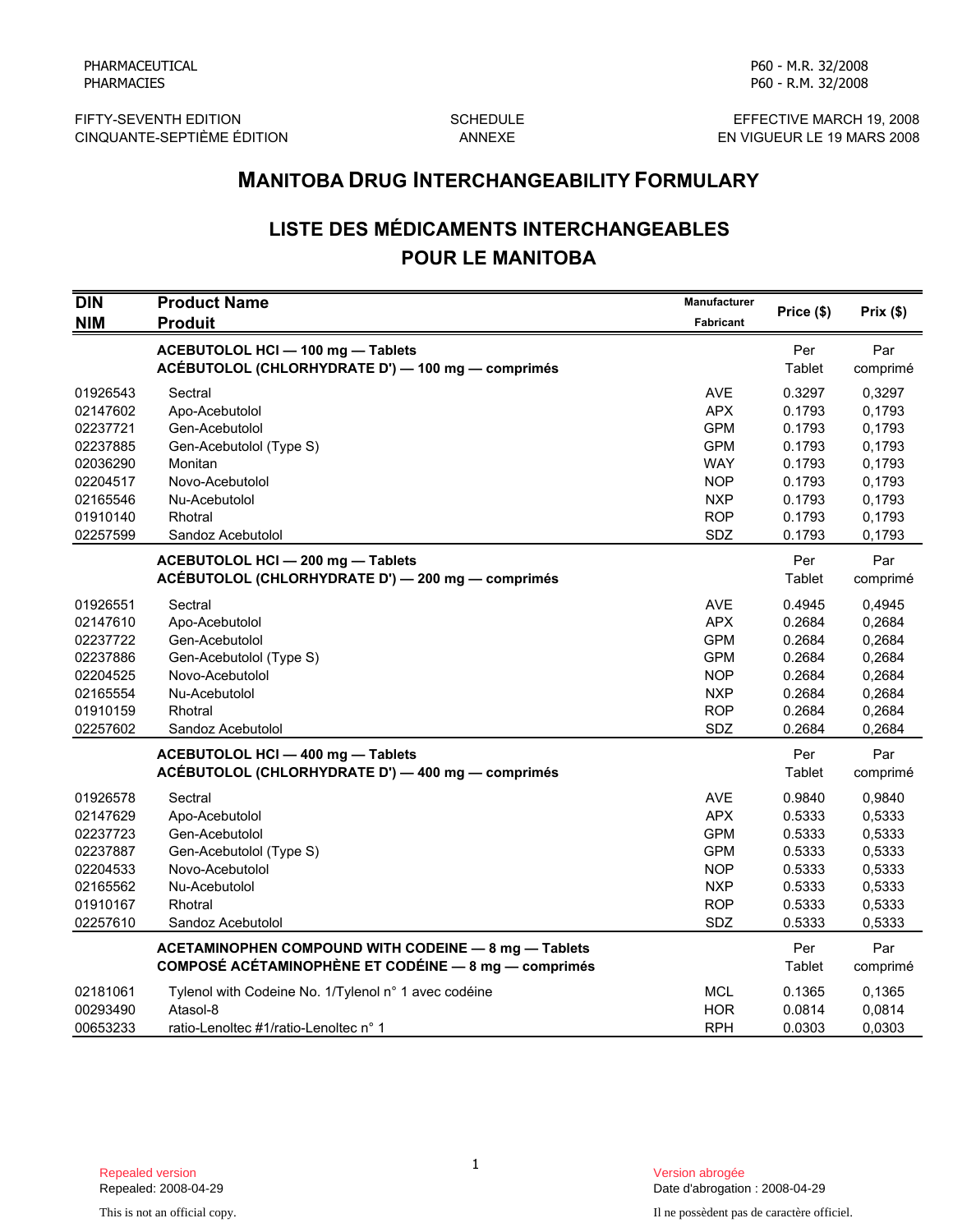PHARMACEUTICAL
PHARMACIES

P60 - M.R. 32/2008
P60 - R.M. 32/2008

FIFTY-SEVENTH EDITION
CINQUANTE-SEPTIÈME ÉDITION

SCHEDULE
ANNEXE

EFFECTIVE MARCH 19, 2008
EN VIGUEUR LE 19 MARS 2008

# MANITOBA DRUG INTERCHANGEABILITY FORMULARY

# LISTE DES MÉDICAMENTS INTERCHANGEABLES POUR LE MANITOBA

| DIN<br>NIM | Product Name<br>Produit | Manufacturer<br>Fabricant | Price ($) | Prix ($) |
|---|---|---|---|---|
| | **ACEBUTOLOL HCl — 100 mg — Tablets**<br>**ACÉBUTOLOL (CHLORHYDRATE D') — 100 mg — comprimés** | | Per Tablet | Par comprimé |
| 01926543 | Sectral | AVE | 0.3297 | 0,3297 |
| 02147602 | Apo-Acebutolol | APX | 0.1793 | 0,1793 |
| 02237721 | Gen-Acebutolol | GPM | 0.1793 | 0,1793 |
| 02237885 | Gen-Acebutolol (Type S) | GPM | 0.1793 | 0,1793 |
| 02036290 | Monitan | WAY | 0.1793 | 0,1793 |
| 02204517 | Novo-Acebutolol | NOP | 0.1793 | 0,1793 |
| 02165546 | Nu-Acebutolol | NXP | 0.1793 | 0,1793 |
| 01910140 | Rhotral | ROP | 0.1793 | 0,1793 |
| 02257599 | Sandoz Acebutolol | SDZ | 0.1793 | 0,1793 |
| | **ACEBUTOLOL HCl — 200 mg — Tablets**<br>**ACÉBUTOLOL (CHLORHYDRATE D') — 200 mg — comprimés** | | Per Tablet | Par comprimé |
| 01926551 | Sectral | AVE | 0.4945 | 0,4945 |
| 02147610 | Apo-Acebutolol | APX | 0.2684 | 0,2684 |
| 02237722 | Gen-Acebutolol | GPM | 0.2684 | 0,2684 |
| 02237886 | Gen-Acebutolol (Type S) | GPM | 0.2684 | 0,2684 |
| 02204525 | Novo-Acebutolol | NOP | 0.2684 | 0,2684 |
| 02165554 | Nu-Acebutolol | NXP | 0.2684 | 0,2684 |
| 01910159 | Rhotral | ROP | 0.2684 | 0,2684 |
| 02257602 | Sandoz Acebutolol | SDZ | 0.2684 | 0,2684 |
| | **ACEBUTOLOL HCl — 400 mg — Tablets**<br>**ACÉBUTOLOL (CHLORHYDRATE D') — 400 mg — comprimés** | | Per Tablet | Par comprimé |
| 01926578 | Sectral | AVE | 0.9840 | 0,9840 |
| 02147629 | Apo-Acebutolol | APX | 0.5333 | 0,5333 |
| 02237723 | Gen-Acebutolol | GPM | 0.5333 | 0,5333 |
| 02237887 | Gen-Acebutolol (Type S) | GPM | 0.5333 | 0,5333 |
| 02204533 | Novo-Acebutolol | NOP | 0.5333 | 0,5333 |
| 02165562 | Nu-Acebutolol | NXP | 0.5333 | 0,5333 |
| 01910167 | Rhotral | ROP | 0.5333 | 0,5333 |
| 02257610 | Sandoz Acebutolol | SDZ | 0.5333 | 0,5333 |
| | **ACETAMINOPHEN COMPOUND WITH CODEINE — 8 mg — Tablets**<br>**COMPOSÉ ACÉTAMINOPHÈNE ET CODÉINE — 8 mg — comprimés** | | Per Tablet | Par comprimé |
| 02181061 | Tylenol with Codeine No. 1/Tylenol n° 1 avec codéine | MCL | 0.1365 | 0,1365 |
| 00293490 | Atasol-8 | HOR | 0.0814 | 0,0814 |
| 00653233 | ratio-Lenoltec #1/ratio-Lenoltec n° 1 | RPH | 0.0303 | 0,0303 |

Repealed version
Repealed: 2008-04-29

Version abrogée
Date d'abrogation : 2008-04-29

This is not an official copy.

Il ne possèdent pas de caractère officiel.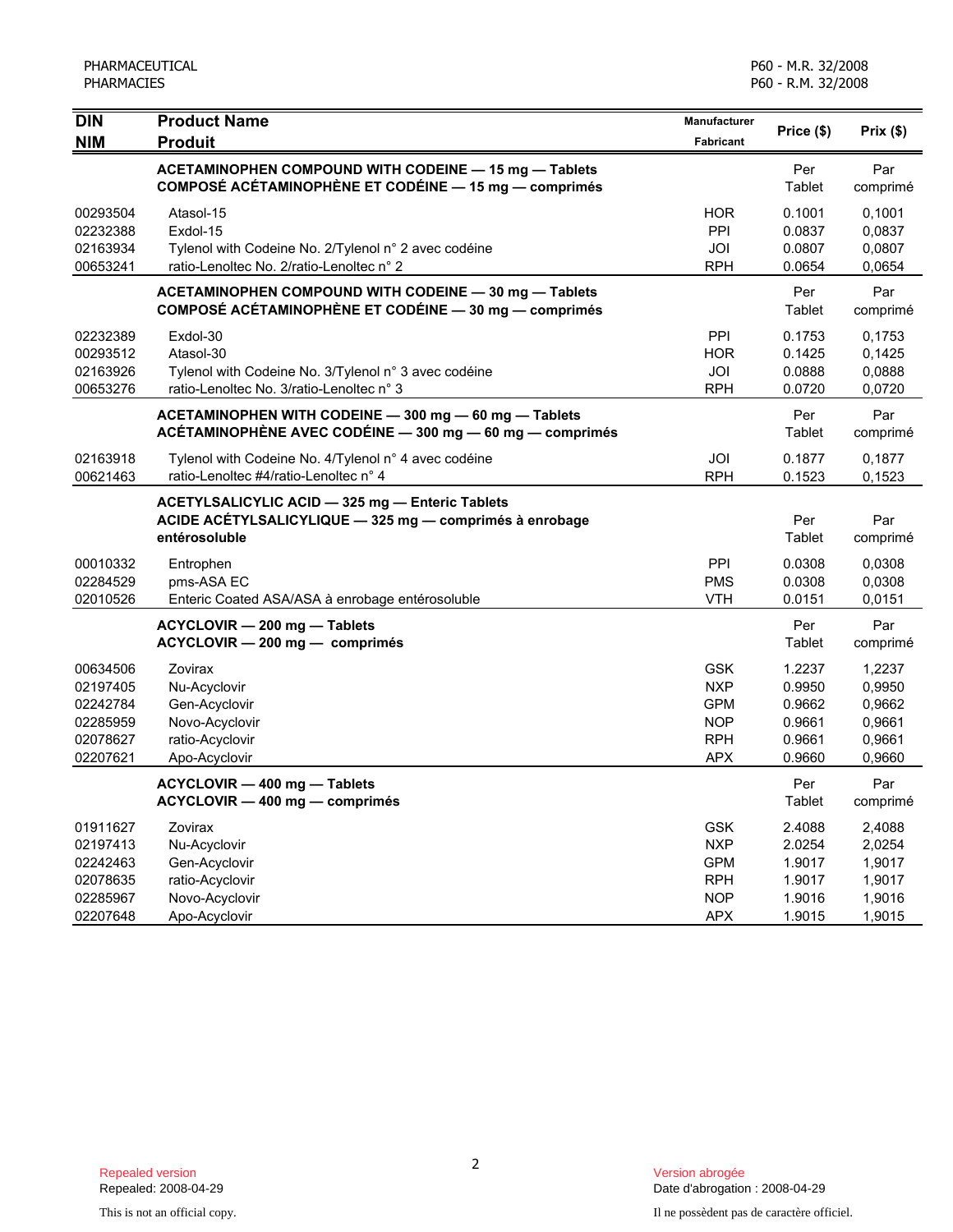| DIN<br>NIM | Product Name<br>Produit | Manufacturer<br>Fabricant | Price ($) | Prix ($) |
|---|---|---|---|---|
| | **ACETAMINOPHEN COMPOUND WITH CODEINE — 15 mg — Tablets**<br>**COMPOSÉ ACÉTAMINOPHÈNE ET CODÉINE — 15 mg — comprimés** | | Per Tablet | Par comprimé |
| 00293504 | Atasol-15 | HOR | 0.1001 | 0,1001 |
| 02232388 | Exdol-15 | PPI | 0.0837 | 0,0837 |
| 02163934 | Tylenol with Codeine No. 2/Tylenol n° 2 avec codéine | JOI | 0.0807 | 0,0807 |
| 00653241 | ratio-Lenoltec No. 2/ratio-Lenoltec n° 2 | RPH | 0.0654 | 0,0654 |
| | **ACETAMINOPHEN COMPOUND WITH CODEINE — 30 mg — Tablets**<br>**COMPOSÉ ACÉTAMINOPHÈNE ET CODÉINE — 30 mg — comprimés** | | Per Tablet | Par comprimé |
| 02232389 | Exdol-30 | PPI | 0.1753 | 0,1753 |
| 00293512 | Atasol-30 | HOR | 0.1425 | 0,1425 |
| 02163926 | Tylenol with Codeine No. 3/Tylenol n° 3 avec codéine | JOI | 0.0888 | 0,0888 |
| 00653276 | ratio-Lenoltec No. 3/ratio-Lenoltec n° 3 | RPH | 0.0720 | 0,0720 |
| | **ACETAMINOPHEN WITH CODEINE — 300 mg — 60 mg — Tablets**<br>**ACÉTAMINOPHÈNE AVEC CODÉINE — 300 mg — 60 mg — comprimés** | | Per Tablet | Par comprimé |
| 02163918 | Tylenol with Codeine No. 4/Tylenol n° 4 avec codéine | JOI | 0.1877 | 0,1877 |
| 00621463 | ratio-Lenoltec #4/ratio-Lenoltec n° 4 | RPH | 0.1523 | 0,1523 |
| | **ACETYLSALICYLIC ACID — 325 mg — Enteric Tablets**<br>**ACIDE ACÉTYLSALICYLIQUE — 325 mg — comprimés à enrobage entérosoluble** | | Per Tablet | Par comprimé |
| 00010332 | Entrophen | PPI | 0.0308 | 0,0308 |
| 02284529 | pms-ASA EC | PMS | 0.0308 | 0,0308 |
| 02010526 | Enteric Coated ASA/ASA à enrobage entérosoluble | VTH | 0.0151 | 0,0151 |
| | **ACYCLOVIR — 200 mg — Tablets**<br>**ACYCLOVIR — 200 mg — comprimés** | | Per Tablet | Par comprimé |
| 00634506 | Zovirax | GSK | 1.2237 | 1,2237 |
| 02197405 | Nu-Acyclovir | NXP | 0.9950 | 0,9950 |
| 02242784 | Gen-Acyclovir | GPM | 0.9662 | 0,9662 |
| 02285959 | Novo-Acyclovir | NOP | 0.9661 | 0,9661 |
| 02078627 | ratio-Acyclovir | RPH | 0.9661 | 0,9661 |
| 02207621 | Apo-Acyclovir | APX | 0.9660 | 0,9660 |
| | **ACYCLOVIR — 400 mg — Tablets**<br>**ACYCLOVIR — 400 mg — comprimés** | | Per Tablet | Par comprimé |
| 01911627 | Zovirax | GSK | 2.4088 | 2,4088 |
| 02197413 | Nu-Acyclovir | NXP | 2.0254 | 2,0254 |
| 02242463 | Gen-Acyclovir | GPM | 1.9017 | 1,9017 |
| 02078635 | ratio-Acyclovir | RPH | 1.9017 | 1,9017 |
| 02285967 | Novo-Acyclovir | NOP | 1.9016 | 1,9016 |
| 02207648 | Apo-Acyclovir | APX | 1.9015 | 1,9015 |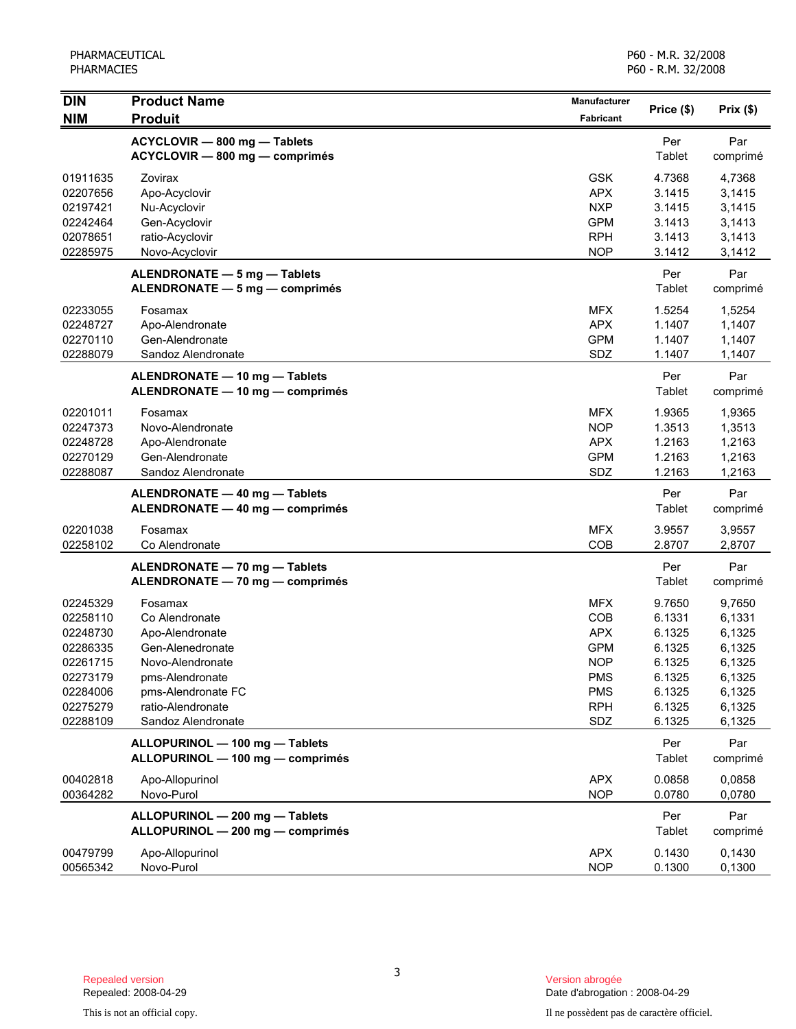| DIN<br>NIM | Product Name<br>Produit | Manufacturer<br>Fabricant | Price ($) | Prix ($) |
|---|---|---|---|---|
| | **ACYCLOVIR — 800 mg — Tablets**<br>**ACYCLOVIR — 800 mg — comprimés** | | Per Tablet | Par comprimé |
| 01911635 | Zovirax | GSK | 4.7368 | 4,7368 |
| 02207656 | Apo-Acyclovir | APX | 3.1415 | 3,1415 |
| 02197421 | Nu-Acyclovir | NXP | 3.1415 | 3,1415 |
| 02242464 | Gen-Acyclovir | GPM | 3.1413 | 3,1413 |
| 02078651 | ratio-Acyclovir | RPH | 3.1413 | 3,1413 |
| 02285975 | Novo-Acyclovir | NOP | 3.1412 | 3,1412 |
| | **ALENDRONATE — 5 mg — Tablets**<br>**ALENDRONATE — 5 mg — comprimés** | | Per Tablet | Par comprimé |
| 02233055 | Fosamax | MFX | 1.5254 | 1,5254 |
| 02248727 | Apo-Alendronate | APX | 1.1407 | 1,1407 |
| 02270110 | Gen-Alendronate | GPM | 1.1407 | 1,1407 |
| 02288079 | Sandoz Alendronate | SDZ | 1.1407 | 1,1407 |
| | **ALENDRONATE — 10 mg — Tablets**<br>**ALENDRONATE — 10 mg — comprimés** | | Per Tablet | Par comprimé |
| 02201011 | Fosamax | MFX | 1.9365 | 1,9365 |
| 02247373 | Novo-Alendronate | NOP | 1.3513 | 1,3513 |
| 02248728 | Apo-Alendronate | APX | 1.2163 | 1,2163 |
| 02270129 | Gen-Alendronate | GPM | 1.2163 | 1,2163 |
| 02288087 | Sandoz Alendronate | SDZ | 1.2163 | 1,2163 |
| | **ALENDRONATE — 40 mg — Tablets**<br>**ALENDRONATE — 40 mg — comprimés** | | Per Tablet | Par comprimé |
| 02201038 | Fosamax | MFX | 3.9557 | 3,9557 |
| 02258102 | Co Alendronate | COB | 2.8707 | 2,8707 |
| | **ALENDRONATE — 70 mg — Tablets**<br>**ALENDRONATE — 70 mg — comprimés** | | Per Tablet | Par comprimé |
| 02245329 | Fosamax | MFX | 9.7650 | 9,7650 |
| 02258110 | Co Alendronate | COB | 6.1331 | 6,1331 |
| 02248730 | Apo-Alendronate | APX | 6.1325 | 6,1325 |
| 02286335 | Gen-Alenedronate | GPM | 6.1325 | 6,1325 |
| 02261715 | Novo-Alendronate | NOP | 6.1325 | 6,1325 |
| 02273179 | pms-Alendronate | PMS | 6.1325 | 6,1325 |
| 02284006 | pms-Alendronate FC | PMS | 6.1325 | 6,1325 |
| 02275279 | ratio-Alendronate | RPH | 6.1325 | 6,1325 |
| 02288109 | Sandoz Alendronate | SDZ | 6.1325 | 6,1325 |
| | **ALLOPURINOL — 100 mg — Tablets**<br>**ALLOPURINOL — 100 mg — comprimés** | | Per Tablet | Par comprimé |
| 00402818 | Apo-Allopurinol | APX | 0.0858 | 0,0858 |
| 00364282 | Novo-Purol | NOP | 0.0780 | 0,0780 |
| | **ALLOPURINOL — 200 mg — Tablets**<br>**ALLOPURINOL — 200 mg — comprimés** | | Per Tablet | Par comprimé |
| 00479799 | Apo-Allopurinol | APX | 0.1430 | 0,1430 |
| 00565342 | Novo-Purol | NOP | 0.1300 | 0,1300 |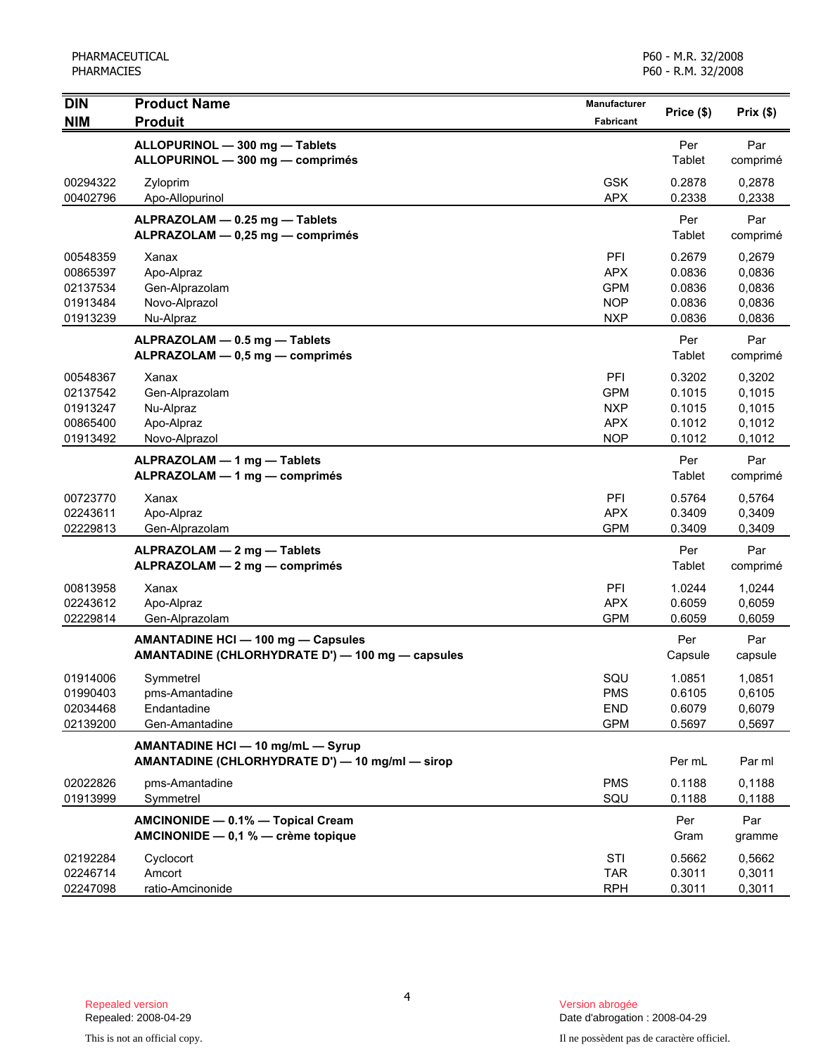| DIN<br>NIM | Product Name<br>Produit | Manufacturer<br>Fabricant | Price ($) | Prix ($) |
|---|---|---|---|---|
| | **ALLOPURINOL — 300 mg — Tablets**<br>**ALLOPURINOL — 300 mg — comprimés** | | Per Tablet | Par comprimé |
| 00294322 | Zyloprim | GSK | 0.2878 | 0,2878 |
| 00402796 | Apo-Allopurinol | APX | 0.2338 | 0,2338 |
| | **ALPRAZOLAM — 0.25 mg — Tablets**<br>**ALPRAZOLAM — 0,25 mg — comprimés** | | Per Tablet | Par comprimé |
| 00548359 | Xanax | PFI | 0.2679 | 0,2679 |
| 00865397 | Apo-Alpraz | APX | 0.0836 | 0,0836 |
| 02137534 | Gen-Alprazolam | GPM | 0.0836 | 0,0836 |
| 01913484 | Novo-Alprazol | NOP | 0.0836 | 0,0836 |
| 01913239 | Nu-Alpraz | NXP | 0.0836 | 0,0836 |
| | **ALPRAZOLAM — 0.5 mg — Tablets**<br>**ALPRAZOLAM — 0,5 mg — comprimés** | | Per Tablet | Par comprimé |
| 00548367 | Xanax | PFI | 0.3202 | 0,3202 |
| 02137542 | Gen-Alprazolam | GPM | 0.1015 | 0,1015 |
| 01913247 | Nu-Alpraz | NXP | 0.1015 | 0,1015 |
| 00865400 | Apo-Alpraz | APX | 0.1012 | 0,1012 |
| 01913492 | Novo-Alprazol | NOP | 0.1012 | 0,1012 |
| | **ALPRAZOLAM — 1 mg — Tablets**<br>**ALPRAZOLAM — 1 mg — comprimés** | | Per Tablet | Par comprimé |
| 00723770 | Xanax | PFI | 0.5764 | 0,5764 |
| 02243611 | Apo-Alpraz | APX | 0.3409 | 0,3409 |
| 02229813 | Gen-Alprazolam | GPM | 0.3409 | 0,3409 |
| | **ALPRAZOLAM — 2 mg — Tablets**<br>**ALPRAZOLAM — 2 mg — comprimés** | | Per Tablet | Par comprimé |
| 00813958 | Xanax | PFI | 1.0244 | 1,0244 |
| 02243612 | Apo-Alpraz | APX | 0.6059 | 0,6059 |
| 02229814 | Gen-Alprazolam | GPM | 0.6059 | 0,6059 |
| | **AMANTADINE HCl — 100 mg — Capsules**<br>**AMANTADINE (CHLORHYDRATE D') — 100 mg — capsules** | | Per Capsule | Par capsule |
| 01914006 | Symmetrel | SQU | 1.0851 | 1,0851 |
| 01990403 | pms-Amantadine | PMS | 0.6105 | 0,6105 |
| 02034468 | Endantadine | END | 0.6079 | 0,6079 |
| 02139200 | Gen-Amantadine | GPM | 0.5697 | 0,5697 |
| | **AMANTADINE HCl — 10 mg/mL — Syrup**<br>**AMANTADINE (CHLORHYDRATE D') — 10 mg/ml — sirop** | | Per mL | Par ml |
| 02022826 | pms-Amantadine | PMS | 0.1188 | 0,1188 |
| 01913999 | Symmetrel | SQU | 0.1188 | 0,1188 |
| | **AMCINONIDE — 0.1% — Topical Cream**<br>**AMCINONIDE — 0,1 % — crème topique** | | Per Gram | Par gramme |
| 02192284 | Cyclocort | STI | 0.5662 | 0,5662 |
| 02246714 | Amcort | TAR | 0.3011 | 0,3011 |
| 02247098 | ratio-Amcinonide | RPH | 0.3011 | 0,3011 |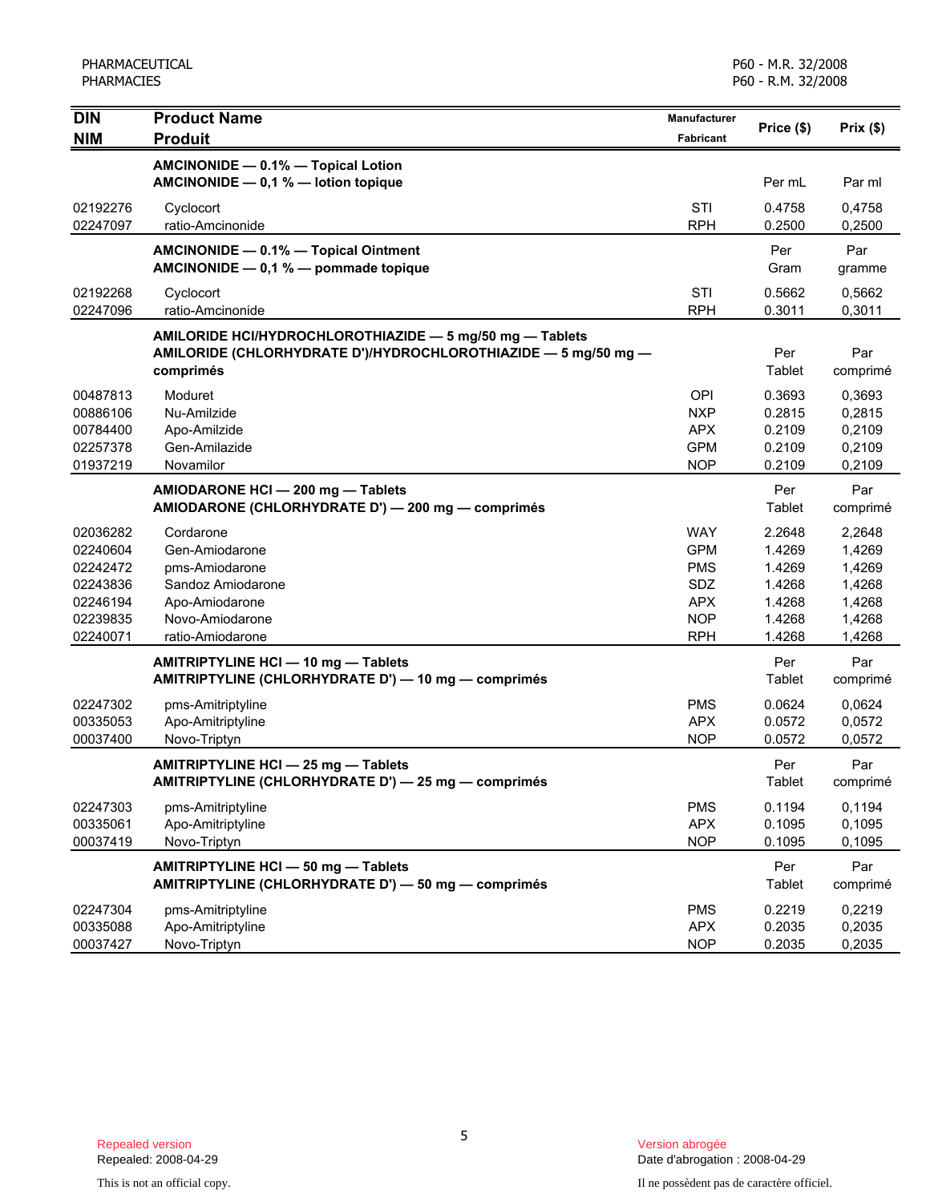| DIN<br>NIM | Product Name<br>Produit | Manufacturer<br>Fabricant | Price ($) | Prix ($) |
|---|---|---|---|---|
| | **AMCINONIDE — 0.1% — Topical Lotion**<br>**AMCINONIDE — 0,1 % — lotion topique** | | Per mL | Par ml |
| 02192276 | Cyclocort | STI | 0.4758 | 0,4758 |
| 02247097 | ratio-Amcinonide | RPH | 0.2500 | 0,2500 |
| | **AMCINONIDE — 0.1% — Topical Ointment**<br>**AMCINONIDE — 0,1 % — pommade topique** | | Per Gram | Par gramme |
| 02192268 | Cyclocort | STI | 0.5662 | 0,5662 |
| 02247096 | ratio-Amcinonide | RPH | 0.3011 | 0,3011 |
| | **AMILORIDE HCl/HYDROCHLOROTHIAZIDE — 5 mg/50 mg — Tablets**<br>**AMILORIDE (CHLORHYDRATE D')/HYDROCHLOROTHIAZIDE — 5 mg/50 mg — comprimés** | | Per Tablet | Par comprimé |
| 00487813 | Moduret | OPI | 0.3693 | 0,3693 |
| 00886106 | Nu-Amilzide | NXP | 0.2815 | 0,2815 |
| 00784400 | Apo-Amilzide | APX | 0.2109 | 0,2109 |
| 02257378 | Gen-Amilazide | GPM | 0.2109 | 0,2109 |
| 01937219 | Novamilor | NOP | 0.2109 | 0,2109 |
| | **AMIODARONE HCl — 200 mg — Tablets**<br>**AMIODARONE (CHLORHYDRATE D') — 200 mg — comprimés** | | Per Tablet | Par comprimé |
| 02036282 | Cordarone | WAY | 2.2648 | 2,2648 |
| 02240604 | Gen-Amiodarone | GPM | 1.4269 | 1,4269 |
| 02242472 | pms-Amiodarone | PMS | 1.4269 | 1,4269 |
| 02243836 | Sandoz Amiodarone | SDZ | 1.4268 | 1,4268 |
| 02246194 | Apo-Amiodarone | APX | 1.4268 | 1,4268 |
| 02239835 | Novo-Amiodarone | NOP | 1.4268 | 1,4268 |
| 02240071 | ratio-Amiodarone | RPH | 1.4268 | 1,4268 |
| | **AMITRIPTYLINE HCl — 10 mg — Tablets**<br>**AMITRIPTYLINE (CHLORHYDRATE D') — 10 mg — comprimés** | | Per Tablet | Par comprimé |
| 02247302 | pms-Amitriptyline | PMS | 0.0624 | 0,0624 |
| 00335053 | Apo-Amitriptyline | APX | 0.0572 | 0,0572 |
| 00037400 | Novo-Triptyn | NOP | 0.0572 | 0,0572 |
| | **AMITRIPTYLINE HCl — 25 mg — Tablets**<br>**AMITRIPTYLINE (CHLORHYDRATE D') — 25 mg — comprimés** | | Per Tablet | Par comprimé |
| 02247303 | pms-Amitriptyline | PMS | 0.1194 | 0,1194 |
| 00335061 | Apo-Amitriptyline | APX | 0.1095 | 0,1095 |
| 00037419 | Novo-Triptyn | NOP | 0.1095 | 0,1095 |
| | **AMITRIPTYLINE HCl — 50 mg — Tablets**<br>**AMITRIPTYLINE (CHLORHYDRATE D') — 50 mg — comprimés** | | Per Tablet | Par comprimé |
| 02247304 | pms-Amitriptyline | PMS | 0.2219 | 0,2219 |
| 00335088 | Apo-Amitriptyline | APX | 0.2035 | 0,2035 |
| 00037427 | Novo-Triptyn | NOP | 0.2035 | 0,2035 |

Repealed version
Repealed: 2008-04-29

This is not an official copy.

Version abrogée
Date d'abrogation : 2008-04-29

Il ne possèdent pas de caractère officiel.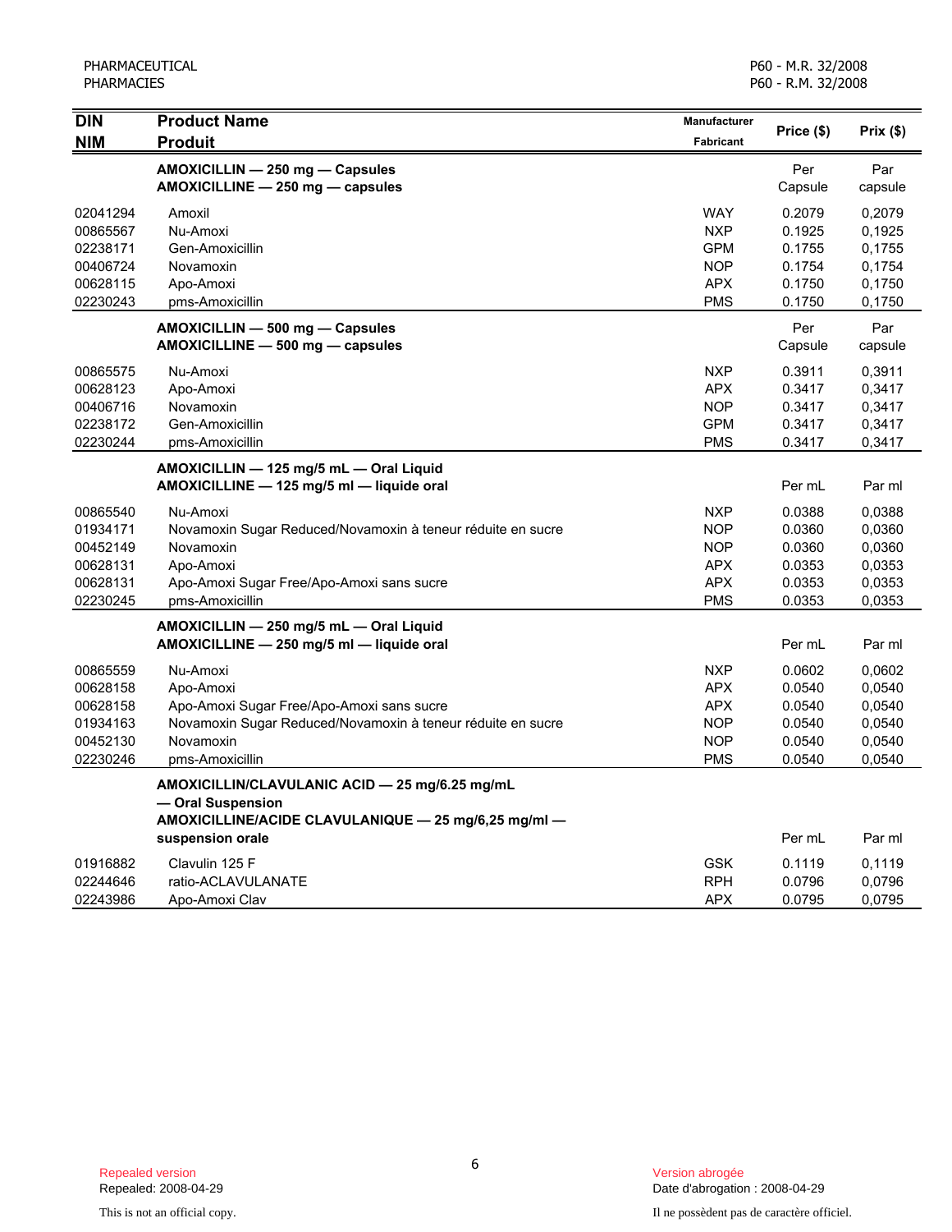| DIN<br>NIM | Product Name<br>Produit | Manufacturer<br>Fabricant | Price ($) | Prix ($) |
|---|---|---|---|---|
| | **AMOXICILLIN — 250 mg — Capsules**<br>**AMOXICILLINE — 250 mg — capsules** | | Per Capsule | Par capsule |
| 02041294 | Amoxil | WAY | 0.2079 | 0,2079 |
| 00865567 | Nu-Amoxi | NXP | 0.1925 | 0,1925 |
| 02238171 | Gen-Amoxicillin | GPM | 0.1755 | 0,1755 |
| 00406724 | Novamoxin | NOP | 0.1754 | 0,1754 |
| 00628115 | Apo-Amoxi | APX | 0.1750 | 0,1750 |
| 02230243 | pms-Amoxicillin | PMS | 0.1750 | 0,1750 |
| | **AMOXICILLIN — 500 mg — Capsules**<br>**AMOXICILLINE — 500 mg — capsules** | | Per Capsule | Par capsule |
| 00865575 | Nu-Amoxi | NXP | 0.3911 | 0,3911 |
| 00628123 | Apo-Amoxi | APX | 0.3417 | 0,3417 |
| 00406716 | Novamoxin | NOP | 0.3417 | 0,3417 |
| 02238172 | Gen-Amoxicillin | GPM | 0.3417 | 0,3417 |
| 02230244 | pms-Amoxicillin | PMS | 0.3417 | 0,3417 |
| | **AMOXICILLIN — 125 mg/5 mL — Oral Liquid**<br>**AMOXICILLINE — 125 mg/5 ml — liquide oral** | | Per mL | Par ml |
| 00865540 | Nu-Amoxi | NXP | 0.0388 | 0,0388 |
| 01934171 | Novamoxin Sugar Reduced/Novamoxin à teneur réduite en sucre | NOP | 0.0360 | 0,0360 |
| 00452149 | Novamoxin | NOP | 0.0360 | 0,0360 |
| 00628131 | Apo-Amoxi | APX | 0.0353 | 0,0353 |
| 00628131 | Apo-Amoxi Sugar Free/Apo-Amoxi sans sucre | APX | 0.0353 | 0,0353 |
| 02230245 | pms-Amoxicillin | PMS | 0.0353 | 0,0353 |
| | **AMOXICILLIN — 250 mg/5 mL — Oral Liquid**<br>**AMOXICILLINE — 250 mg/5 ml — liquide oral** | | Per mL | Par ml |
| 00865559 | Nu-Amoxi | NXP | 0.0602 | 0,0602 |
| 00628158 | Apo-Amoxi | APX | 0.0540 | 0,0540 |
| 00628158 | Apo-Amoxi Sugar Free/Apo-Amoxi sans sucre | APX | 0.0540 | 0,0540 |
| 01934163 | Novamoxin Sugar Reduced/Novamoxin à teneur réduite en sucre | NOP | 0.0540 | 0,0540 |
| 00452130 | Novamoxin | NOP | 0.0540 | 0,0540 |
| 02230246 | pms-Amoxicillin | PMS | 0.0540 | 0,0540 |
| | **AMOXICILLIN/CLAVULANIC ACID — 25 mg/6.25 mg/mL — Oral Suspension**<br>**AMOXICILLINE/ACIDE CLAVULANIQUE — 25 mg/6,25 mg/ml — suspension orale** | | Per mL | Par ml |
| 01916882 | Clavulin 125 F | GSK | 0.1119 | 0,1119 |
| 02244646 | ratio-ACLAVULANATE | RPH | 0.0796 | 0,0796 |
| 02243986 | Apo-Amoxi Clav | APX | 0.0795 | 0,0795 |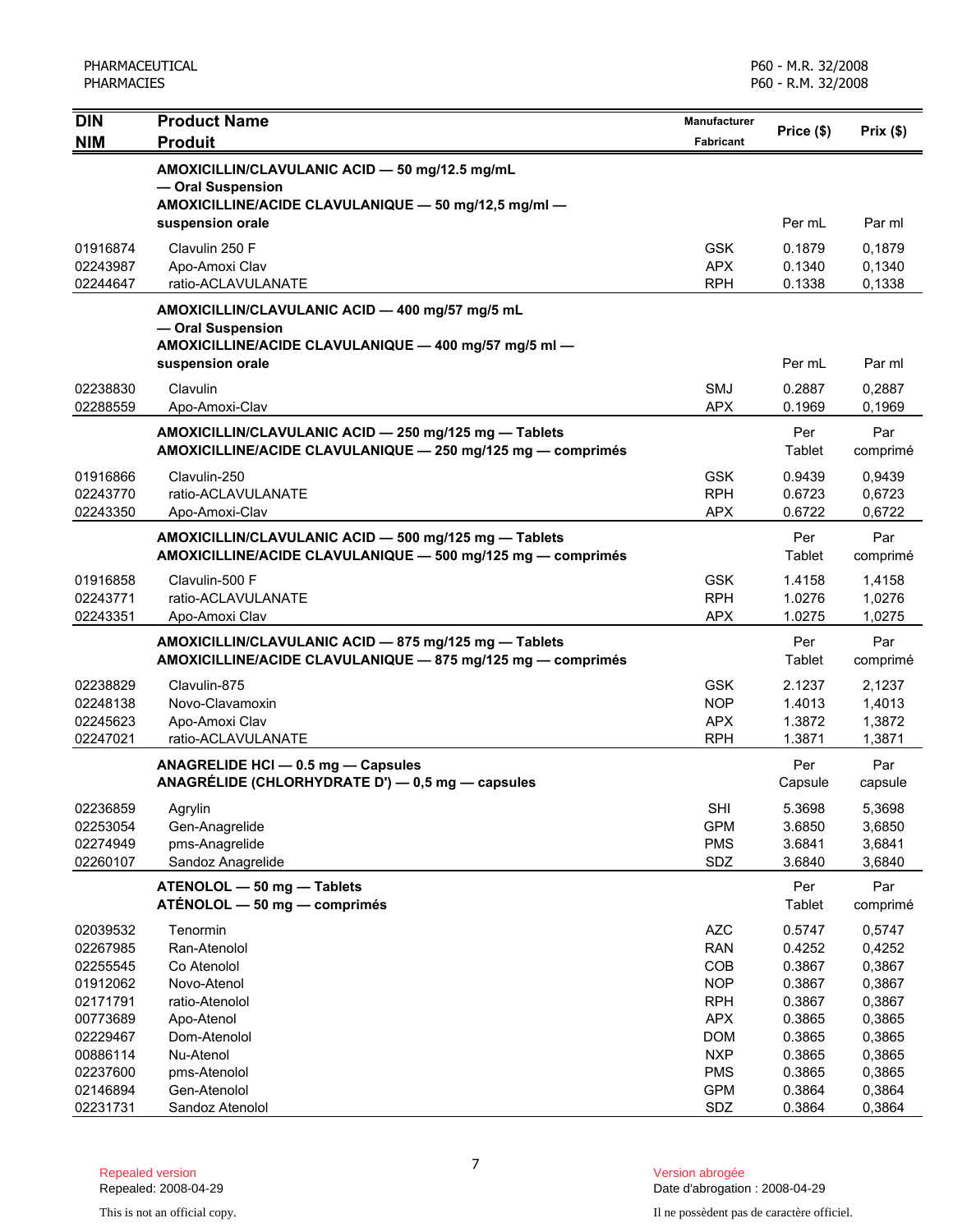| DIN<br>NIM | Product Name<br>Produit | Manufacturer<br>Fabricant | Price ($) | Prix ($) |
|---|---|---|---|---|
| | **AMOXICILLIN/CLAVULANIC ACID — 50 mg/12.5 mg/mL — Oral Suspension**<br>**AMOXICILLINE/ACIDE CLAVULANIQUE — 50 mg/12,5 mg/ml — suspension orale** | | Per mL | Par ml |
| 01916874 | Clavulin 250 F | GSK | 0.1879 | 0,1879 |
| 02243987 | Apo-Amoxi Clav | APX | 0.1340 | 0,1340 |
| 02244647 | ratio-ACLAVULANATE | RPH | 0.1338 | 0,1338 |
| | **AMOXICILLIN/CLAVULANIC ACID — 400 mg/57 mg/5 mL — Oral Suspension**<br>**AMOXICILLINE/ACIDE CLAVULANIQUE — 400 mg/57 mg/5 ml — suspension orale** | | Per mL | Par ml |
| 02238830 | Clavulin | SMJ | 0.2887 | 0,2887 |
| 02288559 | Apo-Amoxi-Clav | APX | 0.1969 | 0,1969 |
| | **AMOXICILLIN/CLAVULANIC ACID — 250 mg/125 mg — Tablets**<br>**AMOXICILLINE/ACIDE CLAVULANIQUE — 250 mg/125 mg — comprimés** | | Per Tablet | Par comprimé |
| 01916866 | Clavulin-250 | GSK | 0.9439 | 0,9439 |
| 02243770 | ratio-ACLAVULANATE | RPH | 0.6723 | 0,6723 |
| 02243350 | Apo-Amoxi-Clav | APX | 0.6722 | 0,6722 |
| | **AMOXICILLIN/CLAVULANIC ACID — 500 mg/125 mg — Tablets**<br>**AMOXICILLINE/ACIDE CLAVULANIQUE — 500 mg/125 mg — comprimés** | | Per Tablet | Par comprimé |
| 01916858 | Clavulin-500 F | GSK | 1.4158 | 1,4158 |
| 02243771 | ratio-ACLAVULANATE | RPH | 1.0276 | 1,0276 |
| 02243351 | Apo-Amoxi Clav | APX | 1.0275 | 1,0275 |
| | **AMOXICILLIN/CLAVULANIC ACID — 875 mg/125 mg — Tablets**<br>**AMOXICILLINE/ACIDE CLAVULANIQUE — 875 mg/125 mg — comprimés** | | Per Tablet | Par comprimé |
| 02238829 | Clavulin-875 | GSK | 2.1237 | 2,1237 |
| 02248138 | Novo-Clavamoxin | NOP | 1.4013 | 1,4013 |
| 02245623 | Apo-Amoxi Clav | APX | 1.3872 | 1,3872 |
| 02247021 | ratio-ACLAVULANATE | RPH | 1.3871 | 1,3871 |
| | **ANAGRELIDE HCl — 0.5 mg — Capsules**<br>**ANAGRÉLIDE (CHLORHYDRATE D') — 0,5 mg — capsules** | | Per Capsule | Par capsule |
| 02236859 | Agrylin | SHI | 5.3698 | 5,3698 |
| 02253054 | Gen-Anagrelide | GPM | 3.6850 | 3,6850 |
| 02274949 | pms-Anagrelide | PMS | 3.6841 | 3,6841 |
| 02260107 | Sandoz Anagrelide | SDZ | 3.6840 | 3,6840 |
| | **ATENOLOL — 50 mg — Tablets**<br>**ATÉNOLOL — 50 mg — comprimés** | | Per Tablet | Par comprimé |
| 02039532 | Tenormin | AZC | 0.5747 | 0,5747 |
| 02267985 | Ran-Atenolol | RAN | 0.4252 | 0,4252 |
| 02255545 | Co Atenolol | COB | 0.3867 | 0,3867 |
| 01912062 | Novo-Atenol | NOP | 0.3867 | 0,3867 |
| 02171791 | ratio-Atenolol | RPH | 0.3867 | 0,3867 |
| 00773689 | Apo-Atenol | APX | 0.3865 | 0,3865 |
| 02229467 | Dom-Atenolol | DOM | 0.3865 | 0,3865 |
| 00886114 | Nu-Atenol | NXP | 0.3865 | 0,3865 |
| 02237600 | pms-Atenolol | PMS | 0.3865 | 0,3865 |
| 02146894 | Gen-Atenolol | GPM | 0.3864 | 0,3864 |
| 02231731 | Sandoz Atenolol | SDZ | 0.3864 | 0,3864 |

Repealed version
Repealed: 2008-04-29

Version abrogée
Date d'abrogation : 2008-04-29

This is not an official copy.

Il ne possèdent pas de caractère officiel.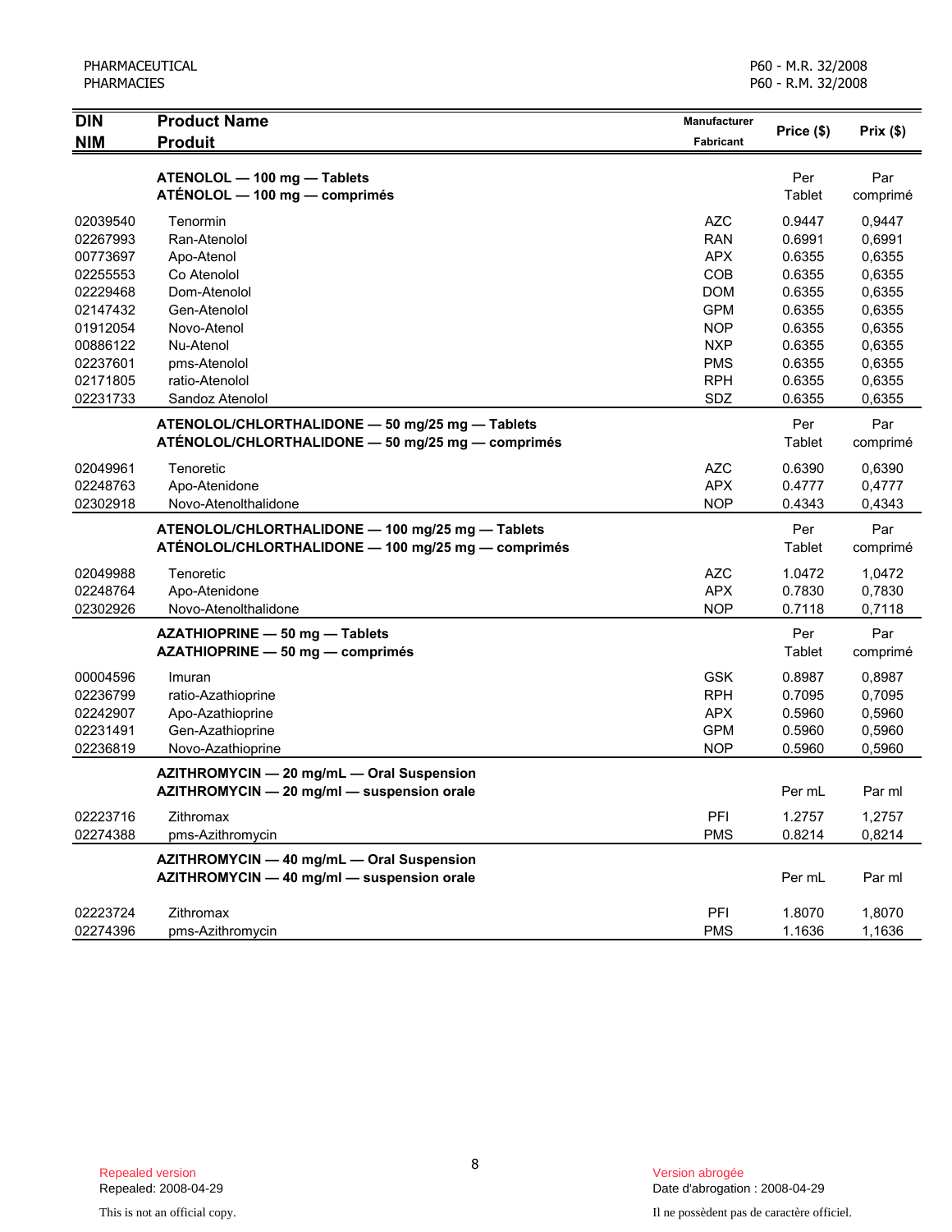| DIN<br>NIM | Product Name<br>Produit | Manufacturer<br>Fabricant | Price ($) | Prix ($) |
|---|---|---|---|---|
| | **ATENOLOL — 100 mg — Tablets**<br>**ATÉNOLOL — 100 mg — comprimés** | | Per Tablet | Par comprimé |
| 02039540 | Tenormin | AZC | 0.9447 | 0,9447 |
| 02267993 | Ran-Atenolol | RAN | 0.6991 | 0,6991 |
| 00773697 | Apo-Atenol | APX | 0.6355 | 0,6355 |
| 02255553 | Co Atenolol | COB | 0.6355 | 0,6355 |
| 02229468 | Dom-Atenolol | DOM | 0.6355 | 0,6355 |
| 02147432 | Gen-Atenolol | GPM | 0.6355 | 0,6355 |
| 01912054 | Novo-Atenol | NOP | 0.6355 | 0,6355 |
| 00886122 | Nu-Atenol | NXP | 0.6355 | 0,6355 |
| 02237601 | pms-Atenolol | PMS | 0.6355 | 0,6355 |
| 02171805 | ratio-Atenolol | RPH | 0.6355 | 0,6355 |
| 02231733 | Sandoz Atenolol | SDZ | 0.6355 | 0,6355 |
| | **ATENOLOL/CHLORTHALIDONE — 50 mg/25 mg — Tablets**<br>**ATÉNOLOL/CHLORTHALIDONE — 50 mg/25 mg — comprimés** | | Per Tablet | Par comprimé |
| 02049961 | Tenoretic | AZC | 0.6390 | 0,6390 |
| 02248763 | Apo-Atenidone | APX | 0.4777 | 0,4777 |
| 02302918 | Novo-Atenolthalidone | NOP | 0.4343 | 0,4343 |
| | **ATENOLOL/CHLORTHALIDONE — 100 mg/25 mg — Tablets**<br>**ATÉNOLOL/CHLORTHALIDONE — 100 mg/25 mg — comprimés** | | Per Tablet | Par comprimé |
| 02049988 | Tenoretic | AZC | 1.0472 | 1,0472 |
| 02248764 | Apo-Atenidone | APX | 0.7830 | 0,7830 |
| 02302926 | Novo-Atenolthalidone | NOP | 0.7118 | 0,7118 |
| | **AZATHIOPRINE — 50 mg — Tablets**<br>**AZATHIOPRINE — 50 mg — comprimés** | | Per Tablet | Par comprimé |
| 00004596 | Imuran | GSK | 0.8987 | 0,8987 |
| 02236799 | ratio-Azathioprine | RPH | 0.7095 | 0,7095 |
| 02242907 | Apo-Azathioprine | APX | 0.5960 | 0,5960 |
| 02231491 | Gen-Azathioprine | GPM | 0.5960 | 0,5960 |
| 02236819 | Novo-Azathioprine | NOP | 0.5960 | 0,5960 |
| | **AZITHROMYCIN — 20 mg/mL — Oral Suspension**<br>**AZITHROMYCIN — 20 mg/ml — suspension orale** | | Per mL | Par ml |
| 02223716 | Zithromax | PFI | 1.2757 | 1,2757 |
| 02274388 | pms-Azithromycin | PMS | 0.8214 | 0,8214 |
| | **AZITHROMYCIN — 40 mg/mL — Oral Suspension**<br>**AZITHROMYCIN — 40 mg/ml — suspension orale** | | Per mL | Par ml |
| 02223724 | Zithromax | PFI | 1.8070 | 1,8070 |
| 02274396 | pms-Azithromycin | PMS | 1.1636 | 1,1636 |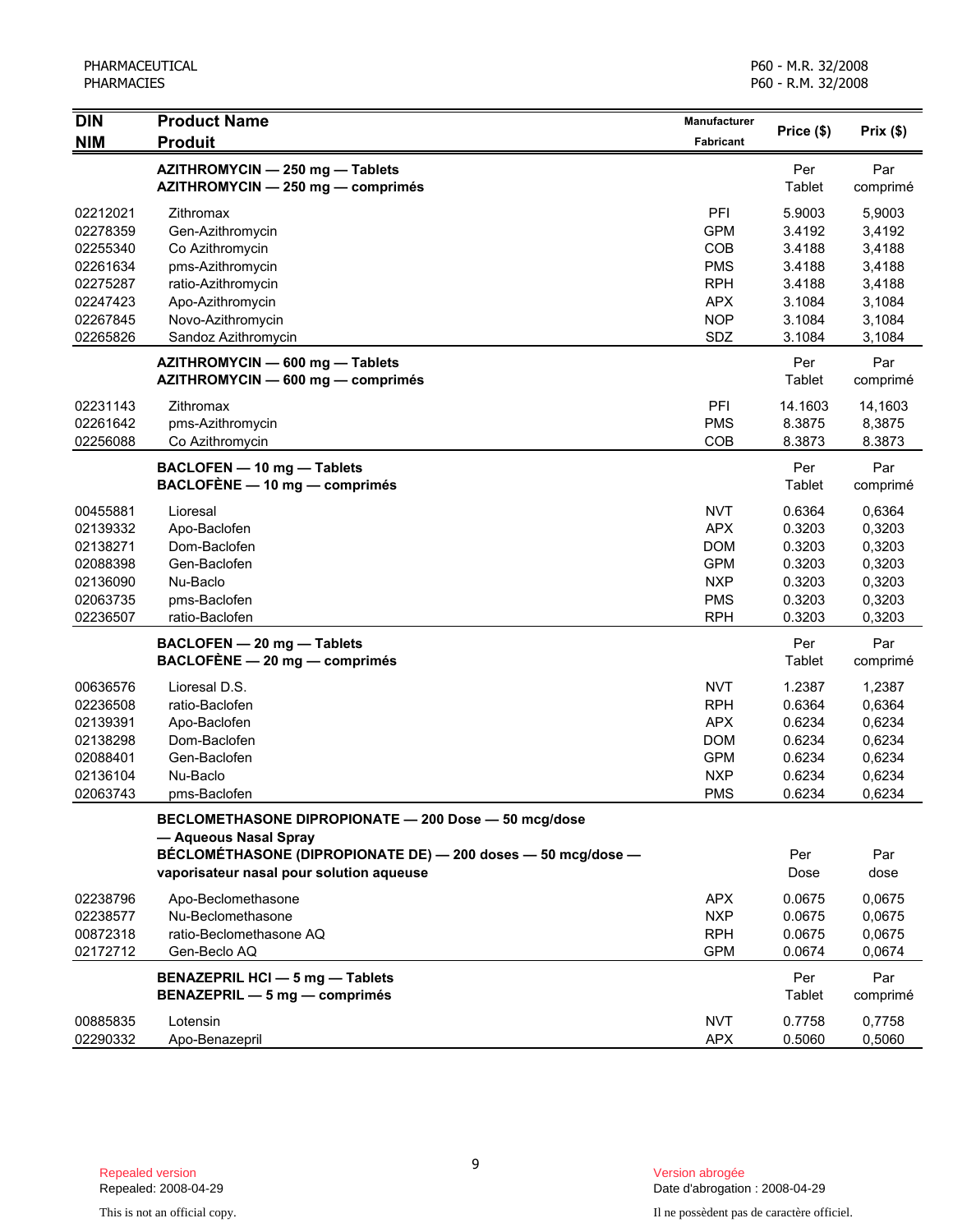| DIN / NIM | Product Name / Produit | Manufacturer / Fabricant | Price ($) | Prix ($) |
|---|---|---|---|---|
| | **AZITHROMYCIN — 250 mg — Tablets** **AZITHROMYCIN — 250 mg — comprimés** | | Per Tablet | Par comprimé |
| 02212021 | Zithromax | PFI | 5.9003 | 5,9003 |
| 02278359 | Gen-Azithromycin | GPM | 3.4192 | 3,4192 |
| 02255340 | Co Azithromycin | COB | 3.4188 | 3,4188 |
| 02261634 | pms-Azithromycin | PMS | 3.4188 | 3,4188 |
| 02275287 | ratio-Azithromycin | RPH | 3.4188 | 3,4188 |
| 02247423 | Apo-Azithromycin | APX | 3.1084 | 3,1084 |
| 02267845 | Novo-Azithromycin | NOP | 3.1084 | 3,1084 |
| 02265826 | Sandoz Azithromycin | SDZ | 3.1084 | 3,1084 |
| | **AZITHROMYCIN — 600 mg — Tablets** **AZITHROMYCIN — 600 mg — comprimés** | | Per Tablet | Par comprimé |
| 02231143 | Zithromax | PFI | 14.1603 | 14,1603 |
| 02261642 | pms-Azithromycin | PMS | 8.3875 | 8,3875 |
| 02256088 | Co Azithromycin | COB | 8.3873 | 8.3873 |
| | **BACLOFEN — 10 mg — Tablets** **BACLOFÈNE — 10 mg — comprimés** | | Per Tablet | Par comprimé |
| 00455881 | Lioresal | NVT | 0.6364 | 0,6364 |
| 02139332 | Apo-Baclofen | APX | 0.3203 | 0,3203 |
| 02138271 | Dom-Baclofen | DOM | 0.3203 | 0,3203 |
| 02088398 | Gen-Baclofen | GPM | 0.3203 | 0,3203 |
| 02136090 | Nu-Baclo | NXP | 0.3203 | 0,3203 |
| 02063735 | pms-Baclofen | PMS | 0.3203 | 0,3203 |
| 02236507 | ratio-Baclofen | RPH | 0.3203 | 0,3203 |
| | **BACLOFEN — 20 mg — Tablets** **BACLOFÈNE — 20 mg — comprimés** | | Per Tablet | Par comprimé |
| 00636576 | Lioresal D.S. | NVT | 1.2387 | 1,2387 |
| 02236508 | ratio-Baclofen | RPH | 0.6364 | 0,6364 |
| 02139391 | Apo-Baclofen | APX | 0.6234 | 0,6234 |
| 02138298 | Dom-Baclofen | DOM | 0.6234 | 0,6234 |
| 02088401 | Gen-Baclofen | GPM | 0.6234 | 0,6234 |
| 02136104 | Nu-Baclo | NXP | 0.6234 | 0,6234 |
| 02063743 | pms-Baclofen | PMS | 0.6234 | 0,6234 |
| | **BECLOMETHASONE DIPROPIONATE — 200 Dose — 50 mcg/dose — Aqueous Nasal Spray** **BÉCLOMÉTHASONE (DIPROPIONATE DE) — 200 doses — 50 mcg/dose — vaporisateur nasal pour solution aqueuse** | | Per Dose | Par dose |
| 02238796 | Apo-Beclomethasone | APX | 0.0675 | 0,0675 |
| 02238577 | Nu-Beclomethasone | NXP | 0.0675 | 0,0675 |
| 00872318 | ratio-Beclomethasone AQ | RPH | 0.0675 | 0,0675 |
| 02172712 | Gen-Beclo AQ | GPM | 0.0674 | 0,0674 |
| | **BENAZEPRIL HCl — 5 mg — Tablets** **BENAZEPRIL — 5 mg — comprimés** | | Per Tablet | Par comprimé |
| 00885835 | Lotensin | NVT | 0.7758 | 0,7758 |
| 02290332 | Apo-Benazepril | APX | 0.5060 | 0,5060 |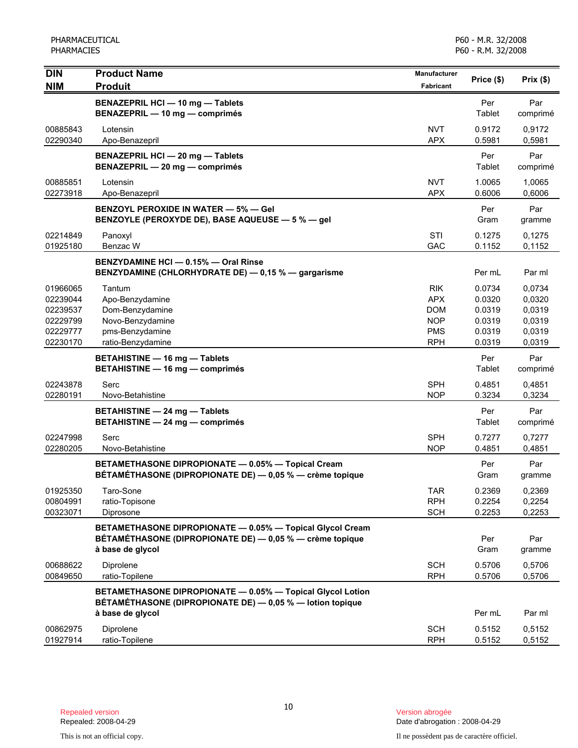| DIN<br>NIM | Product Name<br>Produit | Manufacturer<br>Fabricant | Price ($) | Prix ($) |
|---|---|---|---|---|
| | **BENAZEPRIL HCl — 10 mg — Tablets**<br>**BENAZEPRIL — 10 mg — comprimés** | | Per Tablet | Par comprimé |
| 00885843 | Lotensin | NVT | 0.9172 | 0,9172 |
| 02290340 | Apo-Benazepril | APX | 0.5981 | 0,5981 |
| | **BENAZEPRIL HCl — 20 mg — Tablets**<br>**BENAZEPRIL — 20 mg — comprimés** | | Per Tablet | Par comprimé |
| 00885851 | Lotensin | NVT | 1.0065 | 1,0065 |
| 02273918 | Apo-Benazepril | APX | 0.6006 | 0,6006 |
| | **BENZOYL PEROXIDE IN WATER — 5% — Gel**<br>**BENZOYLE (PEROXYDE DE), BASE AQUEUSE — 5 % — gel** | | Per Gram | Par gramme |
| 02214849 | Panoxyl | STI | 0.1275 | 0,1275 |
| 01925180 | Benzac W | GAC | 0.1152 | 0,1152 |
| | **BENZYDAMINE HCl — 0.15% — Oral Rinse**<br>**BENZYDAMINE (CHLORHYDRATE DE) — 0,15 % — gargarisme** | | Per mL | Par ml |
| 01966065 | Tantum | RIK | 0.0734 | 0,0734 |
| 02239044 | Apo-Benzydamine | APX | 0.0320 | 0,0320 |
| 02239537 | Dom-Benzydamine | DOM | 0.0319 | 0,0319 |
| 02229799 | Novo-Benzydamine | NOP | 0.0319 | 0,0319 |
| 02229777 | pms-Benzydamine | PMS | 0.0319 | 0,0319 |
| 02230170 | ratio-Benzydamine | RPH | 0.0319 | 0,0319 |
| | **BETAHISTINE — 16 mg — Tablets**<br>**BETAHISTINE — 16 mg — comprimés** | | Per Tablet | Par comprimé |
| 02243878 | Serc | SPH | 0.4851 | 0,4851 |
| 02280191 | Novo-Betahistine | NOP | 0.3234 | 0,3234 |
| | **BETAHISTINE — 24 mg — Tablets**<br>**BETAHISTINE — 24 mg — comprimés** | | Per Tablet | Par comprimé |
| 02247998 | Serc | SPH | 0.7277 | 0,7277 |
| 02280205 | Novo-Betahistine | NOP | 0.4851 | 0,4851 |
| | **BETAMETHASONE DIPROPIONATE — 0.05% — Topical Cream**<br>**BÉTAMÉTHASONE (DIPROPIONATE DE) — 0,05 % — crème topique** | | Per Gram | Par gramme |
| 01925350 | Taro-Sone | TAR | 0.2369 | 0,2369 |
| 00804991 | ratio-Topisone | RPH | 0.2254 | 0,2254 |
| 00323071 | Diprosone | SCH | 0.2253 | 0,2253 |
| | **BETAMETHASONE DIPROPIONATE — 0.05% — Topical Glycol Cream**<br>**BÉTAMÉTHASONE (DIPROPIONATE DE) — 0,05 % — crème topique à base de glycol** | | Per Gram | Par gramme |
| 00688622 | Diprolene | SCH | 0.5706 | 0,5706 |
| 00849650 | ratio-Topilene | RPH | 0.5706 | 0,5706 |
| | **BETAMETHASONE DIPROPIONATE — 0.05% — Topical Glycol Lotion**<br>**BÉTAMÉTHASONE (DIPROPIONATE DE) — 0,05 % — lotion topique à base de glycol** | | Per mL | Par ml |
| 00862975 | Diprolene | SCH | 0.5152 | 0,5152 |
| 01927914 | ratio-Topilene | RPH | 0.5152 | 0,5152 |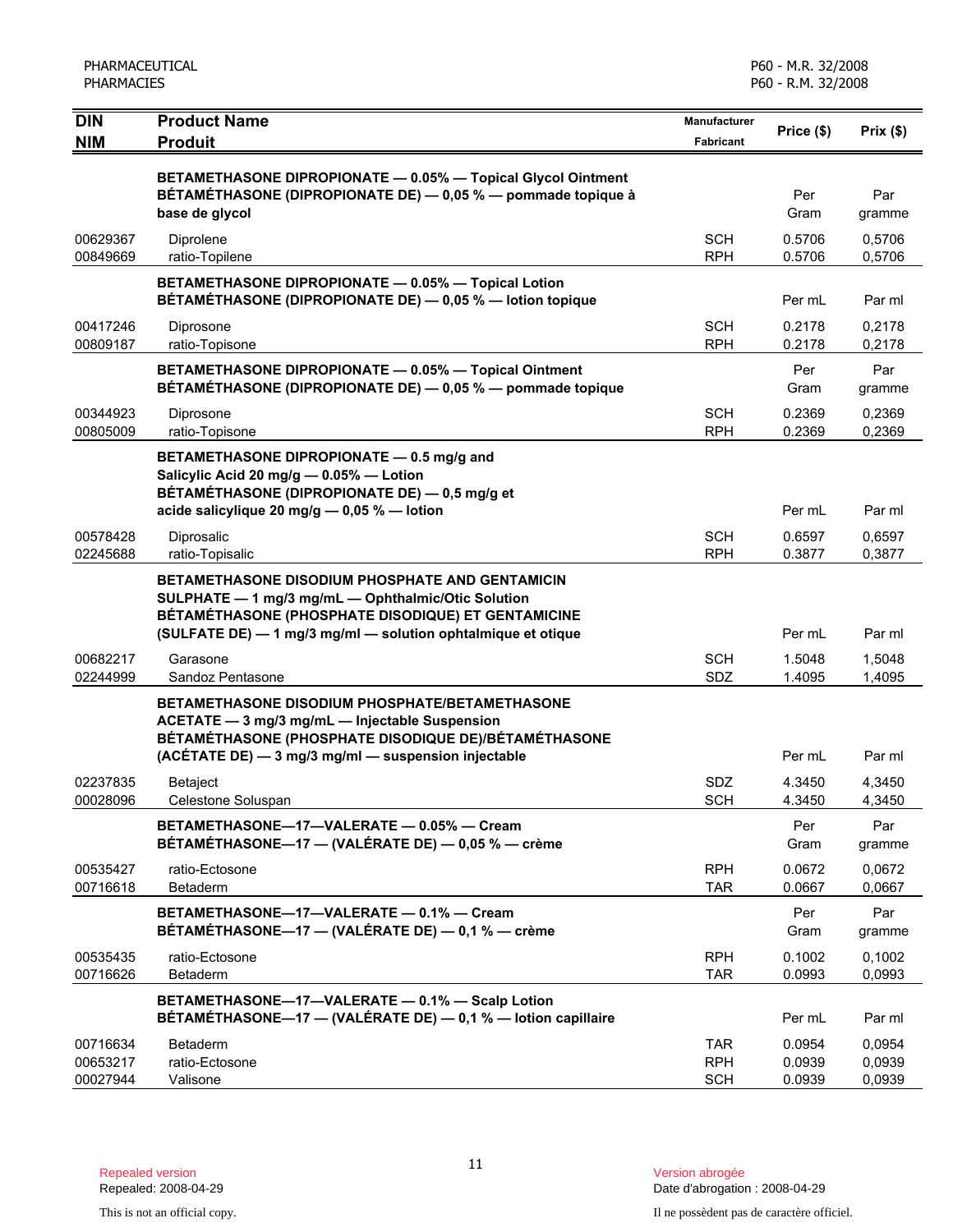| DIN<br>NIM | Product Name<br>Produit | Manufacturer<br>Fabricant | Price ($) | Prix ($) |
|---|---|---|---|---|
| | **BETAMETHASONE DIPROPIONATE — 0.05% — Topical Glycol Ointment**<br>**BÉTAMÉTHASONE (DIPROPIONATE DE) — 0,05 % — pommade topique à base de glycol** | | Per Gram | Par gramme |
| 00629367 | Diprolene | SCH | 0.5706 | 0,5706 |
| 00849669 | ratio-Topilene | RPH | 0.5706 | 0,5706 |
| | **BETAMETHASONE DIPROPIONATE — 0.05% — Topical Lotion**<br>**BÉTAMÉTHASONE (DIPROPIONATE DE) — 0,05 % — lotion topique** | | Per mL | Par ml |
| 00417246 | Diprosone | SCH | 0.2178 | 0,2178 |
| 00809187 | ratio-Topisone | RPH | 0.2178 | 0,2178 |
| | **BETAMETHASONE DIPROPIONATE — 0.05% — Topical Ointment**<br>**BÉTAMÉTHASONE (DIPROPIONATE DE) — 0,05 % — pommade topique** | | Per Gram | Par gramme |
| 00344923 | Diprosone | SCH | 0.2369 | 0,2369 |
| 00805009 | ratio-Topisone | RPH | 0.2369 | 0,2369 |
| | **BETAMETHASONE DIPROPIONATE — 0.5 mg/g and Salicylic Acid 20 mg/g — 0.05% — Lotion**<br>**BÉTAMÉTHASONE (DIPROPIONATE DE) — 0,5 mg/g et acide salicylique 20 mg/g — 0,05 % — lotion** | | Per mL | Par ml |
| 00578428 | Diprosalic | SCH | 0.6597 | 0,6597 |
| 02245688 | ratio-Topisalic | RPH | 0.3877 | 0,3877 |
| | **BETAMETHASONE DISODIUM PHOSPHATE AND GENTAMICIN SULPHATE — 1 mg/3 mg/mL — Ophthalmic/Otic Solution**<br>**BÉTAMÉTHASONE (PHOSPHATE DISODIQUE) ET GENTAMICINE (SULFATE DE) — 1 mg/3 mg/ml — solution ophtalmique et otique** | | Per mL | Par ml |
| 00682217 | Garasone | SCH | 1.5048 | 1,5048 |
| 02244999 | Sandoz Pentasone | SDZ | 1.4095 | 1,4095 |
| | **BETAMETHASONE DISODIUM PHOSPHATE/BETAMETHASONE ACETATE — 3 mg/3 mg/mL — Injectable Suspension**<br>**BÉTAMÉTHASONE (PHOSPHATE DISODIQUE DE)/BÉTAMÉTHASONE (ACÉTATE DE) — 3 mg/3 mg/ml — suspension injectable** | | Per mL | Par ml |
| 02237835 | Betaject | SDZ | 4.3450 | 4,3450 |
| 00028096 | Celestone Soluspan | SCH | 4.3450 | 4,3450 |
| | **BETAMETHASONE—17—VALERATE — 0.05% — Cream**<br>**BÉTAMÉTHASONE—17 — (VALÉRATE DE) — 0,05 % — crème** | | Per Gram | Par gramme |
| 00535427 | ratio-Ectosone | RPH | 0.0672 | 0,0672 |
| 00716618 | Betaderm | TAR | 0.0667 | 0,0667 |
| | **BETAMETHASONE—17—VALERATE — 0.1% — Cream**<br>**BÉTAMÉTHASONE—17 — (VALÉRATE DE) — 0,1 % — crème** | | Per Gram | Par gramme |
| 00535435 | ratio-Ectosone | RPH | 0.1002 | 0,1002 |
| 00716626 | Betaderm | TAR | 0.0993 | 0,0993 |
| | **BETAMETHASONE—17—VALERATE — 0.1% — Scalp Lotion**<br>**BÉTAMÉTHASONE—17 — (VALÉRATE DE) — 0,1 % — lotion capillaire** | | Per mL | Par ml |
| 00716634 | Betaderm | TAR | 0.0954 | 0,0954 |
| 00653217 | ratio-Ectosone | RPH | 0.0939 | 0,0939 |
| 00027944 | Valisone | SCH | 0.0939 | 0,0939 |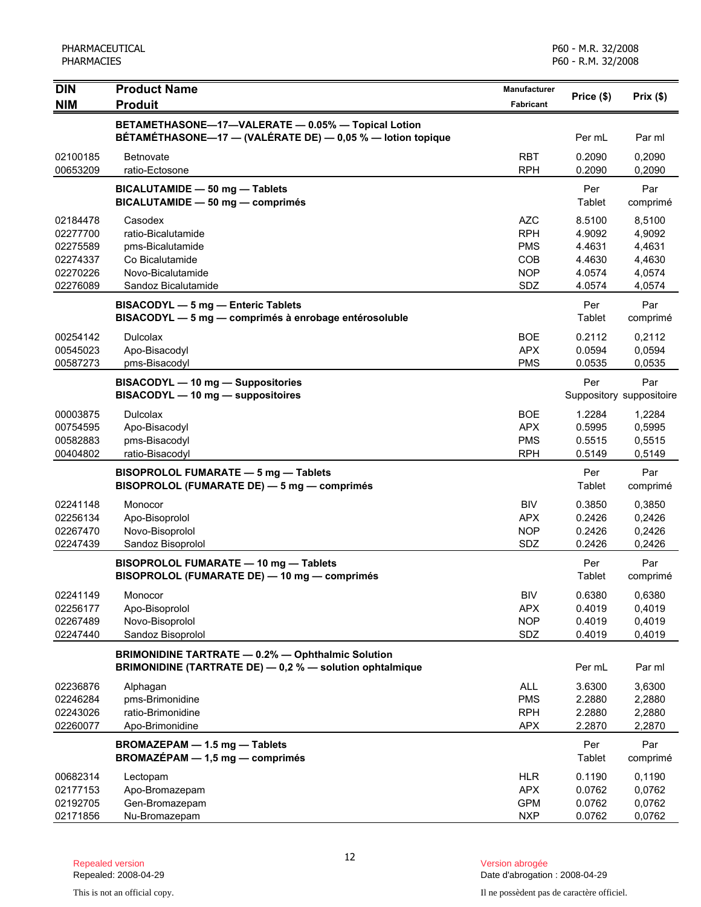| DIN<br>NIM | Product Name<br>Produit | Manufacturer<br>Fabricant | Price ($) | Prix ($) |
|---|---|---|---|---|
| | **BETAMETHASONE—17—VALERATE — 0.05% — Topical Lotion**<br>**BÉTAMÉTHASONE—17 — (VALÉRATE DE) — 0,05 % — lotion topique** | | Per mL | Par ml |
| 02100185 | Betnovate | RBT | 0.2090 | 0,2090 |
| 00653209 | ratio-Ectosone | RPH | 0.2090 | 0,2090 |
| | **BICALUTAMIDE — 50 mg — Tablets**<br>**BICALUTAMIDE — 50 mg — comprimés** | | Per Tablet | Par comprimé |
| 02184478 | Casodex | AZC | 8.5100 | 8,5100 |
| 02277700 | ratio-Bicalutamide | RPH | 4.9092 | 4,9092 |
| 02275589 | pms-Bicalutamide | PMS | 4.4631 | 4,4631 |
| 02274337 | Co Bicalutamide | COB | 4.4630 | 4,4630 |
| 02270226 | Novo-Bicalutamide | NOP | 4.0574 | 4,0574 |
| 02276089 | Sandoz Bicalutamide | SDZ | 4.0574 | 4,0574 |
| | **BISACODYL — 5 mg — Enteric Tablets**<br>**BISACODYL — 5 mg — comprimés à enrobage entérosoluble** | | Per Tablet | Par comprimé |
| 00254142 | Dulcolax | BOE | 0.2112 | 0,2112 |
| 00545023 | Apo-Bisacodyl | APX | 0.0594 | 0,0594 |
| 00587273 | pms-Bisacodyl | PMS | 0.0535 | 0,0535 |
| | **BISACODYL — 10 mg — Suppositories**<br>**BISACODYL — 10 mg — suppositoires** | | Per Suppository | Par suppositoire |
| 00003875 | Dulcolax | BOE | 1.2284 | 1,2284 |
| 00754595 | Apo-Bisacodyl | APX | 0.5995 | 0,5995 |
| 00582883 | pms-Bisacodyl | PMS | 0.5515 | 0,5515 |
| 00404802 | ratio-Bisacodyl | RPH | 0.5149 | 0,5149 |
| | **BISOPROLOL FUMARATE — 5 mg — Tablets**<br>**BISOPROLOL (FUMARATE DE) — 5 mg — comprimés** | | Per Tablet | Par comprimé |
| 02241148 | Monocor | BIV | 0.3850 | 0,3850 |
| 02256134 | Apo-Bisoprolol | APX | 0.2426 | 0,2426 |
| 02267470 | Novo-Bisoprolol | NOP | 0.2426 | 0,2426 |
| 02247439 | Sandoz Bisoprolol | SDZ | 0.2426 | 0,2426 |
| | **BISOPROLOL FUMARATE — 10 mg — Tablets**<br>**BISOPROLOL (FUMARATE DE) — 10 mg — comprimés** | | Per Tablet | Par comprimé |
| 02241149 | Monocor | BIV | 0.6380 | 0,6380 |
| 02256177 | Apo-Bisoprolol | APX | 0.4019 | 0,4019 |
| 02267489 | Novo-Bisoprolol | NOP | 0.4019 | 0,4019 |
| 02247440 | Sandoz Bisoprolol | SDZ | 0.4019 | 0,4019 |
| | **BRIMONIDINE TARTRATE — 0.2% — Ophthalmic Solution**<br>**BRIMONIDINE (TARTRATE DE) — 0,2 % — solution ophtalmique** | | Per mL | Par ml |
| 02236876 | Alphagan | ALL | 3.6300 | 3,6300 |
| 02246284 | pms-Brimonidine | PMS | 2.2880 | 2,2880 |
| 02243026 | ratio-Brimonidine | RPH | 2.2880 | 2,2880 |
| 02260077 | Apo-Brimonidine | APX | 2.2870 | 2,2870 |
| | **BROMAZEPAM — 1.5 mg — Tablets**<br>**BROMAZÉPAM — 1,5 mg — comprimés** | | Per Tablet | Par comprimé |
| 00682314 | Lectopam | HLR | 0.1190 | 0,1190 |
| 02177153 | Apo-Bromazepam | APX | 0.0762 | 0,0762 |
| 02192705 | Gen-Bromazepam | GPM | 0.0762 | 0,0762 |
| 02171856 | Nu-Bromazepam | NXP | 0.0762 | 0,0762 |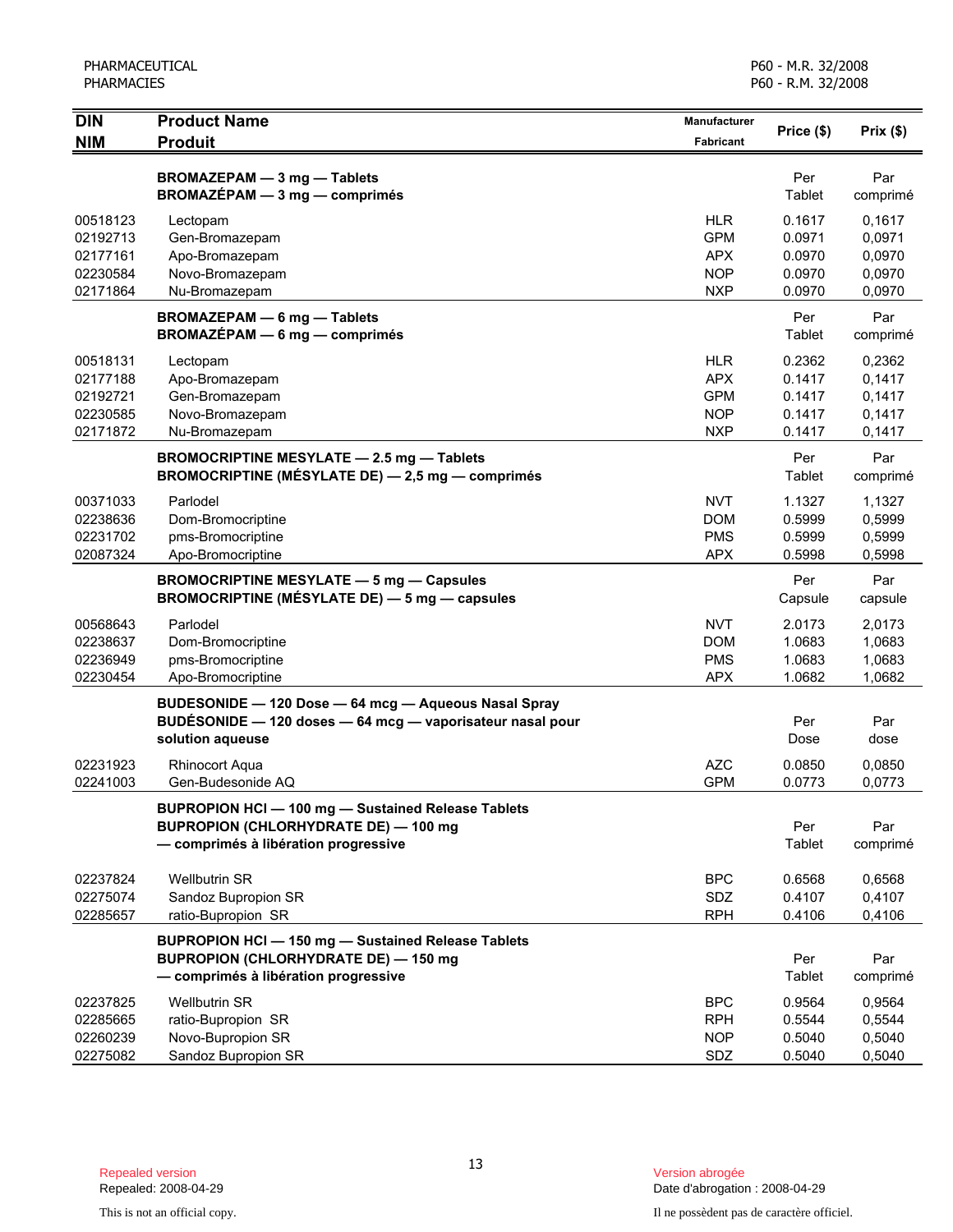| DIN<br>NIM | Product Name<br>Produit | Manufacturer<br>Fabricant | Price ($) | Prix ($) |
|---|---|---|---|---|
| | **BROMAZEPAM — 3 mg — Tablets**<br>**BROMAZÉPAM — 3 mg — comprimés** | | Per Tablet | Par comprimé |
| 00518123 | Lectopam | HLR | 0.1617 | 0,1617 |
| 02192713 | Gen-Bromazepam | GPM | 0.0971 | 0,0971 |
| 02177161 | Apo-Bromazepam | APX | 0.0970 | 0,0970 |
| 02230584 | Novo-Bromazepam | NOP | 0.0970 | 0,0970 |
| 02171864 | Nu-Bromazepam | NXP | 0.0970 | 0,0970 |
| | **BROMAZEPAM — 6 mg — Tablets**<br>**BROMAZÉPAM — 6 mg — comprimés** | | Per Tablet | Par comprimé |
| 00518131 | Lectopam | HLR | 0.2362 | 0,2362 |
| 02177188 | Apo-Bromazepam | APX | 0.1417 | 0,1417 |
| 02192721 | Gen-Bromazepam | GPM | 0.1417 | 0,1417 |
| 02230585 | Novo-Bromazepam | NOP | 0.1417 | 0,1417 |
| 02171872 | Nu-Bromazepam | NXP | 0.1417 | 0,1417 |
| | **BROMOCRIPTINE MESYLATE — 2.5 mg — Tablets**<br>**BROMOCRIPTINE (MÉSYLATE DE) — 2,5 mg — comprimés** | | Per Tablet | Par comprimé |
| 00371033 | Parlodel | NVT | 1.1327 | 1,1327 |
| 02238636 | Dom-Bromocriptine | DOM | 0.5999 | 0,5999 |
| 02231702 | pms-Bromocriptine | PMS | 0.5999 | 0,5999 |
| 02087324 | Apo-Bromocriptine | APX | 0.5998 | 0,5998 |
| | **BROMOCRIPTINE MESYLATE — 5 mg — Capsules**<br>**BROMOCRIPTINE (MÉSYLATE DE) — 5 mg — capsules** | | Per Capsule | Par capsule |
| 00568643 | Parlodel | NVT | 2.0173 | 2,0173 |
| 02238637 | Dom-Bromocriptine | DOM | 1.0683 | 1,0683 |
| 02236949 | pms-Bromocriptine | PMS | 1.0683 | 1,0683 |
| 02230454 | Apo-Bromocriptine | APX | 1.0682 | 1,0682 |
| | **BUDESONIDE — 120 Dose — 64 mcg — Aqueous Nasal Spray**<br>**BUDÉSONIDE — 120 doses — 64 mcg — vaporisateur nasal pour solution aqueuse** | | Per Dose | Par dose |
| 02231923 | Rhinocort Aqua | AZC | 0.0850 | 0,0850 |
| 02241003 | Gen-Budesonide AQ | GPM | 0.0773 | 0,0773 |
| | **BUPROPION HCl — 100 mg — Sustained Release Tablets**<br>**BUPROPION (CHLORHYDRATE DE) — 100 mg — comprimés à libération progressive** | | Per Tablet | Par comprimé |
| 02237824 | Wellbutrin SR | BPC | 0.6568 | 0,6568 |
| 02275074 | Sandoz Bupropion SR | SDZ | 0.4107 | 0,4107 |
| 02285657 | ratio-Bupropion SR | RPH | 0.4106 | 0,4106 |
| | **BUPROPION HCl — 150 mg — Sustained Release Tablets**<br>**BUPROPION (CHLORHYDRATE DE) — 150 mg — comprimés à libération progressive** | | Per Tablet | Par comprimé |
| 02237825 | Wellbutrin SR | BPC | 0.9564 | 0,9564 |
| 02285665 | ratio-Bupropion SR | RPH | 0.5544 | 0,5544 |
| 02260239 | Novo-Bupropion SR | NOP | 0.5040 | 0,5040 |
| 02275082 | Sandoz Bupropion SR | SDZ | 0.5040 | 0,5040 |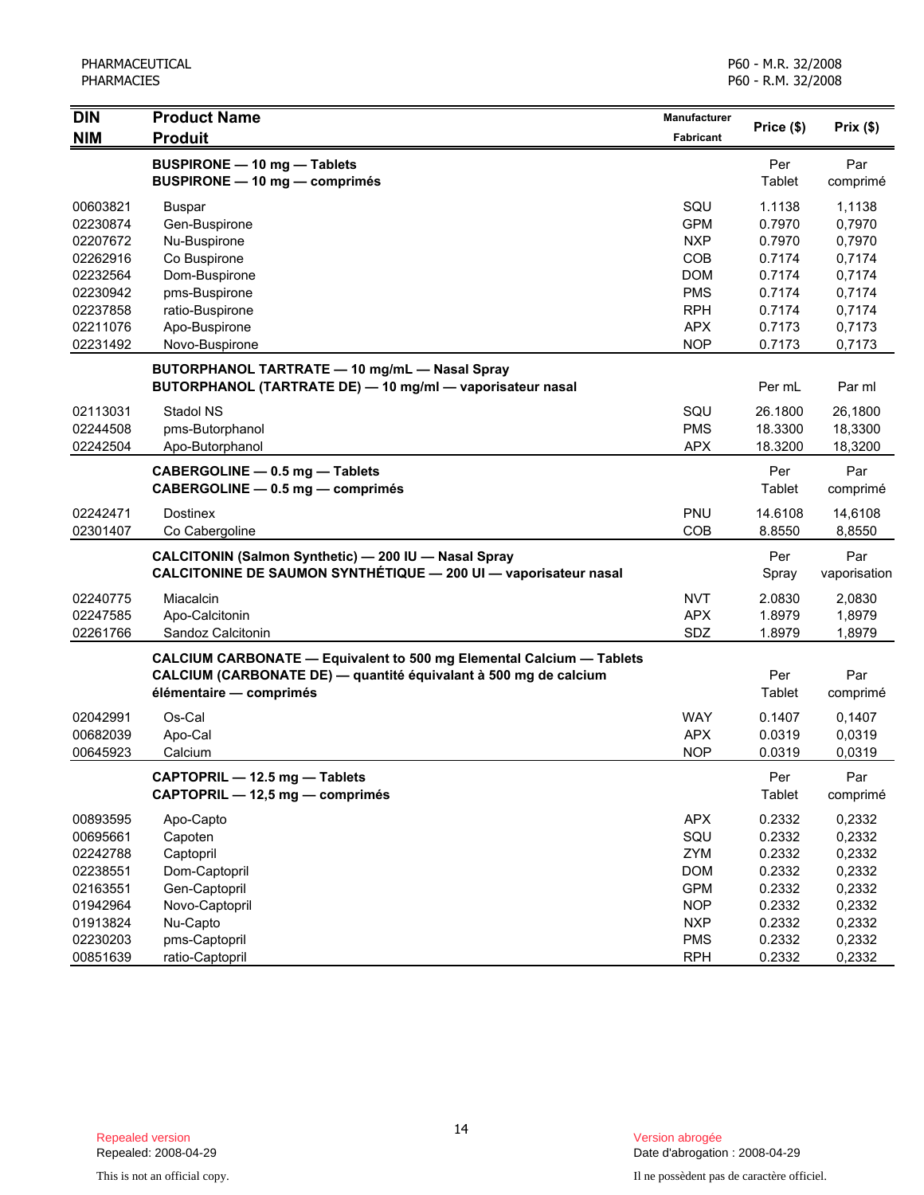| DIN<br>NIM | Product Name<br>Produit | Manufacturer<br>Fabricant | Price ($) | Prix ($) |
|---|---|---|---|---|
| | **BUSPIRONE — 10 mg — Tablets**<br>**BUSPIRONE — 10 mg — comprimés** | | Per Tablet | Par comprimé |
| 00603821 | Buspar | SQU | 1.1138 | 1,1138 |
| 02230874 | Gen-Buspirone | GPM | 0.7970 | 0,7970 |
| 02207672 | Nu-Buspirone | NXP | 0.7970 | 0,7970 |
| 02262916 | Co Buspirone | COB | 0.7174 | 0,7174 |
| 02232564 | Dom-Buspirone | DOM | 0.7174 | 0,7174 |
| 02230942 | pms-Buspirone | PMS | 0.7174 | 0,7174 |
| 02237858 | ratio-Buspirone | RPH | 0.7174 | 0,7174 |
| 02211076 | Apo-Buspirone | APX | 0.7173 | 0,7173 |
| 02231492 | Novo-Buspirone | NOP | 0.7173 | 0,7173 |
| | **BUTORPHANOL TARTRATE — 10 mg/mL — Nasal Spray**<br>**BUTORPHANOL (TARTRATE DE) — 10 mg/ml — vaporisateur nasal** | | Per mL | Par ml |
| 02113031 | Stadol NS | SQU | 26.1800 | 26,1800 |
| 02244508 | pms-Butorphanol | PMS | 18.3300 | 18,3300 |
| 02242504 | Apo-Butorphanol | APX | 18.3200 | 18,3200 |
| | **CABERGOLINE — 0.5 mg — Tablets**<br>**CABERGOLINE — 0.5 mg — comprimés** | | Per Tablet | Par comprimé |
| 02242471 | Dostinex | PNU | 14.6108 | 14,6108 |
| 02301407 | Co Cabergoline | COB | 8.8550 | 8,8550 |
| | **CALCITONIN (Salmon Synthetic) — 200 IU — Nasal Spray**<br>**CALCITONINE DE SAUMON SYNTHÉTIQUE — 200 UI — vaporisateur nasal** | | Per Spray | Par vaporisation |
| 02240775 | Miacalcin | NVT | 2.0830 | 2,0830 |
| 02247585 | Apo-Calcitonin | APX | 1.8979 | 1,8979 |
| 02261766 | Sandoz Calcitonin | SDZ | 1.8979 | 1,8979 |
| | **CALCIUM CARBONATE — Equivalent to 500 mg Elemental Calcium — Tablets**<br>**CALCIUM (CARBONATE DE) — quantité équivalant à 500 mg de calcium élémentaire — comprimés** | | Per Tablet | Par comprimé |
| 02042991 | Os-Cal | WAY | 0.1407 | 0,1407 |
| 00682039 | Apo-Cal | APX | 0.0319 | 0,0319 |
| 00645923 | Calcium | NOP | 0.0319 | 0,0319 |
| | **CAPTOPRIL — 12.5 mg — Tablets**<br>**CAPTOPRIL — 12,5 mg — comprimés** | | Per Tablet | Par comprimé |
| 00893595 | Apo-Capto | APX | 0.2332 | 0,2332 |
| 00695661 | Capoten | SQU | 0.2332 | 0,2332 |
| 02242788 | Captopril | ZYM | 0.2332 | 0,2332 |
| 02238551 | Dom-Captopril | DOM | 0.2332 | 0,2332 |
| 02163551 | Gen-Captopril | GPM | 0.2332 | 0,2332 |
| 01942964 | Novo-Captopril | NOP | 0.2332 | 0,2332 |
| 01913824 | Nu-Capto | NXP | 0.2332 | 0,2332 |
| 02230203 | pms-Captopril | PMS | 0.2332 | 0,2332 |
| 00851639 | ratio-Captopril | RPH | 0.2332 | 0,2332 |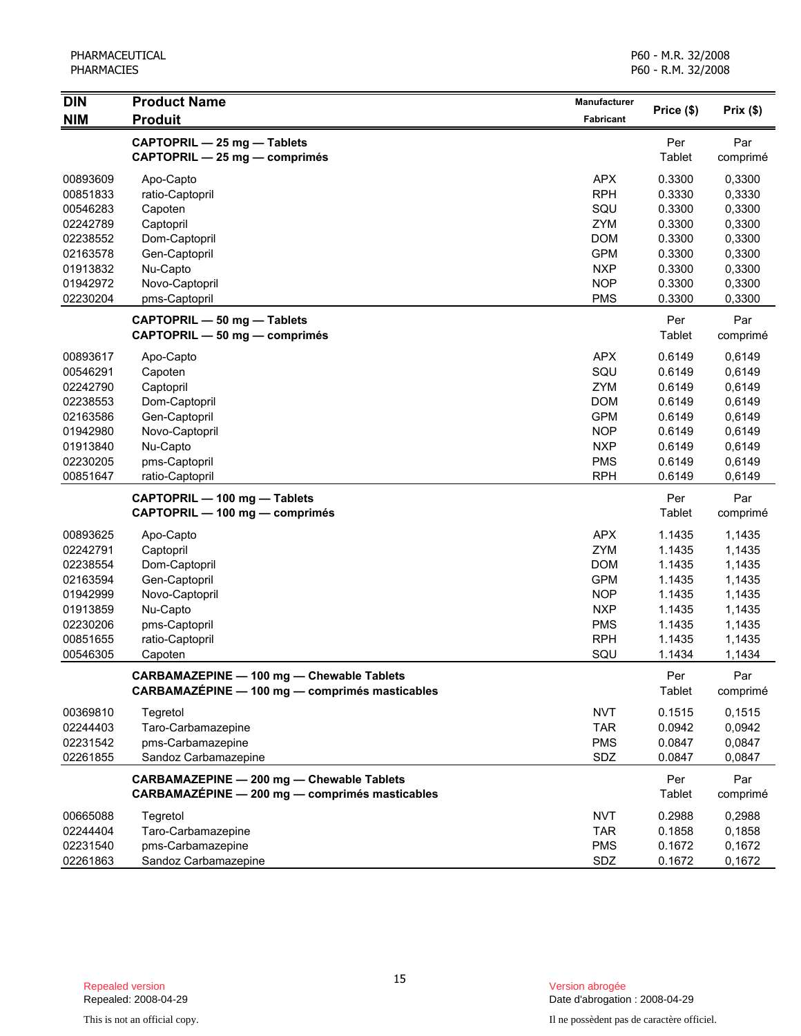| DIN<br>NIM | Product Name<br>Produit | Manufacturer<br>Fabricant | Price ($) | Prix ($) |
|---|---|---|---|---|
| | **CAPTOPRIL — 25 mg — Tablets**<br>**CAPTOPRIL — 25 mg — comprimés** | | Per Tablet | Par comprimé |
| 00893609 | Apo-Capto | APX | 0.3300 | 0,3300 |
| 00851833 | ratio-Captopril | RPH | 0.3330 | 0,3330 |
| 00546283 | Capoten | SQU | 0.3300 | 0,3300 |
| 02242789 | Captopril | ZYM | 0.3300 | 0,3300 |
| 02238552 | Dom-Captopril | DOM | 0.3300 | 0,3300 |
| 02163578 | Gen-Captopril | GPM | 0.3300 | 0,3300 |
| 01913832 | Nu-Capto | NXP | 0.3300 | 0,3300 |
| 01942972 | Novo-Captopril | NOP | 0.3300 | 0,3300 |
| 02230204 | pms-Captopril | PMS | 0.3300 | 0,3300 |
| | **CAPTOPRIL — 50 mg — Tablets**<br>**CAPTOPRIL — 50 mg — comprimés** | | Per Tablet | Par comprimé |
| 00893617 | Apo-Capto | APX | 0.6149 | 0,6149 |
| 00546291 | Capoten | SQU | 0.6149 | 0,6149 |
| 02242790 | Captopril | ZYM | 0.6149 | 0,6149 |
| 02238553 | Dom-Captopril | DOM | 0.6149 | 0,6149 |
| 02163586 | Gen-Captopril | GPM | 0.6149 | 0,6149 |
| 01942980 | Novo-Captopril | NOP | 0.6149 | 0,6149 |
| 01913840 | Nu-Capto | NXP | 0.6149 | 0,6149 |
| 02230205 | pms-Captopril | PMS | 0.6149 | 0,6149 |
| 00851647 | ratio-Captopril | RPH | 0.6149 | 0,6149 |
| | **CAPTOPRIL — 100 mg — Tablets**<br>**CAPTOPRIL — 100 mg — comprimés** | | Per Tablet | Par comprimé |
| 00893625 | Apo-Capto | APX | 1.1435 | 1,1435 |
| 02242791 | Captopril | ZYM | 1.1435 | 1,1435 |
| 02238554 | Dom-Captopril | DOM | 1.1435 | 1,1435 |
| 02163594 | Gen-Captopril | GPM | 1.1435 | 1,1435 |
| 01942999 | Novo-Captopril | NOP | 1.1435 | 1,1435 |
| 01913859 | Nu-Capto | NXP | 1.1435 | 1,1435 |
| 02230206 | pms-Captopril | PMS | 1.1435 | 1,1435 |
| 00851655 | ratio-Captopril | RPH | 1.1435 | 1,1435 |
| 00546305 | Capoten | SQU | 1.1434 | 1,1434 |
| | **CARBAMAZEPINE — 100 mg — Chewable Tablets**<br>**CARBAMAZÉPINE — 100 mg — comprimés masticables** | | Per Tablet | Par comprimé |
| 00369810 | Tegretol | NVT | 0.1515 | 0,1515 |
| 02244403 | Taro-Carbamazepine | TAR | 0.0942 | 0,0942 |
| 02231542 | pms-Carbamazepine | PMS | 0.0847 | 0,0847 |
| 02261855 | Sandoz Carbamazepine | SDZ | 0.0847 | 0,0847 |
| | **CARBAMAZEPINE — 200 mg — Chewable Tablets**<br>**CARBAMAZÉPINE — 200 mg — comprimés masticables** | | Per Tablet | Par comprimé |
| 00665088 | Tegretol | NVT | 0.2988 | 0,2988 |
| 02244404 | Taro-Carbamazepine | TAR | 0.1858 | 0,1858 |
| 02231540 | pms-Carbamazepine | PMS | 0.1672 | 0,1672 |
| 02261863 | Sandoz Carbamazepine | SDZ | 0.1672 | 0,1672 |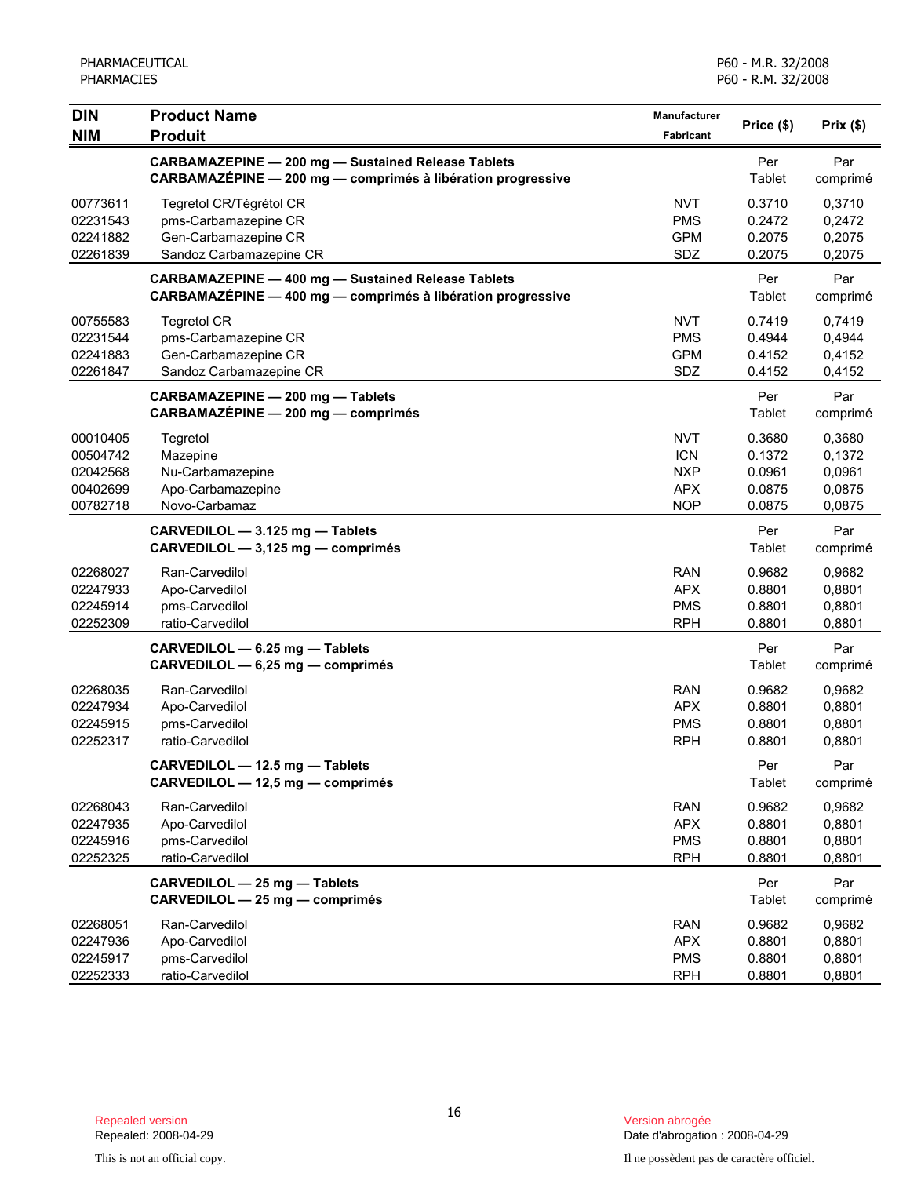| DIN<br>NIM | Product Name<br>Produit | Manufacturer<br>Fabricant | Price ($) | Prix ($) |
|---|---|---|---|---|
| | **CARBAMAZEPINE — 200 mg — Sustained Release Tablets**<br>**CARBAMAZÉPINE — 200 mg — comprimés à libération progressive** | | Per Tablet | Par comprimé |
| 00773611 | Tegretol CR/Tégrétol CR | NVT | 0.3710 | 0,3710 |
| 02231543 | pms-Carbamazepine CR | PMS | 0.2472 | 0,2472 |
| 02241882 | Gen-Carbamazepine CR | GPM | 0.2075 | 0,2075 |
| 02261839 | Sandoz Carbamazepine CR | SDZ | 0.2075 | 0,2075 |
| | **CARBAMAZEPINE — 400 mg — Sustained Release Tablets**<br>**CARBAMAZÉPINE — 400 mg — comprimés à libération progressive** | | Per Tablet | Par comprimé |
| 00755583 | Tegretol CR | NVT | 0.7419 | 0,7419 |
| 02231544 | pms-Carbamazepine CR | PMS | 0.4944 | 0,4944 |
| 02241883 | Gen-Carbamazepine CR | GPM | 0.4152 | 0,4152 |
| 02261847 | Sandoz Carbamazepine CR | SDZ | 0.4152 | 0,4152 |
| | **CARBAMAZEPINE — 200 mg — Tablets**<br>**CARBAMAZÉPINE — 200 mg — comprimés** | | Per Tablet | Par comprimé |
| 00010405 | Tegretol | NVT | 0.3680 | 0,3680 |
| 00504742 | Mazepine | ICN | 0.1372 | 0,1372 |
| 02042568 | Nu-Carbamazepine | NXP | 0.0961 | 0,0961 |
| 00402699 | Apo-Carbamazepine | APX | 0.0875 | 0,0875 |
| 00782718 | Novo-Carbamaz | NOP | 0.0875 | 0,0875 |
| | **CARVEDILOL — 3.125 mg — Tablets**<br>**CARVEDILOL — 3,125 mg — comprimés** | | Per Tablet | Par comprimé |
| 02268027 | Ran-Carvedilol | RAN | 0.9682 | 0,9682 |
| 02247933 | Apo-Carvedilol | APX | 0.8801 | 0,8801 |
| 02245914 | pms-Carvedilol | PMS | 0.8801 | 0,8801 |
| 02252309 | ratio-Carvedilol | RPH | 0.8801 | 0,8801 |
| | **CARVEDILOL — 6.25 mg — Tablets**<br>**CARVEDILOL — 6,25 mg — comprimés** | | Per Tablet | Par comprimé |
| 02268035 | Ran-Carvedilol | RAN | 0.9682 | 0,9682 |
| 02247934 | Apo-Carvedilol | APX | 0.8801 | 0,8801 |
| 02245915 | pms-Carvedilol | PMS | 0.8801 | 0,8801 |
| 02252317 | ratio-Carvedilol | RPH | 0.8801 | 0,8801 |
| | **CARVEDILOL — 12.5 mg — Tablets**<br>**CARVEDILOL — 12,5 mg — comprimés** | | Per Tablet | Par comprimé |
| 02268043 | Ran-Carvedilol | RAN | 0.9682 | 0,9682 |
| 02247935 | Apo-Carvedilol | APX | 0.8801 | 0,8801 |
| 02245916 | pms-Carvedilol | PMS | 0.8801 | 0,8801 |
| 02252325 | ratio-Carvedilol | RPH | 0.8801 | 0,8801 |
| | **CARVEDILOL — 25 mg — Tablets**<br>**CARVEDILOL — 25 mg — comprimés** | | Per Tablet | Par comprimé |
| 02268051 | Ran-Carvedilol | RAN | 0.9682 | 0,9682 |
| 02247936 | Apo-Carvedilol | APX | 0.8801 | 0,8801 |
| 02245917 | pms-Carvedilol | PMS | 0.8801 | 0,8801 |
| 02252333 | ratio-Carvedilol | RPH | 0.8801 | 0,8801 |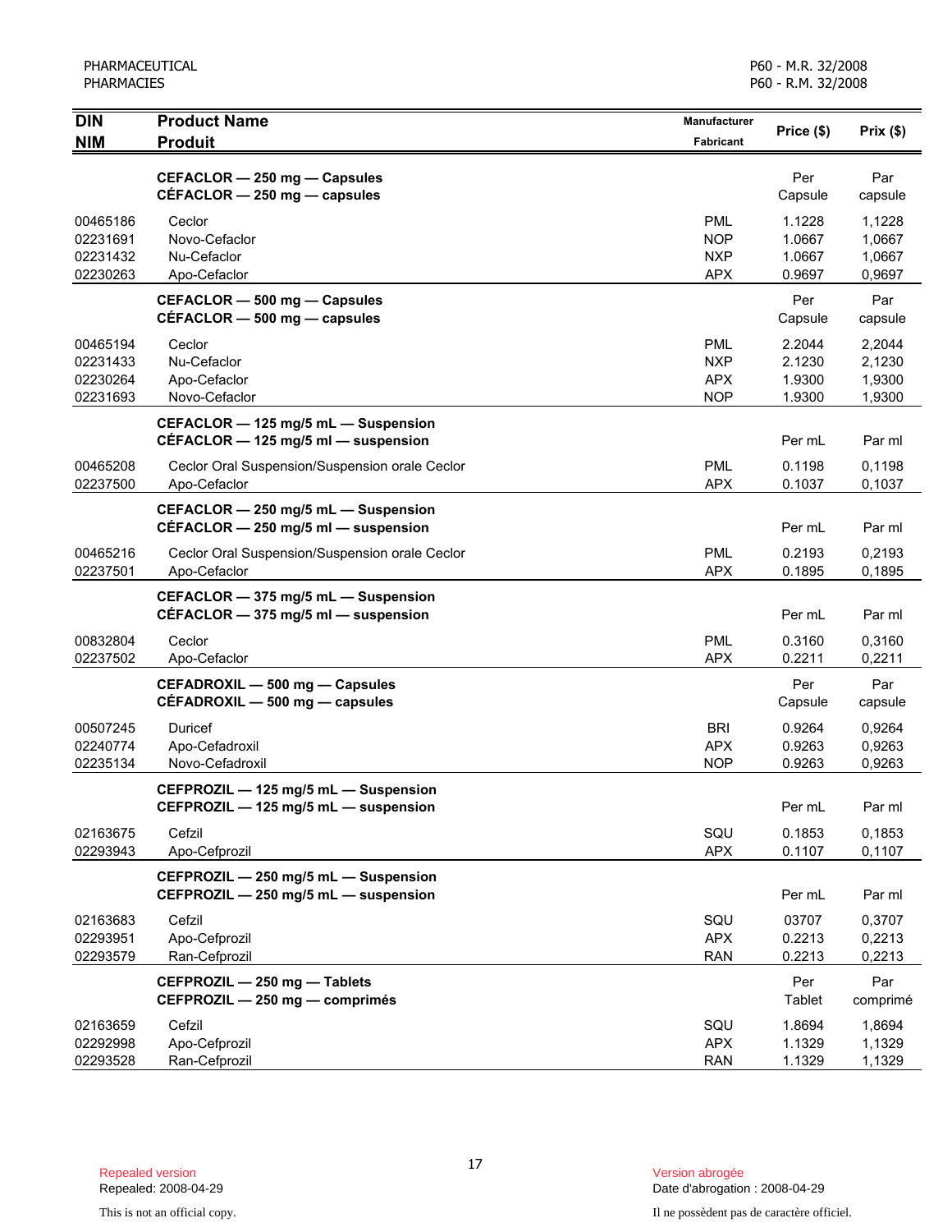| DIN<br>NIM | Product Name<br>Produit | Manufacturer<br>Fabricant | Price ($) | Prix ($) |
|---|---|---|---|---|
| | **CEFACLOR — 250 mg — Capsules**<br>**CÉFACLOR — 250 mg — capsules** | | Per Capsule | Par capsule |
| 00465186 | Ceclor | PML | 1.1228 | 1,1228 |
| 02231691 | Novo-Cefaclor | NOP | 1.0667 | 1,0667 |
| 02231432 | Nu-Cefaclor | NXP | 1.0667 | 1,0667 |
| 02230263 | Apo-Cefaclor | APX | 0.9697 | 0,9697 |
| | **CEFACLOR — 500 mg — Capsules**<br>**CÉFACLOR — 500 mg — capsules** | | Per Capsule | Par capsule |
| 00465194 | Ceclor | PML | 2.2044 | 2,2044 |
| 02231433 | Nu-Cefaclor | NXP | 2.1230 | 2,1230 |
| 02230264 | Apo-Cefaclor | APX | 1.9300 | 1,9300 |
| 02231693 | Novo-Cefaclor | NOP | 1.9300 | 1,9300 |
| | **CEFACLOR — 125 mg/5 mL — Suspension**<br>**CÉFACLOR — 125 mg/5 ml — suspension** | | Per mL | Par ml |
| 00465208 | Ceclor Oral Suspension/Suspension orale Ceclor | PML | 0.1198 | 0,1198 |
| 02237500 | Apo-Cefaclor | APX | 0.1037 | 0,1037 |
| | **CEFACLOR — 250 mg/5 mL — Suspension**<br>**CÉFACLOR — 250 mg/5 ml — suspension** | | Per mL | Par ml |
| 00465216 | Ceclor Oral Suspension/Suspension orale Ceclor | PML | 0.2193 | 0,2193 |
| 02237501 | Apo-Cefaclor | APX | 0.1895 | 0,1895 |
| | **CEFACLOR — 375 mg/5 mL — Suspension**<br>**CÉFACLOR — 375 mg/5 ml — suspension** | | Per mL | Par ml |
| 00832804 | Ceclor | PML | 0.3160 | 0,3160 |
| 02237502 | Apo-Cefaclor | APX | 0.2211 | 0,2211 |
| | **CEFADROXIL — 500 mg — Capsules**<br>**CÉFADROXIL — 500 mg — capsules** | | Per Capsule | Par capsule |
| 00507245 | Duricef | BRI | 0.9264 | 0,9264 |
| 02240774 | Apo-Cefadroxil | APX | 0.9263 | 0,9263 |
| 02235134 | Novo-Cefadroxil | NOP | 0.9263 | 0,9263 |
| | **CEFPROZIL — 125 mg/5 mL — Suspension**<br>**CEFPROZIL — 125 mg/5 mL — suspension** | | Per mL | Par ml |
| 02163675 | Cefzil | SQU | 0.1853 | 0,1853 |
| 02293943 | Apo-Cefprozil | APX | 0.1107 | 0,1107 |
| | **CEFPROZIL — 250 mg/5 mL — Suspension**<br>**CEFPROZIL — 250 mg/5 mL — suspension** | | Per mL | Par ml |
| 02163683 | Cefzil | SQU | 03707 | 0,3707 |
| 02293951 | Apo-Cefprozil | APX | 0.2213 | 0,2213 |
| 02293579 | Ran-Cefprozil | RAN | 0.2213 | 0,2213 |
| | **CEFPROZIL — 250 mg — Tablets**<br>**CEFPROZIL — 250 mg — comprimés** | | Per Tablet | Par comprimé |
| 02163659 | Cefzil | SQU | 1.8694 | 1,8694 |
| 02292998 | Apo-Cefprozil | APX | 1.1329 | 1,1329 |
| 02293528 | Ran-Cefprozil | RAN | 1.1329 | 1,1329 |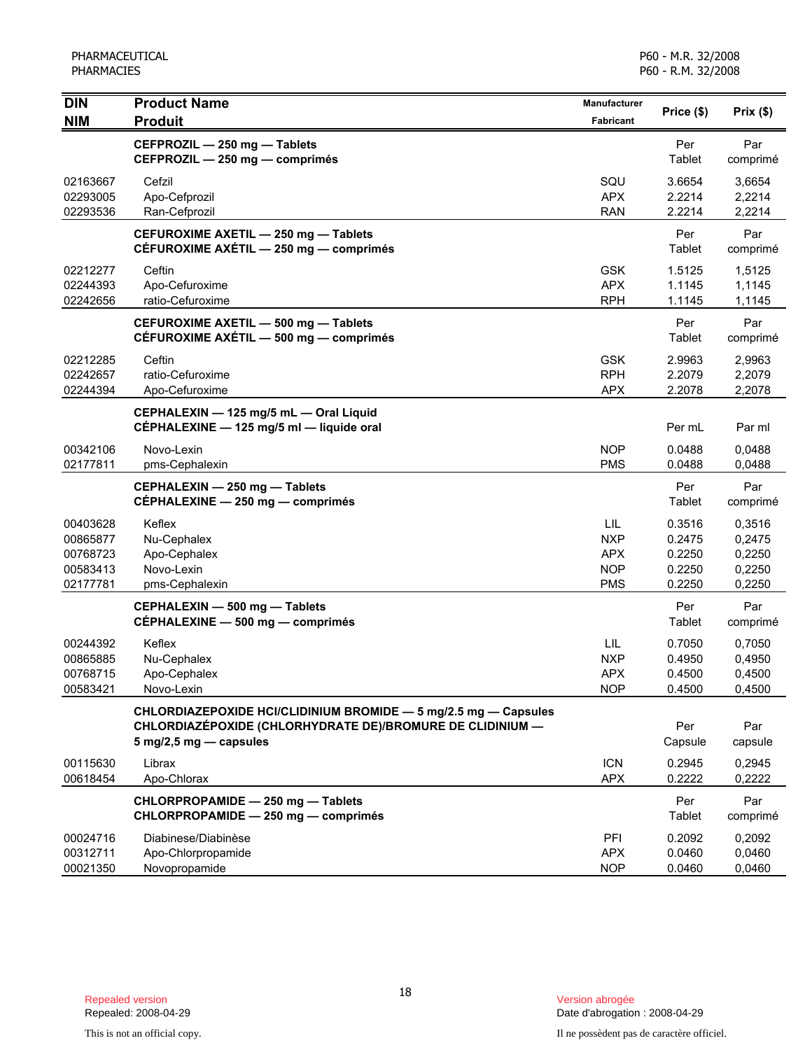| DIN / NIM | Product Name / Produit | Manufacturer / Fabricant | Price ($) | Prix ($) |
|---|---|---|---|---|
| | **CEFPROZIL — 250 mg — Tablets** **CEFPROZIL — 250 mg — comprimés** | | Per Tablet | Par comprimé |
| 02163667 | Cefzil | SQU | 3.6654 | 3,6654 |
| 02293005 | Apo-Cefprozil | APX | 2.2214 | 2,2214 |
| 02293536 | Ran-Cefprozil | RAN | 2.2214 | 2,2214 |
| | **CEFUROXIME AXETIL — 250 mg — Tablets** **CÉFUROXIME AXÉTIL — 250 mg — comprimés** | | Per Tablet | Par comprimé |
| 02212277 | Ceftin | GSK | 1.5125 | 1,5125 |
| 02244393 | Apo-Cefuroxime | APX | 1.1145 | 1,1145 |
| 02242656 | ratio-Cefuroxime | RPH | 1.1145 | 1,1145 |
| | **CEFUROXIME AXETIL — 500 mg — Tablets** **CÉFUROXIME AXÉTIL — 500 mg — comprimés** | | Per Tablet | Par comprimé |
| 02212285 | Ceftin | GSK | 2.9963 | 2,9963 |
| 02242657 | ratio-Cefuroxime | RPH | 2.2079 | 2,2079 |
| 02244394 | Apo-Cefuroxime | APX | 2.2078 | 2,2078 |
| | **CEPHALEXIN — 125 mg/5 mL — Oral Liquid** **CÉPHALEXINE — 125 mg/5 ml — liquide oral** | | Per mL | Par ml |
| 00342106 | Novo-Lexin | NOP | 0.0488 | 0,0488 |
| 02177811 | pms-Cephalexin | PMS | 0.0488 | 0,0488 |
| | **CEPHALEXIN — 250 mg — Tablets** **CÉPHALEXINE — 250 mg — comprimés** | | Per Tablet | Par comprimé |
| 00403628 | Keflex | LIL | 0.3516 | 0,3516 |
| 00865877 | Nu-Cephalex | NXP | 0.2475 | 0,2475 |
| 00768723 | Apo-Cephalex | APX | 0.2250 | 0,2250 |
| 00583413 | Novo-Lexin | NOP | 0.2250 | 0,2250 |
| 02177781 | pms-Cephalexin | PMS | 0.2250 | 0,2250 |
| | **CEPHALEXIN — 500 mg — Tablets** **CÉPHALEXINE — 500 mg — comprimés** | | Per Tablet | Par comprimé |
| 00244392 | Keflex | LIL | 0.7050 | 0,7050 |
| 00865885 | Nu-Cephalex | NXP | 0.4950 | 0,4950 |
| 00768715 | Apo-Cephalex | APX | 0.4500 | 0,4500 |
| 00583421 | Novo-Lexin | NOP | 0.4500 | 0,4500 |
| | **CHLORDIAZEPOXIDE HCl/CLIDINIUM BROMIDE — 5 mg/2.5 mg — Capsules** **CHLORDIAZÉPOXIDE (CHLORHYDRATE DE)/BROMURE DE CLIDINIUM — 5 mg/2,5 mg — capsules** | | Per Capsule | Par capsule |
| 00115630 | Librax | ICN | 0.2945 | 0,2945 |
| 00618454 | Apo-Chlorax | APX | 0.2222 | 0,2222 |
| | **CHLORPROPAMIDE — 250 mg — Tablets** **CHLORPROPAMIDE — 250 mg — comprimés** | | Per Tablet | Par comprimé |
| 00024716 | Diabinese/Diabinèse | PFI | 0.2092 | 0,2092 |
| 00312711 | Apo-Chlorpropamide | APX | 0.0460 | 0,0460 |
| 00021350 | Novopropamide | NOP | 0.0460 | 0,0460 |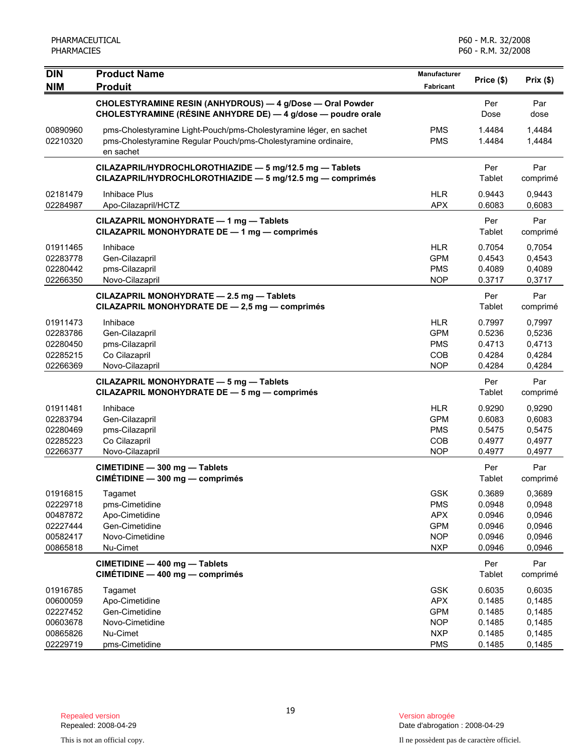| DIN<br>NIM | Product Name<br>Produit | Manufacturer<br>Fabricant | Price ($) | Prix ($) |
|---|---|---|---|---|
| | **CHOLESTYRAMINE RESIN (ANHYDROUS) — 4 g/Dose — Oral Powder**<br>**CHOLESTYRAMINE (RÉSINE ANHYDRE DE) — 4 g/dose — poudre orale** | | Per<br>Dose | Par<br>dose |
| 00890960 | pms-Cholestyramine Light-Pouch/pms-Cholestyramine léger, en sachet | PMS | 1.4484 | 1,4484 |
| 02210320 | pms-Cholestyramine Regular Pouch/pms-Cholestyramine ordinaire, en sachet | PMS | 1.4484 | 1,4484 |
| | **CILAZAPRIL/HYDROCHLOROTHIAZIDE — 5 mg/12.5 mg — Tablets**<br>**CILAZAPRIL/HYDROCHLOROTHIAZIDE — 5 mg/12.5 mg — comprimés** | | Per<br>Tablet | Par<br>comprimé |
| 02181479 | Inhibace Plus | HLR | 0.9443 | 0,9443 |
| 02284987 | Apo-Cilazapril/HCTZ | APX | 0.6083 | 0,6083 |
| | **CILAZAPRIL MONOHYDRATE — 1 mg — Tablets**<br>**CILAZAPRIL MONOHYDRATE DE — 1 mg — comprimés** | | Per<br>Tablet | Par<br>comprimé |
| 01911465 | Inhibace | HLR | 0.7054 | 0,7054 |
| 02283778 | Gen-Cilazapril | GPM | 0.4543 | 0,4543 |
| 02280442 | pms-Cilazapril | PMS | 0.4089 | 0,4089 |
| 02266350 | Novo-Cilazapril | NOP | 0.3717 | 0,3717 |
| | **CILAZAPRIL MONOHYDRATE — 2.5 mg — Tablets**<br>**CILAZAPRIL MONOHYDRATE DE — 2,5 mg — comprimés** | | Per<br>Tablet | Par<br>comprimé |
| 01911473 | Inhibace | HLR | 0.7997 | 0,7997 |
| 02283786 | Gen-Cilazapril | GPM | 0.5236 | 0,5236 |
| 02280450 | pms-Cilazapril | PMS | 0.4713 | 0,4713 |
| 02285215 | Co Cilazapril | COB | 0.4284 | 0,4284 |
| 02266369 | Novo-Cilazapril | NOP | 0.4284 | 0,4284 |
| | **CILAZAPRIL MONOHYDRATE — 5 mg — Tablets**<br>**CILAZAPRIL MONOHYDRATE DE — 5 mg — comprimés** | | Per<br>Tablet | Par<br>comprimé |
| 01911481 | Inhibace | HLR | 0.9290 | 0,9290 |
| 02283794 | Gen-Cilazapril | GPM | 0.6083 | 0,6083 |
| 02280469 | pms-Cilazapril | PMS | 0.5475 | 0,5475 |
| 02285223 | Co Cilazapril | COB | 0.4977 | 0,4977 |
| 02266377 | Novo-Cilazapril | NOP | 0.4977 | 0,4977 |
| | **CIMETIDINE — 300 mg — Tablets**<br>**CIMÉTIDINE — 300 mg — comprimés** | | Per<br>Tablet | Par<br>comprimé |
| 01916815 | Tagamet | GSK | 0.3689 | 0,3689 |
| 02229718 | pms-Cimetidine | PMS | 0.0948 | 0,0948 |
| 00487872 | Apo-Cimetidine | APX | 0.0946 | 0,0946 |
| 02227444 | Gen-Cimetidine | GPM | 0.0946 | 0,0946 |
| 00582417 | Novo-Cimetidine | NOP | 0.0946 | 0,0946 |
| 00865818 | Nu-Cimet | NXP | 0.0946 | 0,0946 |
| | **CIMETIDINE — 400 mg — Tablets**<br>**CIMÉTIDINE — 400 mg — comprimés** | | Per<br>Tablet | Par<br>comprimé |
| 01916785 | Tagamet | GSK | 0.6035 | 0,6035 |
| 00600059 | Apo-Cimetidine | APX | 0.1485 | 0,1485 |
| 02227452 | Gen-Cimetidine | GPM | 0.1485 | 0,1485 |
| 00603678 | Novo-Cimetidine | NOP | 0.1485 | 0,1485 |
| 00865826 | Nu-Cimet | NXP | 0.1485 | 0,1485 |
| 02229719 | pms-Cimetidine | PMS | 0.1485 | 0,1485 |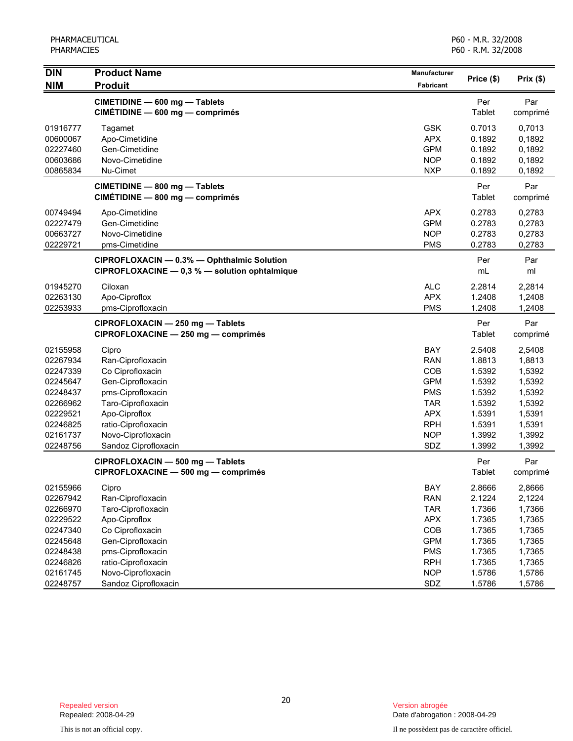| DIN<br>NIM | Product Name<br>Produit | Manufacturer<br>Fabricant | Price ($) | Prix ($) |
|---|---|---|---|---|
| | **CIMETIDINE — 600 mg — Tablets**<br>**CIMÉTIDINE — 600 mg — comprimés** | | Per<br>Tablet | Par<br>comprimé |
| 01916777 | Tagamet | GSK | 0.7013 | 0,7013 |
| 00600067 | Apo-Cimetidine | APX | 0.1892 | 0,1892 |
| 02227460 | Gen-Cimetidine | GPM | 0.1892 | 0,1892 |
| 00603686 | Novo-Cimetidine | NOP | 0.1892 | 0,1892 |
| 00865834 | Nu-Cimet | NXP | 0.1892 | 0,1892 |
| | **CIMETIDINE — 800 mg — Tablets**<br>**CIMÉTIDINE — 800 mg — comprimés** | | Per<br>Tablet | Par<br>comprimé |
| 00749494 | Apo-Cimetidine | APX | 0.2783 | 0,2783 |
| 02227479 | Gen-Cimetidine | GPM | 0.2783 | 0,2783 |
| 00663727 | Novo-Cimetidine | NOP | 0.2783 | 0,2783 |
| 02229721 | pms-Cimetidine | PMS | 0.2783 | 0,2783 |
| | **CIPROFLOXACIN — 0.3% — Ophthalmic Solution**<br>**CIPROFLOXACINE — 0,3 % — solution ophtalmique** | | Per<br>mL | Par<br>ml |
| 01945270 | Ciloxan | ALC | 2.2814 | 2,2814 |
| 02263130 | Apo-Ciproflox | APX | 1.2408 | 1,2408 |
| 02253933 | pms-Ciprofloxacin | PMS | 1.2408 | 1,2408 |
| | **CIPROFLOXACIN — 250 mg — Tablets**<br>**CIPROFLOXACINE — 250 mg — comprimés** | | Per<br>Tablet | Par<br>comprimé |
| 02155958 | Cipro | BAY | 2.5408 | 2,5408 |
| 02267934 | Ran-Ciprofloxacin | RAN | 1.8813 | 1,8813 |
| 02247339 | Co Ciprofloxacin | COB | 1.5392 | 1,5392 |
| 02245647 | Gen-Ciprofloxacin | GPM | 1.5392 | 1,5392 |
| 02248437 | pms-Ciprofloxacin | PMS | 1.5392 | 1,5392 |
| 02266962 | Taro-Ciprofloxacin | TAR | 1.5392 | 1,5392 |
| 02229521 | Apo-Ciproflox | APX | 1.5391 | 1,5391 |
| 02246825 | ratio-Ciprofloxacin | RPH | 1.5391 | 1,5391 |
| 02161737 | Novo-Ciprofloxacin | NOP | 1.3992 | 1,3992 |
| 02248756 | Sandoz Ciprofloxacin | SDZ | 1.3992 | 1,3992 |
| | **CIPROFLOXACIN — 500 mg — Tablets**<br>**CIPROFLOXACINE — 500 mg — comprimés** | | Per<br>Tablet | Par<br>comprimé |
| 02155966 | Cipro | BAY | 2.8666 | 2,8666 |
| 02267942 | Ran-Ciprofloxacin | RAN | 2.1224 | 2,1224 |
| 02266970 | Taro-Ciprofloxacin | TAR | 1.7366 | 1,7366 |
| 02229522 | Apo-Ciproflox | APX | 1.7365 | 1,7365 |
| 02247340 | Co Ciprofloxacin | COB | 1.7365 | 1,7365 |
| 02245648 | Gen-Ciprofloxacin | GPM | 1.7365 | 1,7365 |
| 02248438 | pms-Ciprofloxacin | PMS | 1.7365 | 1,7365 |
| 02246826 | ratio-Ciprofloxacin | RPH | 1.7365 | 1,7365 |
| 02161745 | Novo-Ciprofloxacin | NOP | 1.5786 | 1,5786 |
| 02248757 | Sandoz Ciprofloxacin | SDZ | 1.5786 | 1,5786 |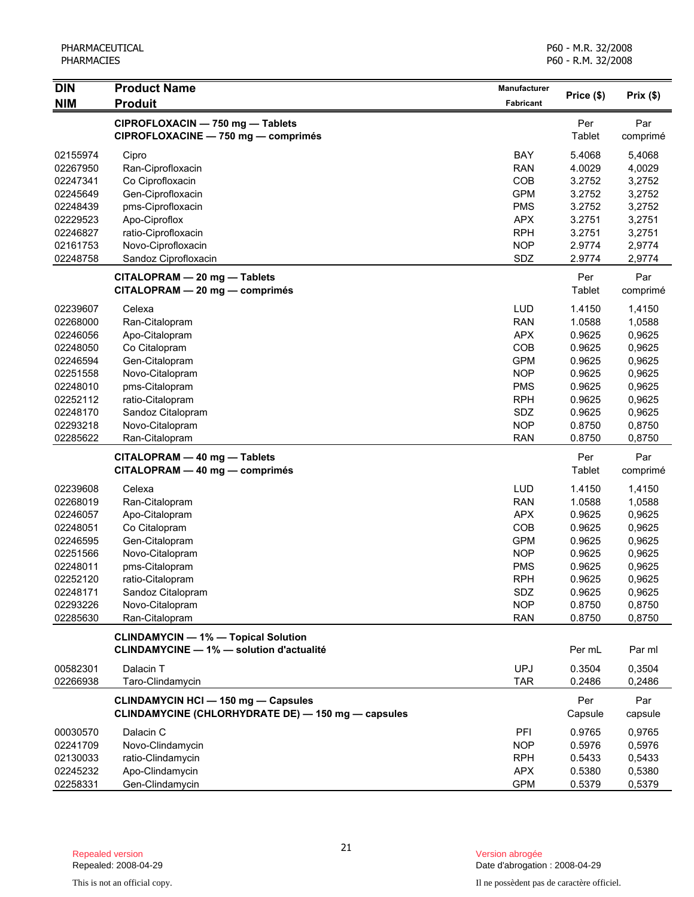| DIN<br>NIM | Product Name<br>Produit | Manufacturer<br>Fabricant | Price ($) | Prix ($) |
|---|---|---|---|---|
| | **CIPROFLOXACIN — 750 mg — Tablets**<br>**CIPROFLOXACINE — 750 mg — comprimés** | | Per Tablet | Par comprimé |
| 02155974 | Cipro | BAY | 5.4068 | 5,4068 |
| 02267950 | Ran-Ciprofloxacin | RAN | 4.0029 | 4,0029 |
| 02247341 | Co Ciprofloxacin | COB | 3.2752 | 3,2752 |
| 02245649 | Gen-Ciprofloxacin | GPM | 3.2752 | 3,2752 |
| 02248439 | pms-Ciprofloxacin | PMS | 3.2752 | 3,2752 |
| 02229523 | Apo-Ciproflox | APX | 3.2751 | 3,2751 |
| 02246827 | ratio-Ciprofloxacin | RPH | 3.2751 | 3,2751 |
| 02161753 | Novo-Ciprofloxacin | NOP | 2.9774 | 2,9774 |
| 02248758 | Sandoz Ciprofloxacin | SDZ | 2.9774 | 2,9774 |
| | **CITALOPRAM — 20 mg — Tablets**<br>**CITALOPRAM — 20 mg — comprimés** | | Per Tablet | Par comprimé |
| 02239607 | Celexa | LUD | 1.4150 | 1,4150 |
| 02268000 | Ran-Citalopram | RAN | 1.0588 | 1,0588 |
| 02246056 | Apo-Citalopram | APX | 0.9625 | 0,9625 |
| 02248050 | Co Citalopram | COB | 0.9625 | 0,9625 |
| 02246594 | Gen-Citalopram | GPM | 0.9625 | 0,9625 |
| 02251558 | Novo-Citalopram | NOP | 0.9625 | 0,9625 |
| 02248010 | pms-Citalopram | PMS | 0.9625 | 0,9625 |
| 02252112 | ratio-Citalopram | RPH | 0.9625 | 0,9625 |
| 02248170 | Sandoz Citalopram | SDZ | 0.9625 | 0,9625 |
| 02293218 | Novo-Citalopram | NOP | 0.8750 | 0,8750 |
| 02285622 | Ran-Citalopram | RAN | 0.8750 | 0,8750 |
| | **CITALOPRAM — 40 mg — Tablets**<br>**CITALOPRAM — 40 mg — comprimés** | | Per Tablet | Par comprimé |
| 02239608 | Celexa | LUD | 1.4150 | 1,4150 |
| 02268019 | Ran-Citalopram | RAN | 1.0588 | 1,0588 |
| 02246057 | Apo-Citalopram | APX | 0.9625 | 0,9625 |
| 02248051 | Co Citalopram | COB | 0.9625 | 0,9625 |
| 02246595 | Gen-Citalopram | GPM | 0.9625 | 0,9625 |
| 02251566 | Novo-Citalopram | NOP | 0.9625 | 0,9625 |
| 02248011 | pms-Citalopram | PMS | 0.9625 | 0,9625 |
| 02252120 | ratio-Citalopram | RPH | 0.9625 | 0,9625 |
| 02248171 | Sandoz Citalopram | SDZ | 0.9625 | 0,9625 |
| 02293226 | Novo-Citalopram | NOP | 0.8750 | 0,8750 |
| 02285630 | Ran-Citalopram | RAN | 0.8750 | 0,8750 |
| | **CLINDAMYCIN — 1% — Topical Solution**<br>**CLINDAMYCINE — 1% — solution d'actualité** | | Per mL | Par ml |
| 00582301 | Dalacin T | UPJ | 0.3504 | 0,3504 |
| 02266938 | Taro-Clindamycin | TAR | 0.2486 | 0,2486 |
| | **CLINDAMYCIN HCl — 150 mg — Capsules**<br>**CLINDAMYCINE (CHLORHYDRATE DE) — 150 mg — capsules** | | Per Capsule | Par capsule |
| 00030570 | Dalacin C | PFI | 0.9765 | 0,9765 |
| 02241709 | Novo-Clindamycin | NOP | 0.5976 | 0,5976 |
| 02130033 | ratio-Clindamycin | RPH | 0.5433 | 0,5433 |
| 02245232 | Apo-Clindamycin | APX | 0.5380 | 0,5380 |
| 02258331 | Gen-Clindamycin | GPM | 0.5379 | 0,5379 |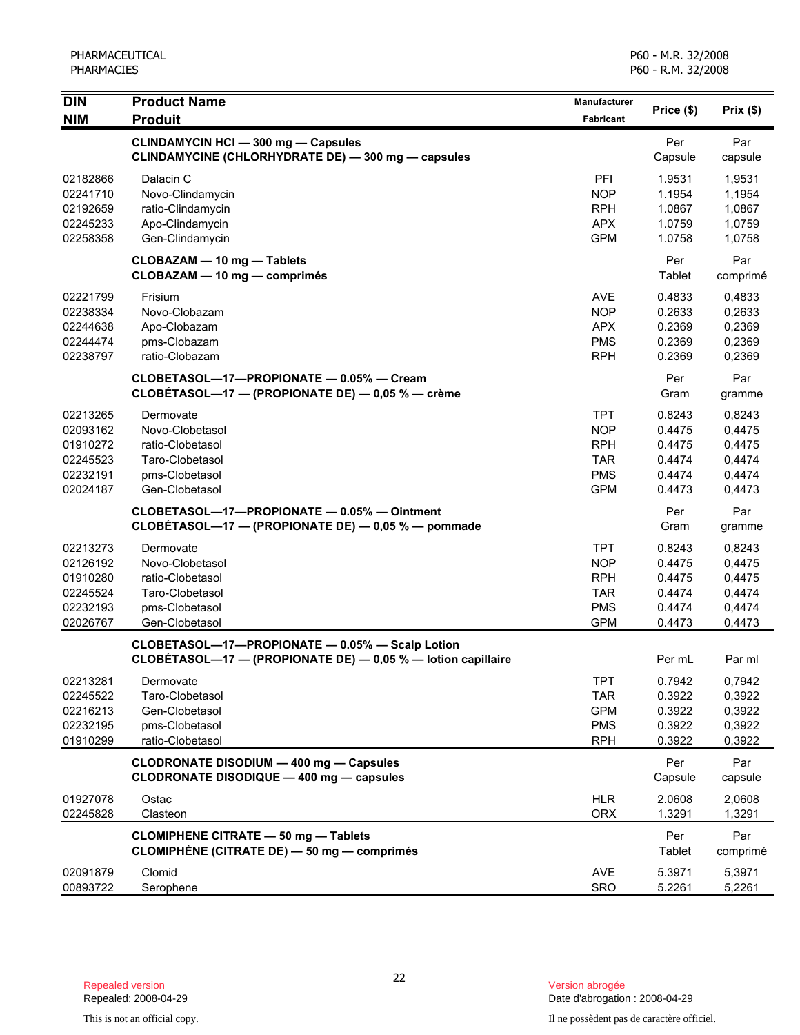| DIN<br>NIM | Product Name<br>Produit | Manufacturer<br>Fabricant | Price ($) | Prix ($) |
|---|---|---|---|---|
| | **CLINDAMYCIN HCl — 300 mg — Capsules**<br>**CLINDAMYCINE (CHLORHYDRATE DE) — 300 mg — capsules** | | Per Capsule | Par capsule |
| 02182866 | Dalacin C | PFI | 1.9531 | 1,9531 |
| 02241710 | Novo-Clindamycin | NOP | 1.1954 | 1,1954 |
| 02192659 | ratio-Clindamycin | RPH | 1.0867 | 1,0867 |
| 02245233 | Apo-Clindamycin | APX | 1.0759 | 1,0759 |
| 02258358 | Gen-Clindamycin | GPM | 1.0758 | 1,0758 |
| | **CLOBAZAM — 10 mg — Tablets**<br>**CLOBAZAM — 10 mg — comprimés** | | Per Tablet | Par comprimé |
| 02221799 | Frisium | AVE | 0.4833 | 0,4833 |
| 02238334 | Novo-Clobazam | NOP | 0.2633 | 0,2633 |
| 02244638 | Apo-Clobazam | APX | 0.2369 | 0,2369 |
| 02244474 | pms-Clobazam | PMS | 0.2369 | 0,2369 |
| 02238797 | ratio-Clobazam | RPH | 0.2369 | 0,2369 |
| | **CLOBETASOL—17—PROPIONATE — 0.05% — Cream**<br>**CLOBÉTASOL—17 — (PROPIONATE DE) — 0,05 % — crème** | | Per Gram | Par gramme |
| 02213265 | Dermovate | TPT | 0.8243 | 0,8243 |
| 02093162 | Novo-Clobetasol | NOP | 0.4475 | 0,4475 |
| 01910272 | ratio-Clobetasol | RPH | 0.4475 | 0,4475 |
| 02245523 | Taro-Clobetasol | TAR | 0.4474 | 0,4474 |
| 02232191 | pms-Clobetasol | PMS | 0.4474 | 0,4474 |
| 02024187 | Gen-Clobetasol | GPM | 0.4473 | 0,4473 |
| | **CLOBETASOL—17—PROPIONATE — 0.05% — Ointment**<br>**CLOBÉTASOL—17 — (PROPIONATE DE) — 0,05 % — pommade** | | Per Gram | Par gramme |
| 02213273 | Dermovate | TPT | 0.8243 | 0,8243 |
| 02126192 | Novo-Clobetasol | NOP | 0.4475 | 0,4475 |
| 01910280 | ratio-Clobetasol | RPH | 0.4475 | 0,4475 |
| 02245524 | Taro-Clobetasol | TAR | 0.4474 | 0,4474 |
| 02232193 | pms-Clobetasol | PMS | 0.4474 | 0,4474 |
| 02026767 | Gen-Clobetasol | GPM | 0.4473 | 0,4473 |
| | **CLOBETASOL—17—PROPIONATE — 0.05% — Scalp Lotion**<br>**CLOBÉTASOL—17 — (PROPIONATE DE) — 0,05 % — lotion capillaire** | | Per mL | Par ml |
| 02213281 | Dermovate | TPT | 0.7942 | 0,7942 |
| 02245522 | Taro-Clobetasol | TAR | 0.3922 | 0,3922 |
| 02216213 | Gen-Clobetasol | GPM | 0.3922 | 0,3922 |
| 02232195 | pms-Clobetasol | PMS | 0.3922 | 0,3922 |
| 01910299 | ratio-Clobetasol | RPH | 0.3922 | 0,3922 |
| | **CLODRONATE DISODIUM — 400 mg — Capsules**<br>**CLODRONATE DISODIQUE — 400 mg — capsules** | | Per Capsule | Par capsule |
| 01927078 | Ostac | HLR | 2.0608 | 2,0608 |
| 02245828 | Clasteon | ORX | 1.3291 | 1,3291 |
| | **CLOMIPHENE CITRATE — 50 mg — Tablets**<br>**CLOMIPHÈNE (CITRATE DE) — 50 mg — comprimés** | | Per Tablet | Par comprimé |
| 02091879 | Clomid | AVE | 5.3971 | 5,3971 |
| 00893722 | Serophene | SRO | 5.2261 | 5,2261 |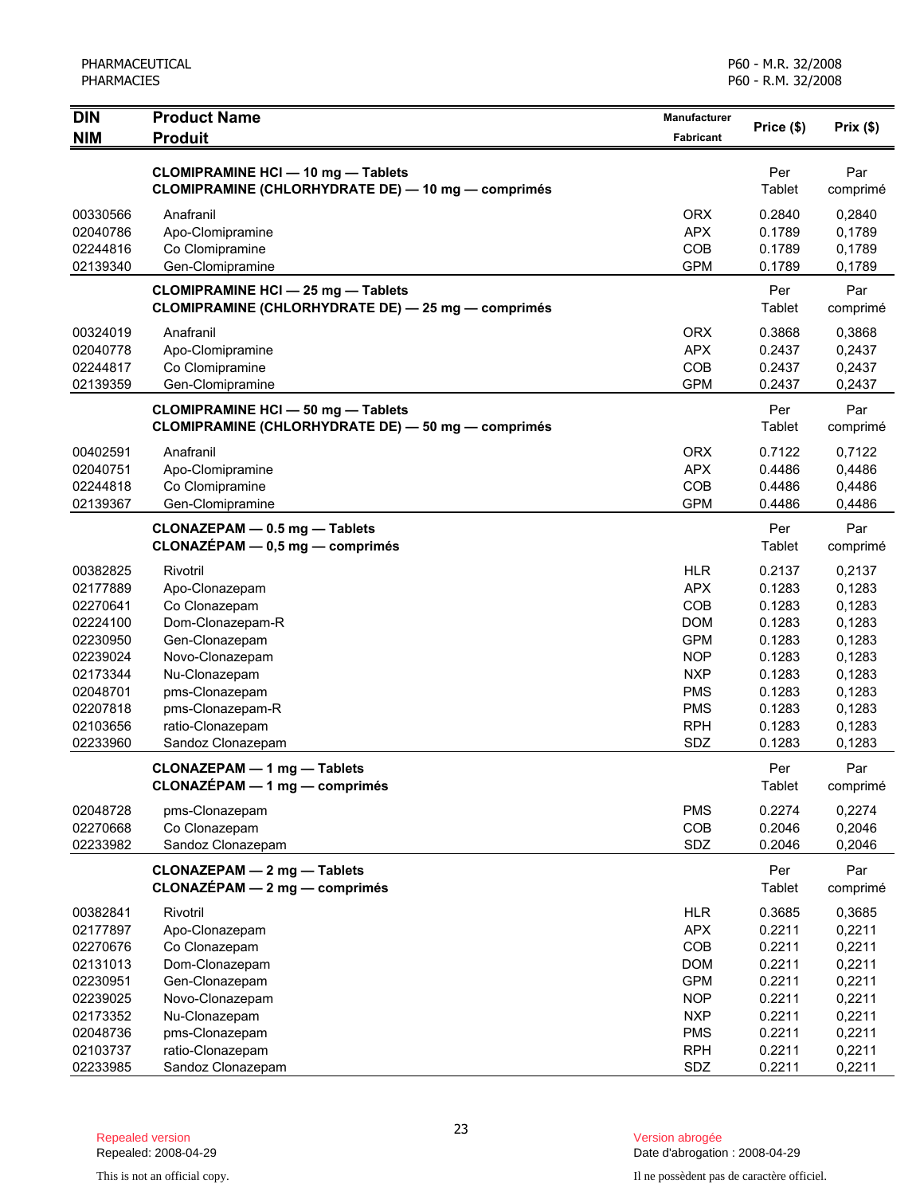| DIN<br>NIM | Product Name<br>Produit | Manufacturer<br>Fabricant | Price ($) | Prix ($) |
|---|---|---|---|---|
| | **CLOMIPRAMINE HCl — 10 mg — Tablets**<br>**CLOMIPRAMINE (CHLORHYDRATE DE) — 10 mg — comprimés** | | Per Tablet | Par comprimé |
| 00330566 | Anafranil | ORX | 0.2840 | 0,2840 |
| 02040786 | Apo-Clomipramine | APX | 0.1789 | 0,1789 |
| 02244816 | Co Clomipramine | COB | 0.1789 | 0,1789 |
| 02139340 | Gen-Clomipramine | GPM | 0.1789 | 0,1789 |
| | **CLOMIPRAMINE HCl — 25 mg — Tablets**<br>**CLOMIPRAMINE (CHLORHYDRATE DE) — 25 mg — comprimés** | | Per Tablet | Par comprimé |
| 00324019 | Anafranil | ORX | 0.3868 | 0,3868 |
| 02040778 | Apo-Clomipramine | APX | 0.2437 | 0,2437 |
| 02244817 | Co Clomipramine | COB | 0.2437 | 0,2437 |
| 02139359 | Gen-Clomipramine | GPM | 0.2437 | 0,2437 |
| | **CLOMIPRAMINE HCl — 50 mg — Tablets**<br>**CLOMIPRAMINE (CHLORHYDRATE DE) — 50 mg — comprimés** | | Per Tablet | Par comprimé |
| 00402591 | Anafranil | ORX | 0.7122 | 0,7122 |
| 02040751 | Apo-Clomipramine | APX | 0.4486 | 0,4486 |
| 02244818 | Co Clomipramine | COB | 0.4486 | 0,4486 |
| 02139367 | Gen-Clomipramine | GPM | 0.4486 | 0,4486 |
| | **CLONAZEPAM — 0.5 mg — Tablets**<br>**CLONAZÉPAM — 0,5 mg — comprimés** | | Per Tablet | Par comprimé |
| 00382825 | Rivotril | HLR | 0.2137 | 0,2137 |
| 02177889 | Apo-Clonazepam | APX | 0.1283 | 0,1283 |
| 02270641 | Co Clonazepam | COB | 0.1283 | 0,1283 |
| 02224100 | Dom-Clonazepam-R | DOM | 0.1283 | 0,1283 |
| 02230950 | Gen-Clonazepam | GPM | 0.1283 | 0,1283 |
| 02239024 | Novo-Clonazepam | NOP | 0.1283 | 0,1283 |
| 02173344 | Nu-Clonazepam | NXP | 0.1283 | 0,1283 |
| 02048701 | pms-Clonazepam | PMS | 0.1283 | 0,1283 |
| 02207818 | pms-Clonazepam-R | PMS | 0.1283 | 0,1283 |
| 02103656 | ratio-Clonazepam | RPH | 0.1283 | 0,1283 |
| 02233960 | Sandoz Clonazepam | SDZ | 0.1283 | 0,1283 |
| | **CLONAZEPAM — 1 mg — Tablets**<br>**CLONAZÉPAM — 1 mg — comprimés** | | Per Tablet | Par comprimé |
| 02048728 | pms-Clonazepam | PMS | 0.2274 | 0,2274 |
| 02270668 | Co Clonazepam | COB | 0.2046 | 0,2046 |
| 02233982 | Sandoz Clonazepam | SDZ | 0.2046 | 0,2046 |
| | **CLONAZEPAM — 2 mg — Tablets**<br>**CLONAZÉPAM — 2 mg — comprimés** | | Per Tablet | Par comprimé |
| 00382841 | Rivotril | HLR | 0.3685 | 0,3685 |
| 02177897 | Apo-Clonazepam | APX | 0.2211 | 0,2211 |
| 02270676 | Co Clonazepam | COB | 0.2211 | 0,2211 |
| 02131013 | Dom-Clonazepam | DOM | 0.2211 | 0,2211 |
| 02230951 | Gen-Clonazepam | GPM | 0.2211 | 0,2211 |
| 02239025 | Novo-Clonazepam | NOP | 0.2211 | 0,2211 |
| 02173352 | Nu-Clonazepam | NXP | 0.2211 | 0,2211 |
| 02048736 | pms-Clonazepam | PMS | 0.2211 | 0,2211 |
| 02103737 | ratio-Clonazepam | RPH | 0.2211 | 0,2211 |
| 02233985 | Sandoz Clonazepam | SDZ | 0.2211 | 0,2211 |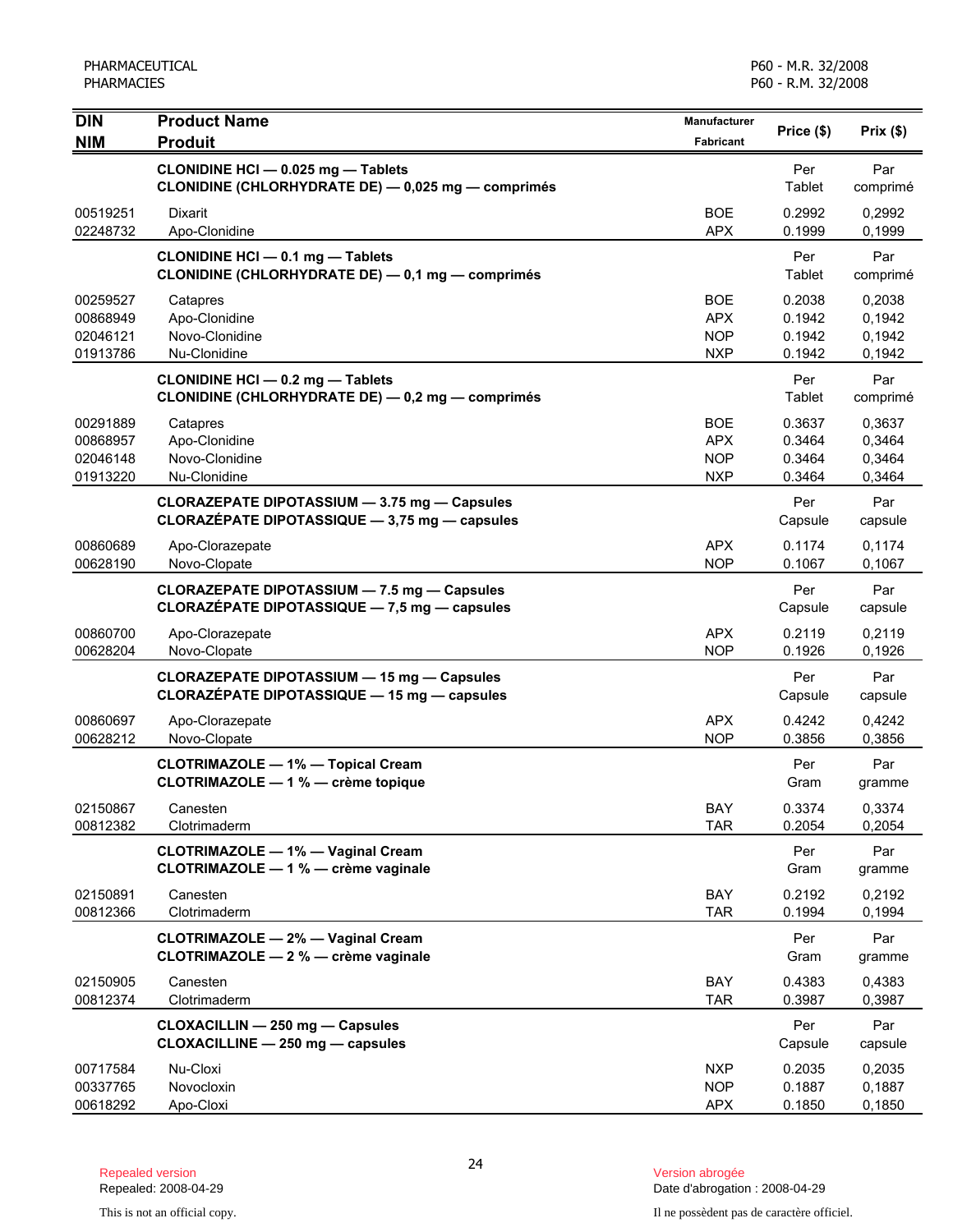| DIN<br>NIM | Product Name<br>Produit | Manufacturer<br>Fabricant | Price ($) | Prix ($) |
|---|---|---|---|---|
| | **CLONIDINE HCl — 0.025 mg — Tablets**<br>**CLONIDINE (CHLORHYDRATE DE) — 0,025 mg — comprimés** | | Per Tablet | Par comprimé |
| 00519251 | Dixarit | BOE | 0.2992 | 0,2992 |
| 02248732 | Apo-Clonidine | APX | 0.1999 | 0,1999 |
| | **CLONIDINE HCl — 0.1 mg — Tablets**<br>**CLONIDINE (CHLORHYDRATE DE) — 0,1 mg — comprimés** | | Per Tablet | Par comprimé |
| 00259527 | Catapres | BOE | 0.2038 | 0,2038 |
| 00868949 | Apo-Clonidine | APX | 0.1942 | 0,1942 |
| 02046121 | Novo-Clonidine | NOP | 0.1942 | 0,1942 |
| 01913786 | Nu-Clonidine | NXP | 0.1942 | 0,1942 |
| | **CLONIDINE HCl — 0.2 mg — Tablets**<br>**CLONIDINE (CHLORHYDRATE DE) — 0,2 mg — comprimés** | | Per Tablet | Par comprimé |
| 00291889 | Catapres | BOE | 0.3637 | 0,3637 |
| 00868957 | Apo-Clonidine | APX | 0.3464 | 0,3464 |
| 02046148 | Novo-Clonidine | NOP | 0.3464 | 0,3464 |
| 01913220 | Nu-Clonidine | NXP | 0.3464 | 0,3464 |
| | **CLORAZEPATE DIPOTASSIUM — 3.75 mg — Capsules**<br>**CLORAZÉPATE DIPOTASSIQUE — 3,75 mg — capsules** | | Per Capsule | Par capsule |
| 00860689 | Apo-Clorazepate | APX | 0.1174 | 0,1174 |
| 00628190 | Novo-Clopate | NOP | 0.1067 | 0,1067 |
| | **CLORAZEPATE DIPOTASSIUM — 7.5 mg — Capsules**<br>**CLORAZÉPATE DIPOTASSIQUE — 7,5 mg — capsules** | | Per Capsule | Par capsule |
| 00860700 | Apo-Clorazepate | APX | 0.2119 | 0,2119 |
| 00628204 | Novo-Clopate | NOP | 0.1926 | 0,1926 |
| | **CLORAZEPATE DIPOTASSIUM — 15 mg — Capsules**<br>**CLORAZÉPATE DIPOTASSIQUE — 15 mg — capsules** | | Per Capsule | Par capsule |
| 00860697 | Apo-Clorazepate | APX | 0.4242 | 0,4242 |
| 00628212 | Novo-Clopate | NOP | 0.3856 | 0,3856 |
| | **CLOTRIMAZOLE — 1% — Topical Cream**<br>**CLOTRIMAZOLE — 1 % — crème topique** | | Per Gram | Par gramme |
| 02150867 | Canesten | BAY | 0.3374 | 0,3374 |
| 00812382 | Clotrimaderm | TAR | 0.2054 | 0,2054 |
| | **CLOTRIMAZOLE — 1% — Vaginal Cream**<br>**CLOTRIMAZOLE — 1 % — crème vaginale** | | Per Gram | Par gramme |
| 02150891 | Canesten | BAY | 0.2192 | 0,2192 |
| 00812366 | Clotrimaderm | TAR | 0.1994 | 0,1994 |
| | **CLOTRIMAZOLE — 2% — Vaginal Cream**<br>**CLOTRIMAZOLE — 2 % — crème vaginale** | | Per Gram | Par gramme |
| 02150905 | Canesten | BAY | 0.4383 | 0,4383 |
| 00812374 | Clotrimaderm | TAR | 0.3987 | 0,3987 |
| | **CLOXACILLIN — 250 mg — Capsules**<br>**CLOXACILLINE — 250 mg — capsules** | | Per Capsule | Par capsule |
| 00717584 | Nu-Cloxi | NXP | 0.2035 | 0,2035 |
| 00337765 | Novocloxin | NOP | 0.1887 | 0,1887 |
| 00618292 | Apo-Cloxi | APX | 0.1850 | 0,1850 |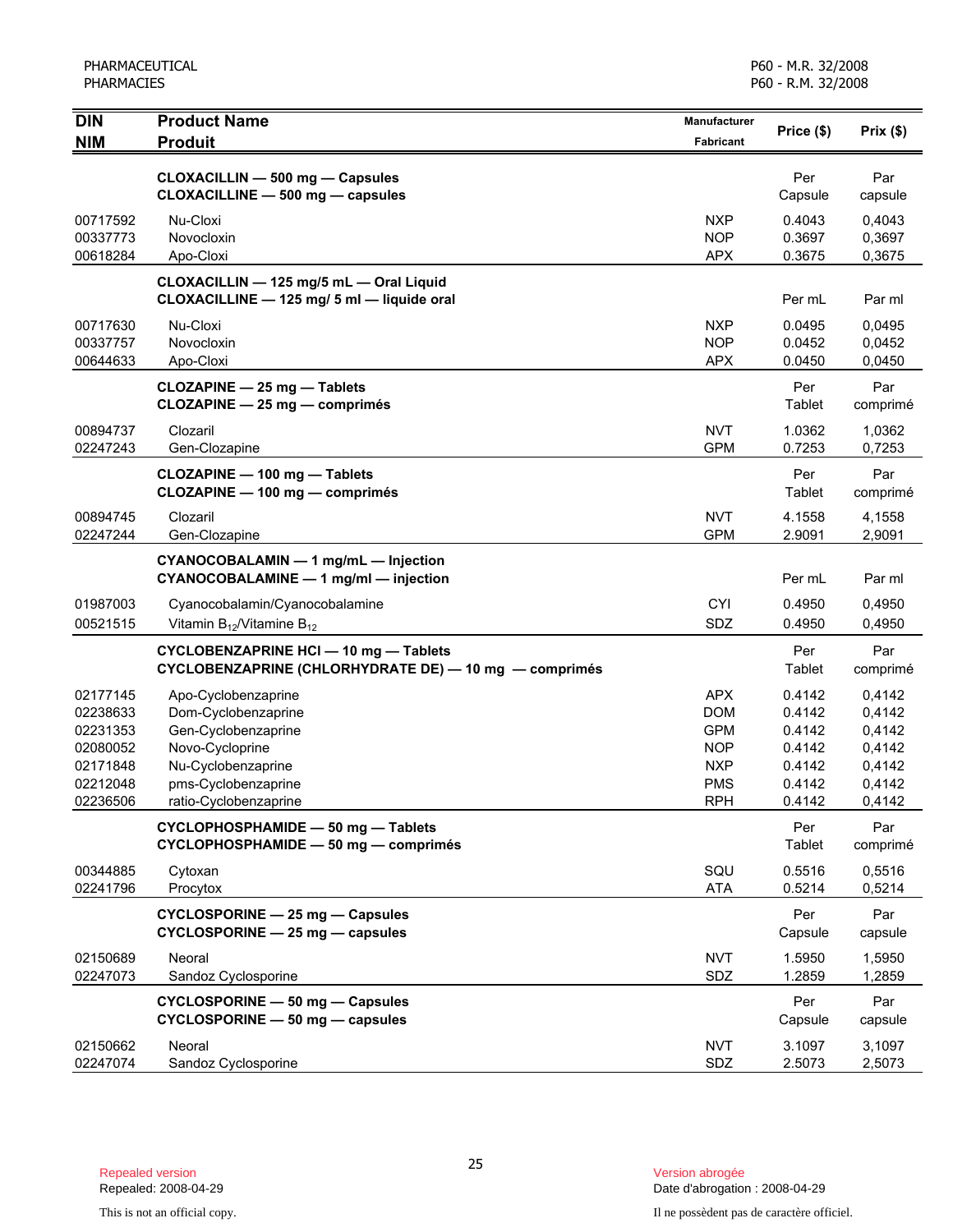| DIN<br>NIM | Product Name<br>Produit | Manufacturer<br>Fabricant | Price ($) | Prix ($) |
|---|---|---|---|---|
| | **CLOXACILLIN — 500 mg — Capsules**<br>**CLOXACILLINE — 500 mg — capsules** | | Per Capsule | Par capsule |
| 00717592 | Nu-Cloxi | NXP | 0.4043 | 0,4043 |
| 00337773 | Novocloxin | NOP | 0.3697 | 0,3697 |
| 00618284 | Apo-Cloxi | APX | 0.3675 | 0,3675 |
| | **CLOXACILLIN — 125 mg/5 mL — Oral Liquid**<br>**CLOXACILLINE — 125 mg/ 5 ml — liquide oral** | | Per mL | Par ml |
| 00717630 | Nu-Cloxi | NXP | 0.0495 | 0,0495 |
| 00337757 | Novocloxin | NOP | 0.0452 | 0,0452 |
| 00644633 | Apo-Cloxi | APX | 0.0450 | 0,0450 |
| | **CLOZAPINE — 25 mg — Tablets**<br>**CLOZAPINE — 25 mg — comprimés** | | Per Tablet | Par comprimé |
| 00894737 | Clozaril | NVT | 1.0362 | 1,0362 |
| 02247243 | Gen-Clozapine | GPM | 0.7253 | 0,7253 |
| | **CLOZAPINE — 100 mg — Tablets**<br>**CLOZAPINE — 100 mg — comprimés** | | Per Tablet | Par comprimé |
| 00894745 | Clozaril | NVT | 4.1558 | 4,1558 |
| 02247244 | Gen-Clozapine | GPM | 2.9091 | 2,9091 |
| | **CYANOCOBALAMIN — 1 mg/mL — Injection**<br>**CYANOCOBALAMINE — 1 mg/ml — injection** | | Per mL | Par ml |
| 01987003 | Cyanocobalamin/Cyanocobalamine | CYI | 0.4950 | 0,4950 |
| 00521515 | Vitamin $B_{12}$/Vitamine $B_{12}$ | SDZ | 0.4950 | 0,4950 |
| | **CYCLOBENZAPRINE HCl — 10 mg — Tablets**<br>**CYCLOBENZAPRINE (CHLORHYDRATE DE) — 10 mg — comprimés** | | Per Tablet | Par comprimé |
| 02177145 | Apo-Cyclobenzaprine | APX | 0.4142 | 0,4142 |
| 02238633 | Dom-Cyclobenzaprine | DOM | 0.4142 | 0,4142 |
| 02231353 | Gen-Cyclobenzaprine | GPM | 0.4142 | 0,4142 |
| 02080052 | Novo-Cycloprine | NOP | 0.4142 | 0,4142 |
| 02171848 | Nu-Cyclobenzaprine | NXP | 0.4142 | 0,4142 |
| 02212048 | pms-Cyclobenzaprine | PMS | 0.4142 | 0,4142 |
| 02236506 | ratio-Cyclobenzaprine | RPH | 0.4142 | 0,4142 |
| | **CYCLOPHOSPHAMIDE — 50 mg — Tablets**<br>**CYCLOPHOSPHAMIDE — 50 mg — comprimés** | | Per Tablet | Par comprimé |
| 00344885 | Cytoxan | SQU | 0.5516 | 0,5516 |
| 02241796 | Procytox | ATA | 0.5214 | 0,5214 |
| | **CYCLOSPORINE — 25 mg — Capsules**<br>**CYCLOSPORINE — 25 mg — capsules** | | Per Capsule | Par capsule |
| 02150689 | Neoral | NVT | 1.5950 | 1,5950 |
| 02247073 | Sandoz Cyclosporine | SDZ | 1.2859 | 1,2859 |
| | **CYCLOSPORINE — 50 mg — Capsules**<br>**CYCLOSPORINE — 50 mg — capsules** | | Per Capsule | Par capsule |
| 02150662 | Neoral | NVT | 3.1097 | 3,1097 |
| 02247074 | Sandoz Cyclosporine | SDZ | 2.5073 | 2,5073 |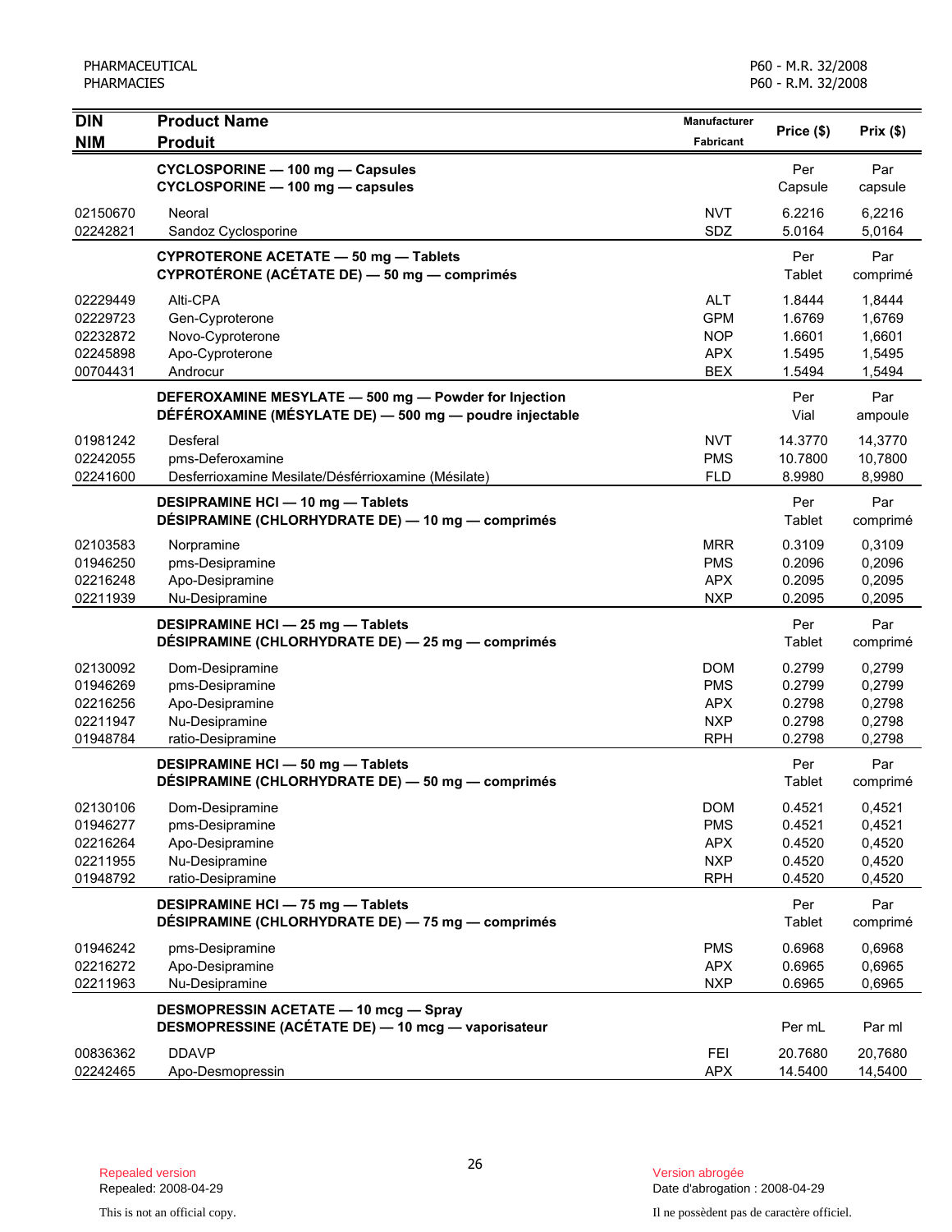| DIN<br>NIM | Product Name<br>Produit | Manufacturer<br>Fabricant | Price ($) | Prix ($) |
|---|---|---|---|---|
| | **CYCLOSPORINE — 100 mg — Capsules**<br>**CYCLOSPORINE — 100 mg — capsules** | | Per Capsule | Par capsule |
| 02150670 | Neoral | NVT | 6.2216 | 6,2216 |
| 02242821 | Sandoz Cyclosporine | SDZ | 5.0164 | 5,0164 |
| | **CYPROTERONE ACETATE — 50 mg — Tablets**<br>**CYPROTÉRONE (ACÉTATE DE) — 50 mg — comprimés** | | Per Tablet | Par comprimé |
| 02229449 | Alti-CPA | ALT | 1.8444 | 1,8444 |
| 02229723 | Gen-Cyproterone | GPM | 1.6769 | 1,6769 |
| 02232872 | Novo-Cyproterone | NOP | 1.6601 | 1,6601 |
| 02245898 | Apo-Cyproterone | APX | 1.5495 | 1,5495 |
| 00704431 | Androcur | BEX | 1.5494 | 1,5494 |
| | **DEFEROXAMINE MESYLATE — 500 mg — Powder for Injection**<br>**DÉFÉROXAMINE (MÉSYLATE DE) — 500 mg — poudre injectable** | | Per Vial | Par ampoule |
| 01981242 | Desferal | NVT | 14.3770 | 14,3770 |
| 02242055 | pms-Deferoxamine | PMS | 10.7800 | 10,7800 |
| 02241600 | Desferrioxamine Mesilate/Désférrioxamine (Mésilate) | FLD | 8.9980 | 8,9980 |
| | **DESIPRAMINE HCl — 10 mg — Tablets**<br>**DÉSIPRAMINE (CHLORHYDRATE DE) — 10 mg — comprimés** | | Per Tablet | Par comprimé |
| 02103583 | Norpramine | MRR | 0.3109 | 0,3109 |
| 01946250 | pms-Desipramine | PMS | 0.2096 | 0,2096 |
| 02216248 | Apo-Desipramine | APX | 0.2095 | 0,2095 |
| 02211939 | Nu-Desipramine | NXP | 0.2095 | 0,2095 |
| | **DESIPRAMINE HCl — 25 mg — Tablets**<br>**DÉSIPRAMINE (CHLORHYDRATE DE) — 25 mg — comprimés** | | Per Tablet | Par comprimé |
| 02130092 | Dom-Desipramine | DOM | 0.2799 | 0,2799 |
| 01946269 | pms-Desipramine | PMS | 0.2799 | 0,2799 |
| 02216256 | Apo-Desipramine | APX | 0.2798 | 0,2798 |
| 02211947 | Nu-Desipramine | NXP | 0.2798 | 0,2798 |
| 01948784 | ratio-Desipramine | RPH | 0.2798 | 0,2798 |
| | **DESIPRAMINE HCl — 50 mg — Tablets**<br>**DÉSIPRAMINE (CHLORHYDRATE DE) — 50 mg — comprimés** | | Per Tablet | Par comprimé |
| 02130106 | Dom-Desipramine | DOM | 0.4521 | 0,4521 |
| 01946277 | pms-Desipramine | PMS | 0.4521 | 0,4521 |
| 02216264 | Apo-Desipramine | APX | 0.4520 | 0,4520 |
| 02211955 | Nu-Desipramine | NXP | 0.4520 | 0,4520 |
| 01948792 | ratio-Desipramine | RPH | 0.4520 | 0,4520 |
| | **DESIPRAMINE HCl — 75 mg — Tablets**<br>**DÉSIPRAMINE (CHLORHYDRATE DE) — 75 mg — comprimés** | | Per Tablet | Par comprimé |
| 01946242 | pms-Desipramine | PMS | 0.6968 | 0,6968 |
| 02216272 | Apo-Desipramine | APX | 0.6965 | 0,6965 |
| 02211963 | Nu-Desipramine | NXP | 0.6965 | 0,6965 |
| | **DESMOPRESSIN ACETATE — 10 mcg — Spray**<br>**DESMOPRESSINE (ACÉTATE DE) — 10 mcg — vaporisateur** | | Per mL | Par ml |
| 00836362 | DDAVP | FEI | 20.7680 | 20,7680 |
| 02242465 | Apo-Desmopressin | APX | 14.5400 | 14,5400 |

Repealed version
Repealed: 2008-04-29

Version abrogée
Date d'abrogation : 2008-04-29

This is not an official copy.

Il ne possèdent pas de caractère officiel.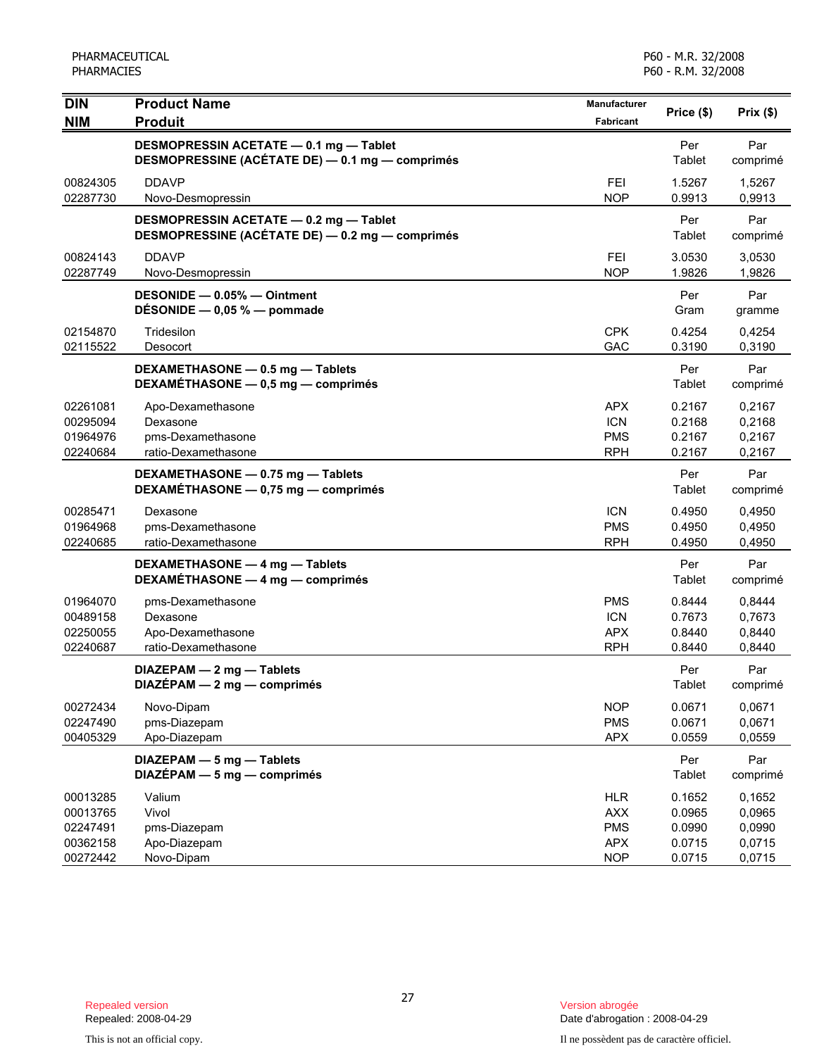| DIN NIM | Product Name Produit | Manufacturer Fabricant | Price ($) | Prix ($) |
|---|---|---|---|---|
| | **DESMOPRESSIN ACETATE — 0.1 mg — Tablet DESMOPRESSINE (ACÉTATE DE) — 0.1 mg — comprimés** | | Per Tablet | Par comprimé |
| 00824305 | DDAVP | FEI | 1.5267 | 1,5267 |
| 02287730 | Novo-Desmopressin | NOP | 0.9913 | 0,9913 |
| | **DESMOPRESSIN ACETATE — 0.2 mg — Tablet DESMOPRESSINE (ACÉTATE DE) — 0.2 mg — comprimés** | | Per Tablet | Par comprimé |
| 00824143 | DDAVP | FEI | 3.0530 | 3,0530 |
| 02287749 | Novo-Desmopressin | NOP | 1.9826 | 1,9826 |
| | **DESONIDE — 0.05% — Ointment DÉSONIDE — 0,05 % — pommade** | | Per Gram | Par gramme |
| 02154870 | Tridesilon | CPK | 0.4254 | 0,4254 |
| 02115522 | Desocort | GAC | 0.3190 | 0,3190 |
| | **DEXAMETHASONE — 0.5 mg — Tablets DEXAMÉTHASONE — 0,5 mg — comprimés** | | Per Tablet | Par comprimé |
| 02261081 | Apo-Dexamethasone | APX | 0.2167 | 0,2167 |
| 00295094 | Dexasone | ICN | 0.2168 | 0,2168 |
| 01964976 | pms-Dexamethasone | PMS | 0.2167 | 0,2167 |
| 02240684 | ratio-Dexamethasone | RPH | 0.2167 | 0,2167 |
| | **DEXAMETHASONE — 0.75 mg — Tablets DEXAMÉTHASONE — 0,75 mg — comprimés** | | Per Tablet | Par comprimé |
| 00285471 | Dexasone | ICN | 0.4950 | 0,4950 |
| 01964968 | pms-Dexamethasone | PMS | 0.4950 | 0,4950 |
| 02240685 | ratio-Dexamethasone | RPH | 0.4950 | 0,4950 |
| | **DEXAMETHASONE — 4 mg — Tablets DEXAMÉTHASONE — 4 mg — comprimés** | | Per Tablet | Par comprimé |
| 01964070 | pms-Dexamethasone | PMS | 0.8444 | 0,8444 |
| 00489158 | Dexasone | ICN | 0.7673 | 0,7673 |
| 02250055 | Apo-Dexamethasone | APX | 0.8440 | 0,8440 |
| 02240687 | ratio-Dexamethasone | RPH | 0.8440 | 0,8440 |
| | **DIAZEPAM — 2 mg — Tablets DIAZÉPAM — 2 mg — comprimés** | | Per Tablet | Par comprimé |
| 00272434 | Novo-Dipam | NOP | 0.0671 | 0,0671 |
| 02247490 | pms-Diazepam | PMS | 0.0671 | 0,0671 |
| 00405329 | Apo-Diazepam | APX | 0.0559 | 0,0559 |
| | **DIAZEPAM — 5 mg — Tablets DIAZÉPAM — 5 mg — comprimés** | | Per Tablet | Par comprimé |
| 00013285 | Valium | HLR | 0.1652 | 0,1652 |
| 00013765 | Vivol | AXX | 0.0965 | 0,0965 |
| 02247491 | pms-Diazepam | PMS | 0.0990 | 0,0990 |
| 00362158 | Apo-Diazepam | APX | 0.0715 | 0,0715 |
| 00272442 | Novo-Dipam | NOP | 0.0715 | 0,0715 |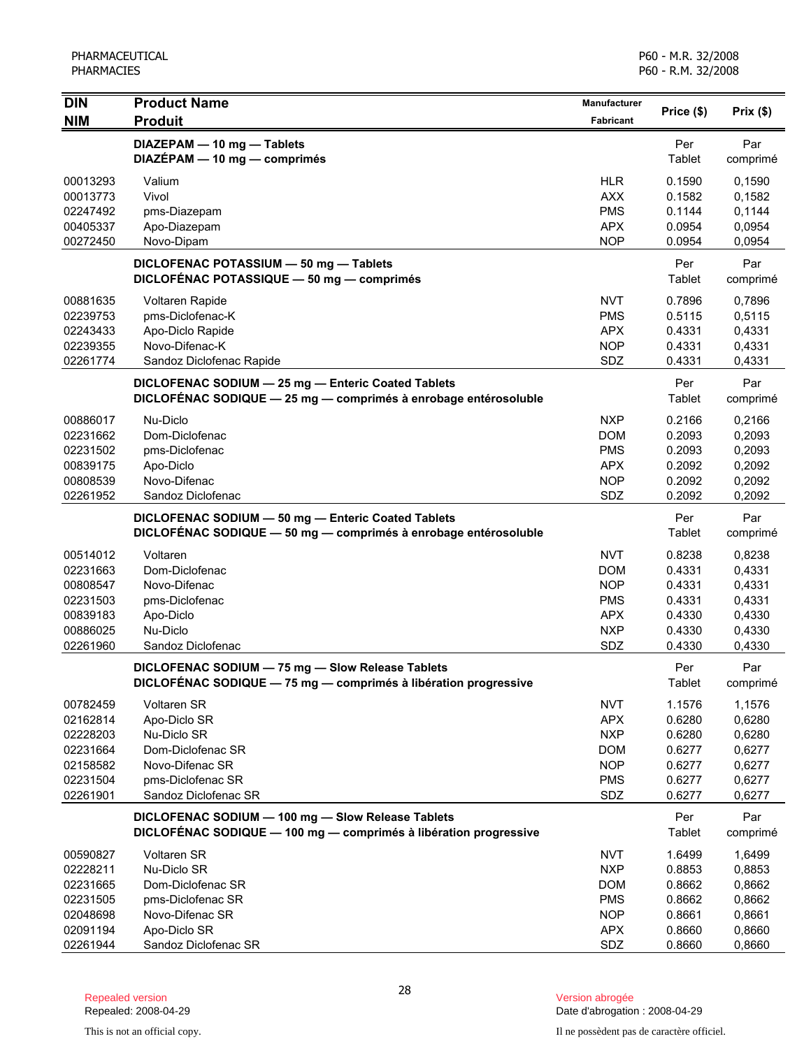| DIN<br>NIM | Product Name<br>Produit | Manufacturer<br>Fabricant | Price ($) | Prix ($) |
|---|---|---|---|---|
| | **DIAZEPAM — 10 mg — Tablets**<br>**DIAZÉPAM — 10 mg — comprimés** | | Per Tablet | Par comprimé |
| 00013293 | Valium | HLR | 0.1590 | 0,1590 |
| 00013773 | Vivol | AXX | 0.1582 | 0,1582 |
| 02247492 | pms-Diazepam | PMS | 0.1144 | 0,1144 |
| 00405337 | Apo-Diazepam | APX | 0.0954 | 0,0954 |
| 00272450 | Novo-Dipam | NOP | 0.0954 | 0,0954 |
| | **DICLOFENAC POTASSIUM — 50 mg — Tablets**<br>**DICLOFÉNAC POTASSIQUE — 50 mg — comprimés** | | Per Tablet | Par comprimé |
| 00881635 | Voltaren Rapide | NVT | 0.7896 | 0,7896 |
| 02239753 | pms-Diclofenac-K | PMS | 0.5115 | 0,5115 |
| 02243433 | Apo-Diclo Rapide | APX | 0.4331 | 0,4331 |
| 02239355 | Novo-Difenac-K | NOP | 0.4331 | 0,4331 |
| 02261774 | Sandoz Diclofenac Rapide | SDZ | 0.4331 | 0,4331 |
| | **DICLOFENAC SODIUM — 25 mg — Enteric Coated Tablets**<br>**DICLOFÉNAC SODIQUE — 25 mg — comprimés à enrobage entérosoluble** | | Per Tablet | Par comprimé |
| 00886017 | Nu-Diclo | NXP | 0.2166 | 0,2166 |
| 02231662 | Dom-Diclofenac | DOM | 0.2093 | 0,2093 |
| 02231502 | pms-Diclofenac | PMS | 0.2093 | 0,2093 |
| 00839175 | Apo-Diclo | APX | 0.2092 | 0,2092 |
| 00808539 | Novo-Difenac | NOP | 0.2092 | 0,2092 |
| 02261952 | Sandoz Diclofenac | SDZ | 0.2092 | 0,2092 |
| | **DICLOFENAC SODIUM — 50 mg — Enteric Coated Tablets**<br>**DICLOFÉNAC SODIQUE — 50 mg — comprimés à enrobage entérosoluble** | | Per Tablet | Par comprimé |
| 00514012 | Voltaren | NVT | 0.8238 | 0,8238 |
| 02231663 | Dom-Diclofenac | DOM | 0.4331 | 0,4331 |
| 00808547 | Novo-Difenac | NOP | 0.4331 | 0,4331 |
| 02231503 | pms-Diclofenac | PMS | 0.4331 | 0,4331 |
| 00839183 | Apo-Diclo | APX | 0.4330 | 0,4330 |
| 00886025 | Nu-Diclo | NXP | 0.4330 | 0,4330 |
| 02261960 | Sandoz Diclofenac | SDZ | 0.4330 | 0,4330 |
| | **DICLOFENAC SODIUM — 75 mg — Slow Release Tablets**<br>**DICLOFÉNAC SODIQUE — 75 mg — comprimés à libération progressive** | | Per Tablet | Par comprimé |
| 00782459 | Voltaren SR | NVT | 1.1576 | 1,1576 |
| 02162814 | Apo-Diclo SR | APX | 0.6280 | 0,6280 |
| 02228203 | Nu-Diclo SR | NXP | 0.6280 | 0,6280 |
| 02231664 | Dom-Diclofenac SR | DOM | 0.6277 | 0,6277 |
| 02158582 | Novo-Difenac SR | NOP | 0.6277 | 0,6277 |
| 02231504 | pms-Diclofenac SR | PMS | 0.6277 | 0,6277 |
| 02261901 | Sandoz Diclofenac SR | SDZ | 0.6277 | 0,6277 |
| | **DICLOFENAC SODIUM — 100 mg — Slow Release Tablets**<br>**DICLOFÉNAC SODIQUE — 100 mg — comprimés à libération progressive** | | Per Tablet | Par comprimé |
| 00590827 | Voltaren SR | NVT | 1.6499 | 1,6499 |
| 02228211 | Nu-Diclo SR | NXP | 0.8853 | 0,8853 |
| 02231665 | Dom-Diclofenac SR | DOM | 0.8662 | 0,8662 |
| 02231505 | pms-Diclofenac SR | PMS | 0.8662 | 0,8662 |
| 02048698 | Novo-Difenac SR | NOP | 0.8661 | 0,8661 |
| 02091194 | Apo-Diclo SR | APX | 0.8660 | 0,8660 |
| 02261944 | Sandoz Diclofenac SR | SDZ | 0.8660 | 0,8660 |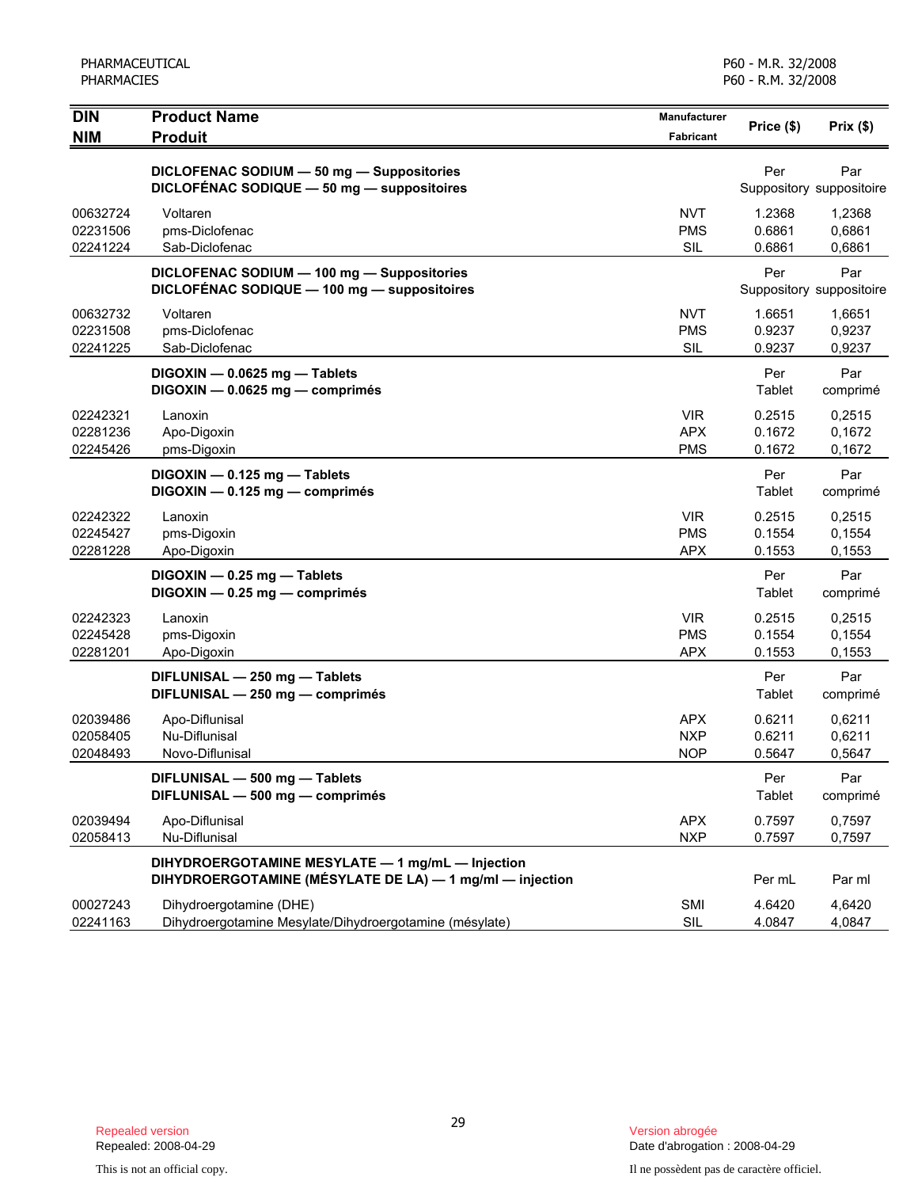| DIN<br>NIM | Product Name<br>Produit | Manufacturer<br>Fabricant | Price ($) | Prix ($) |
|---|---|---|---|---|
| | **DICLOFENAC SODIUM — 50 mg — Suppositories**<br>**DICLOFÉNAC SODIQUE — 50 mg — suppositoires** | | Per Suppository | Par suppositoire |
| 00632724 | Voltaren | NVT | 1.2368 | 1,2368 |
| 02231506 | pms-Diclofenac | PMS | 0.6861 | 0,6861 |
| 02241224 | Sab-Diclofenac | SIL | 0.6861 | 0,6861 |
| | **DICLOFENAC SODIUM — 100 mg — Suppositories**<br>**DICLOFÉNAC SODIQUE — 100 mg — suppositoires** | | Per Suppository | Par suppositoire |
| 00632732 | Voltaren | NVT | 1.6651 | 1,6651 |
| 02231508 | pms-Diclofenac | PMS | 0.9237 | 0,9237 |
| 02241225 | Sab-Diclofenac | SIL | 0.9237 | 0,9237 |
| | **DIGOXIN — 0.0625 mg — Tablets**<br>**DIGOXIN — 0.0625 mg — comprimés** | | Per Tablet | Par comprimé |
| 02242321 | Lanoxin | VIR | 0.2515 | 0,2515 |
| 02281236 | Apo-Digoxin | APX | 0.1672 | 0,1672 |
| 02245426 | pms-Digoxin | PMS | 0.1672 | 0,1672 |
| | **DIGOXIN — 0.125 mg — Tablets**<br>**DIGOXIN — 0.125 mg — comprimés** | | Per Tablet | Par comprimé |
| 02242322 | Lanoxin | VIR | 0.2515 | 0,2515 |
| 02245427 | pms-Digoxin | PMS | 0.1554 | 0,1554 |
| 02281228 | Apo-Digoxin | APX | 0.1553 | 0,1553 |
| | **DIGOXIN — 0.25 mg — Tablets**<br>**DIGOXIN — 0.25 mg — comprimés** | | Per Tablet | Par comprimé |
| 02242323 | Lanoxin | VIR | 0.2515 | 0,2515 |
| 02245428 | pms-Digoxin | PMS | 0.1554 | 0,1554 |
| 02281201 | Apo-Digoxin | APX | 0.1553 | 0,1553 |
| | **DIFLUNISAL — 250 mg — Tablets**<br>**DIFLUNISAL — 250 mg — comprimés** | | Per Tablet | Par comprimé |
| 02039486 | Apo-Diflunisal | APX | 0.6211 | 0,6211 |
| 02058405 | Nu-Diflunisal | NXP | 0.6211 | 0,6211 |
| 02048493 | Novo-Diflunisal | NOP | 0.5647 | 0,5647 |
| | **DIFLUNISAL — 500 mg — Tablets**<br>**DIFLUNISAL — 500 mg — comprimés** | | Per Tablet | Par comprimé |
| 02039494 | Apo-Diflunisal | APX | 0.7597 | 0,7597 |
| 02058413 | Nu-Diflunisal | NXP | 0.7597 | 0,7597 |
| | **DIHYDROERGOTAMINE MESYLATE — 1 mg/mL — Injection**<br>**DIHYDROERGOTAMINE (MÉSYLATE DE LA) — 1 mg/ml — injection** | | Per mL | Par ml |
| 00027243 | Dihydroergotamine (DHE) | SMI | 4.6420 | 4,6420 |
| 02241163 | Dihydroergotamine Mesylate/Dihydroergotamine (mésylate) | SIL | 4.0847 | 4,0847 |

Repealed version
Repealed: 2008-04-29

This is not an official copy.

Version abrogée
Date d'abrogation : 2008-04-29

Il ne possèdent pas de caractère officiel.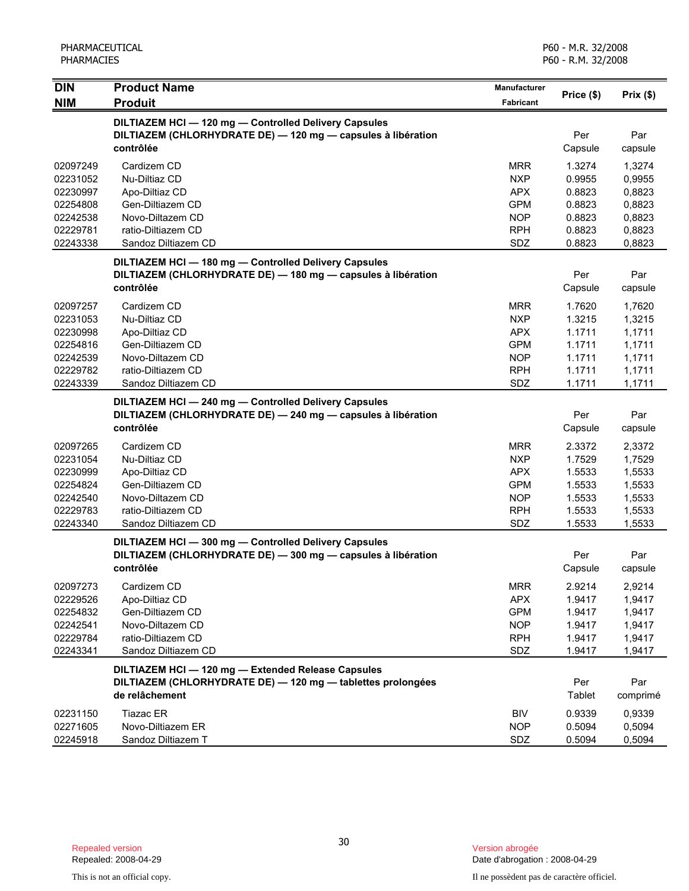| DIN<br>NIM | Product Name<br>Produit | Manufacturer<br>Fabricant | Price ($) | Prix ($) |
|---|---|---|---|---|
| | **DILTIAZEM HCl — 120 mg — Controlled Delivery Capsules**<br>**DILTIAZEM (CHLORHYDRATE DE) — 120 mg — capsules à libération contrôlée** | | Per Capsule | Par capsule |
| 02097249 | Cardizem CD | MRR | 1.3274 | 1,3274 |
| 02231052 | Nu-Diltiaz CD | NXP | 0.9955 | 0,9955 |
| 02230997 | Apo-Diltiaz CD | APX | 0.8823 | 0,8823 |
| 02254808 | Gen-Diltiazem CD | GPM | 0.8823 | 0,8823 |
| 02242538 | Novo-Diltazem CD | NOP | 0.8823 | 0,8823 |
| 02229781 | ratio-Diltiazem CD | RPH | 0.8823 | 0,8823 |
| 02243338 | Sandoz Diltiazem CD | SDZ | 0.8823 | 0,8823 |
| | **DILTIAZEM HCl — 180 mg — Controlled Delivery Capsules**<br>**DILTIAZEM (CHLORHYDRATE DE) — 180 mg — capsules à libération contrôlée** | | Per Capsule | Par capsule |
| 02097257 | Cardizem CD | MRR | 1.7620 | 1,7620 |
| 02231053 | Nu-Diltiaz CD | NXP | 1.3215 | 1,3215 |
| 02230998 | Apo-Diltiaz CD | APX | 1.1711 | 1,1711 |
| 02254816 | Gen-Diltiazem CD | GPM | 1.1711 | 1,1711 |
| 02242539 | Novo-Diltazem CD | NOP | 1.1711 | 1,1711 |
| 02229782 | ratio-Diltiazem CD | RPH | 1.1711 | 1,1711 |
| 02243339 | Sandoz Diltiazem CD | SDZ | 1.1711 | 1,1711 |
| | **DILTIAZEM HCl — 240 mg — Controlled Delivery Capsules**<br>**DILTIAZEM (CHLORHYDRATE DE) — 240 mg — capsules à libération contrôlée** | | Per Capsule | Par capsule |
| 02097265 | Cardizem CD | MRR | 2.3372 | 2,3372 |
| 02231054 | Nu-Diltiaz CD | NXP | 1.7529 | 1,7529 |
| 02230999 | Apo-Diltiaz CD | APX | 1.5533 | 1,5533 |
| 02254824 | Gen-Diltiazem CD | GPM | 1.5533 | 1,5533 |
| 02242540 | Novo-Diltazem CD | NOP | 1.5533 | 1,5533 |
| 02229783 | ratio-Diltiazem CD | RPH | 1.5533 | 1,5533 |
| 02243340 | Sandoz Diltiazem CD | SDZ | 1.5533 | 1,5533 |
| | **DILTIAZEM HCl — 300 mg — Controlled Delivery Capsules**<br>**DILTIAZEM (CHLORHYDRATE DE) — 300 mg — capsules à libération contrôlée** | | Per Capsule | Par capsule |
| 02097273 | Cardizem CD | MRR | 2.9214 | 2,9214 |
| 02229526 | Apo-Diltiaz CD | APX | 1.9417 | 1,9417 |
| 02254832 | Gen-Diltiazem CD | GPM | 1.9417 | 1,9417 |
| 02242541 | Novo-Diltazem CD | NOP | 1.9417 | 1,9417 |
| 02229784 | ratio-Diltiazem CD | RPH | 1.9417 | 1,9417 |
| 02243341 | Sandoz Diltiazem CD | SDZ | 1.9417 | 1,9417 |
| | **DILTIAZEM HCl — 120 mg — Extended Release Capsules**<br>**DILTIAZEM (CHLORHYDRATE DE) — 120 mg — tablettes prolongées de relâchement** | | Per Tablet | Par comprimé |
| 02231150 | Tiazac ER | BIV | 0.9339 | 0,9339 |
| 02271605 | Novo-Diltiazem ER | NOP | 0.5094 | 0,5094 |
| 02245918 | Sandoz Diltiazem T | SDZ | 0.5094 | 0,5094 |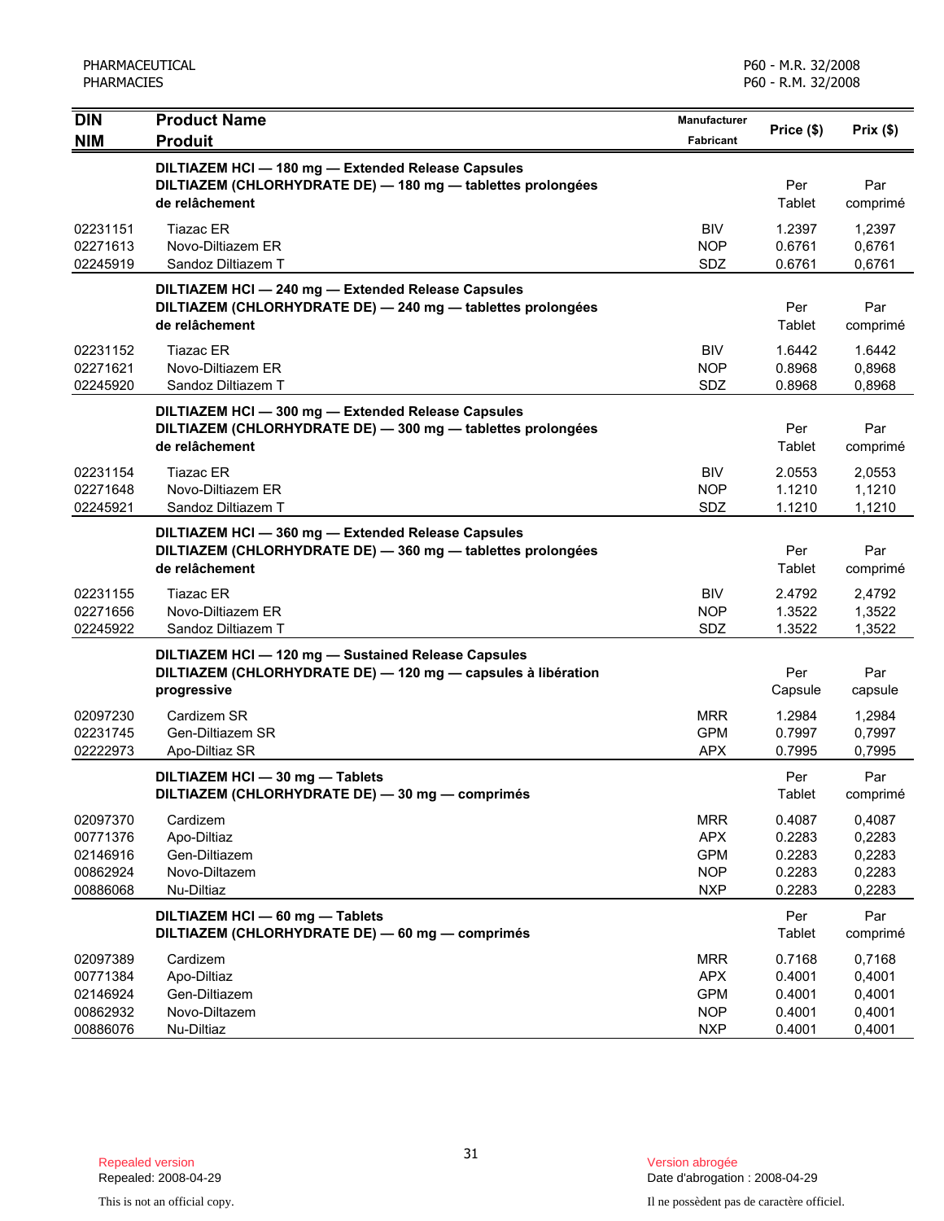| DIN<br>NIM | Product Name<br>Produit | Manufacturer<br>Fabricant | Price ($) | Prix ($) |
|---|---|---|---|---|
| | **DILTIAZEM HCl — 180 mg — Extended Release Capsules**<br>**DILTIAZEM (CHLORHYDRATE DE) — 180 mg — tablettes prolongées de relâchement** | | Per Tablet | Par comprimé |
| 02231151 | Tiazac ER | BIV | 1.2397 | 1,2397 |
| 02271613 | Novo-Diltiazem ER | NOP | 0.6761 | 0,6761 |
| 02245919 | Sandoz Diltiazem T | SDZ | 0.6761 | 0,6761 |
| | **DILTIAZEM HCl — 240 mg — Extended Release Capsules**<br>**DILTIAZEM (CHLORHYDRATE DE) — 240 mg — tablettes prolongées de relâchement** | | Per Tablet | Par comprimé |
| 02231152 | Tiazac ER | BIV | 1.6442 | 1.6442 |
| 02271621 | Novo-Diltiazem ER | NOP | 0.8968 | 0,8968 |
| 02245920 | Sandoz Diltiazem T | SDZ | 0.8968 | 0,8968 |
| | **DILTIAZEM HCl — 300 mg — Extended Release Capsules**<br>**DILTIAZEM (CHLORHYDRATE DE) — 300 mg — tablettes prolongées de relâchement** | | Per Tablet | Par comprimé |
| 02231154 | Tiazac ER | BIV | 2.0553 | 2,0553 |
| 02271648 | Novo-Diltiazem ER | NOP | 1.1210 | 1,1210 |
| 02245921 | Sandoz Diltiazem T | SDZ | 1.1210 | 1,1210 |
| | **DILTIAZEM HCl — 360 mg — Extended Release Capsules**<br>**DILTIAZEM (CHLORHYDRATE DE) — 360 mg — tablettes prolongées de relâchement** | | Per Tablet | Par comprimé |
| 02231155 | Tiazac ER | BIV | 2.4792 | 2,4792 |
| 02271656 | Novo-Diltiazem ER | NOP | 1.3522 | 1,3522 |
| 02245922 | Sandoz Diltiazem T | SDZ | 1.3522 | 1,3522 |
| | **DILTIAZEM HCl — 120 mg — Sustained Release Capsules**<br>**DILTIAZEM (CHLORHYDRATE DE) — 120 mg — capsules à libération progressive** | | Per Capsule | Par capsule |
| 02097230 | Cardizem SR | MRR | 1.2984 | 1,2984 |
| 02231745 | Gen-Diltiazem SR | GPM | 0.7997 | 0,7997 |
| 02222973 | Apo-Diltiaz SR | APX | 0.7995 | 0,7995 |
| | **DILTIAZEM HCl — 30 mg — Tablets**<br>**DILTIAZEM (CHLORHYDRATE DE) — 30 mg — comprimés** | | Per Tablet | Par comprimé |
| 02097370 | Cardizem | MRR | 0.4087 | 0,4087 |
| 00771376 | Apo-Diltiaz | APX | 0.2283 | 0,2283 |
| 02146916 | Gen-Diltiazem | GPM | 0.2283 | 0,2283 |
| 00862924 | Novo-Diltazem | NOP | 0.2283 | 0,2283 |
| 00886068 | Nu-Diltiaz | NXP | 0.2283 | 0,2283 |
| | **DILTIAZEM HCl — 60 mg — Tablets**<br>**DILTIAZEM (CHLORHYDRATE DE) — 60 mg — comprimés** | | Per Tablet | Par comprimé |
| 02097389 | Cardizem | MRR | 0.7168 | 0,7168 |
| 00771384 | Apo-Diltiaz | APX | 0.4001 | 0,4001 |
| 02146924 | Gen-Diltiazem | GPM | 0.4001 | 0,4001 |
| 00862932 | Novo-Diltazem | NOP | 0.4001 | 0,4001 |
| 00886076 | Nu-Diltiaz | NXP | 0.4001 | 0,4001 |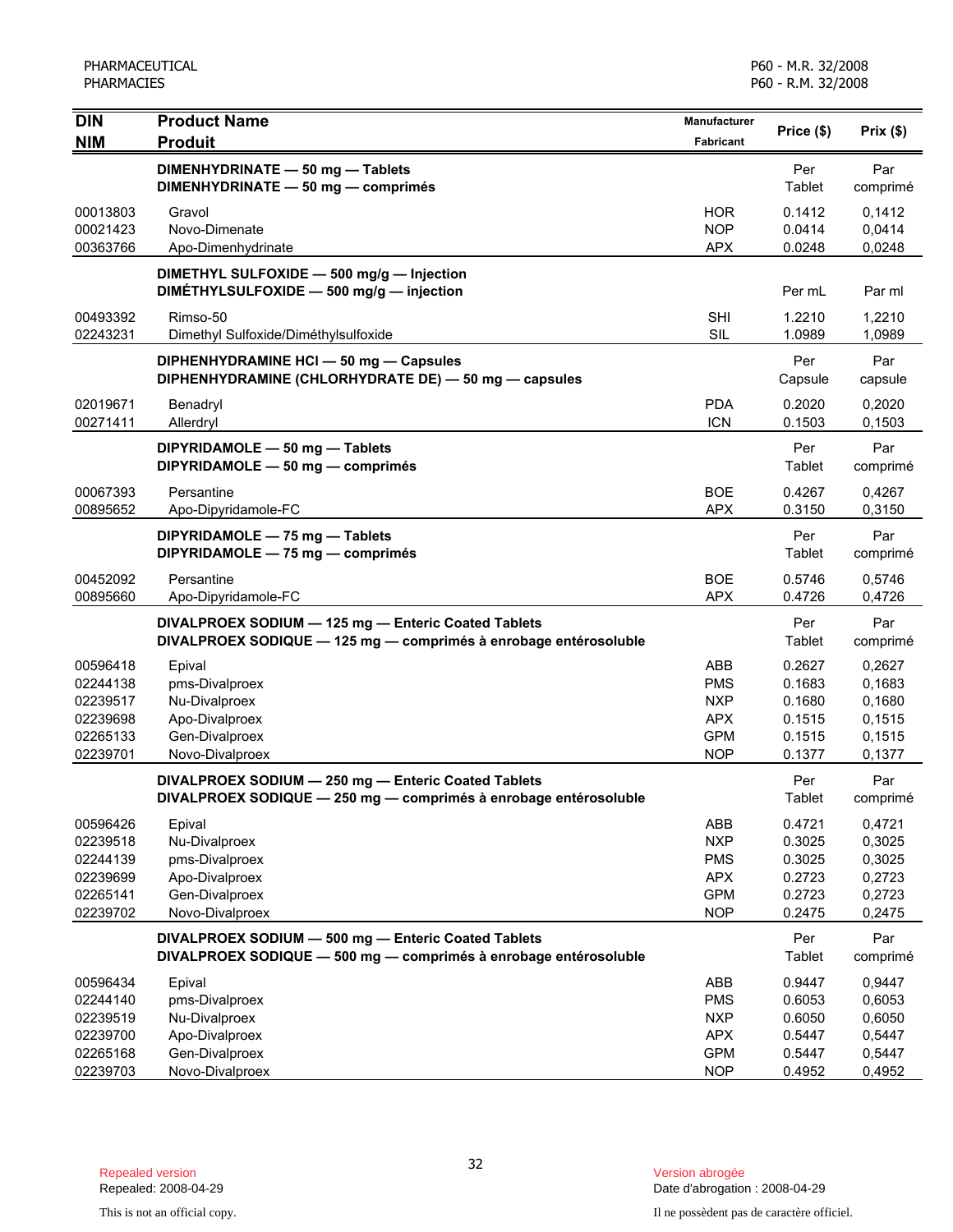| DIN<br>NIM | Product Name<br>Produit | Manufacturer<br>Fabricant | Price ($) | Prix ($) |
|---|---|---|---|---|
| | **DIMENHYDRINATE — 50 mg — Tablets**<br>**DIMENHYDRINATE — 50 mg — comprimés** | | Per Tablet | Par comprimé |
| 00013803 | Gravol | HOR | 0.1412 | 0,1412 |
| 00021423 | Novo-Dimenate | NOP | 0.0414 | 0,0414 |
| 00363766 | Apo-Dimenhydrinate | APX | 0.0248 | 0,0248 |
| | **DIMETHYL SULFOXIDE — 500 mg/g — Injection**<br>**DIMÉTHYLSULFOXIDE — 500 mg/g — injection** | | Per mL | Par ml |
| 00493392 | Rimso-50 | SHI | 1.2210 | 1,2210 |
| 02243231 | Dimethyl Sulfoxide/Diméthylsulfoxide | SIL | 1.0989 | 1,0989 |
| | **DIPHENHYDRAMINE HCl — 50 mg — Capsules**<br>**DIPHENHYDRAMINE (CHLORHYDRATE DE) — 50 mg — capsules** | | Per Capsule | Par capsule |
| 02019671 | Benadryl | PDA | 0.2020 | 0,2020 |
| 00271411 | Allerdryl | ICN | 0.1503 | 0,1503 |
| | **DIPYRIDAMOLE — 50 mg — Tablets**<br>**DIPYRIDAMOLE — 50 mg — comprimés** | | Per Tablet | Par comprimé |
| 00067393 | Persantine | BOE | 0.4267 | 0,4267 |
| 00895652 | Apo-Dipyridamole-FC | APX | 0.3150 | 0,3150 |
| | **DIPYRIDAMOLE — 75 mg — Tablets**<br>**DIPYRIDAMOLE — 75 mg — comprimés** | | Per Tablet | Par comprimé |
| 00452092 | Persantine | BOE | 0.5746 | 0,5746 |
| 00895660 | Apo-Dipyridamole-FC | APX | 0.4726 | 0,4726 |
| | **DIVALPROEX SODIUM — 125 mg — Enteric Coated Tablets**<br>**DIVALPROEX SODIQUE — 125 mg — comprimés à enrobage entérosoluble** | | Per Tablet | Par comprimé |
| 00596418 | Epival | ABB | 0.2627 | 0,2627 |
| 02244138 | pms-Divalproex | PMS | 0.1683 | 0,1683 |
| 02239517 | Nu-Divalproex | NXP | 0.1680 | 0,1680 |
| 02239698 | Apo-Divalproex | APX | 0.1515 | 0,1515 |
| 02265133 | Gen-Divalproex | GPM | 0.1515 | 0,1515 |
| 02239701 | Novo-Divalproex | NOP | 0.1377 | 0,1377 |
| | **DIVALPROEX SODIUM — 250 mg — Enteric Coated Tablets**<br>**DIVALPROEX SODIQUE — 250 mg — comprimés à enrobage entérosoluble** | | Per Tablet | Par comprimé |
| 00596426 | Epival | ABB | 0.4721 | 0,4721 |
| 02239518 | Nu-Divalproex | NXP | 0.3025 | 0,3025 |
| 02244139 | pms-Divalproex | PMS | 0.3025 | 0,3025 |
| 02239699 | Apo-Divalproex | APX | 0.2723 | 0,2723 |
| 02265141 | Gen-Divalproex | GPM | 0.2723 | 0,2723 |
| 02239702 | Novo-Divalproex | NOP | 0.2475 | 0,2475 |
| | **DIVALPROEX SODIUM — 500 mg — Enteric Coated Tablets**<br>**DIVALPROEX SODIQUE — 500 mg — comprimés à enrobage entérosoluble** | | Per Tablet | Par comprimé |
| 00596434 | Epival | ABB | 0.9447 | 0,9447 |
| 02244140 | pms-Divalproex | PMS | 0.6053 | 0,6053 |
| 02239519 | Nu-Divalproex | NXP | 0.6050 | 0,6050 |
| 02239700 | Apo-Divalproex | APX | 0.5447 | 0,5447 |
| 02265168 | Gen-Divalproex | GPM | 0.5447 | 0,5447 |
| 02239703 | Novo-Divalproex | NOP | 0.4952 | 0,4952 |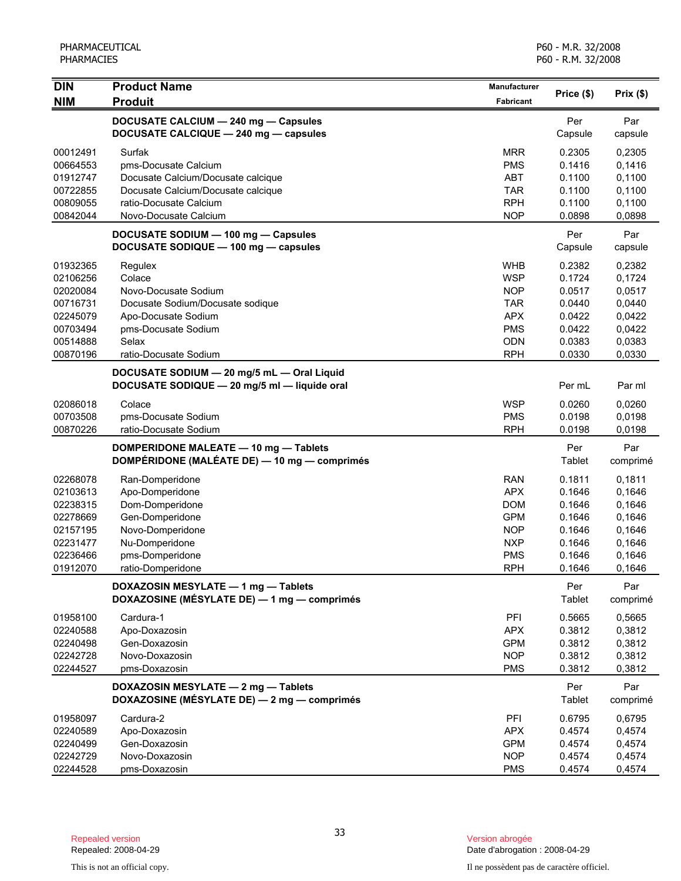| DIN NIM | Product Name Produit | Manufacturer Fabricant | Price ($) | Prix ($) |
|---|---|---|---|---|
| | **DOCUSATE CALCIUM — 240 mg — Capsules** **DOCUSATE CALCIQUE — 240 mg — capsules** | | Per Capsule | Par capsule |
| 00012491 | Surfak | MRR | 0.2305 | 0,2305 |
| 00664553 | pms-Docusate Calcium | PMS | 0.1416 | 0,1416 |
| 01912747 | Docusate Calcium/Docusate calcique | ABT | 0.1100 | 0,1100 |
| 00722855 | Docusate Calcium/Docusate calcique | TAR | 0.1100 | 0,1100 |
| 00809055 | ratio-Docusate Calcium | RPH | 0.1100 | 0,1100 |
| 00842044 | Novo-Docusate Calcium | NOP | 0.0898 | 0,0898 |
| | **DOCUSATE SODIUM — 100 mg — Capsules** **DOCUSATE SODIQUE — 100 mg — capsules** | | Per Capsule | Par capsule |
| 01932365 | Regulex | WHB | 0.2382 | 0,2382 |
| 02106256 | Colace | WSP | 0.1724 | 0,1724 |
| 02020084 | Novo-Docusate Sodium | NOP | 0.0517 | 0,0517 |
| 00716731 | Docusate Sodium/Docusate sodique | TAR | 0.0440 | 0,0440 |
| 02245079 | Apo-Docusate Sodium | APX | 0.0422 | 0,0422 |
| 00703494 | pms-Docusate Sodium | PMS | 0.0422 | 0,0422 |
| 00514888 | Selax | ODN | 0.0383 | 0,0383 |
| 00870196 | ratio-Docusate Sodium | RPH | 0.0330 | 0,0330 |
| | **DOCUSATE SODIUM — 20 mg/5 mL — Oral Liquid** **DOCUSATE SODIQUE — 20 mg/5 ml — liquide oral** | | Per mL | Par ml |
| 02086018 | Colace | WSP | 0.0260 | 0,0260 |
| 00703508 | pms-Docusate Sodium | PMS | 0.0198 | 0,0198 |
| 00870226 | ratio-Docusate Sodium | RPH | 0.0198 | 0,0198 |
| | **DOMPERIDONE MALEATE — 10 mg — Tablets** **DOMPÉRIDONE (MALÉATE DE) — 10 mg — comprimés** | | Per Tablet | Par comprimé |
| 02268078 | Ran-Domperidone | RAN | 0.1811 | 0,1811 |
| 02103613 | Apo-Domperidone | APX | 0.1646 | 0,1646 |
| 02238315 | Dom-Domperidone | DOM | 0.1646 | 0,1646 |
| 02278669 | Gen-Domperidone | GPM | 0.1646 | 0,1646 |
| 02157195 | Novo-Domperidone | NOP | 0.1646 | 0,1646 |
| 02231477 | Nu-Domperidone | NXP | 0.1646 | 0,1646 |
| 02236466 | pms-Domperidone | PMS | 0.1646 | 0,1646 |
| 01912070 | ratio-Domperidone | RPH | 0.1646 | 0,1646 |
| | **DOXAZOSIN MESYLATE — 1 mg — Tablets** **DOXAZOSINE (MÉSYLATE DE) — 1 mg — comprimés** | | Per Tablet | Par comprimé |
| 01958100 | Cardura-1 | PFI | 0.5665 | 0,5665 |
| 02240588 | Apo-Doxazosin | APX | 0.3812 | 0,3812 |
| 02240498 | Gen-Doxazosin | GPM | 0.3812 | 0,3812 |
| 02242728 | Novo-Doxazosin | NOP | 0.3812 | 0,3812 |
| 02244527 | pms-Doxazosin | PMS | 0.3812 | 0,3812 |
| | **DOXAZOSIN MESYLATE — 2 mg — Tablets** **DOXAZOSINE (MÉSYLATE DE) — 2 mg — comprimés** | | Per Tablet | Par comprimé |
| 01958097 | Cardura-2 | PFI | 0.6795 | 0,6795 |
| 02240589 | Apo-Doxazosin | APX | 0.4574 | 0,4574 |
| 02240499 | Gen-Doxazosin | GPM | 0.4574 | 0,4574 |
| 02242729 | Novo-Doxazosin | NOP | 0.4574 | 0,4574 |
| 02244528 | pms-Doxazosin | PMS | 0.4574 | 0,4574 |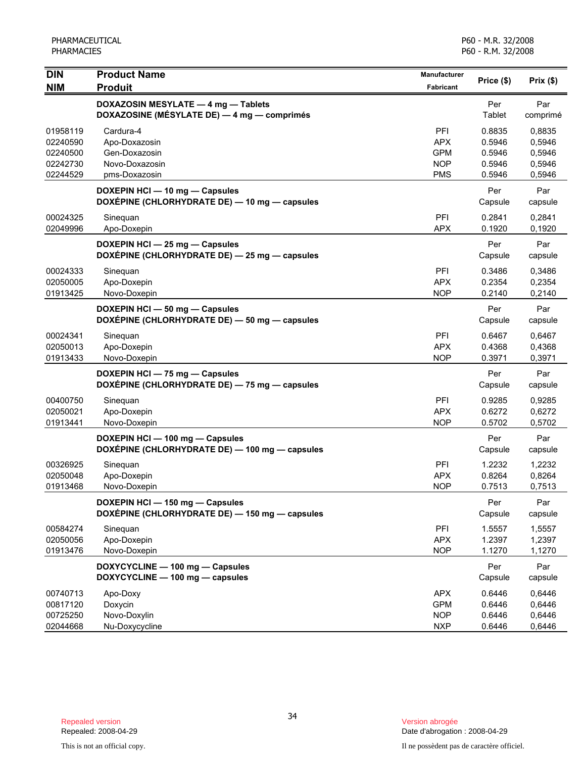| DIN<br>NIM | Product Name<br>Produit | Manufacturer<br>Fabricant | Price ($) | Prix ($) |
|---|---|---|---|---|
| | **DOXAZOSIN MESYLATE — 4 mg — Tablets<br>DOXAZOSINE (MÉSYLATE DE) — 4 mg — comprimés** | | Per Tablet | Par comprimé |
| 01958119 | Cardura-4 | PFI | 0.8835 | 0,8835 |
| 02240590 | Apo-Doxazosin | APX | 0.5946 | 0,5946 |
| 02240500 | Gen-Doxazosin | GPM | 0.5946 | 0,5946 |
| 02242730 | Novo-Doxazosin | NOP | 0.5946 | 0,5946 |
| 02244529 | pms-Doxazosin | PMS | 0.5946 | 0,5946 |
| | **DOXEPIN HCl — 10 mg — Capsules<br>DOXÉPINE (CHLORHYDRATE DE) — 10 mg — capsules** | | Per Capsule | Par capsule |
| 00024325 | Sinequan | PFI | 0.2841 | 0,2841 |
| 02049996 | Apo-Doxepin | APX | 0.1920 | 0,1920 |
| | **DOXEPIN HCl — 25 mg — Capsules<br>DOXÉPINE (CHLORHYDRATE DE) — 25 mg — capsules** | | Per Capsule | Par capsule |
| 00024333 | Sinequan | PFI | 0.3486 | 0,3486 |
| 02050005 | Apo-Doxepin | APX | 0.2354 | 0,2354 |
| 01913425 | Novo-Doxepin | NOP | 0.2140 | 0,2140 |
| | **DOXEPIN HCl — 50 mg — Capsules<br>DOXÉPINE (CHLORHYDRATE DE) — 50 mg — capsules** | | Per Capsule | Par capsule |
| 00024341 | Sinequan | PFI | 0.6467 | 0,6467 |
| 02050013 | Apo-Doxepin | APX | 0.4368 | 0,4368 |
| 01913433 | Novo-Doxepin | NOP | 0.3971 | 0,3971 |
| | **DOXEPIN HCl — 75 mg — Capsules<br>DOXÉPINE (CHLORHYDRATE DE) — 75 mg — capsules** | | Per Capsule | Par capsule |
| 00400750 | Sinequan | PFI | 0.9285 | 0,9285 |
| 02050021 | Apo-Doxepin | APX | 0.6272 | 0,6272 |
| 01913441 | Novo-Doxepin | NOP | 0.5702 | 0,5702 |
| | **DOXEPIN HCl — 100 mg — Capsules<br>DOXÉPINE (CHLORHYDRATE DE) — 100 mg — capsules** | | Per Capsule | Par capsule |
| 00326925 | Sinequan | PFI | 1.2232 | 1,2232 |
| 02050048 | Apo-Doxepin | APX | 0.8264 | 0,8264 |
| 01913468 | Novo-Doxepin | NOP | 0.7513 | 0,7513 |
| | **DOXEPIN HCl — 150 mg — Capsules<br>DOXÉPINE (CHLORHYDRATE DE) — 150 mg — capsules** | | Per Capsule | Par capsule |
| 00584274 | Sinequan | PFI | 1.5557 | 1,5557 |
| 02050056 | Apo-Doxepin | APX | 1.2397 | 1,2397 |
| 01913476 | Novo-Doxepin | NOP | 1.1270 | 1,1270 |
| | **DOXYCYCLINE — 100 mg — Capsules<br>DOXYCYCLINE — 100 mg — capsules** | | Per Capsule | Par capsule |
| 00740713 | Apo-Doxy | APX | 0.6446 | 0,6446 |
| 00817120 | Doxycin | GPM | 0.6446 | 0,6446 |
| 00725250 | Novo-Doxylin | NOP | 0.6446 | 0,6446 |
| 02044668 | Nu-Doxycycline | NXP | 0.6446 | 0,6446 |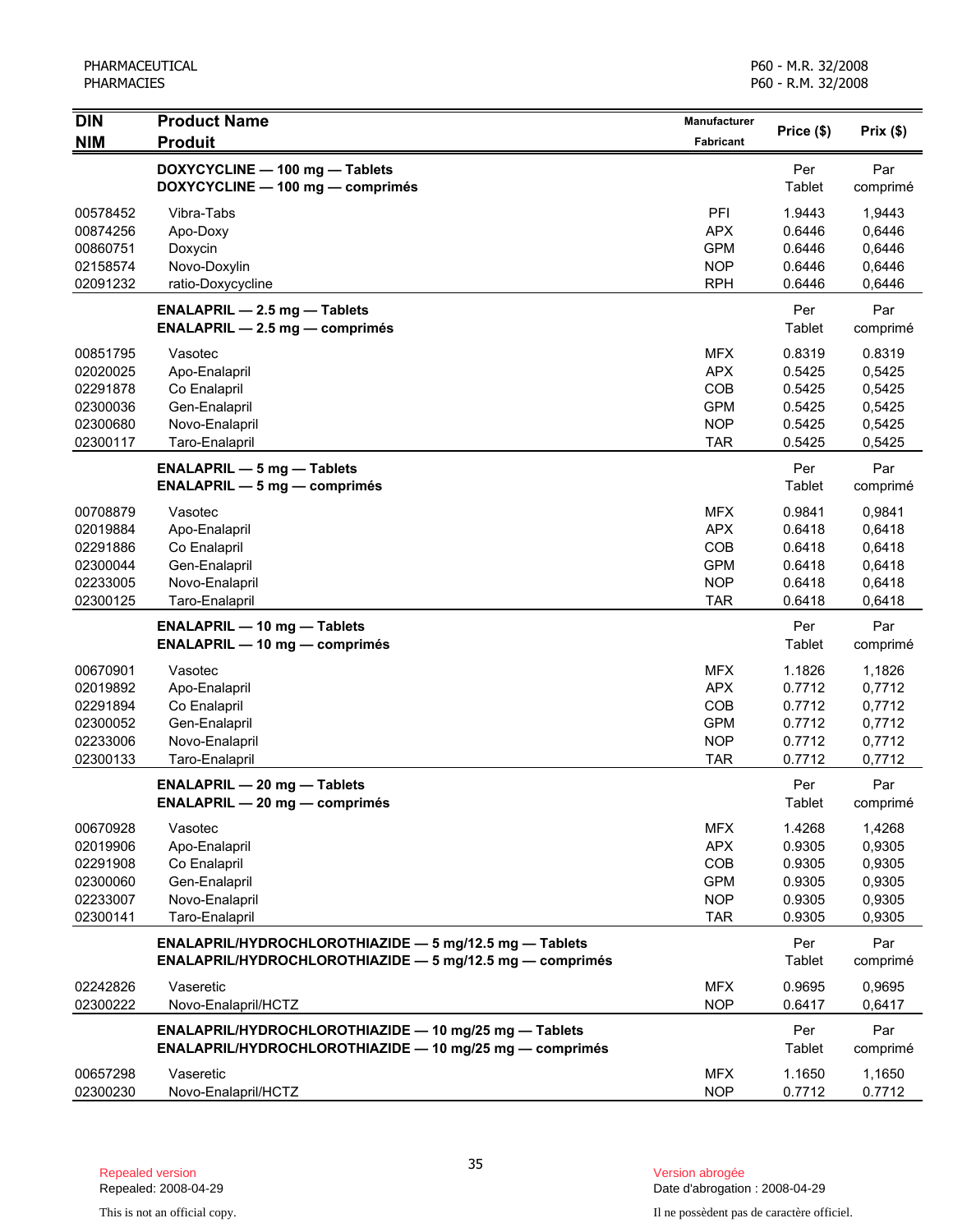| DIN<br>NIM | Product Name<br>Produit | Manufacturer<br>Fabricant | Price ($) | Prix ($) |
|---|---|---|---|---|
| | **DOXYCYCLINE — 100 mg — Tablets**<br>**DOXYCYCLINE — 100 mg — comprimés** | | Per Tablet | Par comprimé |
| 00578452 | Vibra-Tabs | PFI | 1.9443 | 1,9443 |
| 00874256 | Apo-Doxy | APX | 0.6446 | 0,6446 |
| 00860751 | Doxycin | GPM | 0.6446 | 0,6446 |
| 02158574 | Novo-Doxylin | NOP | 0.6446 | 0,6446 |
| 02091232 | ratio-Doxycycline | RPH | 0.6446 | 0,6446 |
| | **ENALAPRIL — 2.5 mg — Tablets**<br>**ENALAPRIL — 2.5 mg — comprimés** | | Per Tablet | Par comprimé |
| 00851795 | Vasotec | MFX | 0.8319 | 0.8319 |
| 02020025 | Apo-Enalapril | APX | 0.5425 | 0,5425 |
| 02291878 | Co Enalapril | COB | 0.5425 | 0,5425 |
| 02300036 | Gen-Enalapril | GPM | 0.5425 | 0,5425 |
| 02300680 | Novo-Enalapril | NOP | 0.5425 | 0,5425 |
| 02300117 | Taro-Enalapril | TAR | 0.5425 | 0,5425 |
| | **ENALAPRIL — 5 mg — Tablets**<br>**ENALAPRIL — 5 mg — comprimés** | | Per Tablet | Par comprimé |
| 00708879 | Vasotec | MFX | 0.9841 | 0,9841 |
| 02019884 | Apo-Enalapril | APX | 0.6418 | 0,6418 |
| 02291886 | Co Enalapril | COB | 0.6418 | 0,6418 |
| 02300044 | Gen-Enalapril | GPM | 0.6418 | 0,6418 |
| 02233005 | Novo-Enalapril | NOP | 0.6418 | 0,6418 |
| 02300125 | Taro-Enalapril | TAR | 0.6418 | 0,6418 |
| | **ENALAPRIL — 10 mg — Tablets**<br>**ENALAPRIL — 10 mg — comprimés** | | Per Tablet | Par comprimé |
| 00670901 | Vasotec | MFX | 1.1826 | 1,1826 |
| 02019892 | Apo-Enalapril | APX | 0.7712 | 0,7712 |
| 02291894 | Co Enalapril | COB | 0.7712 | 0,7712 |
| 02300052 | Gen-Enalapril | GPM | 0.7712 | 0,7712 |
| 02233006 | Novo-Enalapril | NOP | 0.7712 | 0,7712 |
| 02300133 | Taro-Enalapril | TAR | 0.7712 | 0,7712 |
| | **ENALAPRIL — 20 mg — Tablets**<br>**ENALAPRIL — 20 mg — comprimés** | | Per Tablet | Par comprimé |
| 00670928 | Vasotec | MFX | 1.4268 | 1,4268 |
| 02019906 | Apo-Enalapril | APX | 0.9305 | 0,9305 |
| 02291908 | Co Enalapril | COB | 0.9305 | 0,9305 |
| 02300060 | Gen-Enalapril | GPM | 0.9305 | 0,9305 |
| 02233007 | Novo-Enalapril | NOP | 0.9305 | 0,9305 |
| 02300141 | Taro-Enalapril | TAR | 0.9305 | 0,9305 |
| | **ENALAPRIL/HYDROCHLOROTHIAZIDE — 5 mg/12.5 mg — Tablets**<br>**ENALAPRIL/HYDROCHLOROTHIAZIDE — 5 mg/12.5 mg — comprimés** | | Per Tablet | Par comprimé |
| 02242826 | Vaseretic | MFX | 0.9695 | 0,9695 |
| 02300222 | Novo-Enalapril/HCTZ | NOP | 0.6417 | 0,6417 |
| | **ENALAPRIL/HYDROCHLOROTHIAZIDE — 10 mg/25 mg — Tablets**<br>**ENALAPRIL/HYDROCHLOROTHIAZIDE — 10 mg/25 mg — comprimés** | | Per Tablet | Par comprimé |
| 00657298 | Vaseretic | MFX | 1.1650 | 1,1650 |
| 02300230 | Novo-Enalapril/HCTZ | NOP | 0.7712 | 0.7712 |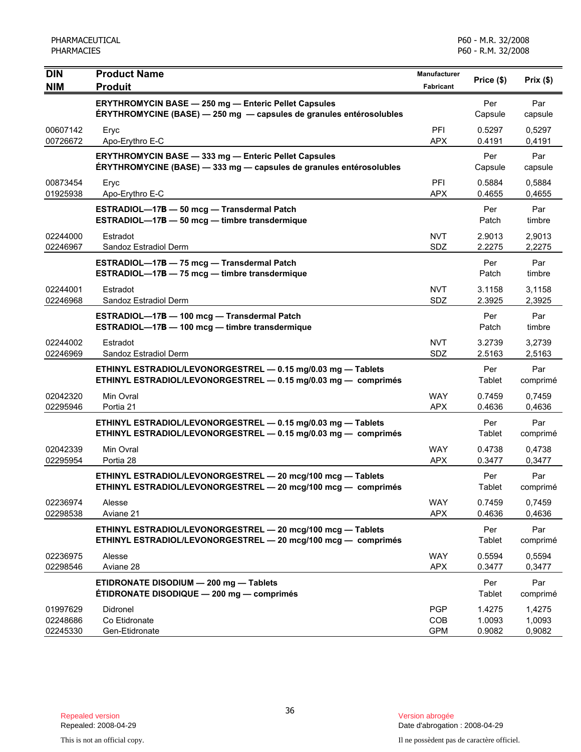| DIN<br>NIM | Product Name<br>Produit | Manufacturer<br>Fabricant | Price ($) | Prix ($) |
|---|---|---|---|---|
| | **ERYTHROMYCIN BASE — 250 mg — Enteric Pellet Capsules**<br>**ÉRYTHROMYCINE (BASE) — 250 mg — capsules de granules entérosolubles** | | Per Capsule | Par capsule |
| 00607142 | Eryc | PFI | 0.5297 | 0,5297 |
| 00726672 | Apo-Erythro E-C | APX | 0.4191 | 0,4191 |
| | **ERYTHROMYCIN BASE — 333 mg — Enteric Pellet Capsules**<br>**ÉRYTHROMYCINE (BASE) — 333 mg — capsules de granules entérosolubles** | | Per Capsule | Par capsule |
| 00873454 | Eryc | PFI | 0.5884 | 0,5884 |
| 01925938 | Apo-Erythro E-C | APX | 0.4655 | 0,4655 |
| | **ESTRADIOL—17B — 50 mcg — Transdermal Patch**<br>**ESTRADIOL—17B — 50 mcg — timbre transdermique** | | Per Patch | Par timbre |
| 02244000 | Estradot | NVT | 2.9013 | 2,9013 |
| 02246967 | Sandoz Estradiol Derm | SDZ | 2.2275 | 2,2275 |
| | **ESTRADIOL—17B — 75 mcg — Transdermal Patch**<br>**ESTRADIOL—17B — 75 mcg — timbre transdermique** | | Per Patch | Par timbre |
| 02244001 | Estradot | NVT | 3.1158 | 3,1158 |
| 02246968 | Sandoz Estradiol Derm | SDZ | 2.3925 | 2,3925 |
| | **ESTRADIOL—17B — 100 mcg — Transdermal Patch**<br>**ESTRADIOL—17B — 100 mcg — timbre transdermique** | | Per Patch | Par timbre |
| 02244002 | Estradot | NVT | 3.2739 | 3,2739 |
| 02246969 | Sandoz Estradiol Derm | SDZ | 2.5163 | 2,5163 |
| | **ETHINYL ESTRADIOL/LEVONORGESTREL — 0.15 mg/0.03 mg — Tablets**<br>**ETHINYL ESTRADIOL/LEVONORGESTREL — 0.15 mg/0.03 mg — comprimés** | | Per Tablet | Par comprimé |
| 02042320 | Min Ovral | WAY | 0.7459 | 0,7459 |
| 02295946 | Portia 21 | APX | 0.4636 | 0,4636 |
| | **ETHINYL ESTRADIOL/LEVONORGESTREL — 0.15 mg/0.03 mg — Tablets**<br>**ETHINYL ESTRADIOL/LEVONORGESTREL — 0.15 mg/0.03 mg — comprimés** | | Per Tablet | Par comprimé |
| 02042339 | Min Ovral | WAY | 0.4738 | 0,4738 |
| 02295954 | Portia 28 | APX | 0.3477 | 0,3477 |
| | **ETHINYL ESTRADIOL/LEVONORGESTREL — 20 mcg/100 mcg — Tablets**<br>**ETHINYL ESTRADIOL/LEVONORGESTREL — 20 mcg/100 mcg — comprimés** | | Per Tablet | Par comprimé |
| 02236974 | Alesse | WAY | 0.7459 | 0,7459 |
| 02298538 | Aviane 21 | APX | 0.4636 | 0,4636 |
| | **ETHINYL ESTRADIOL/LEVONORGESTREL — 20 mcg/100 mcg — Tablets**<br>**ETHINYL ESTRADIOL/LEVONORGESTREL — 20 mcg/100 mcg — comprimés** | | Per Tablet | Par comprimé |
| 02236975 | Alesse | WAY | 0.5594 | 0,5594 |
| 02298546 | Aviane 28 | APX | 0.3477 | 0,3477 |
| | **ETIDRONATE DISODIUM — 200 mg — Tablets**<br>**ÉTIDRONATE DISODIQUE — 200 mg — comprimés** | | Per Tablet | Par comprimé |
| 01997629 | Didronel | PGP | 1.4275 | 1,4275 |
| 02248686 | Co Etidronate | COB | 1.0093 | 1,0093 |
| 02245330 | Gen-Etidronate | GPM | 0.9082 | 0,9082 |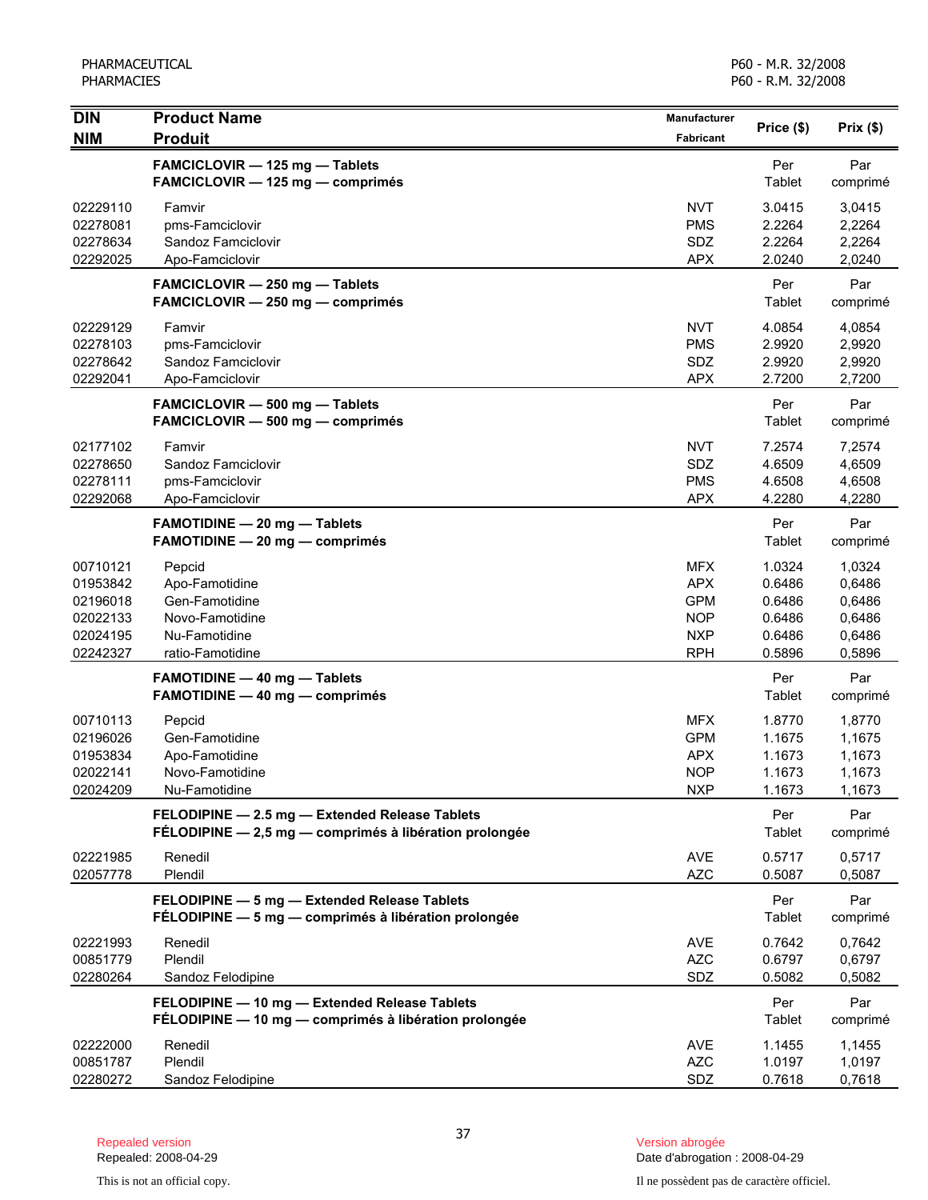| DIN<br>NIM | Product Name<br>Produit | Manufacturer<br>Fabricant | Price ($) | Prix ($) |
|---|---|---|---|---|
| | **FAMCICLOVIR — 125 mg — Tablets**<br>**FAMCICLOVIR — 125 mg — comprimés** | | Per Tablet | Par comprimé |
| 02229110 | Famvir | NVT | 3.0415 | 3,0415 |
| 02278081 | pms-Famciclovir | PMS | 2.2264 | 2,2264 |
| 02278634 | Sandoz Famciclovir | SDZ | 2.2264 | 2,2264 |
| 02292025 | Apo-Famciclovir | APX | 2.0240 | 2,0240 |
| | **FAMCICLOVIR — 250 mg — Tablets**<br>**FAMCICLOVIR — 250 mg — comprimés** | | Per Tablet | Par comprimé |
| 02229129 | Famvir | NVT | 4.0854 | 4,0854 |
| 02278103 | pms-Famciclovir | PMS | 2.9920 | 2,9920 |
| 02278642 | Sandoz Famciclovir | SDZ | 2.9920 | 2,9920 |
| 02292041 | Apo-Famciclovir | APX | 2.7200 | 2,7200 |
| | **FAMCICLOVIR — 500 mg — Tablets**<br>**FAMCICLOVIR — 500 mg — comprimés** | | Per Tablet | Par comprimé |
| 02177102 | Famvir | NVT | 7.2574 | 7,2574 |
| 02278650 | Sandoz Famciclovir | SDZ | 4.6509 | 4,6509 |
| 02278111 | pms-Famciclovir | PMS | 4.6508 | 4,6508 |
| 02292068 | Apo-Famciclovir | APX | 4.2280 | 4,2280 |
| | **FAMOTIDINE — 20 mg — Tablets**<br>**FAMOTIDINE — 20 mg — comprimés** | | Per Tablet | Par comprimé |
| 00710121 | Pepcid | MFX | 1.0324 | 1,0324 |
| 01953842 | Apo-Famotidine | APX | 0.6486 | 0,6486 |
| 02196018 | Gen-Famotidine | GPM | 0.6486 | 0,6486 |
| 02022133 | Novo-Famotidine | NOP | 0.6486 | 0,6486 |
| 02024195 | Nu-Famotidine | NXP | 0.6486 | 0,6486 |
| 02242327 | ratio-Famotidine | RPH | 0.5896 | 0,5896 |
| | **FAMOTIDINE — 40 mg — Tablets**<br>**FAMOTIDINE — 40 mg — comprimés** | | Per Tablet | Par comprimé |
| 00710113 | Pepcid | MFX | 1.8770 | 1,8770 |
| 02196026 | Gen-Famotidine | GPM | 1.1675 | 1,1675 |
| 01953834 | Apo-Famotidine | APX | 1.1673 | 1,1673 |
| 02022141 | Novo-Famotidine | NOP | 1.1673 | 1,1673 |
| 02024209 | Nu-Famotidine | NXP | 1.1673 | 1,1673 |
| | **FELODIPINE — 2.5 mg — Extended Release Tablets**<br>**FÉLODIPINE — 2,5 mg — comprimés à libération prolongée** | | Per Tablet | Par comprimé |
| 02221985 | Renedil | AVE | 0.5717 | 0,5717 |
| 02057778 | Plendil | AZC | 0.5087 | 0,5087 |
| | **FELODIPINE — 5 mg — Extended Release Tablets**<br>**FÉLODIPINE — 5 mg — comprimés à libération prolongée** | | Per Tablet | Par comprimé |
| 02221993 | Renedil | AVE | 0.7642 | 0,7642 |
| 00851779 | Plendil | AZC | 0.6797 | 0,6797 |
| 02280264 | Sandoz Felodipine | SDZ | 0.5082 | 0,5082 |
| | **FELODIPINE — 10 mg — Extended Release Tablets**<br>**FÉLODIPINE — 10 mg — comprimés à libération prolongée** | | Per Tablet | Par comprimé |
| 02222000 | Renedil | AVE | 1.1455 | 1,1455 |
| 00851787 | Plendil | AZC | 1.0197 | 1,0197 |
| 02280272 | Sandoz Felodipine | SDZ | 0.7618 | 0,7618 |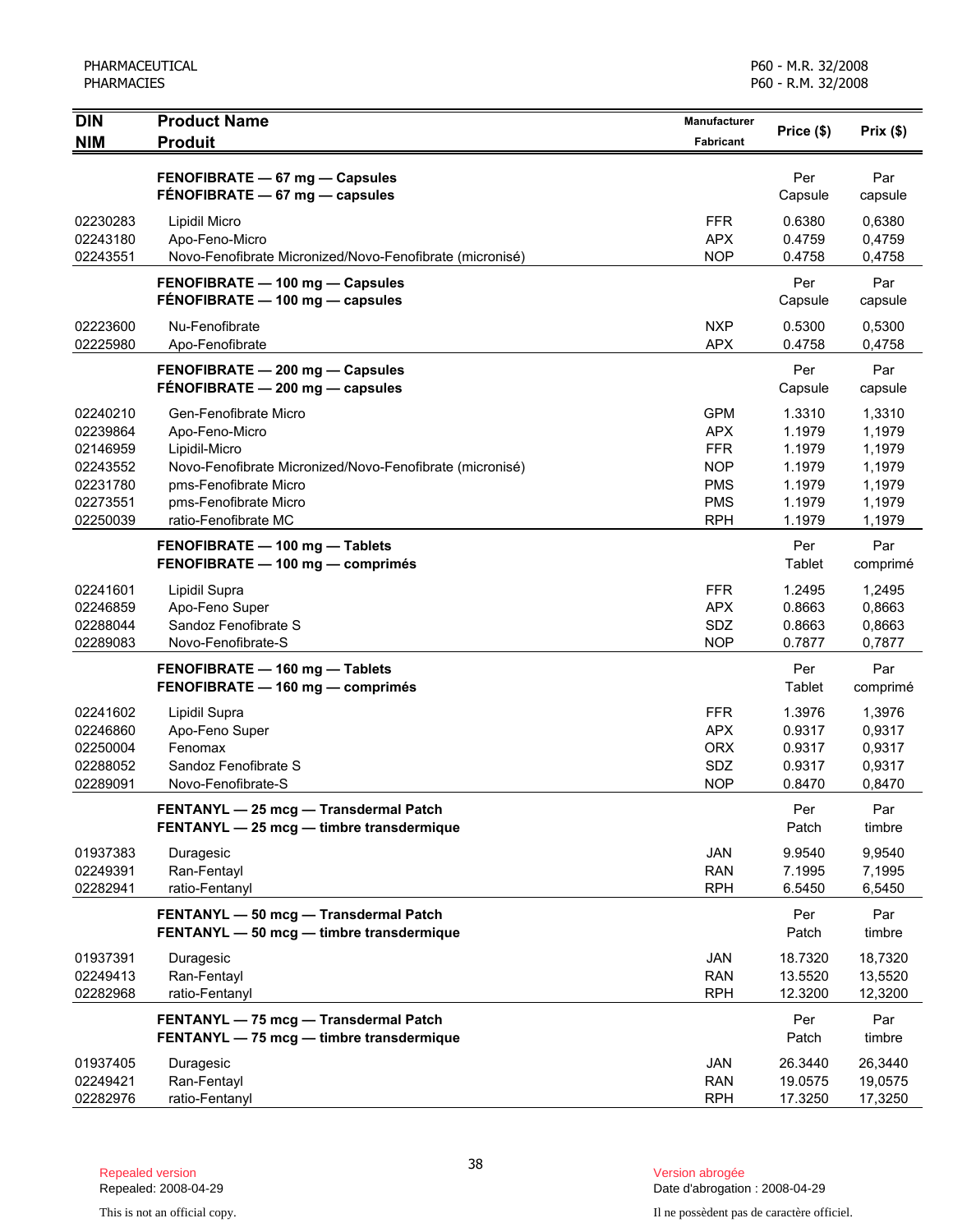| DIN<br>NIM | Product Name<br>Produit | Manufacturer<br>Fabricant | Price ($) | Prix ($) |
|---|---|---|---|---|
| | **FENOFIBRATE — 67 mg — Capsules**<br>**FÉNOFIBRATE — 67 mg — capsules** | | Per Capsule | Par capsule |
| 02230283 | Lipidil Micro | FFR | 0.6380 | 0,6380 |
| 02243180 | Apo-Feno-Micro | APX | 0.4759 | 0,4759 |
| 02243551 | Novo-Fenofibrate Micronized/Novo-Fenofibrate (micronisé) | NOP | 0.4758 | 0,4758 |
| | **FENOFIBRATE — 100 mg — Capsules**<br>**FÉNOFIBRATE — 100 mg — capsules** | | Per Capsule | Par capsule |
| 02223600 | Nu-Fenofibrate | NXP | 0.5300 | 0,5300 |
| 02225980 | Apo-Fenofibrate | APX | 0.4758 | 0,4758 |
| | **FENOFIBRATE — 200 mg — Capsules**<br>**FÉNOFIBRATE — 200 mg — capsules** | | Per Capsule | Par capsule |
| 02240210 | Gen-Fenofibrate Micro | GPM | 1.3310 | 1,3310 |
| 02239864 | Apo-Feno-Micro | APX | 1.1979 | 1,1979 |
| 02146959 | Lipidil-Micro | FFR | 1.1979 | 1,1979 |
| 02243552 | Novo-Fenofibrate Micronized/Novo-Fenofibrate (micronisé) | NOP | 1.1979 | 1,1979 |
| 02231780 | pms-Fenofibrate Micro | PMS | 1.1979 | 1,1979 |
| 02273551 | pms-Fenofibrate Micro | PMS | 1.1979 | 1,1979 |
| 02250039 | ratio-Fenofibrate MC | RPH | 1.1979 | 1,1979 |
| | **FENOFIBRATE — 100 mg — Tablets**<br>**FENOFIBRATE — 100 mg — comprimés** | | Per Tablet | Par comprimé |
| 02241601 | Lipidil Supra | FFR | 1.2495 | 1,2495 |
| 02246859 | Apo-Feno Super | APX | 0.8663 | 0,8663 |
| 02288044 | Sandoz Fenofibrate S | SDZ | 0.8663 | 0,8663 |
| 02289083 | Novo-Fenofibrate-S | NOP | 0.7877 | 0,7877 |
| | **FENOFIBRATE — 160 mg — Tablets**<br>**FENOFIBRATE — 160 mg — comprimés** | | Per Tablet | Par comprimé |
| 02241602 | Lipidil Supra | FFR | 1.3976 | 1,3976 |
| 02246860 | Apo-Feno Super | APX | 0.9317 | 0,9317 |
| 02250004 | Fenomax | ORX | 0.9317 | 0,9317 |
| 02288052 | Sandoz Fenofibrate S | SDZ | 0.9317 | 0,9317 |
| 02289091 | Novo-Fenofibrate-S | NOP | 0.8470 | 0,8470 |
| | **FENTANYL — 25 mcg — Transdermal Patch**<br>**FENTANYL — 25 mcg — timbre transdermique** | | Per Patch | Par timbre |
| 01937383 | Duragesic | JAN | 9.9540 | 9,9540 |
| 02249391 | Ran-Fentayl | RAN | 7.1995 | 7,1995 |
| 02282941 | ratio-Fentanyl | RPH | 6.5450 | 6,5450 |
| | **FENTANYL — 50 mcg — Transdermal Patch**<br>**FENTANYL — 50 mcg — timbre transdermique** | | Per Patch | Par timbre |
| 01937391 | Duragesic | JAN | 18.7320 | 18,7320 |
| 02249413 | Ran-Fentayl | RAN | 13.5520 | 13,5520 |
| 02282968 | ratio-Fentanyl | RPH | 12.3200 | 12,3200 |
| | **FENTANYL — 75 mcg — Transdermal Patch**<br>**FENTANYL — 75 mcg — timbre transdermique** | | Per Patch | Par timbre |
| 01937405 | Duragesic | JAN | 26.3440 | 26,3440 |
| 02249421 | Ran-Fentayl | RAN | 19.0575 | 19,0575 |
| 02282976 | ratio-Fentanyl | RPH | 17.3250 | 17,3250 |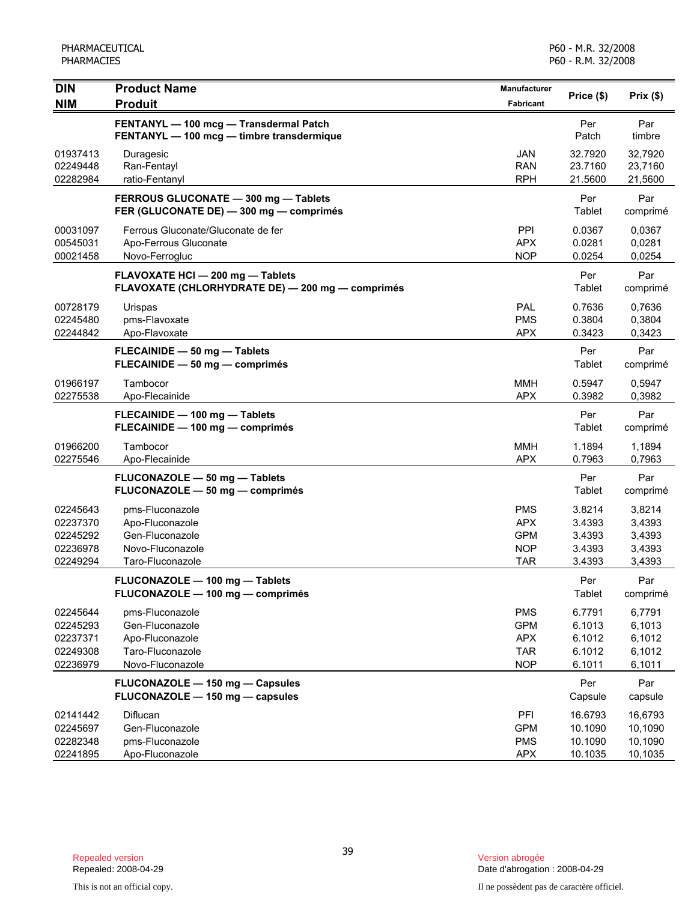| DIN<br>NIM | Product Name<br>Produit | Manufacturer<br>Fabricant | Price ($) | Prix ($) |
|---|---|---|---|---|
| | **FENTANYL — 100 mcg — Transdermal Patch**<br>**FENTANYL — 100 mcg — timbre transdermique** | | Per Patch | Par timbre |
| 01937413 | Duragesic | JAN | 32.7920 | 32,7920 |
| 02249448 | Ran-Fentayl | RAN | 23.7160 | 23,7160 |
| 02282984 | ratio-Fentanyl | RPH | 21.5600 | 21,5600 |
| | **FERROUS GLUCONATE — 300 mg — Tablets**<br>**FER (GLUCONATE DE) — 300 mg — comprimés** | | Per Tablet | Par comprimé |
| 00031097 | Ferrous Gluconate/Gluconate de fer | PPI | 0.0367 | 0,0367 |
| 00545031 | Apo-Ferrous Gluconate | APX | 0.0281 | 0,0281 |
| 00021458 | Novo-Ferrogluc | NOP | 0.0254 | 0,0254 |
| | **FLAVOXATE HCl — 200 mg — Tablets**<br>**FLAVOXATE (CHLORHYDRATE DE) — 200 mg — comprimés** | | Per Tablet | Par comprimé |
| 00728179 | Urispas | PAL | 0.7636 | 0,7636 |
| 02245480 | pms-Flavoxate | PMS | 0.3804 | 0,3804 |
| 02244842 | Apo-Flavoxate | APX | 0.3423 | 0,3423 |
| | **FLECAINIDE — 50 mg — Tablets**<br>**FLECAINIDE — 50 mg — comprimés** | | Per Tablet | Par comprimé |
| 01966197 | Tambocor | MMH | 0.5947 | 0,5947 |
| 02275538 | Apo-Flecainide | APX | 0.3982 | 0,3982 |
| | **FLECAINIDE — 100 mg — Tablets**<br>**FLECAINIDE — 100 mg — comprimés** | | Per Tablet | Par comprimé |
| 01966200 | Tambocor | MMH | 1.1894 | 1,1894 |
| 02275546 | Apo-Flecainide | APX | 0.7963 | 0,7963 |
| | **FLUCONAZOLE — 50 mg — Tablets**<br>**FLUCONAZOLE — 50 mg — comprimés** | | Per Tablet | Par comprimé |
| 02245643 | pms-Fluconazole | PMS | 3.8214 | 3,8214 |
| 02237370 | Apo-Fluconazole | APX | 3.4393 | 3,4393 |
| 02245292 | Gen-Fluconazole | GPM | 3.4393 | 3,4393 |
| 02236978 | Novo-Fluconazole | NOP | 3.4393 | 3,4393 |
| 02249294 | Taro-Fluconazole | TAR | 3.4393 | 3,4393 |
| | **FLUCONAZOLE — 100 mg — Tablets**<br>**FLUCONAZOLE — 100 mg — comprimés** | | Per Tablet | Par comprimé |
| 02245644 | pms-Fluconazole | PMS | 6.7791 | 6,7791 |
| 02245293 | Gen-Fluconazole | GPM | 6.1013 | 6,1013 |
| 02237371 | Apo-Fluconazole | APX | 6.1012 | 6,1012 |
| 02249308 | Taro-Fluconazole | TAR | 6.1012 | 6,1012 |
| 02236979 | Novo-Fluconazole | NOP | 6.1011 | 6,1011 |
| | **FLUCONAZOLE — 150 mg — Capsules**<br>**FLUCONAZOLE — 150 mg — capsules** | | Per Capsule | Par capsule |
| 02141442 | Diflucan | PFI | 16.6793 | 16,6793 |
| 02245697 | Gen-Fluconazole | GPM | 10.1090 | 10,1090 |
| 02282348 | pms-Fluconazole | PMS | 10.1090 | 10,1090 |
| 02241895 | Apo-Fluconazole | APX | 10.1035 | 10,1035 |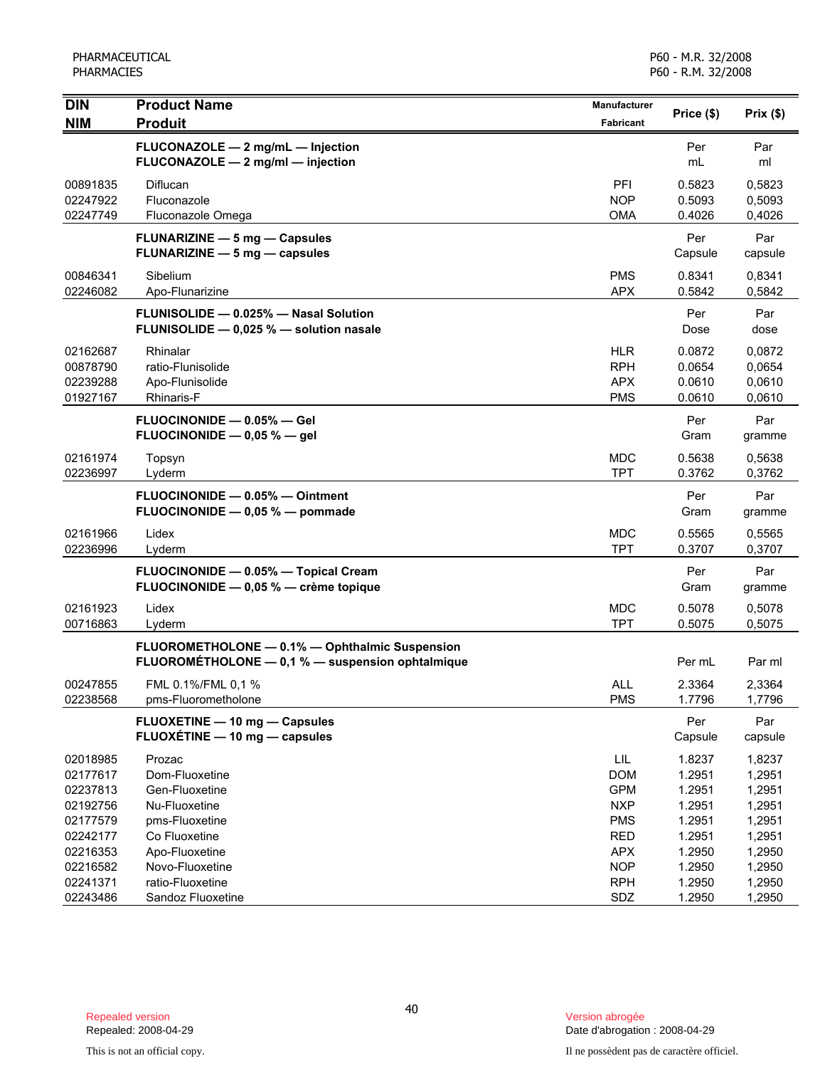| DIN<br>NIM | Product Name<br>Produit | Manufacturer<br>Fabricant | Price ($) | Prix ($) |
|---|---|---|---|---|
| | **FLUCONAZOLE — 2 mg/mL — Injection**<br>**FLUCONAZOLE — 2 mg/ml — injection** | | Per<br>mL | Par<br>ml |
| 00891835 | Diflucan | PFI | 0.5823 | 0,5823 |
| 02247922 | Fluconazole | NOP | 0.5093 | 0,5093 |
| 02247749 | Fluconazole Omega | OMA | 0.4026 | 0,4026 |
| | **FLUNARIZINE — 5 mg — Capsules**<br>**FLUNARIZINE — 5 mg — capsules** | | Per<br>Capsule | Par<br>capsule |
| 00846341 | Sibelium | PMS | 0.8341 | 0,8341 |
| 02246082 | Apo-Flunarizine | APX | 0.5842 | 0,5842 |
| | **FLUNISOLIDE — 0.025% — Nasal Solution**<br>**FLUNISOLIDE — 0,025 % — solution nasale** | | Per<br>Dose | Par<br>dose |
| 02162687 | Rhinalar | HLR | 0.0872 | 0,0872 |
| 00878790 | ratio-Flunisolide | RPH | 0.0654 | 0,0654 |
| 02239288 | Apo-Flunisolide | APX | 0.0610 | 0,0610 |
| 01927167 | Rhinaris-F | PMS | 0.0610 | 0,0610 |
| | **FLUOCINONIDE — 0.05% — Gel**<br>**FLUOCINONIDE — 0,05 % — gel** | | Per<br>Gram | Par<br>gramme |
| 02161974 | Topsyn | MDC | 0.5638 | 0,5638 |
| 02236997 | Lyderm | TPT | 0.3762 | 0,3762 |
| | **FLUOCINONIDE — 0.05% — Ointment**<br>**FLUOCINONIDE — 0,05 % — pommade** | | Per<br>Gram | Par<br>gramme |
| 02161966 | Lidex | MDC | 0.5565 | 0,5565 |
| 02236996 | Lyderm | TPT | 0.3707 | 0,3707 |
| | **FLUOCINONIDE — 0.05% — Topical Cream**<br>**FLUOCINONIDE — 0,05 % — crème topique** | | Per<br>Gram | Par<br>gramme |
| 02161923 | Lidex | MDC | 0.5078 | 0,5078 |
| 00716863 | Lyderm | TPT | 0.5075 | 0,5075 |
| | **FLUOROMETHOLONE — 0.1% — Ophthalmic Suspension**<br>**FLUOROMÉTHOLONE — 0,1 % — suspension ophtalmique** | | Per mL | Par ml |
| 00247855 | FML 0.1%/FML 0,1 % | ALL | 2.3364 | 2,3364 |
| 02238568 | pms-Fluorometholone | PMS | 1.7796 | 1,7796 |
| | **FLUOXETINE — 10 mg — Capsules**<br>**FLUOXÉTINE — 10 mg — capsules** | | Per<br>Capsule | Par<br>capsule |
| 02018985 | Prozac | LIL | 1.8237 | 1,8237 |
| 02177617 | Dom-Fluoxetine | DOM | 1.2951 | 1,2951 |
| 02237813 | Gen-Fluoxetine | GPM | 1.2951 | 1,2951 |
| 02192756 | Nu-Fluoxetine | NXP | 1.2951 | 1,2951 |
| 02177579 | pms-Fluoxetine | PMS | 1.2951 | 1,2951 |
| 02242177 | Co Fluoxetine | RED | 1.2951 | 1,2951 |
| 02216353 | Apo-Fluoxetine | APX | 1.2950 | 1,2950 |
| 02216582 | Novo-Fluoxetine | NOP | 1.2950 | 1,2950 |
| 02241371 | ratio-Fluoxetine | RPH | 1.2950 | 1,2950 |
| 02243486 | Sandoz Fluoxetine | SDZ | 1.2950 | 1,2950 |

Repealed version
Repealed: 2008-04-29

This is not an official copy.

Version abrogée
Date d'abrogation : 2008-04-29

Il ne possèdent pas de caractère officiel.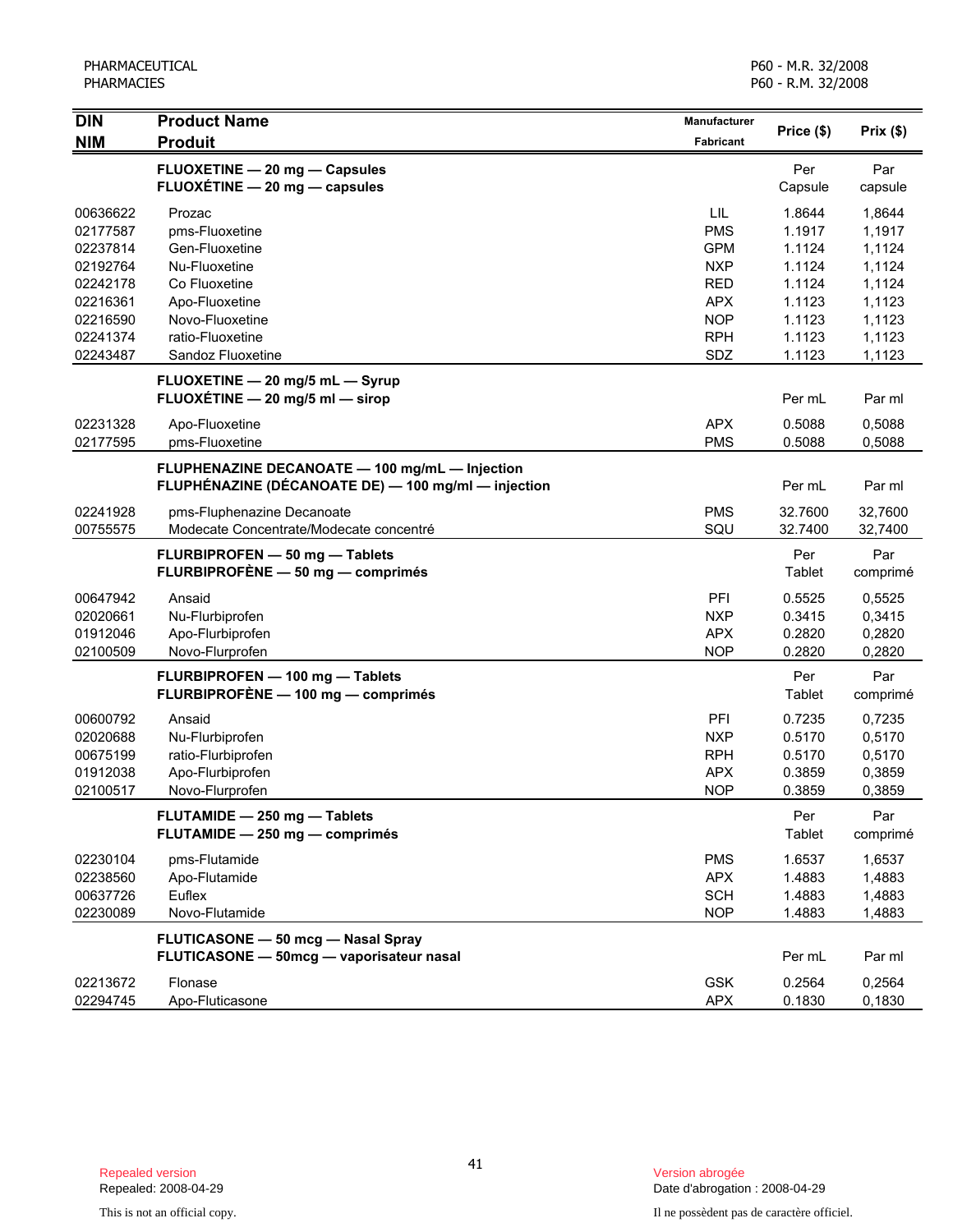| DIN<br>NIM | Product Name<br>Produit | Manufacturer<br>Fabricant | Price ($) | Prix ($) |
|---|---|---|---|---|
| | **FLUOXETINE — 20 mg — Capsules**<br>**FLUOXÉTINE — 20 mg — capsules** | | Per Capsule | Par capsule |
| 00636622 | Prozac | LIL | 1.8644 | 1,8644 |
| 02177587 | pms-Fluoxetine | PMS | 1.1917 | 1,1917 |
| 02237814 | Gen-Fluoxetine | GPM | 1.1124 | 1,1124 |
| 02192764 | Nu-Fluoxetine | NXP | 1.1124 | 1,1124 |
| 02242178 | Co Fluoxetine | RED | 1.1124 | 1,1124 |
| 02216361 | Apo-Fluoxetine | APX | 1.1123 | 1,1123 |
| 02216590 | Novo-Fluoxetine | NOP | 1.1123 | 1,1123 |
| 02241374 | ratio-Fluoxetine | RPH | 1.1123 | 1,1123 |
| 02243487 | Sandoz Fluoxetine | SDZ | 1.1123 | 1,1123 |
| | **FLUOXETINE — 20 mg/5 mL — Syrup**<br>**FLUOXÉTINE — 20 mg/5 ml — sirop** | | Per mL | Par ml |
| 02231328 | Apo-Fluoxetine | APX | 0.5088 | 0,5088 |
| 02177595 | pms-Fluoxetine | PMS | 0.5088 | 0,5088 |
| | **FLUPHENAZINE DECANOATE — 100 mg/mL — Injection**<br>**FLUPHÉNAZINE (DÉCANOATE DE) — 100 mg/ml — injection** | | Per mL | Par ml |
| 02241928 | pms-Fluphenazine Decanoate | PMS | 32.7600 | 32,7600 |
| 00755575 | Modecate Concentrate/Modecate concentré | SQU | 32.7400 | 32,7400 |
| | **FLURBIPROFEN — 50 mg — Tablets**<br>**FLURBIPROFÈNE — 50 mg — comprimés** | | Per Tablet | Par comprimé |
| 00647942 | Ansaid | PFI | 0.5525 | 0,5525 |
| 02020661 | Nu-Flurbiprofen | NXP | 0.3415 | 0,3415 |
| 01912046 | Apo-Flurbiprofen | APX | 0.2820 | 0,2820 |
| 02100509 | Novo-Flurprofen | NOP | 0.2820 | 0,2820 |
| | **FLURBIPROFEN — 100 mg — Tablets**<br>**FLURBIPROFÈNE — 100 mg — comprimés** | | Per Tablet | Par comprimé |
| 00600792 | Ansaid | PFI | 0.7235 | 0,7235 |
| 02020688 | Nu-Flurbiprofen | NXP | 0.5170 | 0,5170 |
| 00675199 | ratio-Flurbiprofen | RPH | 0.5170 | 0,5170 |
| 01912038 | Apo-Flurbiprofen | APX | 0.3859 | 0,3859 |
| 02100517 | Novo-Flurprofen | NOP | 0.3859 | 0,3859 |
| | **FLUTAMIDE — 250 mg — Tablets**<br>**FLUTAMIDE — 250 mg — comprimés** | | Per Tablet | Par comprimé |
| 02230104 | pms-Flutamide | PMS | 1.6537 | 1,6537 |
| 02238560 | Apo-Flutamide | APX | 1.4883 | 1,4883 |
| 00637726 | Euflex | SCH | 1.4883 | 1,4883 |
| 02230089 | Novo-Flutamide | NOP | 1.4883 | 1,4883 |
| | **FLUTICASONE — 50 mcg — Nasal Spray**<br>**FLUTICASONE — 50mcg — vaporisateur nasal** | | Per mL | Par ml |
| 02213672 | Flonase | GSK | 0.2564 | 0,2564 |
| 02294745 | Apo-Fluticasone | APX | 0.1830 | 0,1830 |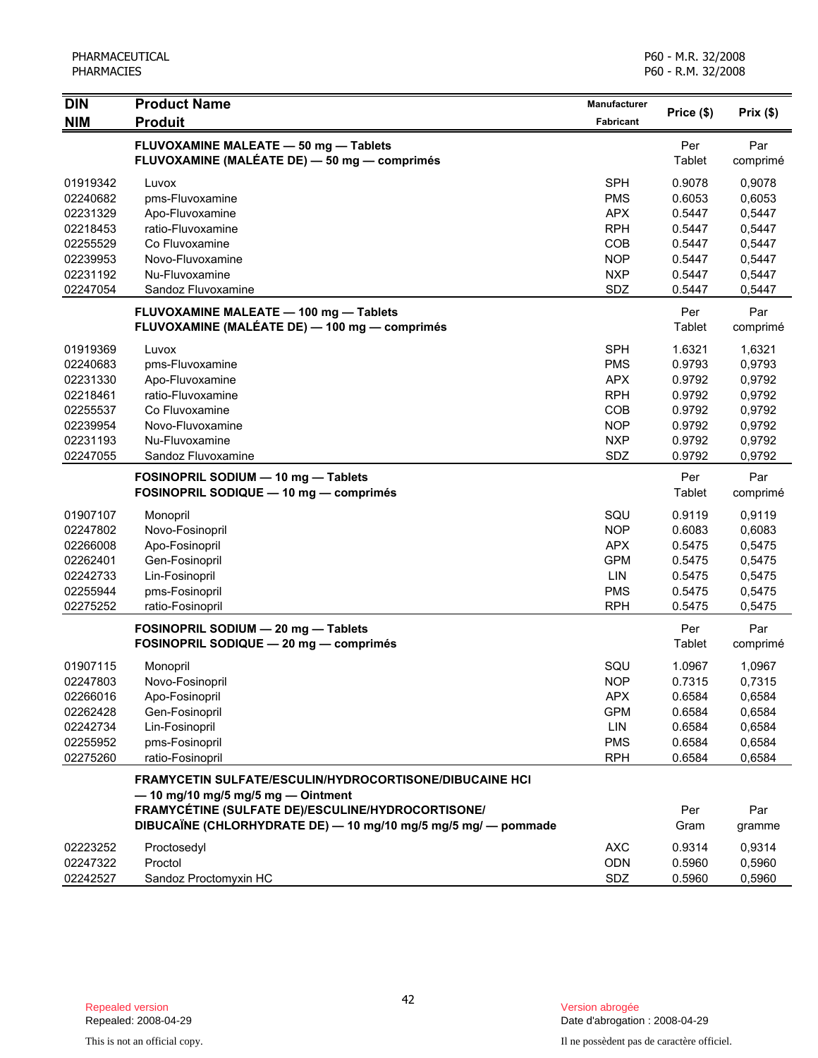| DIN / NIM | Product Name / Produit | Manufacturer / Fabricant | Price ($) | Prix ($) |
|---|---|---|---|---|
| | **FLUVOXAMINE MALEATE — 50 mg — Tablets** **FLUVOXAMINE (MALÉATE DE) — 50 mg — comprimés** | | Per Tablet | Par comprimé |
| 01919342 | Luvox | SPH | 0.9078 | 0,9078 |
| 02240682 | pms-Fluvoxamine | PMS | 0.6053 | 0,6053 |
| 02231329 | Apo-Fluvoxamine | APX | 0.5447 | 0,5447 |
| 02218453 | ratio-Fluvoxamine | RPH | 0.5447 | 0,5447 |
| 02255529 | Co Fluvoxamine | COB | 0.5447 | 0,5447 |
| 02239953 | Novo-Fluvoxamine | NOP | 0.5447 | 0,5447 |
| 02231192 | Nu-Fluvoxamine | NXP | 0.5447 | 0,5447 |
| 02247054 | Sandoz Fluvoxamine | SDZ | 0.5447 | 0,5447 |
| | **FLUVOXAMINE MALEATE — 100 mg — Tablets** **FLUVOXAMINE (MALÉATE DE) — 100 mg — comprimés** | | Per Tablet | Par comprimé |
| 01919369 | Luvox | SPH | 1.6321 | 1,6321 |
| 02240683 | pms-Fluvoxamine | PMS | 0.9793 | 0,9793 |
| 02231330 | Apo-Fluvoxamine | APX | 0.9792 | 0,9792 |
| 02218461 | ratio-Fluvoxamine | RPH | 0.9792 | 0,9792 |
| 02255537 | Co Fluvoxamine | COB | 0.9792 | 0,9792 |
| 02239954 | Novo-Fluvoxamine | NOP | 0.9792 | 0,9792 |
| 02231193 | Nu-Fluvoxamine | NXP | 0.9792 | 0,9792 |
| 02247055 | Sandoz Fluvoxamine | SDZ | 0.9792 | 0,9792 |
| | **FOSINOPRIL SODIUM — 10 mg — Tablets** **FOSINOPRIL SODIQUE — 10 mg — comprimés** | | Per Tablet | Par comprimé |
| 01907107 | Monopril | SQU | 0.9119 | 0,9119 |
| 02247802 | Novo-Fosinopril | NOP | 0.6083 | 0,6083 |
| 02266008 | Apo-Fosinopril | APX | 0.5475 | 0,5475 |
| 02262401 | Gen-Fosinopril | GPM | 0.5475 | 0,5475 |
| 02242733 | Lin-Fosinopril | LIN | 0.5475 | 0,5475 |
| 02255944 | pms-Fosinopril | PMS | 0.5475 | 0,5475 |
| 02275252 | ratio-Fosinopril | RPH | 0.5475 | 0,5475 |
| | **FOSINOPRIL SODIUM — 20 mg — Tablets** **FOSINOPRIL SODIQUE — 20 mg — comprimés** | | Per Tablet | Par comprimé |
| 01907115 | Monopril | SQU | 1.0967 | 1,0967 |
| 02247803 | Novo-Fosinopril | NOP | 0.7315 | 0,7315 |
| 02266016 | Apo-Fosinopril | APX | 0.6584 | 0,6584 |
| 02262428 | Gen-Fosinopril | GPM | 0.6584 | 0,6584 |
| 02242734 | Lin-Fosinopril | LIN | 0.6584 | 0,6584 |
| 02255952 | pms-Fosinopril | PMS | 0.6584 | 0,6584 |
| 02275260 | ratio-Fosinopril | RPH | 0.6584 | 0,6584 |
| | **FRAMYCETIN SULFATE/ESCULIN/HYDROCORTISONE/DIBUCAINE HCl — 10 mg/10 mg/5 mg/5 mg — Ointment** **FRAMYCÉTINE (SULFATE DE)/ESCULINE/HYDROCORTISONE/ DIBUCAÏNE (CHLORHYDRATE DE) — 10 mg/10 mg/5 mg/5 mg/ — pommade** | | Per Gram | Par gramme |
| 02223252 | Proctosedyl | AXC | 0.9314 | 0,9314 |
| 02247322 | Proctol | ODN | 0.5960 | 0,5960 |
| 02242527 | Sandoz Proctomyxin HC | SDZ | 0.5960 | 0,5960 |

Repealed version
Repealed: 2008-04-29

Version abrogée
Date d'abrogation : 2008-04-29

This is not an official copy.

Il ne possèdent pas de caractère officiel.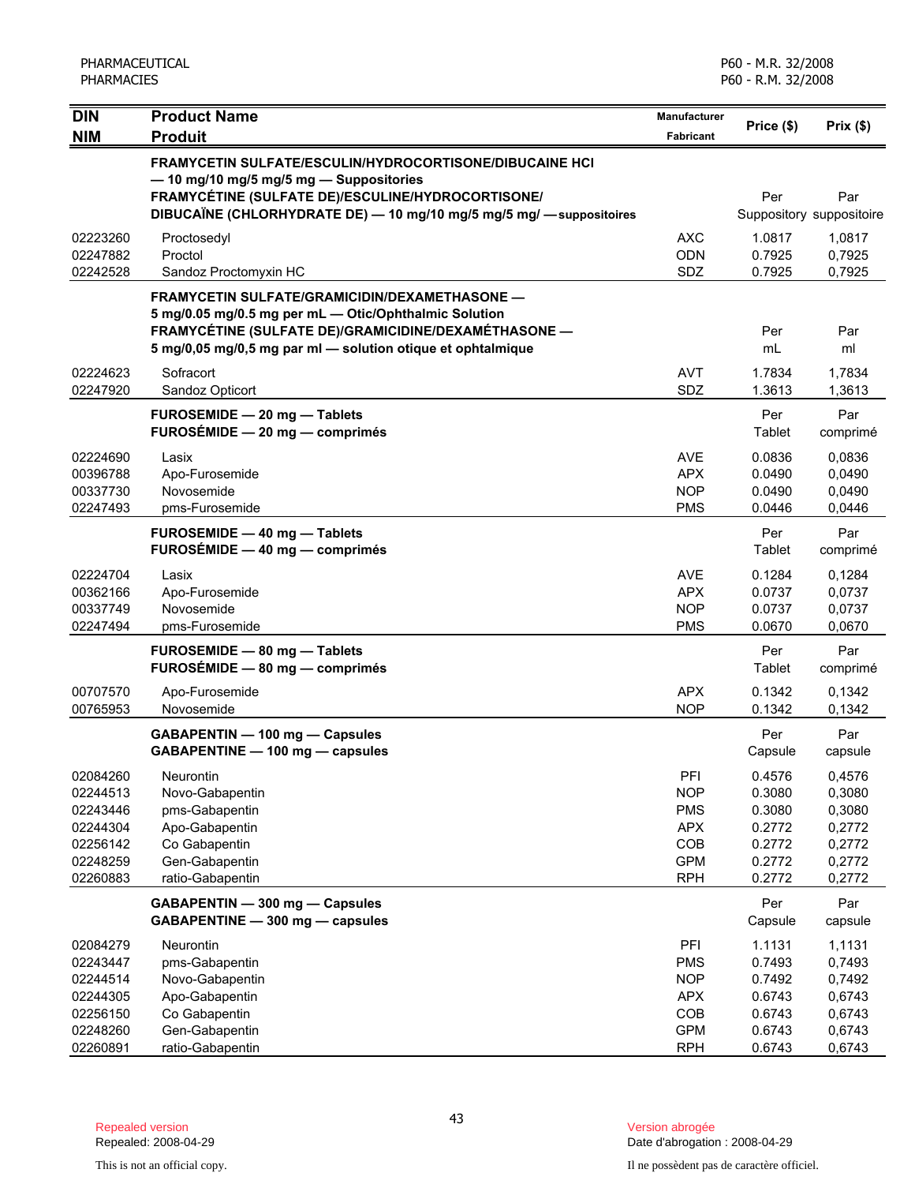| DIN<br>NIM | Product Name<br>Produit | Manufacturer<br>Fabricant | Price ($) | Prix ($) |
|---|---|---|---|---|
| | **FRAMYCETIN SULFATE/ESCULIN/HYDROCORTISONE/DIBUCAINE HCl — 10 mg/10 mg/5 mg/5 mg — Suppositories**<br>**FRAMYCÉTINE (SULFATE DE)/ESCULINE/HYDROCORTISONE/ DIBUCAÏNE (CHLORHYDRATE DE) — 10 mg/10 mg/5 mg/5 mg/ — suppositoires** | | Per Suppository | Par suppositoire |
| 02223260 | Proctosedyl | AXC | 1.0817 | 1,0817 |
| 02247882 | Proctol | ODN | 0.7925 | 0,7925 |
| 02242528 | Sandoz Proctomyxin HC | SDZ | 0.7925 | 0,7925 |
| | **FRAMYCETIN SULFATE/GRAMICIDIN/DEXAMETHASONE — 5 mg/0.05 mg/0.5 mg per mL — Otic/Ophthalmic Solution**<br>**FRAMYCÉTINE (SULFATE DE)/GRAMICIDINE/DEXAMÉTHASONE — 5 mg/0,05 mg/0,5 mg par ml — solution otique et ophtalmique** | | Per mL | Par ml |
| 02224623 | Sofracort | AVT | 1.7834 | 1,7834 |
| 02247920 | Sandoz Opticort | SDZ | 1.3613 | 1,3613 |
| | **FUROSEMIDE — 20 mg — Tablets**<br>**FUROSÉMIDE — 20 mg — comprimés** | | Per Tablet | Par comprimé |
| 02224690 | Lasix | AVE | 0.0836 | 0,0836 |
| 00396788 | Apo-Furosemide | APX | 0.0490 | 0,0490 |
| 00337730 | Novosemide | NOP | 0.0490 | 0,0490 |
| 02247493 | pms-Furosemide | PMS | 0.0446 | 0,0446 |
| | **FUROSEMIDE — 40 mg — Tablets**<br>**FUROSÉMIDE — 40 mg — comprimés** | | Per Tablet | Par comprimé |
| 02224704 | Lasix | AVE | 0.1284 | 0,1284 |
| 00362166 | Apo-Furosemide | APX | 0.0737 | 0,0737 |
| 00337749 | Novosemide | NOP | 0.0737 | 0,0737 |
| 02247494 | pms-Furosemide | PMS | 0.0670 | 0,0670 |
| | **FUROSEMIDE — 80 mg — Tablets**<br>**FUROSÉMIDE — 80 mg — comprimés** | | Per Tablet | Par comprimé |
| 00707570 | Apo-Furosemide | APX | 0.1342 | 0,1342 |
| 00765953 | Novosemide | NOP | 0.1342 | 0,1342 |
| | **GABAPENTIN — 100 mg — Capsules**<br>**GABAPENTINE — 100 mg — capsules** | | Per Capsule | Par capsule |
| 02084260 | Neurontin | PFI | 0.4576 | 0,4576 |
| 02244513 | Novo-Gabapentin | NOP | 0.3080 | 0,3080 |
| 02243446 | pms-Gabapentin | PMS | 0.3080 | 0,3080 |
| 02244304 | Apo-Gabapentin | APX | 0.2772 | 0,2772 |
| 02256142 | Co Gabapentin | COB | 0.2772 | 0,2772 |
| 02248259 | Gen-Gabapentin | GPM | 0.2772 | 0,2772 |
| 02260883 | ratio-Gabapentin | RPH | 0.2772 | 0,2772 |
| | **GABAPENTIN — 300 mg — Capsules**<br>**GABAPENTINE — 300 mg — capsules** | | Per Capsule | Par capsule |
| 02084279 | Neurontin | PFI | 1.1131 | 1,1131 |
| 02243447 | pms-Gabapentin | PMS | 0.7493 | 0,7493 |
| 02244514 | Novo-Gabapentin | NOP | 0.7492 | 0,7492 |
| 02244305 | Apo-Gabapentin | APX | 0.6743 | 0,6743 |
| 02256150 | Co Gabapentin | COB | 0.6743 | 0,6743 |
| 02248260 | Gen-Gabapentin | GPM | 0.6743 | 0,6743 |
| 02260891 | ratio-Gabapentin | RPH | 0.6743 | 0,6743 |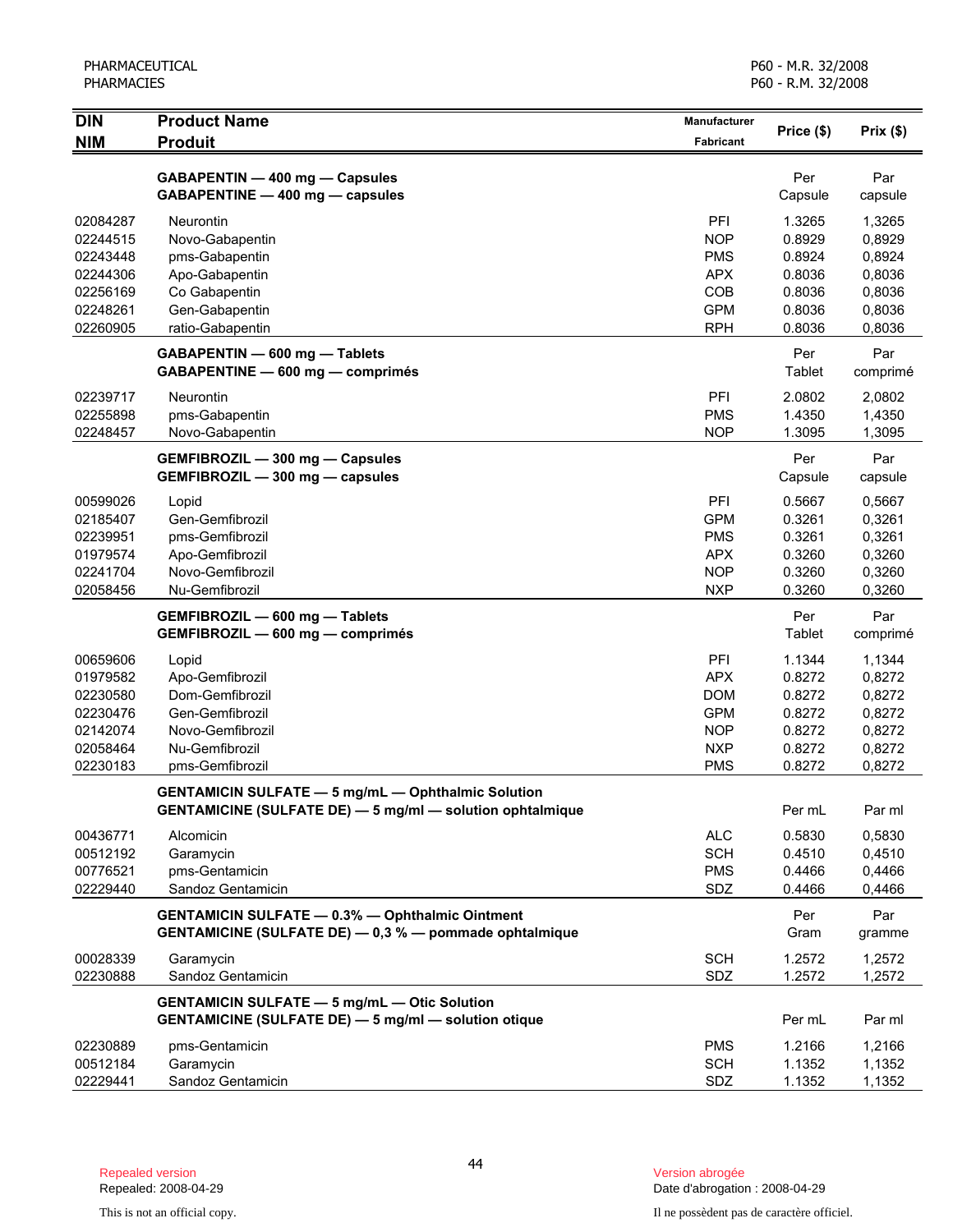| DIN<br>NIM | Product Name<br>Produit | Manufacturer<br>Fabricant | Price ($) | Prix ($) |
|---|---|---|---|---|
| | **GABAPENTIN — 400 mg — Capsules**<br>**GABAPENTINE — 400 mg — capsules** | | Per Capsule | Par capsule |
| 02084287 | Neurontin | PFI | 1.3265 | 1,3265 |
| 02244515 | Novo-Gabapentin | NOP | 0.8929 | 0,8929 |
| 02243448 | pms-Gabapentin | PMS | 0.8924 | 0,8924 |
| 02244306 | Apo-Gabapentin | APX | 0.8036 | 0,8036 |
| 02256169 | Co Gabapentin | COB | 0.8036 | 0,8036 |
| 02248261 | Gen-Gabapentin | GPM | 0.8036 | 0,8036 |
| 02260905 | ratio-Gabapentin | RPH | 0.8036 | 0,8036 |
| | **GABAPENTIN — 600 mg — Tablets**<br>**GABAPENTINE — 600 mg — comprimés** | | Per Tablet | Par comprimé |
| 02239717 | Neurontin | PFI | 2.0802 | 2,0802 |
| 02255898 | pms-Gabapentin | PMS | 1.4350 | 1,4350 |
| 02248457 | Novo-Gabapentin | NOP | 1.3095 | 1,3095 |
| | **GEMFIBROZIL — 300 mg — Capsules**<br>**GEMFIBROZIL — 300 mg — capsules** | | Per Capsule | Par capsule |
| 00599026 | Lopid | PFI | 0.5667 | 0,5667 |
| 02185407 | Gen-Gemfibrozil | GPM | 0.3261 | 0,3261 |
| 02239951 | pms-Gemfibrozil | PMS | 0.3261 | 0,3261 |
| 01979574 | Apo-Gemfibrozil | APX | 0.3260 | 0,3260 |
| 02241704 | Novo-Gemfibrozil | NOP | 0.3260 | 0,3260 |
| 02058456 | Nu-Gemfibrozil | NXP | 0.3260 | 0,3260 |
| | **GEMFIBROZIL — 600 mg — Tablets**<br>**GEMFIBROZIL — 600 mg — comprimés** | | Per Tablet | Par comprimé |
| 00659606 | Lopid | PFI | 1.1344 | 1,1344 |
| 01979582 | Apo-Gemfibrozil | APX | 0.8272 | 0,8272 |
| 02230580 | Dom-Gemfibrozil | DOM | 0.8272 | 0,8272 |
| 02230476 | Gen-Gemfibrozil | GPM | 0.8272 | 0,8272 |
| 02142074 | Novo-Gemfibrozil | NOP | 0.8272 | 0,8272 |
| 02058464 | Nu-Gemfibrozil | NXP | 0.8272 | 0,8272 |
| 02230183 | pms-Gemfibrozil | PMS | 0.8272 | 0,8272 |
| | **GENTAMICIN SULFATE — 5 mg/mL — Ophthalmic Solution**<br>**GENTAMICINE (SULFATE DE) — 5 mg/ml — solution ophtalmique** | | Per mL | Par ml |
| 00436771 | Alcomicin | ALC | 0.5830 | 0,5830 |
| 00512192 | Garamycin | SCH | 0.4510 | 0,4510 |
| 00776521 | pms-Gentamicin | PMS | 0.4466 | 0,4466 |
| 02229440 | Sandoz Gentamicin | SDZ | 0.4466 | 0,4466 |
| | **GENTAMICIN SULFATE — 0.3% — Ophthalmic Ointment**<br>**GENTAMICINE (SULFATE DE) — 0,3 % — pommade ophtalmique** | | Per Gram | Par gramme |
| 00028339 | Garamycin | SCH | 1.2572 | 1,2572 |
| 02230888 | Sandoz Gentamicin | SDZ | 1.2572 | 1,2572 |
| | **GENTAMICIN SULFATE — 5 mg/mL — Otic Solution**<br>**GENTAMICINE (SULFATE DE) — 5 mg/ml — solution otique** | | Per mL | Par ml |
| 02230889 | pms-Gentamicin | PMS | 1.2166 | 1,2166 |
| 00512184 | Garamycin | SCH | 1.1352 | 1,1352 |
| 02229441 | Sandoz Gentamicin | SDZ | 1.1352 | 1,1352 |

Repealed version
Repealed: 2008-04-29

Version abrogée
Date d'abrogation : 2008-04-29

This is not an official copy.

Il ne possèdent pas de caractère officiel.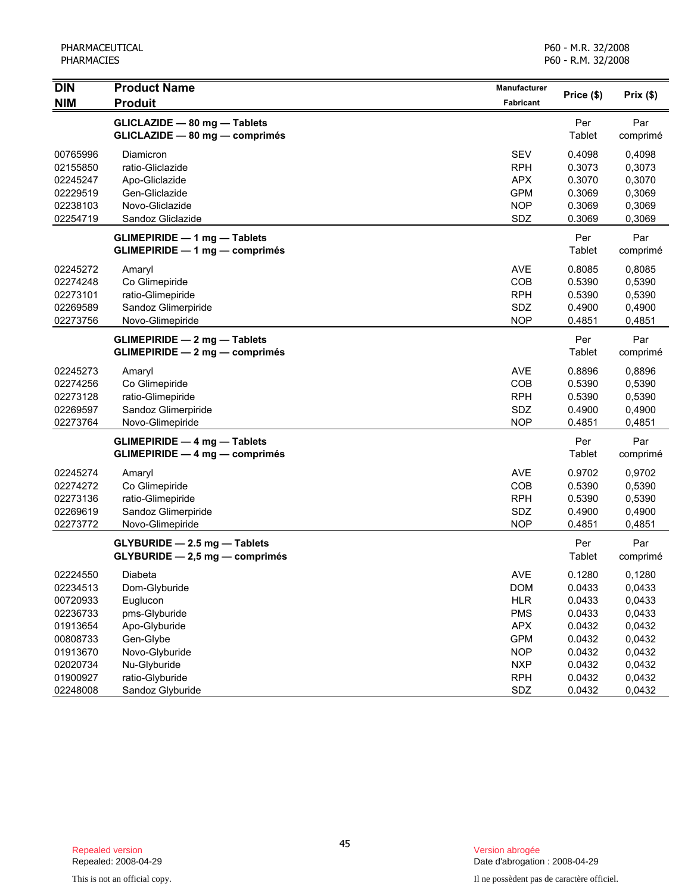| DIN<br>NIM | Product Name<br>Produit | Manufacturer<br>Fabricant | Price ($) | Prix ($) |
|---|---|---|---|---|
| | **GLICLAZIDE — 80 mg — Tablets**<br>**GLICLAZIDE — 80 mg — comprimés** | | Per Tablet | Par comprimé |
| 00765996 | Diamicron | SEV | 0.4098 | 0,4098 |
| 02155850 | ratio-Gliclazide | RPH | 0.3073 | 0,3073 |
| 02245247 | Apo-Gliclazide | APX | 0.3070 | 0,3070 |
| 02229519 | Gen-Gliclazide | GPM | 0.3069 | 0,3069 |
| 02238103 | Novo-Gliclazide | NOP | 0.3069 | 0,3069 |
| 02254719 | Sandoz Gliclazide | SDZ | 0.3069 | 0,3069 |
| | **GLIMEPIRIDE — 1 mg — Tablets**<br>**GLIMEPIRIDE — 1 mg — comprimés** | | Per Tablet | Par comprimé |
| 02245272 | Amaryl | AVE | 0.8085 | 0,8085 |
| 02274248 | Co Glimepiride | COB | 0.5390 | 0,5390 |
| 02273101 | ratio-Glimepiride | RPH | 0.5390 | 0,5390 |
| 02269589 | Sandoz Glimerpiride | SDZ | 0.4900 | 0,4900 |
| 02273756 | Novo-Glimepiride | NOP | 0.4851 | 0,4851 |
| | **GLIMEPIRIDE — 2 mg — Tablets**<br>**GLIMEPIRIDE — 2 mg — comprimés** | | Per Tablet | Par comprimé |
| 02245273 | Amaryl | AVE | 0.8896 | 0,8896 |
| 02274256 | Co Glimepiride | COB | 0.5390 | 0,5390 |
| 02273128 | ratio-Glimepiride | RPH | 0.5390 | 0,5390 |
| 02269597 | Sandoz Glimerpiride | SDZ | 0.4900 | 0,4900 |
| 02273764 | Novo-Glimepiride | NOP | 0.4851 | 0,4851 |
| | **GLIMEPIRIDE — 4 mg — Tablets**<br>**GLIMEPIRIDE — 4 mg — comprimés** | | Per Tablet | Par comprimé |
| 02245274 | Amaryl | AVE | 0.9702 | 0,9702 |
| 02274272 | Co Glimepiride | COB | 0.5390 | 0,5390 |
| 02273136 | ratio-Glimepiride | RPH | 0.5390 | 0,5390 |
| 02269619 | Sandoz Glimerpiride | SDZ | 0.4900 | 0,4900 |
| 02273772 | Novo-Glimepiride | NOP | 0.4851 | 0,4851 |
| | **GLYBURIDE — 2.5 mg — Tablets**<br>**GLYBURIDE — 2,5 mg — comprimés** | | Per Tablet | Par comprimé |
| 02224550 | Diabeta | AVE | 0.1280 | 0,1280 |
| 02234513 | Dom-Glyburide | DOM | 0.0433 | 0,0433 |
| 00720933 | Euglucon | HLR | 0.0433 | 0,0433 |
| 02236733 | pms-Glyburide | PMS | 0.0433 | 0,0433 |
| 01913654 | Apo-Glyburide | APX | 0.0432 | 0,0432 |
| 00808733 | Gen-Glybe | GPM | 0.0432 | 0,0432 |
| 01913670 | Novo-Glyburide | NOP | 0.0432 | 0,0432 |
| 02020734 | Nu-Glyburide | NXP | 0.0432 | 0,0432 |
| 01900927 | ratio-Glyburide | RPH | 0.0432 | 0,0432 |
| 02248008 | Sandoz Glyburide | SDZ | 0.0432 | 0,0432 |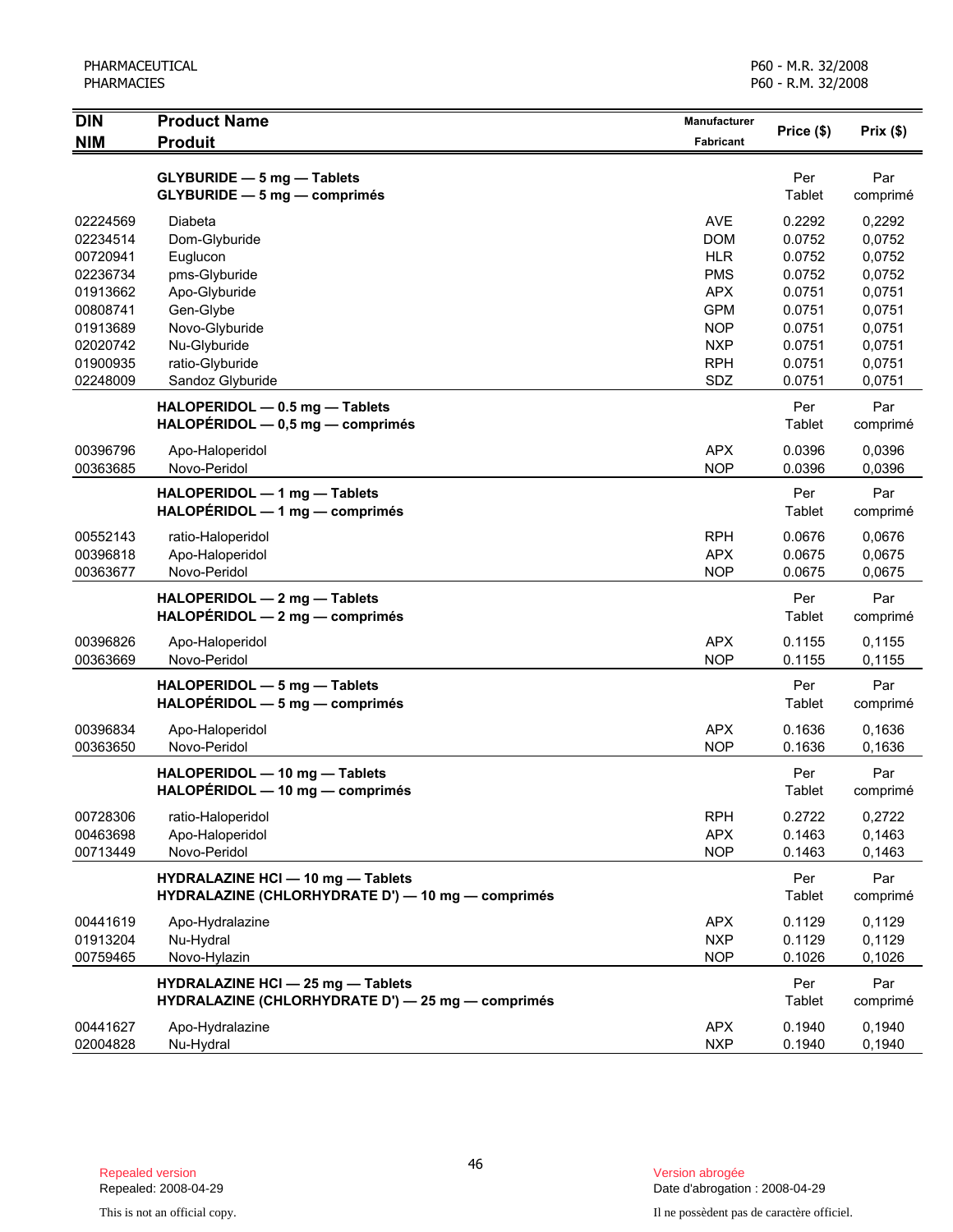| DIN<br>NIM | Product Name<br>Produit | Manufacturer<br>Fabricant | Price ($) | Prix ($) |
|---|---|---|---|---|
| | **GLYBURIDE — 5 mg — Tablets**<br>**GLYBURIDE — 5 mg — comprimés** | | Per Tablet | Par comprimé |
| 02224569 | Diabeta | AVE | 0.2292 | 0,2292 |
| 02234514 | Dom-Glyburide | DOM | 0.0752 | 0,0752 |
| 00720941 | Euglucon | HLR | 0.0752 | 0,0752 |
| 02236734 | pms-Glyburide | PMS | 0.0752 | 0,0752 |
| 01913662 | Apo-Glyburide | APX | 0.0751 | 0,0751 |
| 00808741 | Gen-Glybe | GPM | 0.0751 | 0,0751 |
| 01913689 | Novo-Glyburide | NOP | 0.0751 | 0,0751 |
| 02020742 | Nu-Glyburide | NXP | 0.0751 | 0,0751 |
| 01900935 | ratio-Glyburide | RPH | 0.0751 | 0,0751 |
| 02248009 | Sandoz Glyburide | SDZ | 0.0751 | 0,0751 |
| | **HALOPERIDOL — 0.5 mg — Tablets**<br>**HALOPÉRIDOL — 0,5 mg — comprimés** | | Per Tablet | Par comprimé |
| 00396796 | Apo-Haloperidol | APX | 0.0396 | 0,0396 |
| 00363685 | Novo-Peridol | NOP | 0.0396 | 0,0396 |
| | **HALOPERIDOL — 1 mg — Tablets**<br>**HALOPÉRIDOL — 1 mg — comprimés** | | Per Tablet | Par comprimé |
| 00552143 | ratio-Haloperidol | RPH | 0.0676 | 0,0676 |
| 00396818 | Apo-Haloperidol | APX | 0.0675 | 0,0675 |
| 00363677 | Novo-Peridol | NOP | 0.0675 | 0,0675 |
| | **HALOPERIDOL — 2 mg — Tablets**<br>**HALOPÉRIDOL — 2 mg — comprimés** | | Per Tablet | Par comprimé |
| 00396826 | Apo-Haloperidol | APX | 0.1155 | 0,1155 |
| 00363669 | Novo-Peridol | NOP | 0.1155 | 0,1155 |
| | **HALOPERIDOL — 5 mg — Tablets**<br>**HALOPÉRIDOL — 5 mg — comprimés** | | Per Tablet | Par comprimé |
| 00396834 | Apo-Haloperidol | APX | 0.1636 | 0,1636 |
| 00363650 | Novo-Peridol | NOP | 0.1636 | 0,1636 |
| | **HALOPERIDOL — 10 mg — Tablets**<br>**HALOPÉRIDOL — 10 mg — comprimés** | | Per Tablet | Par comprimé |
| 00728306 | ratio-Haloperidol | RPH | 0.2722 | 0,2722 |
| 00463698 | Apo-Haloperidol | APX | 0.1463 | 0,1463 |
| 00713449 | Novo-Peridol | NOP | 0.1463 | 0,1463 |
| | **HYDRALAZINE HCl — 10 mg — Tablets**<br>**HYDRALAZINE (CHLORHYDRATE D') — 10 mg — comprimés** | | Per Tablet | Par comprimé |
| 00441619 | Apo-Hydralazine | APX | 0.1129 | 0,1129 |
| 01913204 | Nu-Hydral | NXP | 0.1129 | 0,1129 |
| 00759465 | Novo-Hylazin | NOP | 0.1026 | 0,1026 |
| | **HYDRALAZINE HCl — 25 mg — Tablets**<br>**HYDRALAZINE (CHLORHYDRATE D') — 25 mg — comprimés** | | Per Tablet | Par comprimé |
| 00441627 | Apo-Hydralazine | APX | 0.1940 | 0,1940 |
| 02004828 | Nu-Hydral | NXP | 0.1940 | 0,1940 |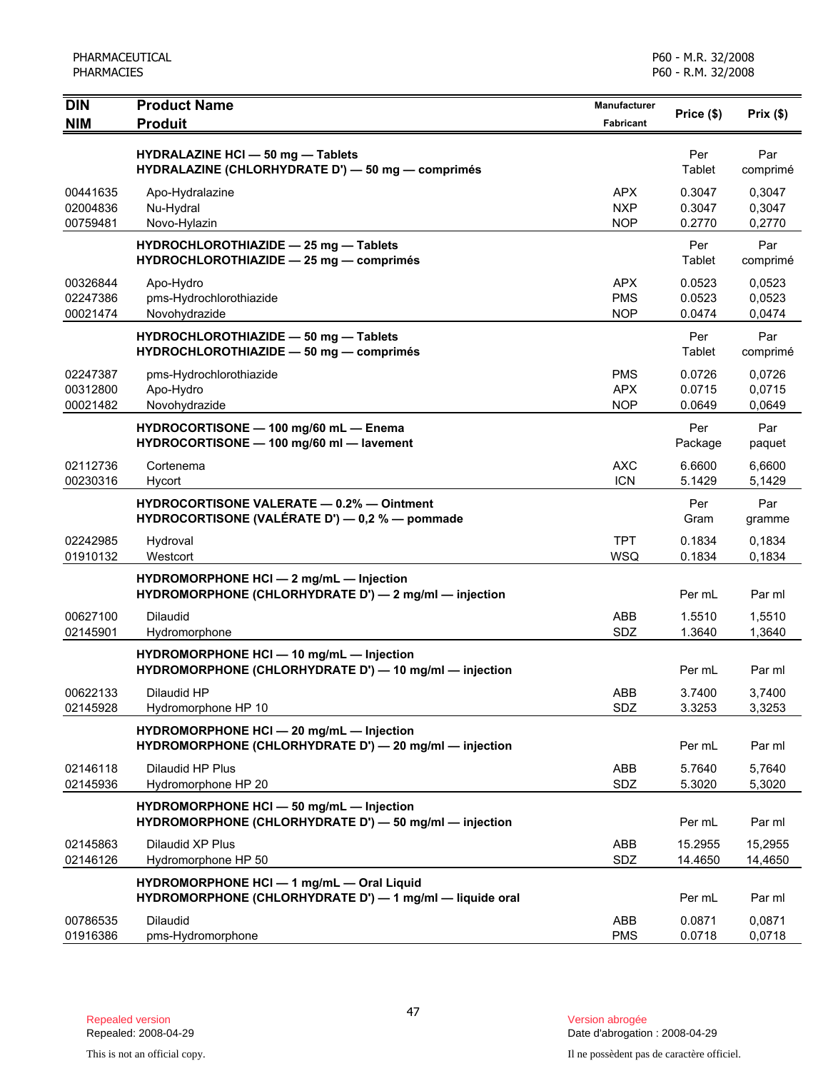| DIN<br>NIM | Product Name<br>Produit | Manufacturer<br>Fabricant | Price ($) | Prix ($) |
|---|---|---|---|---|
| | **HYDRALAZINE HCl — 50 mg — Tablets**<br>**HYDRALAZINE (CHLORHYDRATE D') — 50 mg — comprimés** | | Per Tablet | Par comprimé |
| 00441635 | Apo-Hydralazine | APX | 0.3047 | 0,3047 |
| 02004836 | Nu-Hydral | NXP | 0.3047 | 0,3047 |
| 00759481 | Novo-Hylazin | NOP | 0.2770 | 0,2770 |
| | **HYDROCHLOROTHIAZIDE — 25 mg — Tablets**<br>**HYDROCHLOROTHIAZIDE — 25 mg — comprimés** | | Per Tablet | Par comprimé |
| 00326844 | Apo-Hydro | APX | 0.0523 | 0,0523 |
| 02247386 | pms-Hydrochlorothiazide | PMS | 0.0523 | 0,0523 |
| 00021474 | Novohydrazide | NOP | 0.0474 | 0,0474 |
| | **HYDROCHLOROTHIAZIDE — 50 mg — Tablets**<br>**HYDROCHLOROTHIAZIDE — 50 mg — comprimés** | | Per Tablet | Par comprimé |
| 02247387 | pms-Hydrochlorothiazide | PMS | 0.0726 | 0,0726 |
| 00312800 | Apo-Hydro | APX | 0.0715 | 0,0715 |
| 00021482 | Novohydrazide | NOP | 0.0649 | 0,0649 |
| | **HYDROCORTISONE — 100 mg/60 mL — Enema**<br>**HYDROCORTISONE — 100 mg/60 ml — lavement** | | Per Package | Par paquet |
| 02112736 | Cortenema | AXC | 6.6600 | 6,6600 |
| 00230316 | Hycort | ICN | 5.1429 | 5,1429 |
| | **HYDROCORTISONE VALERATE — 0.2% — Ointment**<br>**HYDROCORTISONE (VALÉRATE D') — 0,2 % — pommade** | | Per Gram | Par gramme |
| 02242985 | Hydroval | TPT | 0.1834 | 0,1834 |
| 01910132 | Westcort | WSQ | 0.1834 | 0,1834 |
| | **HYDROMORPHONE HCl — 2 mg/mL — Injection**<br>**HYDROMORPHONE (CHLORHYDRATE D') — 2 mg/ml — injection** | | Per mL | Par ml |
| 00627100 | Dilaudid | ABB | 1.5510 | 1,5510 |
| 02145901 | Hydromorphone | SDZ | 1.3640 | 1,3640 |
| | **HYDROMORPHONE HCl — 10 mg/mL — Injection**<br>**HYDROMORPHONE (CHLORHYDRATE D') — 10 mg/ml — injection** | | Per mL | Par ml |
| 00622133 | Dilaudid HP | ABB | 3.7400 | 3,7400 |
| 02145928 | Hydromorphone HP 10 | SDZ | 3.3253 | 3,3253 |
| | **HYDROMORPHONE HCl — 20 mg/mL — Injection**<br>**HYDROMORPHONE (CHLORHYDRATE D') — 20 mg/ml — injection** | | Per mL | Par ml |
| 02146118 | Dilaudid HP Plus | ABB | 5.7640 | 5,7640 |
| 02145936 | Hydromorphone HP 20 | SDZ | 5.3020 | 5,3020 |
| | **HYDROMORPHONE HCl — 50 mg/mL — Injection**<br>**HYDROMORPHONE (CHLORHYDRATE D') — 50 mg/ml — injection** | | Per mL | Par ml |
| 02145863 | Dilaudid XP Plus | ABB | 15.2955 | 15,2955 |
| 02146126 | Hydromorphone HP 50 | SDZ | 14.4650 | 14,4650 |
| | **HYDROMORPHONE HCl — 1 mg/mL — Oral Liquid**<br>**HYDROMORPHONE (CHLORHYDRATE D') — 1 mg/ml — liquide oral** | | Per mL | Par ml |
| 00786535 | Dilaudid | ABB | 0.0871 | 0,0871 |
| 01916386 | pms-Hydromorphone | PMS | 0.0718 | 0,0718 |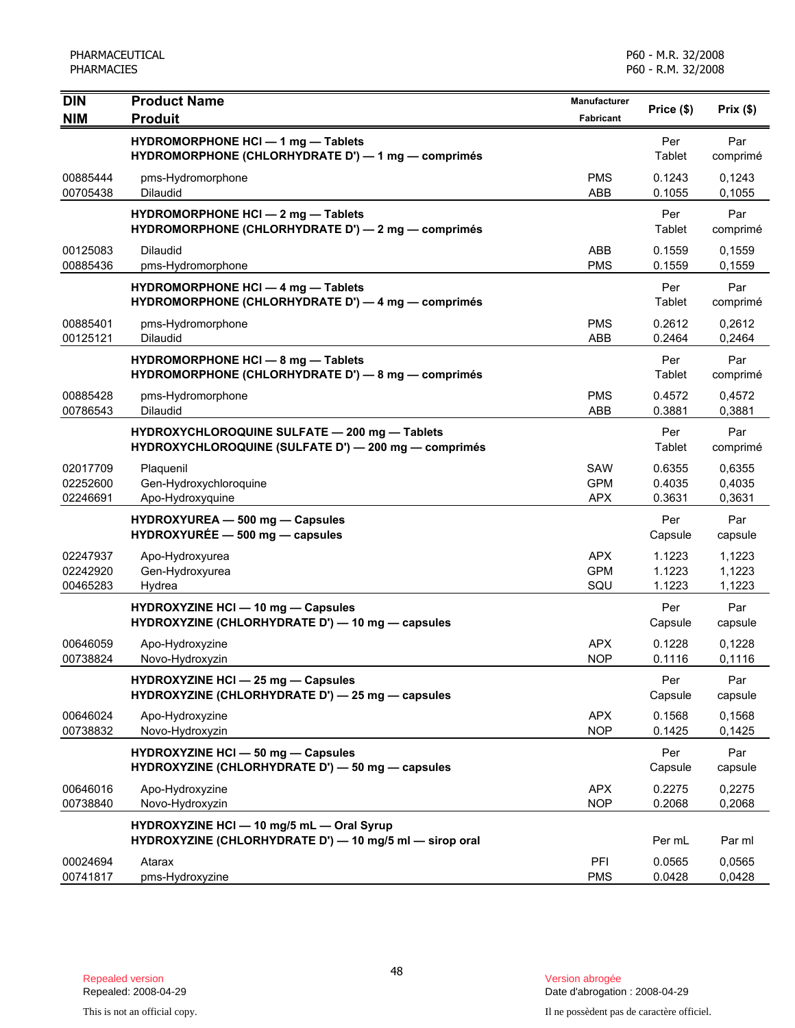| DIN<br>NIM | Product Name<br>Produit | Manufacturer<br>Fabricant | Price ($) | Prix ($) |
|---|---|---|---|---|
| | **HYDROMORPHONE HCl — 1 mg — Tablets**<br>**HYDROMORPHONE (CHLORHYDRATE D') — 1 mg — comprimés** | | Per Tablet | Par comprimé |
| 00885444 | pms-Hydromorphone | PMS | 0.1243 | 0,1243 |
| 00705438 | Dilaudid | ABB | 0.1055 | 0,1055 |
| | **HYDROMORPHONE HCl — 2 mg — Tablets**<br>**HYDROMORPHONE (CHLORHYDRATE D') — 2 mg — comprimés** | | Per Tablet | Par comprimé |
| 00125083 | Dilaudid | ABB | 0.1559 | 0,1559 |
| 00885436 | pms-Hydromorphone | PMS | 0.1559 | 0,1559 |
| | **HYDROMORPHONE HCl — 4 mg — Tablets**<br>**HYDROMORPHONE (CHLORHYDRATE D') — 4 mg — comprimés** | | Per Tablet | Par comprimé |
| 00885401 | pms-Hydromorphone | PMS | 0.2612 | 0,2612 |
| 00125121 | Dilaudid | ABB | 0.2464 | 0,2464 |
| | **HYDROMORPHONE HCl — 8 mg — Tablets**<br>**HYDROMORPHONE (CHLORHYDRATE D') — 8 mg — comprimés** | | Per Tablet | Par comprimé |
| 00885428 | pms-Hydromorphone | PMS | 0.4572 | 0,4572 |
| 00786543 | Dilaudid | ABB | 0.3881 | 0,3881 |
| | **HYDROXYCHLOROQUINE SULFATE — 200 mg — Tablets**<br>**HYDROXYCHLOROQUINE (SULFATE D') — 200 mg — comprimés** | | Per Tablet | Par comprimé |
| 02017709 | Plaquenil | SAW | 0.6355 | 0,6355 |
| 02252600 | Gen-Hydroxychloroquine | GPM | 0.4035 | 0,4035 |
| 02246691 | Apo-Hydroxyquine | APX | 0.3631 | 0,3631 |
| | **HYDROXYUREA — 500 mg — Capsules**<br>**HYDROXYURÉE — 500 mg — capsules** | | Per Capsule | Par capsule |
| 02247937 | Apo-Hydroxyurea | APX | 1.1223 | 1,1223 |
| 02242920 | Gen-Hydroxyurea | GPM | 1.1223 | 1,1223 |
| 00465283 | Hydrea | SQU | 1.1223 | 1,1223 |
| | **HYDROXYZINE HCl — 10 mg — Capsules**<br>**HYDROXYZINE (CHLORHYDRATE D') — 10 mg — capsules** | | Per Capsule | Par capsule |
| 00646059 | Apo-Hydroxyzine | APX | 0.1228 | 0,1228 |
| 00738824 | Novo-Hydroxyzin | NOP | 0.1116 | 0,1116 |
| | **HYDROXYZINE HCl — 25 mg — Capsules**<br>**HYDROXYZINE (CHLORHYDRATE D') — 25 mg — capsules** | | Per Capsule | Par capsule |
| 00646024 | Apo-Hydroxyzine | APX | 0.1568 | 0,1568 |
| 00738832 | Novo-Hydroxyzin | NOP | 0.1425 | 0,1425 |
| | **HYDROXYZINE HCl — 50 mg — Capsules**<br>**HYDROXYZINE (CHLORHYDRATE D') — 50 mg — capsules** | | Per Capsule | Par capsule |
| 00646016 | Apo-Hydroxyzine | APX | 0.2275 | 0,2275 |
| 00738840 | Novo-Hydroxyzin | NOP | 0.2068 | 0,2068 |
| | **HYDROXYZINE HCl — 10 mg/5 mL — Oral Syrup**<br>**HYDROXYZINE (CHLORHYDRATE D') — 10 mg/5 ml — sirop oral** | | Per mL | Par ml |
| 00024694 | Atarax | PFI | 0.0565 | 0,0565 |
| 00741817 | pms-Hydroxyzine | PMS | 0.0428 | 0,0428 |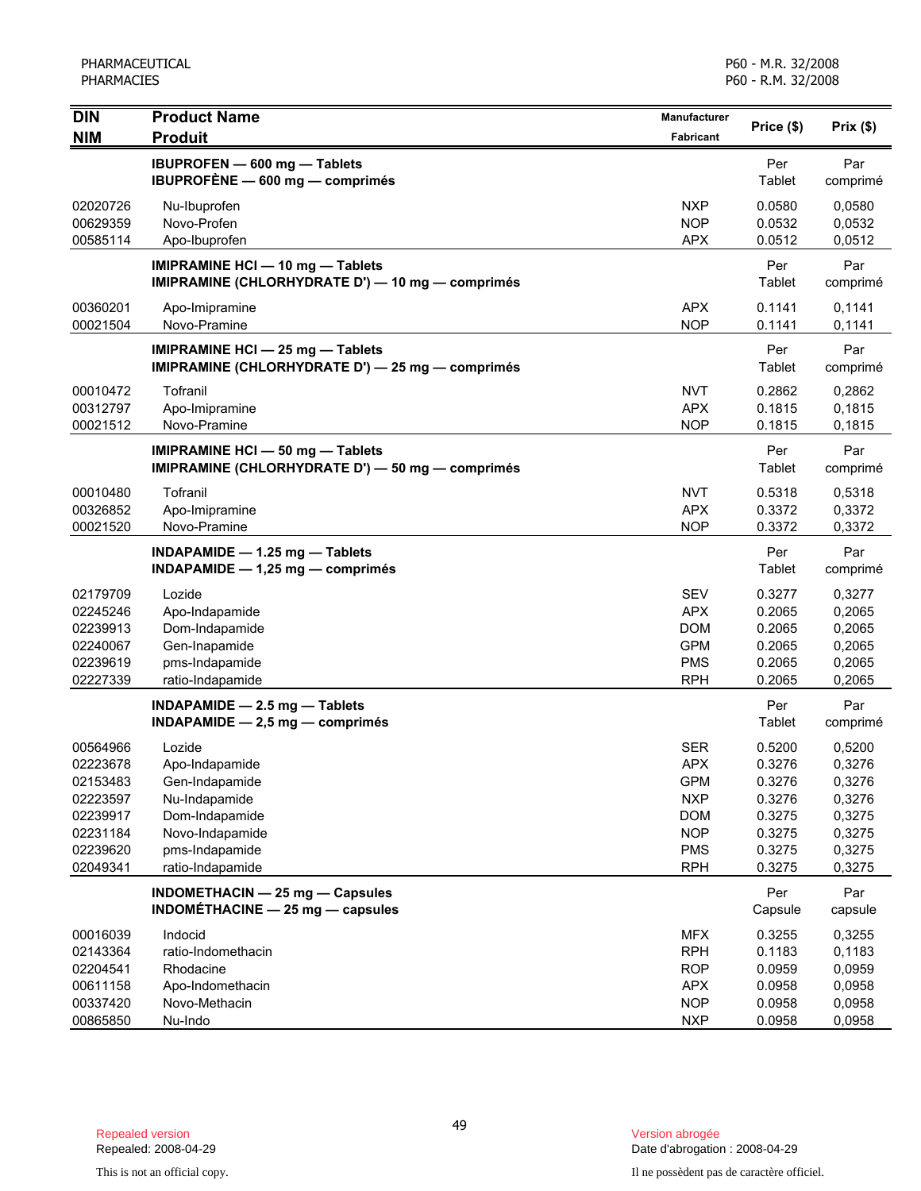| DIN<br>NIM | Product Name<br>Produit | Manufacturer<br>Fabricant | Price ($) | Prix ($) |
|---|---|---|---|---|
| | **IBUPROFEN — 600 mg — Tablets**<br>**IBUPROFÈNE — 600 mg — comprimés** | | Per Tablet | Par comprimé |
| 02020726 | Nu-Ibuprofen | NXP | 0.0580 | 0,0580 |
| 00629359 | Novo-Profen | NOP | 0.0532 | 0,0532 |
| 00585114 | Apo-Ibuprofen | APX | 0.0512 | 0,0512 |
| | **IMIPRAMINE HCl — 10 mg — Tablets**<br>**IMIPRAMINE (CHLORHYDRATE D') — 10 mg — comprimés** | | Per Tablet | Par comprimé |
| 00360201 | Apo-Imipramine | APX | 0.1141 | 0,1141 |
| 00021504 | Novo-Pramine | NOP | 0.1141 | 0,1141 |
| | **IMIPRAMINE HCl — 25 mg — Tablets**<br>**IMIPRAMINE (CHLORHYDRATE D') — 25 mg — comprimés** | | Per Tablet | Par comprimé |
| 00010472 | Tofranil | NVT | 0.2862 | 0,2862 |
| 00312797 | Apo-Imipramine | APX | 0.1815 | 0,1815 |
| 00021512 | Novo-Pramine | NOP | 0.1815 | 0,1815 |
| | **IMIPRAMINE HCl — 50 mg — Tablets**<br>**IMIPRAMINE (CHLORHYDRATE D') — 50 mg — comprimés** | | Per Tablet | Par comprimé |
| 00010480 | Tofranil | NVT | 0.5318 | 0,5318 |
| 00326852 | Apo-Imipramine | APX | 0.3372 | 0,3372 |
| 00021520 | Novo-Pramine | NOP | 0.3372 | 0,3372 |
| | **INDAPAMIDE — 1.25 mg — Tablets**<br>**INDAPAMIDE — 1,25 mg — comprimés** | | Per Tablet | Par comprimé |
| 02179709 | Lozide | SEV | 0.3277 | 0,3277 |
| 02245246 | Apo-Indapamide | APX | 0.2065 | 0,2065 |
| 02239913 | Dom-Indapamide | DOM | 0.2065 | 0,2065 |
| 02240067 | Gen-Inapamide | GPM | 0.2065 | 0,2065 |
| 02239619 | pms-Indapamide | PMS | 0.2065 | 0,2065 |
| 02227339 | ratio-Indapamide | RPH | 0.2065 | 0,2065 |
| | **INDAPAMIDE — 2.5 mg — Tablets**<br>**INDAPAMIDE — 2,5 mg — comprimés** | | Per Tablet | Par comprimé |
| 00564966 | Lozide | SER | 0.5200 | 0,5200 |
| 02223678 | Apo-Indapamide | APX | 0.3276 | 0,3276 |
| 02153483 | Gen-Indapamide | GPM | 0.3276 | 0,3276 |
| 02223597 | Nu-Indapamide | NXP | 0.3276 | 0,3276 |
| 02239917 | Dom-Indapamide | DOM | 0.3275 | 0,3275 |
| 02231184 | Novo-Indapamide | NOP | 0.3275 | 0,3275 |
| 02239620 | pms-Indapamide | PMS | 0.3275 | 0,3275 |
| 02049341 | ratio-Indapamide | RPH | 0.3275 | 0,3275 |
| | **INDOMETHACIN — 25 mg — Capsules**<br>**INDOMÉTHACINE — 25 mg — capsules** | | Per Capsule | Par capsule |
| 00016039 | Indocid | MFX | 0.3255 | 0,3255 |
| 02143364 | ratio-Indomethacin | RPH | 0.1183 | 0,1183 |
| 02204541 | Rhodacine | ROP | 0.0959 | 0,0959 |
| 00611158 | Apo-Indomethacin | APX | 0.0958 | 0,0958 |
| 00337420 | Novo-Methacin | NOP | 0.0958 | 0,0958 |
| 00865850 | Nu-Indo | NXP | 0.0958 | 0,0958 |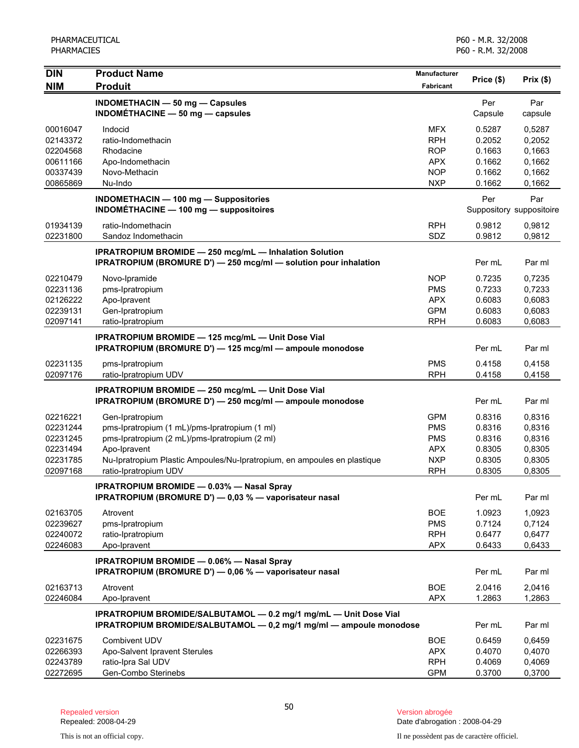| DIN<br>NIM | Product Name<br>Produit | Manufacturer<br>Fabricant | Price ($) | Prix ($) |
|---|---|---|---|---|
| | **INDOMETHACIN — 50 mg — Capsules**<br>**INDOMÉTHACINE — 50 mg — capsules** | | Per Capsule | Par capsule |
| 00016047 | Indocid | MFX | 0.5287 | 0,5287 |
| 02143372 | ratio-Indomethacin | RPH | 0.2052 | 0,2052 |
| 02204568 | Rhodacine | ROP | 0.1663 | 0,1663 |
| 00611166 | Apo-Indomethacin | APX | 0.1662 | 0,1662 |
| 00337439 | Novo-Methacin | NOP | 0.1662 | 0,1662 |
| 00865869 | Nu-Indo | NXP | 0.1662 | 0,1662 |
| | **INDOMETHACIN — 100 mg — Suppositories**<br>**INDOMÉTHACINE — 100 mg — suppositoires** | | Per Suppository | Par suppositoire |
| 01934139 | ratio-Indomethacin | RPH | 0.9812 | 0,9812 |
| 02231800 | Sandoz Indomethacin | SDZ | 0.9812 | 0,9812 |
| | **IPRATROPIUM BROMIDE — 250 mcg/mL — Inhalation Solution**<br>**IPRATROPIUM (BROMURE D') — 250 mcg/ml — solution pour inhalation** | | Per mL | Par ml |
| 02210479 | Novo-Ipramide | NOP | 0.7235 | 0,7235 |
| 02231136 | pms-Ipratropium | PMS | 0.7233 | 0,7233 |
| 02126222 | Apo-Ipravent | APX | 0.6083 | 0,6083 |
| 02239131 | Gen-Ipratropium | GPM | 0.6083 | 0,6083 |
| 02097141 | ratio-Ipratropium | RPH | 0.6083 | 0,6083 |
| | **IPRATROPIUM BROMIDE — 125 mcg/mL — Unit Dose Vial**<br>**IPRATROPIUM (BROMURE D') — 125 mcg/ml — ampoule monodose** | | Per mL | Par ml |
| 02231135 | pms-Ipratropium | PMS | 0.4158 | 0,4158 |
| 02097176 | ratio-Ipratropium UDV | RPH | 0.4158 | 0,4158 |
| | **IPRATROPIUM BROMIDE — 250 mcg/mL — Unit Dose Vial**<br>**IPRATROPIUM (BROMURE D') — 250 mcg/ml — ampoule monodose** | | Per mL | Par ml |
| 02216221 | Gen-Ipratropium | GPM | 0.8316 | 0,8316 |
| 02231244 | pms-Ipratropium (1 mL)/pms-Ipratropium (1 ml) | PMS | 0.8316 | 0,8316 |
| 02231245 | pms-Ipratropium (2 mL)/pms-Ipratropium (2 ml) | PMS | 0.8316 | 0,8316 |
| 02231494 | Apo-Ipravent | APX | 0.8305 | 0,8305 |
| 02231785 | Nu-Ipratropium Plastic Ampoules/Nu-Ipratropium, en ampoules en plastique | NXP | 0.8305 | 0,8305 |
| 02097168 | ratio-Ipratropium UDV | RPH | 0.8305 | 0,8305 |
| | **IPRATROPIUM BROMIDE — 0.03% — Nasal Spray**<br>**IPRATROPIUM (BROMURE D') — 0,03 % — vaporisateur nasal** | | Per mL | Par ml |
| 02163705 | Atrovent | BOE | 1.0923 | 1,0923 |
| 02239627 | pms-Ipratropium | PMS | 0.7124 | 0,7124 |
| 02240072 | ratio-Ipratropium | RPH | 0.6477 | 0,6477 |
| 02246083 | Apo-Ipravent | APX | 0.6433 | 0,6433 |
| | **IPRATROPIUM BROMIDE — 0.06% — Nasal Spray**<br>**IPRATROPIUM (BROMURE D') — 0,06 % — vaporisateur nasal** | | Per mL | Par ml |
| 02163713 | Atrovent | BOE | 2.0416 | 2,0416 |
| 02246084 | Apo-Ipravent | APX | 1.2863 | 1,2863 |
| | **IPRATROPIUM BROMIDE/SALBUTAMOL — 0.2 mg/1 mg/mL — Unit Dose Vial**<br>**IPRATROPIUM BROMIDE/SALBUTAMOL — 0,2 mg/1 mg/ml — ampoule monodose** | | Per mL | Par ml |
| 02231675 | Combivent UDV | BOE | 0.6459 | 0,6459 |
| 02266393 | Apo-Salvent Ipravent Sterules | APX | 0.4070 | 0,4070 |
| 02243789 | ratio-Ipra Sal UDV | RPH | 0.4069 | 0,4069 |
| 02272695 | Gen-Combo Sterinebs | GPM | 0.3700 | 0,3700 |

Repealed version
Repealed: 2008-04-29

Version abrogée
Date d'abrogation : 2008-04-29

This is not an official copy.

Il ne possèdent pas de caractère officiel.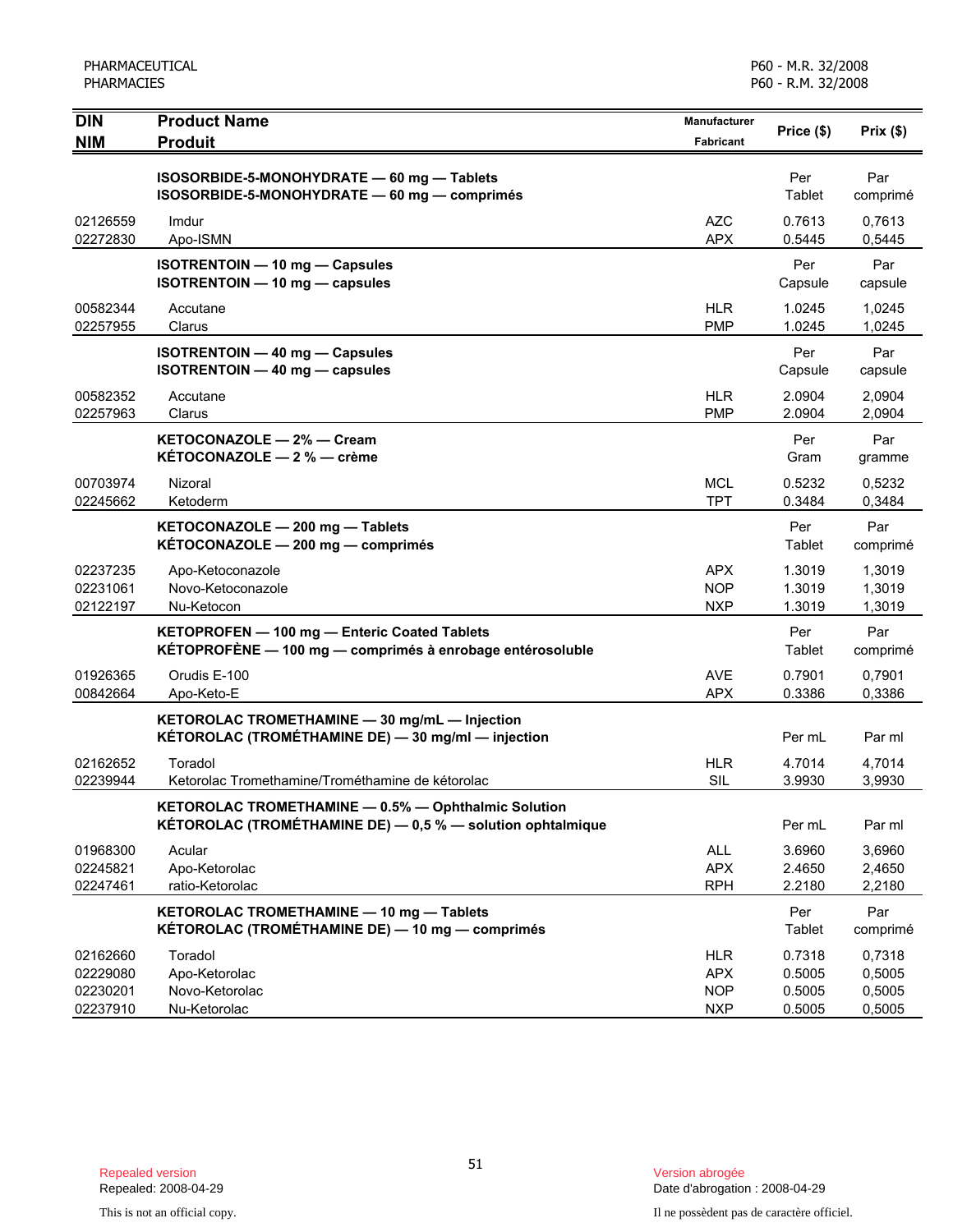| DIN<br>NIM | Product Name<br>Produit | Manufacturer<br>Fabricant | Price ($) | Prix ($) |
|---|---|---|---|---|
| | **ISOSORBIDE-5-MONOHYDRATE — 60 mg — Tablets**<br>**ISOSORBIDE-5-MONOHYDRATE — 60 mg — comprimés** | | Per Tablet | Par comprimé |
| 02126559 | Imdur | AZC | 0.7613 | 0,7613 |
| 02272830 | Apo-ISMN | APX | 0.5445 | 0,5445 |
| | **ISOTRENTOIN — 10 mg — Capsules**<br>**ISOTRENTOIN — 10 mg — capsules** | | Per Capsule | Par capsule |
| 00582344 | Accutane | HLR | 1.0245 | 1,0245 |
| 02257955 | Clarus | PMP | 1.0245 | 1,0245 |
| | **ISOTRENTOIN — 40 mg — Capsules**<br>**ISOTRENTOIN — 40 mg — capsules** | | Per Capsule | Par capsule |
| 00582352 | Accutane | HLR | 2.0904 | 2,0904 |
| 02257963 | Clarus | PMP | 2.0904 | 2,0904 |
| | **KETOCONAZOLE — 2% — Cream**<br>**KÉTOCONAZOLE — 2 % — crème** | | Per Gram | Par gramme |
| 00703974 | Nizoral | MCL | 0.5232 | 0,5232 |
| 02245662 | Ketoderm | TPT | 0.3484 | 0,3484 |
| | **KETOCONAZOLE — 200 mg — Tablets**<br>**KÉTOCONAZOLE — 200 mg — comprimés** | | Per Tablet | Par comprimé |
| 02237235 | Apo-Ketoconazole | APX | 1.3019 | 1,3019 |
| 02231061 | Novo-Ketoconazole | NOP | 1.3019 | 1,3019 |
| 02122197 | Nu-Ketocon | NXP | 1.3019 | 1,3019 |
| | **KETOPROFEN — 100 mg — Enteric Coated Tablets**<br>**KÉTOPROFÈNE — 100 mg — comprimés à enrobage entérosoluble** | | Per Tablet | Par comprimé |
| 01926365 | Orudis E-100 | AVE | 0.7901 | 0,7901 |
| 00842664 | Apo-Keto-E | APX | 0.3386 | 0,3386 |
| | **KETOROLAC TROMETHAMINE — 30 mg/mL — Injection**<br>**KÉTOROLAC (TROMÉTHAMINE DE) — 30 mg/ml — injection** | | Per mL | Par ml |
| 02162652 | Toradol | HLR | 4.7014 | 4,7014 |
| 02239944 | Ketorolac Tromethamine/Trométhamine de kétorolac | SIL | 3.9930 | 3,9930 |
| | **KETOROLAC TROMETHAMINE — 0.5% — Ophthalmic Solution**<br>**KÉTOROLAC (TROMÉTHAMINE DE) — 0,5 % — solution ophtalmique** | | Per mL | Par ml |
| 01968300 | Acular | ALL | 3.6960 | 3,6960 |
| 02245821 | Apo-Ketorolac | APX | 2.4650 | 2,4650 |
| 02247461 | ratio-Ketorolac | RPH | 2.2180 | 2,2180 |
| | **KETOROLAC TROMETHAMINE — 10 mg — Tablets**<br>**KÉTOROLAC (TROMÉTHAMINE DE) — 10 mg — comprimés** | | Per Tablet | Par comprimé |
| 02162660 | Toradol | HLR | 0.7318 | 0,7318 |
| 02229080 | Apo-Ketorolac | APX | 0.5005 | 0,5005 |
| 02230201 | Novo-Ketorolac | NOP | 0.5005 | 0,5005 |
| 02237910 | Nu-Ketorolac | NXP | 0.5005 | 0,5005 |

Repealed version
Repealed: 2008-04-29

This is not an official copy.

Version abrogée
Date d'abrogation : 2008-04-29

Il ne possèdent pas de caractère officiel.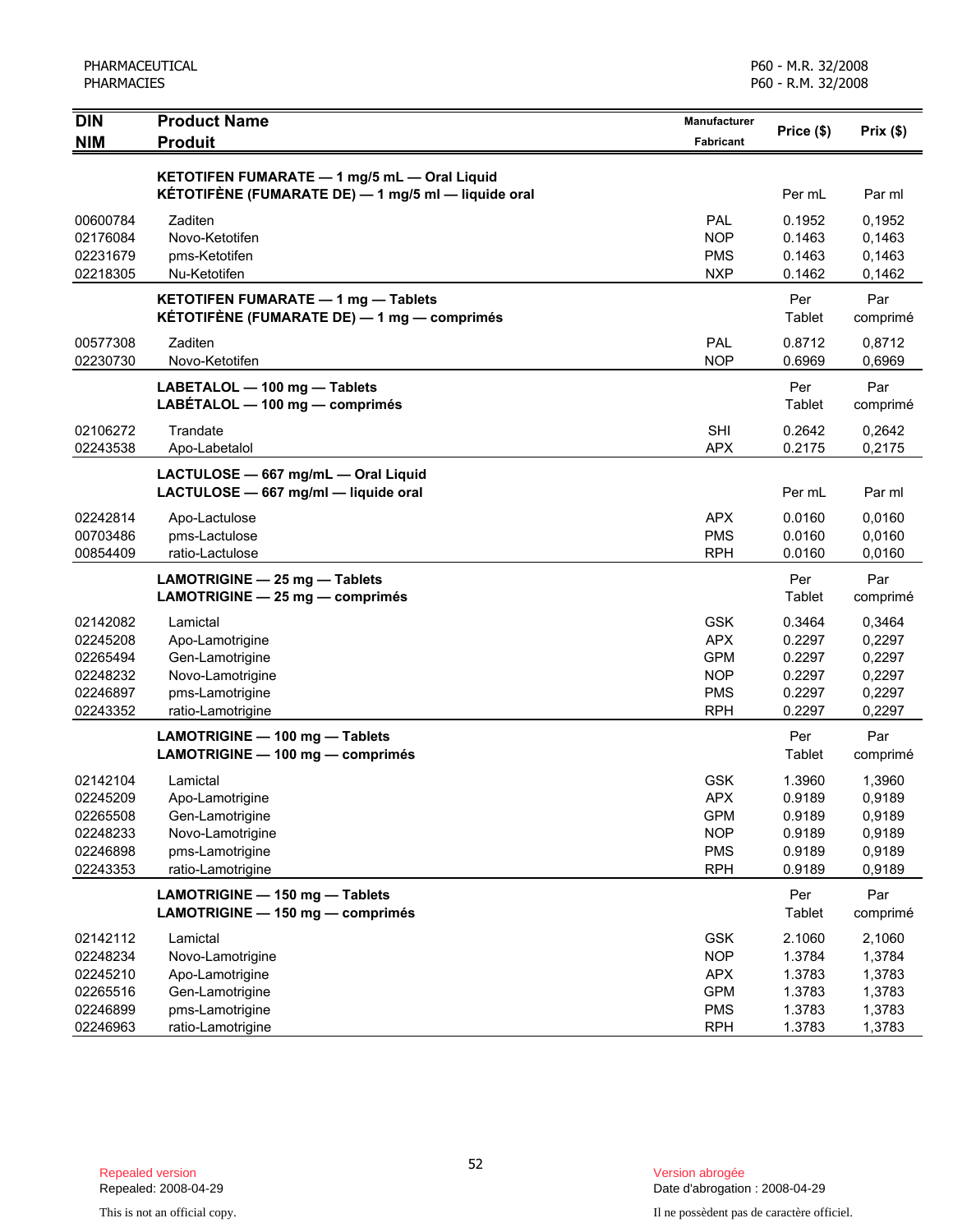| DIN<br>NIM | Product Name<br>Produit | Manufacturer<br>Fabricant | Price ($) | Prix ($) |
|---|---|---|---|---|
| | **KETOTIFEN FUMARATE — 1 mg/5 mL — Oral Liquid**<br>**KÉTOTIFÈNE (FUMARATE DE) — 1 mg/5 ml — liquide oral** | | Per mL | Par ml |
| 00600784 | Zaditen | PAL | 0.1952 | 0,1952 |
| 02176084 | Novo-Ketotifen | NOP | 0.1463 | 0,1463 |
| 02231679 | pms-Ketotifen | PMS | 0.1463 | 0,1463 |
| 02218305 | Nu-Ketotifen | NXP | 0.1462 | 0,1462 |
| | **KETOTIFEN FUMARATE — 1 mg — Tablets**<br>**KÉTOTIFÈNE (FUMARATE DE) — 1 mg — comprimés** | | Per Tablet | Par comprimé |
| 00577308 | Zaditen | PAL | 0.8712 | 0,8712 |
| 02230730 | Novo-Ketotifen | NOP | 0.6969 | 0,6969 |
| | **LABETALOL — 100 mg — Tablets**<br>**LABÉTALOL — 100 mg — comprimés** | | Per Tablet | Par comprimé |
| 02106272 | Trandate | SHI | 0.2642 | 0,2642 |
| 02243538 | Apo-Labetalol | APX | 0.2175 | 0,2175 |
| | **LACTULOSE — 667 mg/mL — Oral Liquid**<br>**LACTULOSE — 667 mg/ml — liquide oral** | | Per mL | Par ml |
| 02242814 | Apo-Lactulose | APX | 0.0160 | 0,0160 |
| 00703486 | pms-Lactulose | PMS | 0.0160 | 0,0160 |
| 00854409 | ratio-Lactulose | RPH | 0.0160 | 0,0160 |
| | **LAMOTRIGINE — 25 mg — Tablets**<br>**LAMOTRIGINE — 25 mg — comprimés** | | Per Tablet | Par comprimé |
| 02142082 | Lamictal | GSK | 0.3464 | 0,3464 |
| 02245208 | Apo-Lamotrigine | APX | 0.2297 | 0,2297 |
| 02265494 | Gen-Lamotrigine | GPM | 0.2297 | 0,2297 |
| 02248232 | Novo-Lamotrigine | NOP | 0.2297 | 0,2297 |
| 02246897 | pms-Lamotrigine | PMS | 0.2297 | 0,2297 |
| 02243352 | ratio-Lamotrigine | RPH | 0.2297 | 0,2297 |
| | **LAMOTRIGINE — 100 mg — Tablets**<br>**LAMOTRIGINE — 100 mg — comprimés** | | Per Tablet | Par comprimé |
| 02142104 | Lamictal | GSK | 1.3960 | 1,3960 |
| 02245209 | Apo-Lamotrigine | APX | 0.9189 | 0,9189 |
| 02265508 | Gen-Lamotrigine | GPM | 0.9189 | 0,9189 |
| 02248233 | Novo-Lamotrigine | NOP | 0.9189 | 0,9189 |
| 02246898 | pms-Lamotrigine | PMS | 0.9189 | 0,9189 |
| 02243353 | ratio-Lamotrigine | RPH | 0.9189 | 0,9189 |
| | **LAMOTRIGINE — 150 mg — Tablets**<br>**LAMOTRIGINE — 150 mg — comprimés** | | Per Tablet | Par comprimé |
| 02142112 | Lamictal | GSK | 2.1060 | 2,1060 |
| 02248234 | Novo-Lamotrigine | NOP | 1.3784 | 1,3784 |
| 02245210 | Apo-Lamotrigine | APX | 1.3783 | 1,3783 |
| 02265516 | Gen-Lamotrigine | GPM | 1.3783 | 1,3783 |
| 02246899 | pms-Lamotrigine | PMS | 1.3783 | 1,3783 |
| 02246963 | ratio-Lamotrigine | RPH | 1.3783 | 1,3783 |

Repealed version
Repealed: 2008-04-29

Version abrogée
Date d'abrogation : 2008-04-29

This is not an official copy.

Il ne possèdent pas de caractère officiel.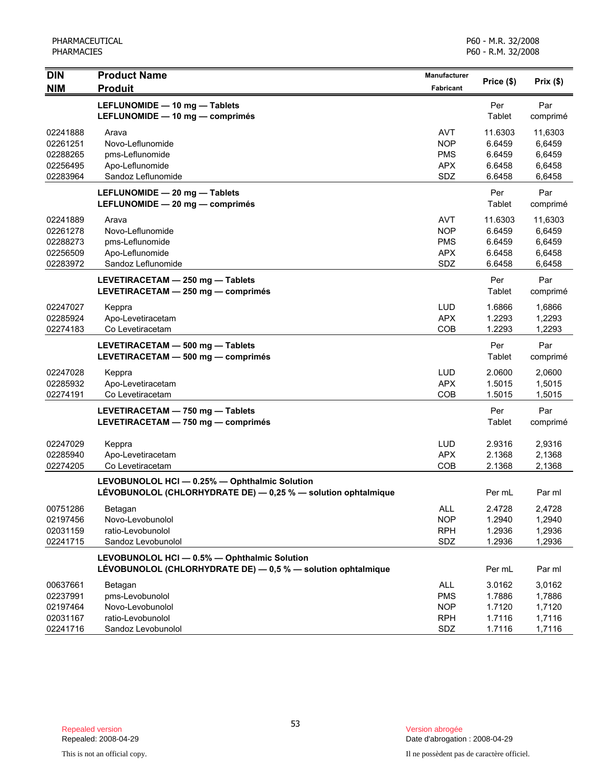| DIN<br>NIM | Product Name<br>Produit | Manufacturer<br>Fabricant | Price ($) | Prix ($) |
|---|---|---|---|---|
| | **LEFLUNOMIDE — 10 mg — Tablets**<br>**LEFLUNOMIDE — 10 mg — comprimés** | | Per Tablet | Par comprimé |
| 02241888 | Arava | AVT | 11.6303 | 11,6303 |
| 02261251 | Novo-Leflunomide | NOP | 6.6459 | 6,6459 |
| 02288265 | pms-Leflunomide | PMS | 6.6459 | 6,6459 |
| 02256495 | Apo-Leflunomide | APX | 6.6458 | 6,6458 |
| 02283964 | Sandoz Leflunomide | SDZ | 6.6458 | 6,6458 |
| | **LEFLUNOMIDE — 20 mg — Tablets**<br>**LEFLUNOMIDE — 20 mg — comprimés** | | Per Tablet | Par comprimé |
| 02241889 | Arava | AVT | 11.6303 | 11,6303 |
| 02261278 | Novo-Leflunomide | NOP | 6.6459 | 6,6459 |
| 02288273 | pms-Leflunomide | PMS | 6.6459 | 6,6459 |
| 02256509 | Apo-Leflunomide | APX | 6.6458 | 6,6458 |
| 02283972 | Sandoz Leflunomide | SDZ | 6.6458 | 6,6458 |
| | **LEVETIRACETAM — 250 mg — Tablets**<br>**LEVETIRACETAM — 250 mg — comprimés** | | Per Tablet | Par comprimé |
| 02247027 | Keppra | LUD | 1.6866 | 1,6866 |
| 02285924 | Apo-Levetiracetam | APX | 1.2293 | 1,2293 |
| 02274183 | Co Levetiracetam | COB | 1.2293 | 1,2293 |
| | **LEVETIRACETAM — 500 mg — Tablets**<br>**LEVETIRACETAM — 500 mg — comprimés** | | Per Tablet | Par comprimé |
| 02247028 | Keppra | LUD | 2.0600 | 2,0600 |
| 02285932 | Apo-Levetiracetam | APX | 1.5015 | 1,5015 |
| 02274191 | Co Levetiracetam | COB | 1.5015 | 1,5015 |
| | **LEVETIRACETAM — 750 mg — Tablets**<br>**LEVETIRACETAM — 750 mg — comprimés** | | Per Tablet | Par comprimé |
| 02247029 | Keppra | LUD | 2.9316 | 2,9316 |
| 02285940 | Apo-Levetiracetam | APX | 2.1368 | 2,1368 |
| 02274205 | Co Levetiracetam | COB | 2.1368 | 2,1368 |
| | **LEVOBUNOLOL HCl — 0.25% — Ophthalmic Solution**<br>**LÉVOBUNOLOL (CHLORHYDRATE DE) — 0,25 % — solution ophtalmique** | | Per mL | Par ml |
| 00751286 | Betagan | ALL | 2.4728 | 2,4728 |
| 02197456 | Novo-Levobunolol | NOP | 1.2940 | 1,2940 |
| 02031159 | ratio-Levobunolol | RPH | 1.2936 | 1,2936 |
| 02241715 | Sandoz Levobunolol | SDZ | 1.2936 | 1,2936 |
| | **LEVOBUNOLOL HCl — 0.5% — Ophthalmic Solution**<br>**LÉVOBUNOLOL (CHLORHYDRATE DE) — 0,5 % — solution ophtalmique** | | Per mL | Par ml |
| 00637661 | Betagan | ALL | 3.0162 | 3,0162 |
| 02237991 | pms-Levobunolol | PMS | 1.7886 | 1,7886 |
| 02197464 | Novo-Levobunolol | NOP | 1.7120 | 1,7120 |
| 02031167 | ratio-Levobunolol | RPH | 1.7116 | 1,7116 |
| 02241716 | Sandoz Levobunolol | SDZ | 1.7116 | 1,7116 |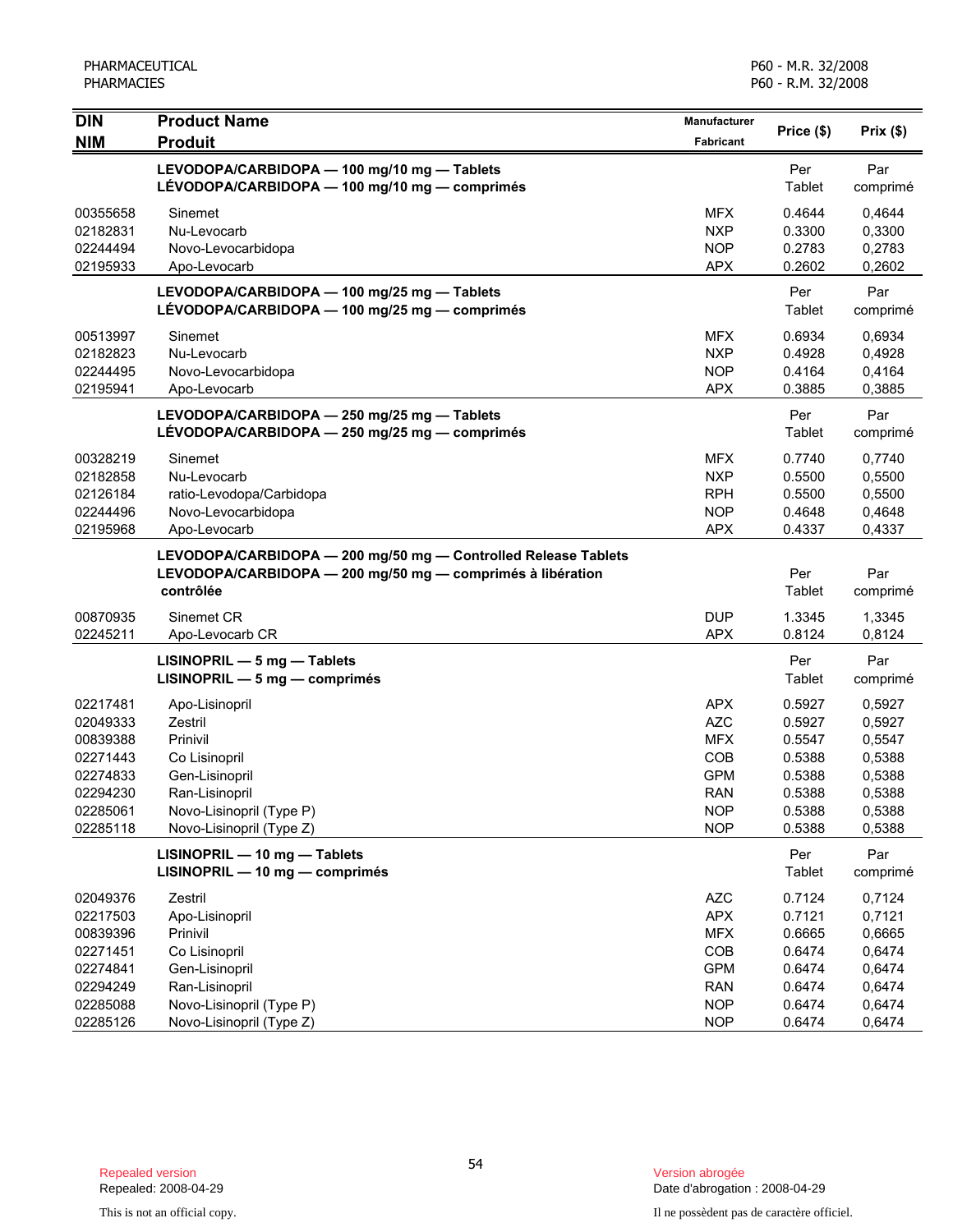| DIN<br>NIM | Product Name<br>Produit | Manufacturer<br>Fabricant | Price ($) | Prix ($) |
|---|---|---|---|---|
| | **LEVODOPA/CARBIDOPA — 100 mg/10 mg — Tablets**<br>**LÉVODOPA/CARBIDOPA — 100 mg/10 mg — comprimés** | | Per Tablet | Par comprimé |
| 00355658 | Sinemet | MFX | 0.4644 | 0,4644 |
| 02182831 | Nu-Levocarb | NXP | 0.3300 | 0,3300 |
| 02244494 | Novo-Levocarbidopa | NOP | 0.2783 | 0,2783 |
| 02195933 | Apo-Levocarb | APX | 0.2602 | 0,2602 |
| | **LEVODOPA/CARBIDOPA — 100 mg/25 mg — Tablets**<br>**LÉVODOPA/CARBIDOPA — 100 mg/25 mg — comprimés** | | Per Tablet | Par comprimé |
| 00513997 | Sinemet | MFX | 0.6934 | 0,6934 |
| 02182823 | Nu-Levocarb | NXP | 0.4928 | 0,4928 |
| 02244495 | Novo-Levocarbidopa | NOP | 0.4164 | 0,4164 |
| 02195941 | Apo-Levocarb | APX | 0.3885 | 0,3885 |
| | **LEVODOPA/CARBIDOPA — 250 mg/25 mg — Tablets**<br>**LÉVODOPA/CARBIDOPA — 250 mg/25 mg — comprimés** | | Per Tablet | Par comprimé |
| 00328219 | Sinemet | MFX | 0.7740 | 0,7740 |
| 02182858 | Nu-Levocarb | NXP | 0.5500 | 0,5500 |
| 02126184 | ratio-Levodopa/Carbidopa | RPH | 0.5500 | 0,5500 |
| 02244496 | Novo-Levocarbidopa | NOP | 0.4648 | 0,4648 |
| 02195968 | Apo-Levocarb | APX | 0.4337 | 0,4337 |
| | **LEVODOPA/CARBIDOPA — 200 mg/50 mg — Controlled Release Tablets**<br>**LEVODOPA/CARBIDOPA — 200 mg/50 mg — comprimés à libération contrôlée** | | Per Tablet | Par comprimé |
| 00870935 | Sinemet CR | DUP | 1.3345 | 1,3345 |
| 02245211 | Apo-Levocarb CR | APX | 0.8124 | 0,8124 |
| | **LISINOPRIL — 5 mg — Tablets**<br>**LISINOPRIL — 5 mg — comprimés** | | Per Tablet | Par comprimé |
| 02217481 | Apo-Lisinopril | APX | 0.5927 | 0,5927 |
| 02049333 | Zestril | AZC | 0.5927 | 0,5927 |
| 00839388 | Prinivil | MFX | 0.5547 | 0,5547 |
| 02271443 | Co Lisinopril | COB | 0.5388 | 0,5388 |
| 02274833 | Gen-Lisinopril | GPM | 0.5388 | 0,5388 |
| 02294230 | Ran-Lisinopril | RAN | 0.5388 | 0,5388 |
| 02285061 | Novo-Lisinopril (Type P) | NOP | 0.5388 | 0,5388 |
| 02285118 | Novo-Lisinopril (Type Z) | NOP | 0.5388 | 0,5388 |
| | **LISINOPRIL — 10 mg — Tablets**<br>**LISINOPRIL — 10 mg — comprimés** | | Per Tablet | Par comprimé |
| 02049376 | Zestril | AZC | 0.7124 | 0,7124 |
| 02217503 | Apo-Lisinopril | APX | 0.7121 | 0,7121 |
| 00839396 | Prinivil | MFX | 0.6665 | 0,6665 |
| 02271451 | Co Lisinopril | COB | 0.6474 | 0,6474 |
| 02274841 | Gen-Lisinopril | GPM | 0.6474 | 0,6474 |
| 02294249 | Ran-Lisinopril | RAN | 0.6474 | 0,6474 |
| 02285088 | Novo-Lisinopril (Type P) | NOP | 0.6474 | 0,6474 |
| 02285126 | Novo-Lisinopril (Type Z) | NOP | 0.6474 | 0,6474 |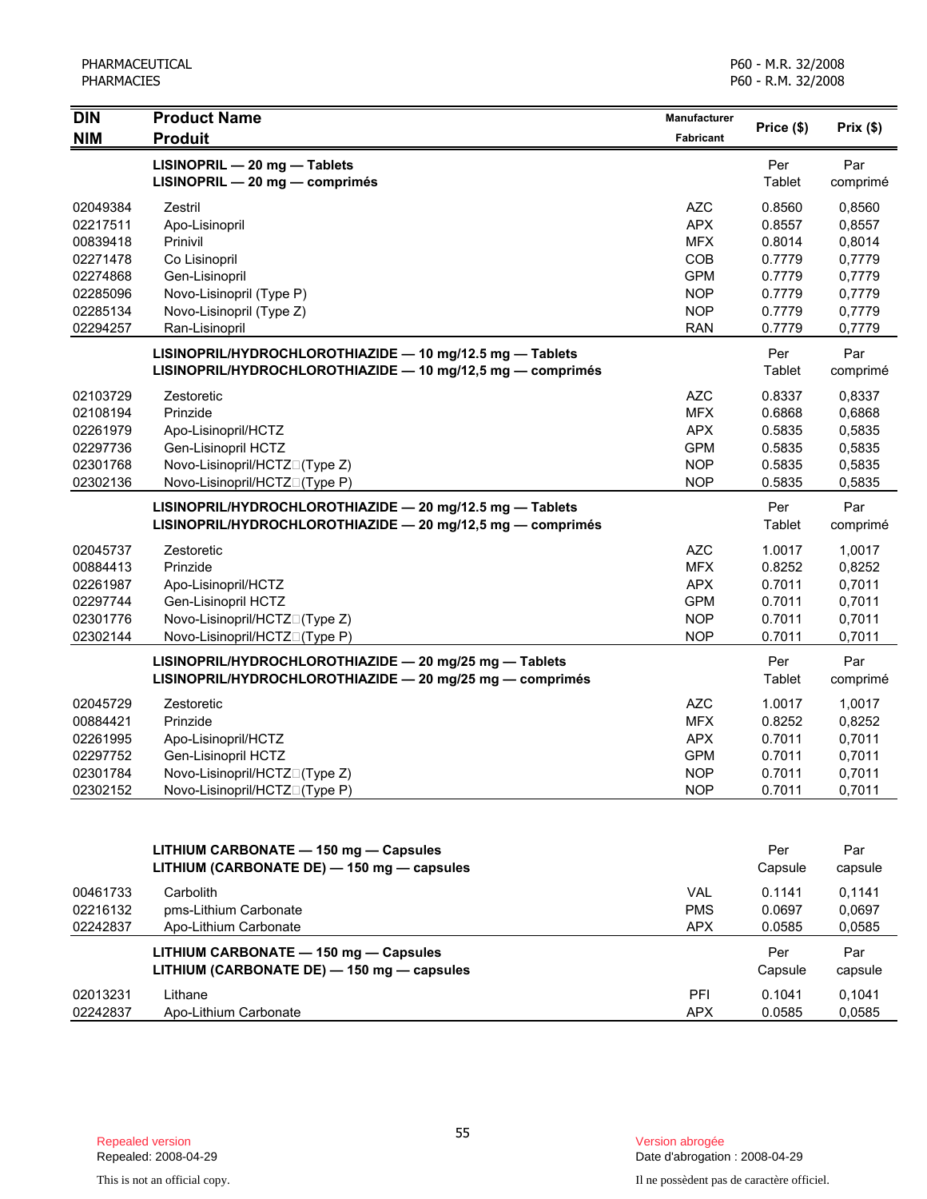| DIN / NIM | Product Name / Produit | Manufacturer / Fabricant | Price ($) | Prix ($) |
|---|---|---|---|---|
| | **LISINOPRIL — 20 mg — Tablets** **LISINOPRIL — 20 mg — comprimés** | | Per Tablet | Par comprimé |
| 02049384 | Zestril | AZC | 0.8560 | 0,8560 |
| 02217511 | Apo-Lisinopril | APX | 0.8557 | 0,8557 |
| 00839418 | Prinivil | MFX | 0.8014 | 0,8014 |
| 02271478 | Co Lisinopril | COB | 0.7779 | 0,7779 |
| 02274868 | Gen-Lisinopril | GPM | 0.7779 | 0,7779 |
| 02285096 | Novo-Lisinopril (Type P) | NOP | 0.7779 | 0,7779 |
| 02285134 | Novo-Lisinopril (Type Z) | NOP | 0.7779 | 0,7779 |
| 02294257 | Ran-Lisinopril | RAN | 0.7779 | 0,7779 |
| | **LISINOPRIL/HYDROCHLOROTHIAZIDE — 10 mg/12.5 mg — Tablets** **LISINOPRIL/HYDROCHLOROTHIAZIDE — 10 mg/12,5 mg — comprimés** | | Per Tablet | Par comprimé |
| 02103729 | Zestoretic | AZC | 0.8337 | 0,8337 |
| 02108194 | Prinzide | MFX | 0.6868 | 0,6868 |
| 02261979 | Apo-Lisinopril/HCTZ | APX | 0.5835 | 0,5835 |
| 02297736 | Gen-Lisinopril HCTZ | GPM | 0.5835 | 0,5835 |
| 02301768 | Novo-Lisinopril/HCTZ (Type Z) | NOP | 0.5835 | 0,5835 |
| 02302136 | Novo-Lisinopril/HCTZ (Type P) | NOP | 0.5835 | 0,5835 |
| | **LISINOPRIL/HYDROCHLOROTHIAZIDE — 20 mg/12.5 mg — Tablets** **LISINOPRIL/HYDROCHLOROTHIAZIDE — 20 mg/12,5 mg — comprimés** | | Per Tablet | Par comprimé |
| 02045737 | Zestoretic | AZC | 1.0017 | 1,0017 |
| 00884413 | Prinzide | MFX | 0.8252 | 0,8252 |
| 02261987 | Apo-Lisinopril/HCTZ | APX | 0.7011 | 0,7011 |
| 02297744 | Gen-Lisinopril HCTZ | GPM | 0.7011 | 0,7011 |
| 02301776 | Novo-Lisinopril/HCTZ (Type Z) | NOP | 0.7011 | 0,7011 |
| 02302144 | Novo-Lisinopril/HCTZ (Type P) | NOP | 0.7011 | 0,7011 |
| | **LISINOPRIL/HYDROCHLOROTHIAZIDE — 20 mg/25 mg — Tablets** **LISINOPRIL/HYDROCHLOROTHIAZIDE — 20 mg/25 mg — comprimés** | | Per Tablet | Par comprimé |
| 02045729 | Zestoretic | AZC | 1.0017 | 1,0017 |
| 00884421 | Prinzide | MFX | 0.8252 | 0,8252 |
| 02261995 | Apo-Lisinopril/HCTZ | APX | 0.7011 | 0,7011 |
| 02297752 | Gen-Lisinopril HCTZ | GPM | 0.7011 | 0,7011 |
| 02301784 | Novo-Lisinopril/HCTZ (Type Z) | NOP | 0.7011 | 0,7011 |
| 02302152 | Novo-Lisinopril/HCTZ (Type P) | NOP | 0.7011 | 0,7011 |
| | **LITHIUM CARBONATE — 150 mg — Capsules** **LITHIUM (CARBONATE DE) — 150 mg — capsules** | | Per Capsule | Par capsule |
| 00461733 | Carbolith | VAL | 0.1141 | 0,1141 |
| 02216132 | pms-Lithium Carbonate | PMS | 0.0697 | 0,0697 |
| 02242837 | Apo-Lithium Carbonate | APX | 0.0585 | 0,0585 |
| | **LITHIUM CARBONATE — 150 mg — Capsules** **LITHIUM (CARBONATE DE) — 150 mg — capsules** | | Per Capsule | Par capsule |
| 02013231 | Lithane | PFI | 0.1041 | 0,1041 |
| 02242837 | Apo-Lithium Carbonate | APX | 0.0585 | 0,0585 |

Repealed version
Repealed: 2008-04-29

Version abrogée
Date d'abrogation : 2008-04-29

This is not an official copy.

Il ne possèdent pas de caractère officiel.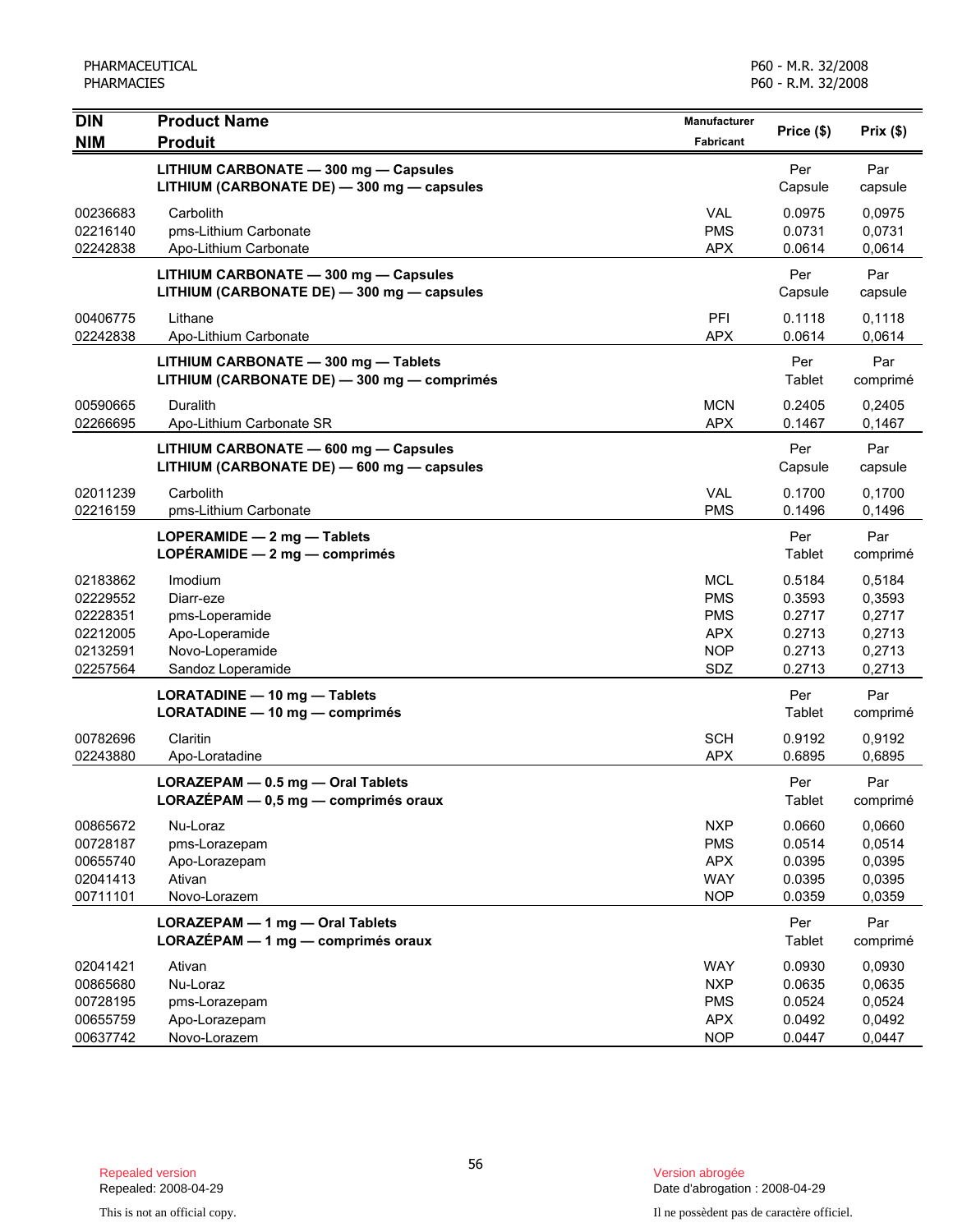| DIN<br>NIM | Product Name<br>Produit | Manufacturer<br>Fabricant | Price ($) | Prix ($) |
|---|---|---|---|---|
| | **LITHIUM CARBONATE — 300 mg — Capsules**<br>**LITHIUM (CARBONATE DE) — 300 mg — capsules** | | Per Capsule | Par capsule |
| 00236683 | Carbolith | VAL | 0.0975 | 0,0975 |
| 02216140 | pms-Lithium Carbonate | PMS | 0.0731 | 0,0731 |
| 02242838 | Apo-Lithium Carbonate | APX | 0.0614 | 0,0614 |
| | **LITHIUM CARBONATE — 300 mg — Capsules**<br>**LITHIUM (CARBONATE DE) — 300 mg — capsules** | | Per Capsule | Par capsule |
| 00406775 | Lithane | PFI | 0.1118 | 0,1118 |
| 02242838 | Apo-Lithium Carbonate | APX | 0.0614 | 0,0614 |
| | **LITHIUM CARBONATE — 300 mg — Tablets**<br>**LITHIUM (CARBONATE DE) — 300 mg — comprimés** | | Per Tablet | Par comprimé |
| 00590665 | Duralith | MCN | 0.2405 | 0,2405 |
| 02266695 | Apo-Lithium Carbonate SR | APX | 0.1467 | 0,1467 |
| | **LITHIUM CARBONATE — 600 mg — Capsules**<br>**LITHIUM (CARBONATE DE) — 600 mg — capsules** | | Per Capsule | Par capsule |
| 02011239 | Carbolith | VAL | 0.1700 | 0,1700 |
| 02216159 | pms-Lithium Carbonate | PMS | 0.1496 | 0,1496 |
| | **LOPERAMIDE — 2 mg — Tablets**<br>**LOPÉRAMIDE — 2 mg — comprimés** | | Per Tablet | Par comprimé |
| 02183862 | Imodium | MCL | 0.5184 | 0,5184 |
| 02229552 | Diarr-eze | PMS | 0.3593 | 0,3593 |
| 02228351 | pms-Loperamide | PMS | 0.2717 | 0,2717 |
| 02212005 | Apo-Loperamide | APX | 0.2713 | 0,2713 |
| 02132591 | Novo-Loperamide | NOP | 0.2713 | 0,2713 |
| 02257564 | Sandoz Loperamide | SDZ | 0.2713 | 0,2713 |
| | **LORATADINE — 10 mg — Tablets**<br>**LORATADINE — 10 mg — comprimés** | | Per Tablet | Par comprimé |
| 00782696 | Claritin | SCH | 0.9192 | 0,9192 |
| 02243880 | Apo-Loratadine | APX | 0.6895 | 0,6895 |
| | **LORAZEPAM — 0.5 mg — Oral Tablets**<br>**LORAZÉPAM — 0,5 mg — comprimés oraux** | | Per Tablet | Par comprimé |
| 00865672 | Nu-Loraz | NXP | 0.0660 | 0,0660 |
| 00728187 | pms-Lorazepam | PMS | 0.0514 | 0,0514 |
| 00655740 | Apo-Lorazepam | APX | 0.0395 | 0,0395 |
| 02041413 | Ativan | WAY | 0.0395 | 0,0395 |
| 00711101 | Novo-Lorazem | NOP | 0.0359 | 0,0359 |
| | **LORAZEPAM — 1 mg — Oral Tablets**<br>**LORAZÉPAM — 1 mg — comprimés oraux** | | Per Tablet | Par comprimé |
| 02041421 | Ativan | WAY | 0.0930 | 0,0930 |
| 00865680 | Nu-Loraz | NXP | 0.0635 | 0,0635 |
| 00728195 | pms-Lorazepam | PMS | 0.0524 | 0,0524 |
| 00655759 | Apo-Lorazepam | APX | 0.0492 | 0,0492 |
| 00637742 | Novo-Lorazem | NOP | 0.0447 | 0,0447 |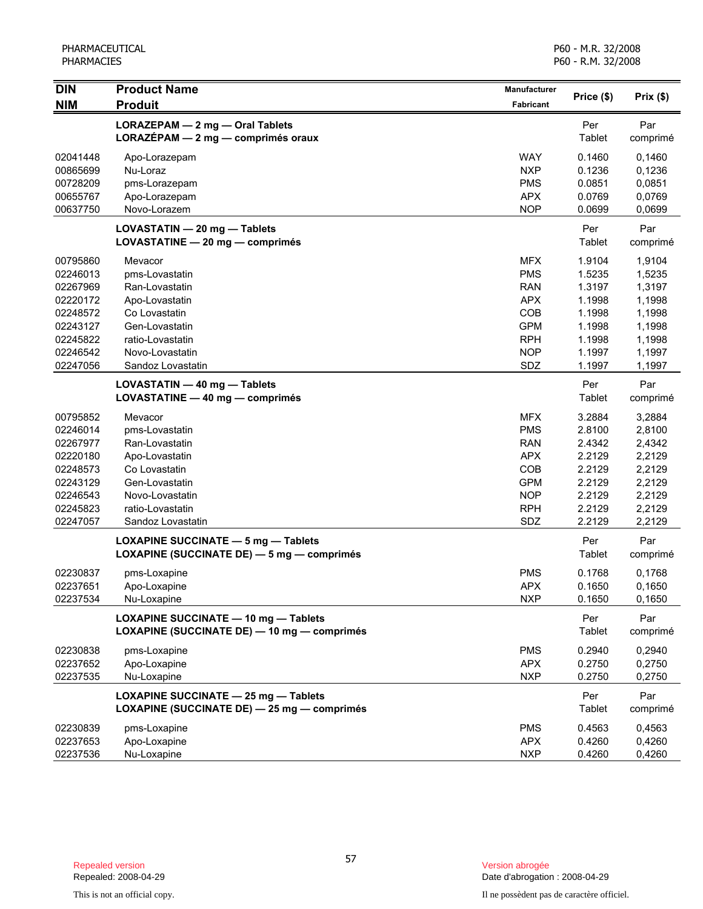| DIN<br>NIM | Product Name<br>Produit | Manufacturer<br>Fabricant | Price ($) | Prix ($) |
|---|---|---|---|---|
| | **LORAZEPAM — 2 mg — Oral Tablets**<br>**LORAZÉPAM — 2 mg — comprimés oraux** | | Per Tablet | Par comprimé |
| 02041448 | Apo-Lorazepam | WAY | 0.1460 | 0,1460 |
| 00865699 | Nu-Loraz | NXP | 0.1236 | 0,1236 |
| 00728209 | pms-Lorazepam | PMS | 0.0851 | 0,0851 |
| 00655767 | Apo-Lorazepam | APX | 0.0769 | 0,0769 |
| 00637750 | Novo-Lorazem | NOP | 0.0699 | 0,0699 |
| | **LOVASTATIN — 20 mg — Tablets**<br>**LOVASTATINE — 20 mg — comprimés** | | Per Tablet | Par comprimé |
| 00795860 | Mevacor | MFX | 1.9104 | 1,9104 |
| 02246013 | pms-Lovastatin | PMS | 1.5235 | 1,5235 |
| 02267969 | Ran-Lovastatin | RAN | 1.3197 | 1,3197 |
| 02220172 | Apo-Lovastatin | APX | 1.1998 | 1,1998 |
| 02248572 | Co Lovastatin | COB | 1.1998 | 1,1998 |
| 02243127 | Gen-Lovastatin | GPM | 1.1998 | 1,1998 |
| 02245822 | ratio-Lovastatin | RPH | 1.1998 | 1,1998 |
| 02246542 | Novo-Lovastatin | NOP | 1.1997 | 1,1997 |
| 02247056 | Sandoz Lovastatin | SDZ | 1.1997 | 1,1997 |
| | **LOVASTATIN — 40 mg — Tablets**<br>**LOVASTATINE — 40 mg — comprimés** | | Per Tablet | Par comprimé |
| 00795852 | Mevacor | MFX | 3.2884 | 3,2884 |
| 02246014 | pms-Lovastatin | PMS | 2.8100 | 2,8100 |
| 02267977 | Ran-Lovastatin | RAN | 2.4342 | 2,4342 |
| 02220180 | Apo-Lovastatin | APX | 2.2129 | 2,2129 |
| 02248573 | Co Lovastatin | COB | 2.2129 | 2,2129 |
| 02243129 | Gen-Lovastatin | GPM | 2.2129 | 2,2129 |
| 02246543 | Novo-Lovastatin | NOP | 2.2129 | 2,2129 |
| 02245823 | ratio-Lovastatin | RPH | 2.2129 | 2,2129 |
| 02247057 | Sandoz Lovastatin | SDZ | 2.2129 | 2,2129 |
| | **LOXAPINE SUCCINATE — 5 mg — Tablets**<br>**LOXAPINE (SUCCINATE DE) — 5 mg — comprimés** | | Per Tablet | Par comprimé |
| 02230837 | pms-Loxapine | PMS | 0.1768 | 0,1768 |
| 02237651 | Apo-Loxapine | APX | 0.1650 | 0,1650 |
| 02237534 | Nu-Loxapine | NXP | 0.1650 | 0,1650 |
| | **LOXAPINE SUCCINATE — 10 mg — Tablets**<br>**LOXAPINE (SUCCINATE DE) — 10 mg — comprimés** | | Per Tablet | Par comprimé |
| 02230838 | pms-Loxapine | PMS | 0.2940 | 0,2940 |
| 02237652 | Apo-Loxapine | APX | 0.2750 | 0,2750 |
| 02237535 | Nu-Loxapine | NXP | 0.2750 | 0,2750 |
| | **LOXAPINE SUCCINATE — 25 mg — Tablets**<br>**LOXAPINE (SUCCINATE DE) — 25 mg — comprimés** | | Per Tablet | Par comprimé |
| 02230839 | pms-Loxapine | PMS | 0.4563 | 0,4563 |
| 02237653 | Apo-Loxapine | APX | 0.4260 | 0,4260 |
| 02237536 | Nu-Loxapine | NXP | 0.4260 | 0,4260 |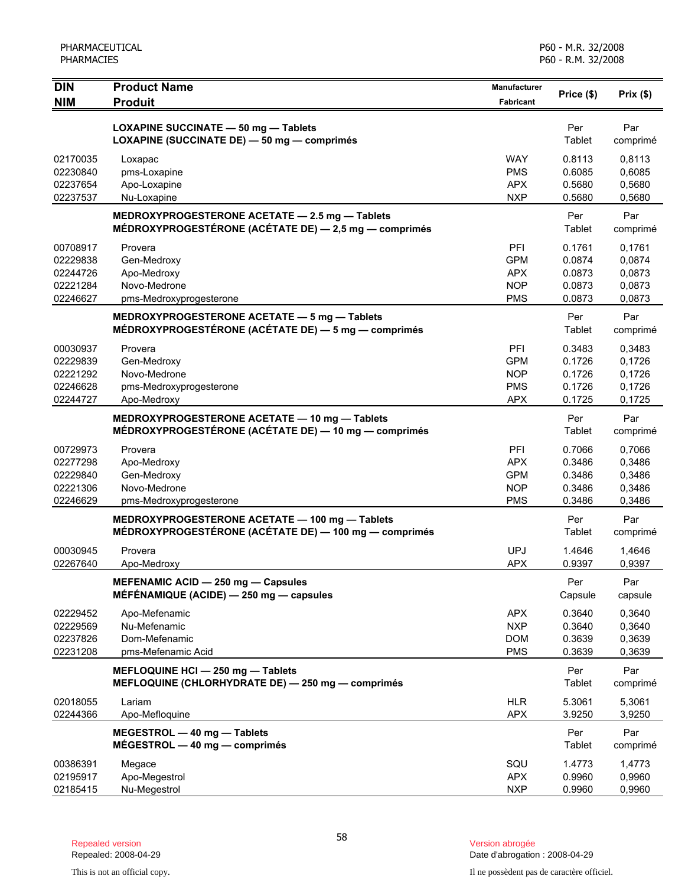| DIN<br>NIM | Product Name<br>Produit | Manufacturer<br>Fabricant | Price ($) | Prix ($) |
|---|---|---|---|---|
| | **LOXAPINE SUCCINATE — 50 mg — Tablets**<br>**LOXAPINE (SUCCINATE DE) — 50 mg — comprimés** | | Per Tablet | Par comprimé |
| 02170035 | Loxapac | WAY | 0.8113 | 0,8113 |
| 02230840 | pms-Loxapine | PMS | 0.6085 | 0,6085 |
| 02237654 | Apo-Loxapine | APX | 0.5680 | 0,5680 |
| 02237537 | Nu-Loxapine | NXP | 0.5680 | 0,5680 |
| | **MEDROXYPROGESTERONE ACETATE — 2.5 mg — Tablets**<br>**MÉDROXYPROGESTÉRONE (ACÉTATE DE) — 2,5 mg — comprimés** | | Per Tablet | Par comprimé |
| 00708917 | Provera | PFI | 0.1761 | 0,1761 |
| 02229838 | Gen-Medroxy | GPM | 0.0874 | 0,0874 |
| 02244726 | Apo-Medroxy | APX | 0.0873 | 0,0873 |
| 02221284 | Novo-Medrone | NOP | 0.0873 | 0,0873 |
| 02246627 | pms-Medroxyprogesterone | PMS | 0.0873 | 0,0873 |
| | **MEDROXYPROGESTERONE ACETATE — 5 mg — Tablets**<br>**MÉDROXYPROGESTÉRONE (ACÉTATE DE) — 5 mg — comprimés** | | Per Tablet | Par comprimé |
| 00030937 | Provera | PFI | 0.3483 | 0,3483 |
| 02229839 | Gen-Medroxy | GPM | 0.1726 | 0,1726 |
| 02221292 | Novo-Medrone | NOP | 0.1726 | 0,1726 |
| 02246628 | pms-Medroxyprogesterone | PMS | 0.1726 | 0,1726 |
| 02244727 | Apo-Medroxy | APX | 0.1725 | 0,1725 |
| | **MEDROXYPROGESTERONE ACETATE — 10 mg — Tablets**<br>**MÉDROXYPROGESTÉRONE (ACÉTATE DE) — 10 mg — comprimés** | | Per Tablet | Par comprimé |
| 00729973 | Provera | PFI | 0.7066 | 0,7066 |
| 02277298 | Apo-Medroxy | APX | 0.3486 | 0,3486 |
| 02229840 | Gen-Medroxy | GPM | 0.3486 | 0,3486 |
| 02221306 | Novo-Medrone | NOP | 0.3486 | 0,3486 |
| 02246629 | pms-Medroxyprogesterone | PMS | 0.3486 | 0,3486 |
| | **MEDROXYPROGESTERONE ACETATE — 100 mg — Tablets**<br>**MÉDROXYPROGESTÉRONE (ACÉTATE DE) — 100 mg — comprimés** | | Per Tablet | Par comprimé |
| 00030945 | Provera | UPJ | 1.4646 | 1,4646 |
| 02267640 | Apo-Medroxy | APX | 0.9397 | 0,9397 |
| | **MEFENAMIC ACID — 250 mg — Capsules**<br>**MÉFÉNAMIQUE (ACIDE) — 250 mg — capsules** | | Per Capsule | Par capsule |
| 02229452 | Apo-Mefenamic | APX | 0.3640 | 0,3640 |
| 02229569 | Nu-Mefenamic | NXP | 0.3640 | 0,3640 |
| 02237826 | Dom-Mefenamic | DOM | 0.3639 | 0,3639 |
| 02231208 | pms-Mefenamic Acid | PMS | 0.3639 | 0,3639 |
| | **MEFLOQUINE HCl — 250 mg — Tablets**<br>**MEFLOQUINE (CHLORHYDRATE DE) — 250 mg — comprimés** | | Per Tablet | Par comprimé |
| 02018055 | Lariam | HLR | 5.3061 | 5,3061 |
| 02244366 | Apo-Mefloquine | APX | 3.9250 | 3,9250 |
| | **MEGESTROL — 40 mg — Tablets**<br>**MÉGESTROL — 40 mg — comprimés** | | Per Tablet | Par comprimé |
| 00386391 | Megace | SQU | 1.4773 | 1,4773 |
| 02195917 | Apo-Megestrol | APX | 0.9960 | 0,9960 |
| 02185415 | Nu-Megestrol | NXP | 0.9960 | 0,9960 |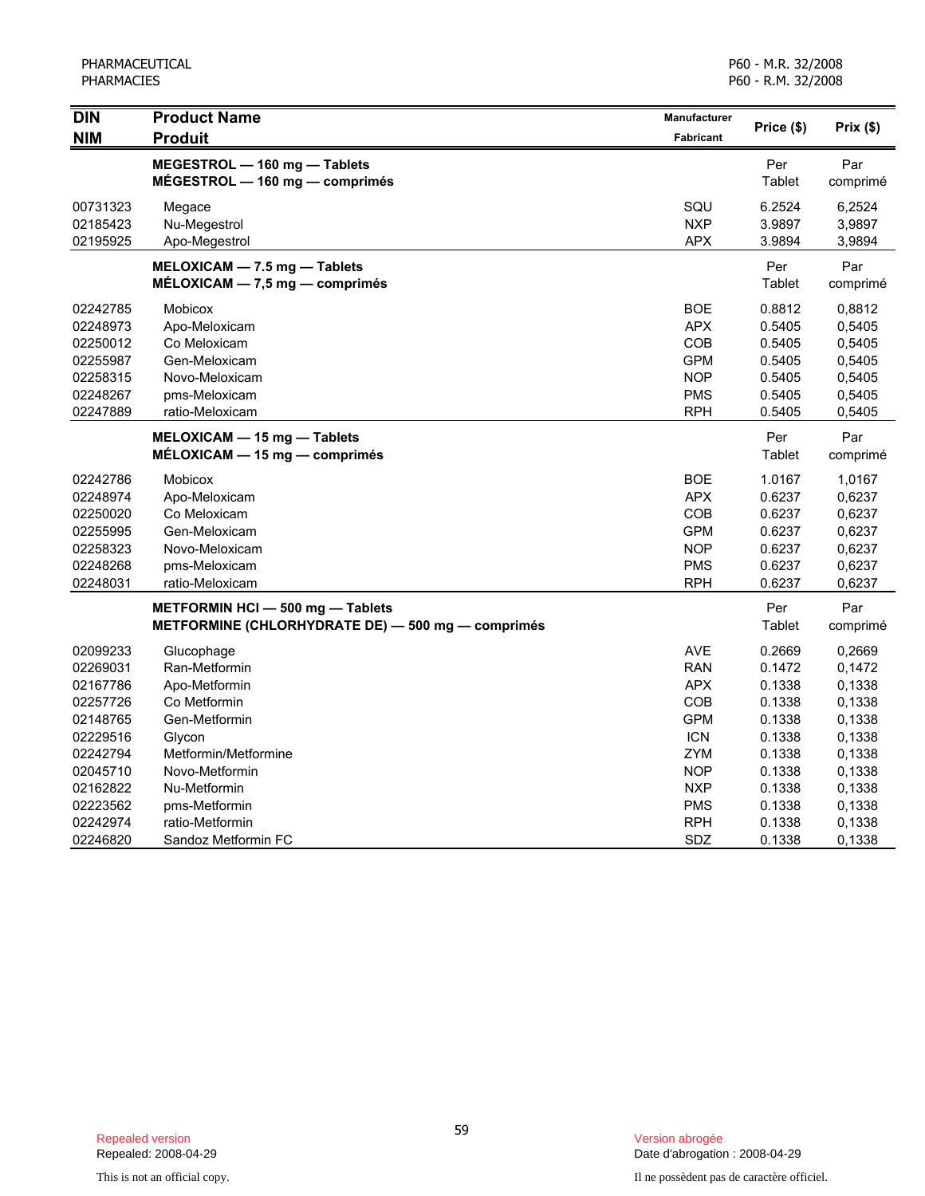| DIN<br>NIM | Product Name<br>Produit | Manufacturer<br>Fabricant | Price ($) | Prix ($) |
|---|---|---|---|---|
| | **MEGESTROL — 160 mg — Tablets**<br>**MÉGESTROL — 160 mg — comprimés** | | Per Tablet | Par comprimé |
| 00731323 | Megace | SQU | 6.2524 | 6,2524 |
| 02185423 | Nu-Megestrol | NXP | 3.9897 | 3,9897 |
| 02195925 | Apo-Megestrol | APX | 3.9894 | 3,9894 |
| | **MELOXICAM — 7.5 mg — Tablets**<br>**MÉLOXICAM — 7,5 mg — comprimés** | | Per Tablet | Par comprimé |
| 02242785 | Mobicox | BOE | 0.8812 | 0,8812 |
| 02248973 | Apo-Meloxicam | APX | 0.5405 | 0,5405 |
| 02250012 | Co Meloxicam | COB | 0.5405 | 0,5405 |
| 02255987 | Gen-Meloxicam | GPM | 0.5405 | 0,5405 |
| 02258315 | Novo-Meloxicam | NOP | 0.5405 | 0,5405 |
| 02248267 | pms-Meloxicam | PMS | 0.5405 | 0,5405 |
| 02247889 | ratio-Meloxicam | RPH | 0.5405 | 0,5405 |
| | **MELOXICAM — 15 mg — Tablets**<br>**MÉLOXICAM — 15 mg — comprimés** | | Per Tablet | Par comprimé |
| 02242786 | Mobicox | BOE | 1.0167 | 1,0167 |
| 02248974 | Apo-Meloxicam | APX | 0.6237 | 0,6237 |
| 02250020 | Co Meloxicam | COB | 0.6237 | 0,6237 |
| 02255995 | Gen-Meloxicam | GPM | 0.6237 | 0,6237 |
| 02258323 | Novo-Meloxicam | NOP | 0.6237 | 0,6237 |
| 02248268 | pms-Meloxicam | PMS | 0.6237 | 0,6237 |
| 02248031 | ratio-Meloxicam | RPH | 0.6237 | 0,6237 |
| | **METFORMIN HCl — 500 mg — Tablets**<br>**METFORMINE (CHLORHYDRATE DE) — 500 mg — comprimés** | | Per Tablet | Par comprimé |
| 02099233 | Glucophage | AVE | 0.2669 | 0,2669 |
| 02269031 | Ran-Metformin | RAN | 0.1472 | 0,1472 |
| 02167786 | Apo-Metformin | APX | 0.1338 | 0,1338 |
| 02257726 | Co Metformin | COB | 0.1338 | 0,1338 |
| 02148765 | Gen-Metformin | GPM | 0.1338 | 0,1338 |
| 02229516 | Glycon | ICN | 0.1338 | 0,1338 |
| 02242794 | Metformin/Metformine | ZYM | 0.1338 | 0,1338 |
| 02045710 | Novo-Metformin | NOP | 0.1338 | 0,1338 |
| 02162822 | Nu-Metformin | NXP | 0.1338 | 0,1338 |
| 02223562 | pms-Metformin | PMS | 0.1338 | 0,1338 |
| 02242974 | ratio-Metformin | RPH | 0.1338 | 0,1338 |
| 02246820 | Sandoz Metformin FC | SDZ | 0.1338 | 0,1338 |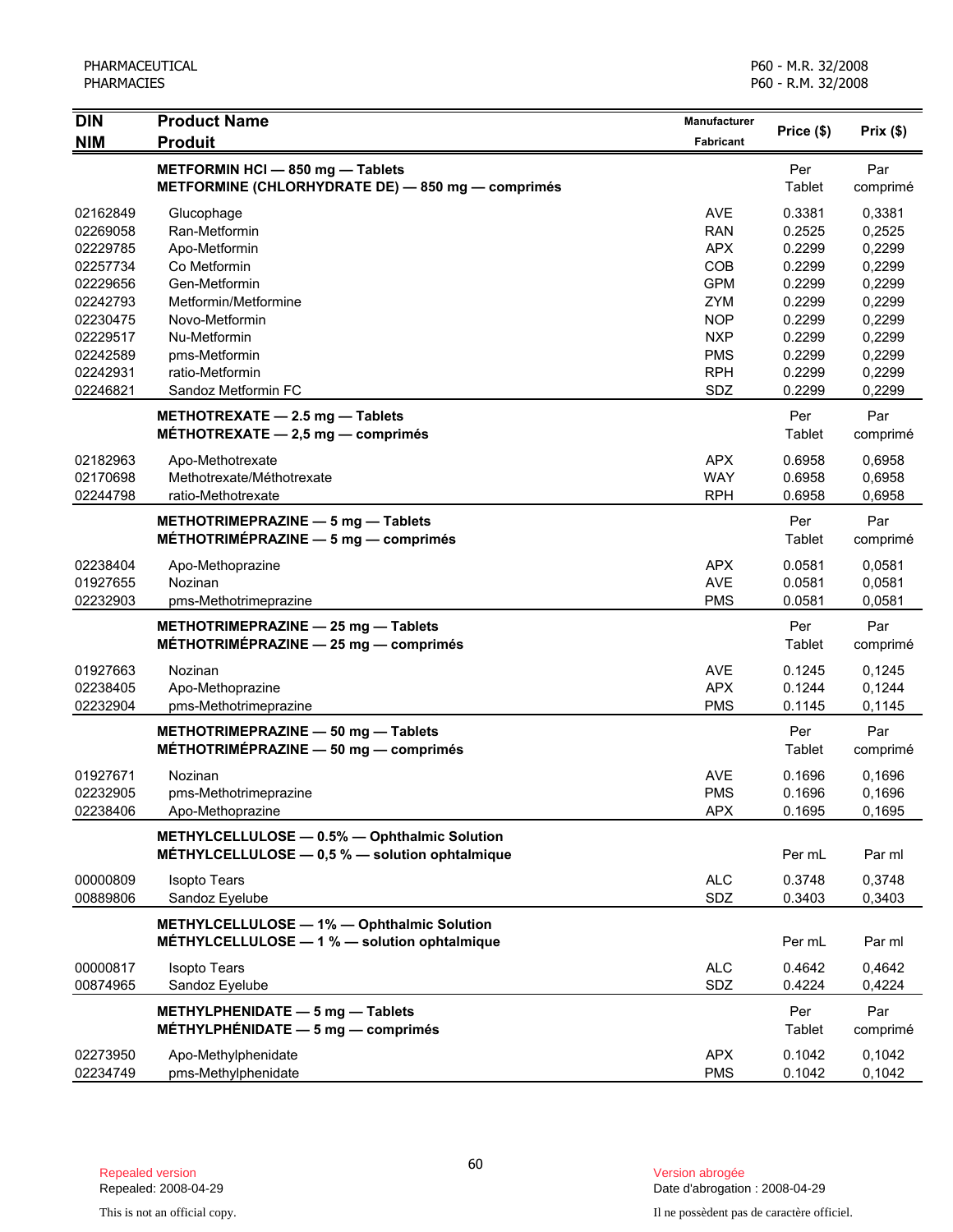| DIN NIM | Product Name Produit | Manufacturer Fabricant | Price ($) | Prix ($) |
|---|---|---|---|---|
| | **METFORMIN HCl — 850 mg — Tablets METFORMINE (CHLORHYDRATE DE) — 850 mg — comprimés** | | Per Tablet | Par comprimé |
| 02162849 | Glucophage | AVE | 0.3381 | 0,3381 |
| 02269058 | Ran-Metformin | RAN | 0.2525 | 0,2525 |
| 02229785 | Apo-Metformin | APX | 0.2299 | 0,2299 |
| 02257734 | Co Metformin | COB | 0.2299 | 0,2299 |
| 02229656 | Gen-Metformin | GPM | 0.2299 | 0,2299 |
| 02242793 | Metformin/Metformine | ZYM | 0.2299 | 0,2299 |
| 02230475 | Novo-Metformin | NOP | 0.2299 | 0,2299 |
| 02229517 | Nu-Metformin | NXP | 0.2299 | 0,2299 |
| 02242589 | pms-Metformin | PMS | 0.2299 | 0,2299 |
| 02242931 | ratio-Metformin | RPH | 0.2299 | 0,2299 |
| 02246821 | Sandoz Metformin FC | SDZ | 0.2299 | 0,2299 |
| | **METHOTREXATE — 2.5 mg — Tablets MÉTHOTREXATE — 2,5 mg — comprimés** | | Per Tablet | Par comprimé |
| 02182963 | Apo-Methotrexate | APX | 0.6958 | 0,6958 |
| 02170698 | Methotrexate/Méthotrexate | WAY | 0.6958 | 0,6958 |
| 02244798 | ratio-Methotrexate | RPH | 0.6958 | 0,6958 |
| | **METHOTRIMEPRAZINE — 5 mg — Tablets MÉTHOTRIMÉPRAZINE — 5 mg — comprimés** | | Per Tablet | Par comprimé |
| 02238404 | Apo-Methoprazine | APX | 0.0581 | 0,0581 |
| 01927655 | Nozinan | AVE | 0.0581 | 0,0581 |
| 02232903 | pms-Methotrimeprazine | PMS | 0.0581 | 0,0581 |
| | **METHOTRIMEPRAZINE — 25 mg — Tablets MÉTHOTRIMÉPRAZINE — 25 mg — comprimés** | | Per Tablet | Par comprimé |
| 01927663 | Nozinan | AVE | 0.1245 | 0,1245 |
| 02238405 | Apo-Methoprazine | APX | 0.1244 | 0,1244 |
| 02232904 | pms-Methotrimeprazine | PMS | 0.1145 | 0,1145 |
| | **METHOTRIMEPRAZINE — 50 mg — Tablets MÉTHOTRIMÉPRAZINE — 50 mg — comprimés** | | Per Tablet | Par comprimé |
| 01927671 | Nozinan | AVE | 0.1696 | 0,1696 |
| 02232905 | pms-Methotrimeprazine | PMS | 0.1696 | 0,1696 |
| 02238406 | Apo-Methoprazine | APX | 0.1695 | 0,1695 |
| | **METHYLCELLULOSE — 0.5% — Ophthalmic Solution MÉTHYLCELLULOSE — 0,5 % — solution ophtalmique** | | Per mL | Par ml |
| 00000809 | Isopto Tears | ALC | 0.3748 | 0,3748 |
| 00889806 | Sandoz Eyelube | SDZ | 0.3403 | 0,3403 |
| | **METHYLCELLULOSE — 1% — Ophthalmic Solution MÉTHYLCELLULOSE — 1 % — solution ophtalmique** | | Per mL | Par ml |
| 00000817 | Isopto Tears | ALC | 0.4642 | 0,4642 |
| 00874965 | Sandoz Eyelube | SDZ | 0.4224 | 0,4224 |
| | **METHYLPHENIDATE — 5 mg — Tablets MÉTHYLPHÉNIDATE — 5 mg — comprimés** | | Per Tablet | Par comprimé |
| 02273950 | Apo-Methylphenidate | APX | 0.1042 | 0,1042 |
| 02234749 | pms-Methylphenidate | PMS | 0.1042 | 0,1042 |

Repealed version
Repealed: 2008-04-29

Version abrogée
Date d'abrogation : 2008-04-29

This is not an official copy.

Il ne possèdent pas de caractère officiel.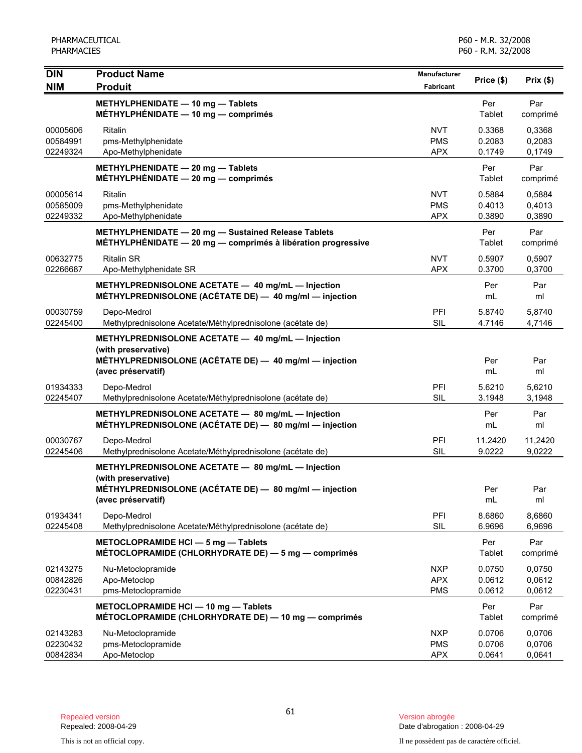| DIN<br>NIM | Product Name<br>Produit | Manufacturer<br>Fabricant | Price ($) | Prix ($) |
|---|---|---|---|---|
| | **METHYLPHENIDATE — 10 mg — Tablets**<br>**MÉTHYLPHÉNIDATE — 10 mg — comprimés** | | Per Tablet | Par comprimé |
| 00005606 | Ritalin | NVT | 0.3368 | 0,3368 |
| 00584991 | pms-Methylphenidate | PMS | 0.2083 | 0,2083 |
| 02249324 | Apo-Methylphenidate | APX | 0.1749 | 0,1749 |
| | **METHYLPHENIDATE — 20 mg — Tablets**<br>**MÉTHYLPHÉNIDATE — 20 mg — comprimés** | | Per Tablet | Par comprimé |
| 00005614 | Ritalin | NVT | 0.5884 | 0,5884 |
| 00585009 | pms-Methylphenidate | PMS | 0.4013 | 0,4013 |
| 02249332 | Apo-Methylphenidate | APX | 0.3890 | 0,3890 |
| | **METHYLPHENIDATE — 20 mg — Sustained Release Tablets**<br>**MÉTHYLPHÉNIDATE — 20 mg — comprimés à libération progressive** | | Per Tablet | Par comprimé |
| 00632775 | Ritalin SR | NVT | 0.5907 | 0,5907 |
| 02266687 | Apo-Methylphenidate SR | APX | 0.3700 | 0,3700 |
| | **METHYLPREDNISOLONE ACETATE — 40 mg/mL — Injection**<br>**MÉTHYLPREDNISOLONE (ACÉTATE DE) — 40 mg/ml — injection** | | Per mL | Par ml |
| 00030759 | Depo-Medrol | PFI | 5.8740 | 5,8740 |
| 02245400 | Methylprednisolone Acetate/Méthylprednisolone (acétate de) | SIL | 4.7146 | 4,7146 |
| | **METHYLPREDNISOLONE ACETATE — 40 mg/mL — Injection (with preservative)**<br>**MÉTHYLPREDNISOLONE (ACÉTATE DE) — 40 mg/ml — injection (avec préservatif)** | | Per mL | Par ml |
| 01934333 | Depo-Medrol | PFI | 5.6210 | 5,6210 |
| 02245407 | Methylprednisolone Acetate/Méthylprednisolone (acétate de) | SIL | 3.1948 | 3,1948 |
| | **METHYLPREDNISOLONE ACETATE — 80 mg/mL — Injection**<br>**MÉTHYLPREDNISOLONE (ACÉTATE DE) — 80 mg/ml — injection** | | Per mL | Par ml |
| 00030767 | Depo-Medrol | PFI | 11.2420 | 11,2420 |
| 02245406 | Methylprednisolone Acetate/Méthylprednisolone (acétate de) | SIL | 9.0222 | 9,0222 |
| | **METHYLPREDNISOLONE ACETATE — 80 mg/mL — Injection (with preservative)**<br>**MÉTHYLPREDNISOLONE (ACÉTATE DE) — 80 mg/ml — injection (avec préservatif)** | | Per mL | Par ml |
| 01934341 | Depo-Medrol | PFI | 8.6860 | 8,6860 |
| 02245408 | Methylprednisolone Acetate/Méthylprednisolone (acétate de) | SIL | 6.9696 | 6,9696 |
| | **METOCLOPRAMIDE HCl — 5 mg — Tablets**<br>**MÉTOCLOPRAMIDE (CHLORHYDRATE DE) — 5 mg — comprimés** | | Per Tablet | Par comprimé |
| 02143275 | Nu-Metoclopramide | NXP | 0.0750 | 0,0750 |
| 00842826 | Apo-Metoclop | APX | 0.0612 | 0,0612 |
| 02230431 | pms-Metoclopramide | PMS | 0.0612 | 0,0612 |
| | **METOCLOPRAMIDE HCl — 10 mg — Tablets**<br>**MÉTOCLOPRAMIDE (CHLORHYDRATE DE) — 10 mg — comprimés** | | Per Tablet | Par comprimé |
| 02143283 | Nu-Metoclopramide | NXP | 0.0706 | 0,0706 |
| 02230432 | pms-Metoclopramide | PMS | 0.0706 | 0,0706 |
| 00842834 | Apo-Metoclop | APX | 0.0641 | 0,0641 |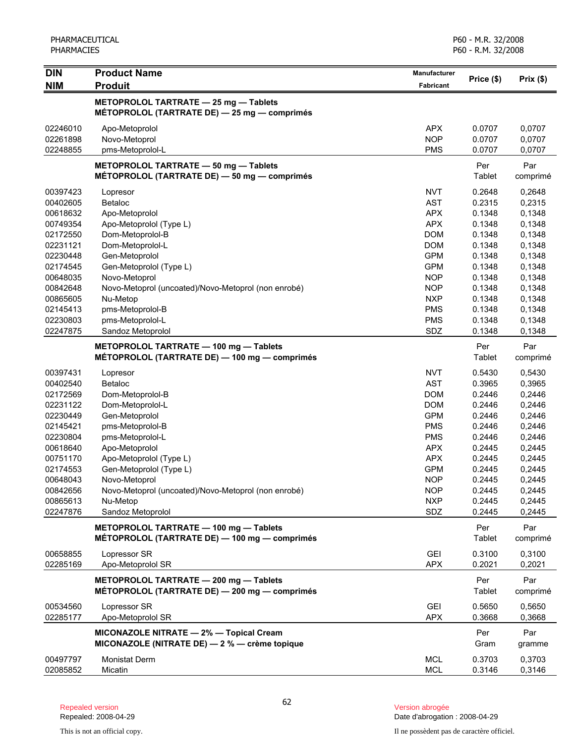| DIN / NIM | Product Name / Produit | Manufacturer / Fabricant | Price ($) | Prix ($) |
|---|---|---|---|---|
| | **METOPROLOL TARTRATE — 25 mg — Tablets** **MÉTOPROLOL (TARTRATE DE) — 25 mg — comprimés** | | | |
| 02246010 | Apo-Metoprolol | APX | 0.0707 | 0,0707 |
| 02261898 | Novo-Metoprol | NOP | 0.0707 | 0,0707 |
| 02248855 | pms-Metoprolol-L | PMS | 0.0707 | 0,0707 |
| | **METOPROLOL TARTRATE — 50 mg — Tablets** **MÉTOPROLOL (TARTRATE DE) — 50 mg — comprimés** | | Per Tablet | Par comprimé |
| 00397423 | Lopresor | NVT | 0.2648 | 0,2648 |
| 00402605 | Betaloc | AST | 0.2315 | 0,2315 |
| 00618632 | Apo-Metoprolol | APX | 0.1348 | 0,1348 |
| 00749354 | Apo-Metoprolol (Type L) | APX | 0.1348 | 0,1348 |
| 02172550 | Dom-Metoprolol-B | DOM | 0.1348 | 0,1348 |
| 02231121 | Dom-Metoprolol-L | DOM | 0.1348 | 0,1348 |
| 02230448 | Gen-Metoprolol | GPM | 0.1348 | 0,1348 |
| 02172545 | Gen-Metoprolol (Type L) | GPM | 0.1348 | 0,1348 |
| 00648035 | Novo-Metoprol | NOP | 0.1348 | 0,1348 |
| 00842648 | Novo-Metoprol (uncoated)/Novo-Metoprol (non enrobé) | NOP | 0.1348 | 0,1348 |
| 00865605 | Nu-Metop | NXP | 0.1348 | 0,1348 |
| 02145413 | pms-Metoprolol-B | PMS | 0.1348 | 0,1348 |
| 02230803 | pms-Metoprolol-L | PMS | 0.1348 | 0,1348 |
| 02247875 | Sandoz Metoprolol | SDZ | 0.1348 | 0,1348 |
| | **METOPROLOL TARTRATE — 100 mg — Tablets** **MÉTOPROLOL (TARTRATE DE) — 100 mg — comprimés** | | Per Tablet | Par comprimé |
| 00397431 | Lopresor | NVT | 0.5430 | 0,5430 |
| 00402540 | Betaloc | AST | 0.3965 | 0,3965 |
| 02172569 | Dom-Metoprolol-B | DOM | 0.2446 | 0,2446 |
| 02231122 | Dom-Metoprolol-L | DOM | 0.2446 | 0,2446 |
| 02230449 | Gen-Metoprolol | GPM | 0.2446 | 0,2446 |
| 02145421 | pms-Metoprolol-B | PMS | 0.2446 | 0,2446 |
| 02230804 | pms-Metoprolol-L | PMS | 0.2446 | 0,2446 |
| 00618640 | Apo-Metoprolol | APX | 0.2445 | 0,2445 |
| 00751170 | Apo-Metoprolol (Type L) | APX | 0.2445 | 0,2445 |
| 02174553 | Gen-Metoprolol (Type L) | GPM | 0.2445 | 0,2445 |
| 00648043 | Novo-Metoprol | NOP | 0.2445 | 0,2445 |
| 00842656 | Novo-Metoprol (uncoated)/Novo-Metoprol (non enrobé) | NOP | 0.2445 | 0,2445 |
| 00865613 | Nu-Metop | NXP | 0.2445 | 0,2445 |
| 02247876 | Sandoz Metoprolol | SDZ | 0.2445 | 0,2445 |
| | **METOPROLOL TARTRATE — 100 mg — Tablets** **MÉTOPROLOL (TARTRATE DE) — 100 mg — comprimés** | | Per Tablet | Par comprimé |
| 00658855 | Lopressor SR | GEI | 0.3100 | 0,3100 |
| 02285169 | Apo-Metoprolol SR | APX | 0.2021 | 0,2021 |
| | **METOPROLOL TARTRATE — 200 mg — Tablets** **MÉTOPROLOL (TARTRATE DE) — 200 mg — comprimés** | | Per Tablet | Par comprimé |
| 00534560 | Lopressor SR | GEI | 0.5650 | 0,5650 |
| 02285177 | Apo-Metoprolol SR | APX | 0.3668 | 0,3668 |
| | **MICONAZOLE NITRATE — 2% — Topical Cream** **MICONAZOLE (NITRATE DE) — 2 % — crème topique** | | Per Gram | Par gramme |
| 00497797 | Monistat Derm | MCL | 0.3703 | 0,3703 |
| 02085852 | Micatin | MCL | 0.3146 | 0,3146 |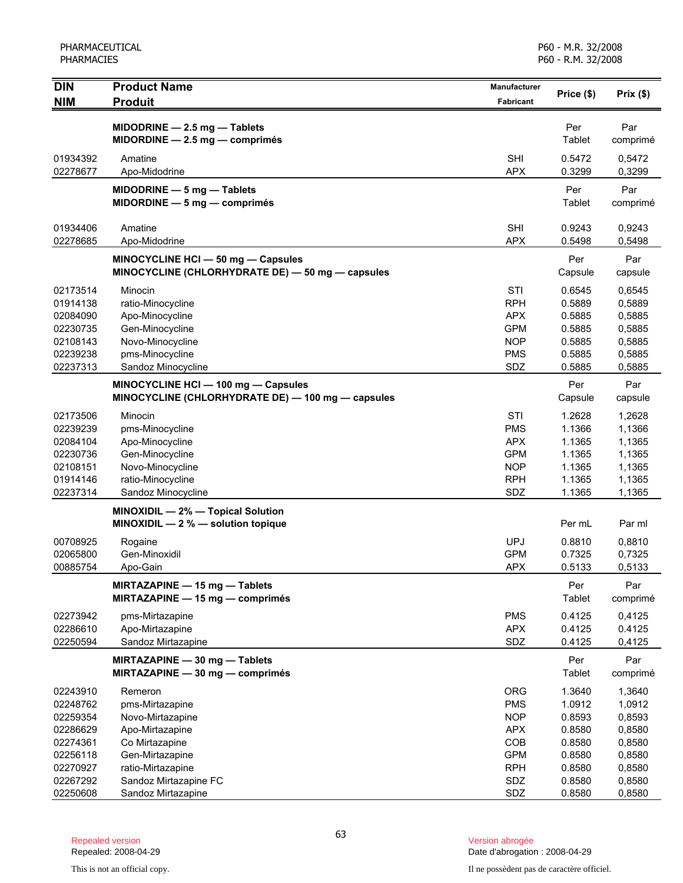| DIN<br>NIM | Product Name<br>Produit | Manufacturer<br>Fabricant | Price ($) | Prix ($) |
|---|---|---|---|---|
| | **MIDODRINE — 2.5 mg — Tablets**<br>**MIDORDINE — 2.5 mg — comprimés** | | Per Tablet | Par comprimé |
| 01934392 | Amatine | SHI | 0.5472 | 0,5472 |
| 02278677 | Apo-Midodrine | APX | 0.3299 | 0,3299 |
| | **MIDODRINE — 5 mg — Tablets**<br>**MIDORDINE — 5 mg — comprimés** | | Per Tablet | Par comprimé |
| 01934406 | Amatine | SHI | 0.9243 | 0,9243 |
| 02278685 | Apo-Midodrine | APX | 0.5498 | 0,5498 |
| | **MINOCYCLINE HCl — 50 mg — Capsules**<br>**MINOCYCLINE (CHLORHYDRATE DE) — 50 mg — capsules** | | Per Capsule | Par capsule |
| 02173514 | Minocin | STI | 0.6545 | 0,6545 |
| 01914138 | ratio-Minocycline | RPH | 0.5889 | 0,5889 |
| 02084090 | Apo-Minocycline | APX | 0.5885 | 0,5885 |
| 02230735 | Gen-Minocycline | GPM | 0.5885 | 0,5885 |
| 02108143 | Novo-Minocycline | NOP | 0.5885 | 0,5885 |
| 02239238 | pms-Minocycline | PMS | 0.5885 | 0,5885 |
| 02237313 | Sandoz Minocycline | SDZ | 0.5885 | 0,5885 |
| | **MINOCYCLINE HCl — 100 mg — Capsules**<br>**MINOCYCLINE (CHLORHYDRATE DE) — 100 mg — capsules** | | Per Capsule | Par capsule |
| 02173506 | Minocin | STI | 1.2628 | 1,2628 |
| 02239239 | pms-Minocycline | PMS | 1.1366 | 1,1366 |
| 02084104 | Apo-Minocycline | APX | 1.1365 | 1,1365 |
| 02230736 | Gen-Minocycline | GPM | 1.1365 | 1,1365 |
| 02108151 | Novo-Minocycline | NOP | 1.1365 | 1,1365 |
| 01914146 | ratio-Minocycline | RPH | 1.1365 | 1,1365 |
| 02237314 | Sandoz Minocycline | SDZ | 1.1365 | 1,1365 |
| | **MINOXIDIL — 2% — Topical Solution**<br>**MINOXIDIL — 2 % — solution topique** | | Per mL | Par ml |
| 00708925 | Rogaine | UPJ | 0.8810 | 0,8810 |
| 02065800 | Gen-Minoxidil | GPM | 0.7325 | 0,7325 |
| 00885754 | Apo-Gain | APX | 0.5133 | 0,5133 |
| | **MIRTAZAPINE — 15 mg — Tablets**<br>**MIRTAZAPINE — 15 mg — comprimés** | | Per Tablet | Par comprimé |
| 02273942 | pms-Mirtazapine | PMS | 0.4125 | 0,4125 |
| 02286610 | Apo-Mirtazapine | APX | 0.4125 | 0.4125 |
| 02250594 | Sandoz Mirtazapine | SDZ | 0.4125 | 0,4125 |
| | **MIRTAZAPINE — 30 mg — Tablets**<br>**MIRTAZAPINE — 30 mg — comprimés** | | Per Tablet | Par comprimé |
| 02243910 | Remeron | ORG | 1.3640 | 1,3640 |
| 02248762 | pms-Mirtazapine | PMS | 1.0912 | 1,0912 |
| 02259354 | Novo-Mirtazapine | NOP | 0.8593 | 0,8593 |
| 02286629 | Apo-Mirtazapine | APX | 0.8580 | 0,8580 |
| 02274361 | Co Mirtazapine | COB | 0.8580 | 0,8580 |
| 02256118 | Gen-Mirtazapine | GPM | 0.8580 | 0,8580 |
| 02270927 | ratio-Mirtazapine | RPH | 0.8580 | 0,8580 |
| 02267292 | Sandoz Mirtazapine FC | SDZ | 0.8580 | 0,8580 |
| 02250608 | Sandoz Mirtazapine | SDZ | 0.8580 | 0,8580 |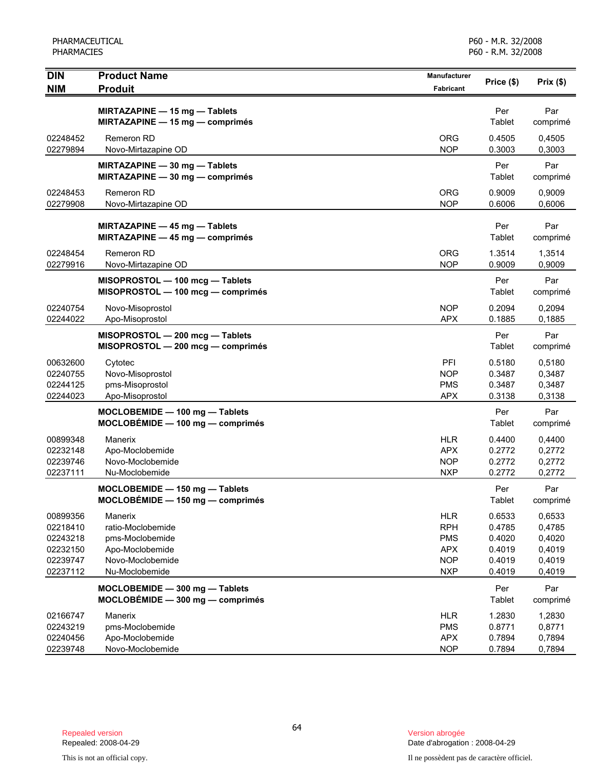| DIN<br>NIM | Product Name<br>Produit | Manufacturer<br>Fabricant | Price ($) | Prix ($) |
|---|---|---|---|---|
| | **MIRTAZAPINE — 15 mg — Tablets**<br>**MIRTAZAPINE — 15 mg — comprimés** | | Per Tablet | Par comprimé |
| 02248452 | Remeron RD | ORG | 0.4505 | 0,4505 |
| 02279894 | Novo-Mirtazapine OD | NOP | 0.3003 | 0,3003 |
| | **MIRTAZAPINE — 30 mg — Tablets**<br>**MIRTAZAPINE — 30 mg — comprimés** | | Per Tablet | Par comprimé |
| 02248453 | Remeron RD | ORG | 0.9009 | 0,9009 |
| 02279908 | Novo-Mirtazapine OD | NOP | 0.6006 | 0,6006 |
| | **MIRTAZAPINE — 45 mg — Tablets**<br>**MIRTAZAPINE — 45 mg — comprimés** | | Per Tablet | Par comprimé |
| 02248454 | Remeron RD | ORG | 1.3514 | 1,3514 |
| 02279916 | Novo-Mirtazapine OD | NOP | 0.9009 | 0,9009 |
| | **MISOPROSTOL — 100 mcg — Tablets**<br>**MISOPROSTOL — 100 mcg — comprimés** | | Per Tablet | Par comprimé |
| 02240754 | Novo-Misoprostol | NOP | 0.2094 | 0,2094 |
| 02244022 | Apo-Misoprostol | APX | 0.1885 | 0,1885 |
| | **MISOPROSTOL — 200 mcg — Tablets**<br>**MISOPROSTOL — 200 mcg — comprimés** | | Per Tablet | Par comprimé |
| 00632600 | Cytotec | PFI | 0.5180 | 0,5180 |
| 02240755 | Novo-Misoprostol | NOP | 0.3487 | 0,3487 |
| 02244125 | pms-Misoprostol | PMS | 0.3487 | 0,3487 |
| 02244023 | Apo-Misoprostol | APX | 0.3138 | 0,3138 |
| | **MOCLOBEMIDE — 100 mg — Tablets**<br>**MOCLOBÉMIDE — 100 mg — comprimés** | | Per Tablet | Par comprimé |
| 00899348 | Manerix | HLR | 0.4400 | 0,4400 |
| 02232148 | Apo-Moclobemide | APX | 0.2772 | 0,2772 |
| 02239746 | Novo-Moclobemide | NOP | 0.2772 | 0,2772 |
| 02237111 | Nu-Moclobemide | NXP | 0.2772 | 0,2772 |
| | **MOCLOBEMIDE — 150 mg — Tablets**<br>**MOCLOBÉMIDE — 150 mg — comprimés** | | Per Tablet | Par comprimé |
| 00899356 | Manerix | HLR | 0.6533 | 0,6533 |
| 02218410 | ratio-Moclobemide | RPH | 0.4785 | 0,4785 |
| 02243218 | pms-Moclobemide | PMS | 0.4020 | 0,4020 |
| 02232150 | Apo-Moclobemide | APX | 0.4019 | 0,4019 |
| 02239747 | Novo-Moclobemide | NOP | 0.4019 | 0,4019 |
| 02237112 | Nu-Moclobemide | NXP | 0.4019 | 0,4019 |
| | **MOCLOBEMIDE — 300 mg — Tablets**<br>**MOCLOBÉMIDE — 300 mg — comprimés** | | Per Tablet | Par comprimé |
| 02166747 | Manerix | HLR | 1.2830 | 1,2830 |
| 02243219 | pms-Moclobemide | PMS | 0.8771 | 0,8771 |
| 02240456 | Apo-Moclobemide | APX | 0.7894 | 0,7894 |
| 02239748 | Novo-Moclobemide | NOP | 0.7894 | 0,7894 |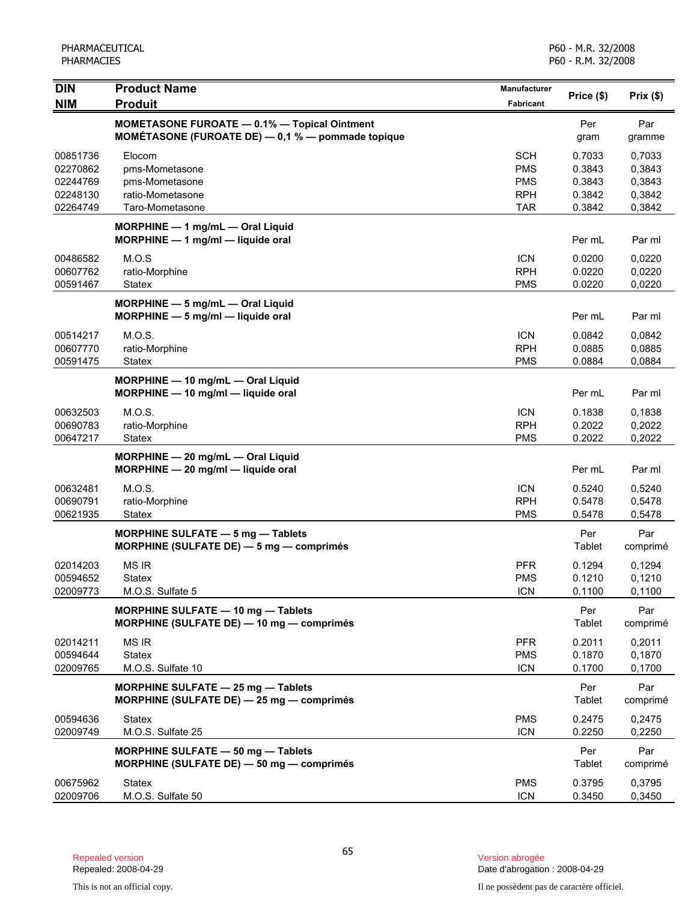| DIN<br>NIM | Product Name<br>Produit | Manufacturer<br>Fabricant | Price ($) | Prix ($) |
|---|---|---|---|---|
| | **MOMETASONE FUROATE — 0.1% — Topical Ointment**<br>**MOMÉTASONE (FUROATE DE) — 0,1 % — pommade topique** | | Per gram | Par gramme |
| 00851736 | Elocom | SCH | 0.7033 | 0,7033 |
| 02270862 | pms-Mometasone | PMS | 0.3843 | 0,3843 |
| 02244769 | pms-Mometasone | PMS | 0.3843 | 0,3843 |
| 02248130 | ratio-Mometasone | RPH | 0.3842 | 0,3842 |
| 02264749 | Taro-Mometasone | TAR | 0.3842 | 0,3842 |
| | **MORPHINE — 1 mg/mL — Oral Liquid**<br>**MORPHINE — 1 mg/ml — liquide oral** | | Per mL | Par ml |
| 00486582 | M.O.S | ICN | 0.0200 | 0,0220 |
| 00607762 | ratio-Morphine | RPH | 0.0220 | 0,0220 |
| 00591467 | Statex | PMS | 0.0220 | 0,0220 |
| | **MORPHINE — 5 mg/mL — Oral Liquid**<br>**MORPHINE — 5 mg/ml — liquide oral** | | Per mL | Par ml |
| 00514217 | M.O.S. | ICN | 0.0842 | 0,0842 |
| 00607770 | ratio-Morphine | RPH | 0.0885 | 0,0885 |
| 00591475 | Statex | PMS | 0.0884 | 0,0884 |
| | **MORPHINE — 10 mg/mL — Oral Liquid**<br>**MORPHINE — 10 mg/ml — liquide oral** | | Per mL | Par ml |
| 00632503 | M.O.S. | ICN | 0.1838 | 0,1838 |
| 00690783 | ratio-Morphine | RPH | 0.2022 | 0,2022 |
| 00647217 | Statex | PMS | 0.2022 | 0,2022 |
| | **MORPHINE — 20 mg/mL — Oral Liquid**<br>**MORPHINE — 20 mg/ml — liquide oral** | | Per mL | Par ml |
| 00632481 | M.O.S. | ICN | 0.5240 | 0,5240 |
| 00690791 | ratio-Morphine | RPH | 0.5478 | 0,5478 |
| 00621935 | Statex | PMS | 0.5478 | 0,5478 |
| | **MORPHINE SULFATE — 5 mg — Tablets**<br>**MORPHINE (SULFATE DE) — 5 mg — comprimés** | | Per Tablet | Par comprimé |
| 02014203 | MS IR | PFR | 0.1294 | 0,1294 |
| 00594652 | Statex | PMS | 0.1210 | 0,1210 |
| 02009773 | M.O.S. Sulfate 5 | ICN | 0.1100 | 0,1100 |
| | **MORPHINE SULFATE — 10 mg — Tablets**<br>**MORPHINE (SULFATE DE) — 10 mg — comprimés** | | Per Tablet | Par comprimé |
| 02014211 | MS IR | PFR | 0.2011 | 0,2011 |
| 00594644 | Statex | PMS | 0.1870 | 0,1870 |
| 02009765 | M.O.S. Sulfate 10 | ICN | 0.1700 | 0,1700 |
| | **MORPHINE SULFATE — 25 mg — Tablets**<br>**MORPHINE (SULFATE DE) — 25 mg — comprimés** | | Per Tablet | Par comprimé |
| 00594636 | Statex | PMS | 0.2475 | 0,2475 |
| 02009749 | M.O.S. Sulfate 25 | ICN | 0.2250 | 0,2250 |
| | **MORPHINE SULFATE — 50 mg — Tablets**<br>**MORPHINE (SULFATE DE) — 50 mg — comprimés** | | Per Tablet | Par comprimé |
| 00675962 | Statex | PMS | 0.3795 | 0,3795 |
| 02009706 | M.O.S. Sulfate 50 | ICN | 0.3450 | 0,3450 |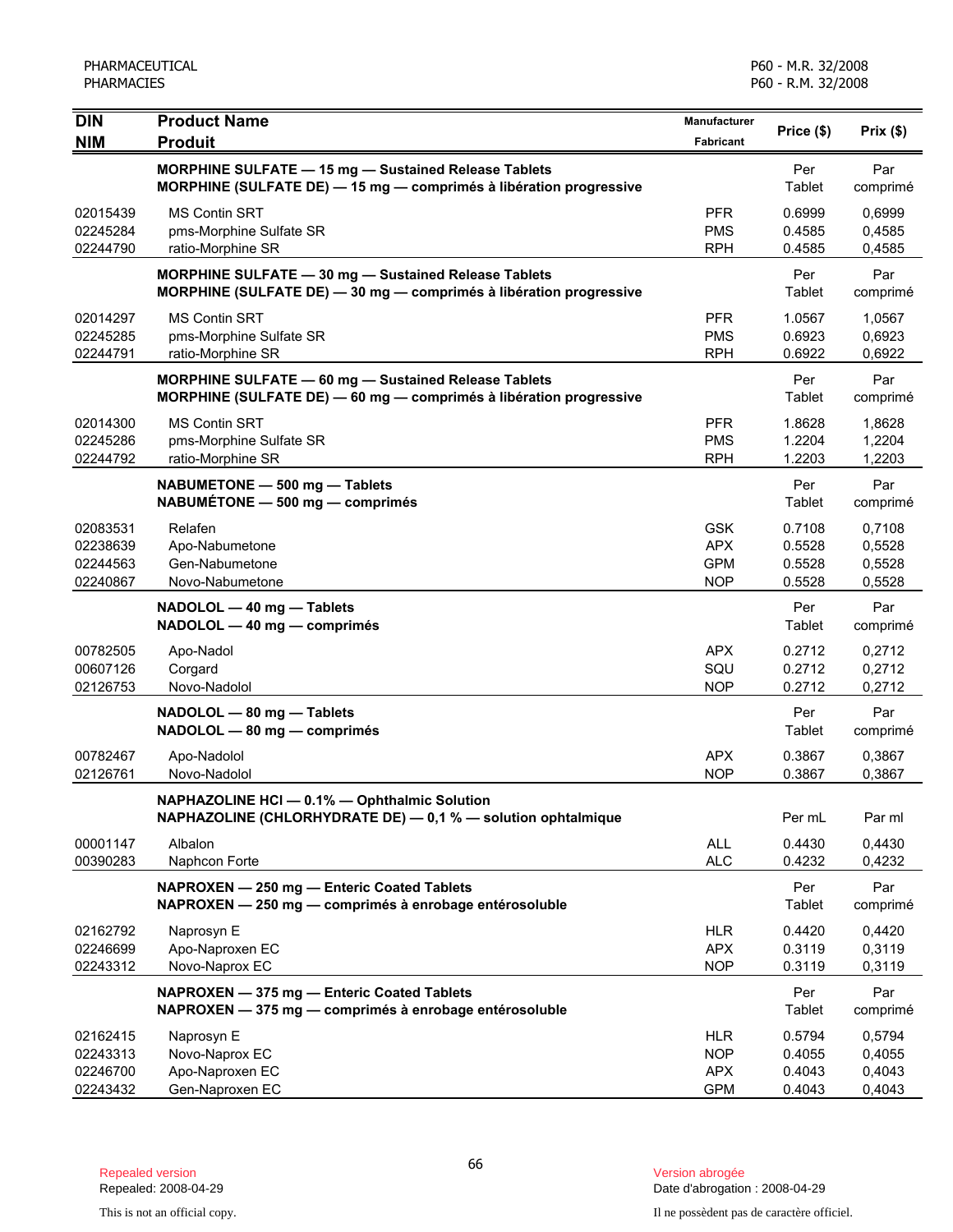| DIN<br>NIM | Product Name<br>Produit | Manufacturer<br>Fabricant | Price ($) | Prix ($) |
|---|---|---|---|---|
| | **MORPHINE SULFATE — 15 mg — Sustained Release Tablets**<br>**MORPHINE (SULFATE DE) — 15 mg — comprimés à libération progressive** | | Per Tablet | Par comprimé |
| 02015439 | MS Contin SRT | PFR | 0.6999 | 0,6999 |
| 02245284 | pms-Morphine Sulfate SR | PMS | 0.4585 | 0,4585 |
| 02244790 | ratio-Morphine SR | RPH | 0.4585 | 0,4585 |
| | **MORPHINE SULFATE — 30 mg — Sustained Release Tablets**<br>**MORPHINE (SULFATE DE) — 30 mg — comprimés à libération progressive** | | Per Tablet | Par comprimé |
| 02014297 | MS Contin SRT | PFR | 1.0567 | 1,0567 |
| 02245285 | pms-Morphine Sulfate SR | PMS | 0.6923 | 0,6923 |
| 02244791 | ratio-Morphine SR | RPH | 0.6922 | 0,6922 |
| | **MORPHINE SULFATE — 60 mg — Sustained Release Tablets**<br>**MORPHINE (SULFATE DE) — 60 mg — comprimés à libération progressive** | | Per Tablet | Par comprimé |
| 02014300 | MS Contin SRT | PFR | 1.8628 | 1,8628 |
| 02245286 | pms-Morphine Sulfate SR | PMS | 1.2204 | 1,2204 |
| 02244792 | ratio-Morphine SR | RPH | 1.2203 | 1,2203 |
| | **NABUMETONE — 500 mg — Tablets**<br>**NABUMÉTONE — 500 mg — comprimés** | | Per Tablet | Par comprimé |
| 02083531 | Relafen | GSK | 0.7108 | 0,7108 |
| 02238639 | Apo-Nabumetone | APX | 0.5528 | 0,5528 |
| 02244563 | Gen-Nabumetone | GPM | 0.5528 | 0,5528 |
| 02240867 | Novo-Nabumetone | NOP | 0.5528 | 0,5528 |
| | **NADOLOL — 40 mg — Tablets**<br>**NADOLOL — 40 mg — comprimés** | | Per Tablet | Par comprimé |
| 00782505 | Apo-Nadol | APX | 0.2712 | 0,2712 |
| 00607126 | Corgard | SQU | 0.2712 | 0,2712 |
| 02126753 | Novo-Nadolol | NOP | 0.2712 | 0,2712 |
| | **NADOLOL — 80 mg — Tablets**<br>**NADOLOL — 80 mg — comprimés** | | Per Tablet | Par comprimé |
| 00782467 | Apo-Nadolol | APX | 0.3867 | 0,3867 |
| 02126761 | Novo-Nadolol | NOP | 0.3867 | 0,3867 |
| | **NAPHAZOLINE HCl — 0.1% — Ophthalmic Solution**<br>**NAPHAZOLINE (CHLORHYDRATE DE) — 0,1 % — solution ophtalmique** | | Per mL | Par ml |
| 00001147 | Albalon | ALL | 0.4430 | 0,4430 |
| 00390283 | Naphcon Forte | ALC | 0.4232 | 0,4232 |
| | **NAPROXEN — 250 mg — Enteric Coated Tablets**<br>**NAPROXEN — 250 mg — comprimés à enrobage entérosoluble** | | Per Tablet | Par comprimé |
| 02162792 | Naprosyn E | HLR | 0.4420 | 0,4420 |
| 02246699 | Apo-Naproxen EC | APX | 0.3119 | 0,3119 |
| 02243312 | Novo-Naprox EC | NOP | 0.3119 | 0,3119 |
| | **NAPROXEN — 375 mg — Enteric Coated Tablets**<br>**NAPROXEN — 375 mg — comprimés à enrobage entérosoluble** | | Per Tablet | Par comprimé |
| 02162415 | Naprosyn E | HLR | 0.5794 | 0,5794 |
| 02243313 | Novo-Naprox EC | NOP | 0.4055 | 0,4055 |
| 02246700 | Apo-Naproxen EC | APX | 0.4043 | 0,4043 |
| 02243432 | Gen-Naproxen EC | GPM | 0.4043 | 0,4043 |

Repealed version
Repealed: 2008-04-29

Version abrogée
Date d'abrogation : 2008-04-29

This is not an official copy.

Il ne possèdent pas de caractère officiel.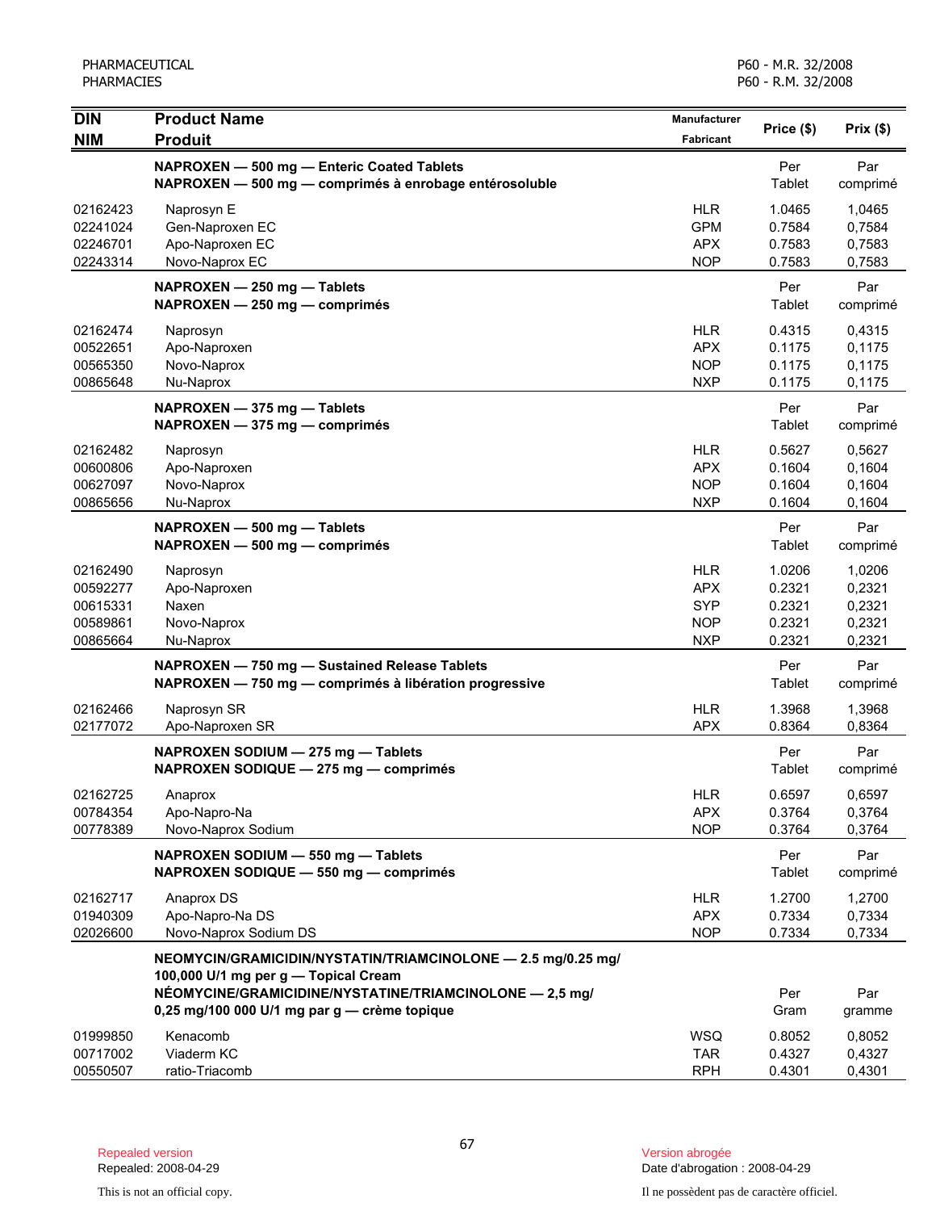| DIN<br>NIM | Product Name<br>Produit | Manufacturer<br>Fabricant | Price ($) | Prix ($) |
|---|---|---|---|---|
| | **NAPROXEN — 500 mg — Enteric Coated Tablets**<br>**NAPROXEN — 500 mg — comprimés à enrobage entérosoluble** | | Per Tablet | Par comprimé |
| 02162423 | Naprosyn E | HLR | 1.0465 | 1,0465 |
| 02241024 | Gen-Naproxen EC | GPM | 0.7584 | 0,7584 |
| 02246701 | Apo-Naproxen EC | APX | 0.7583 | 0,7583 |
| 02243314 | Novo-Naprox EC | NOP | 0.7583 | 0,7583 |
| | **NAPROXEN — 250 mg — Tablets**<br>**NAPROXEN — 250 mg — comprimés** | | Per Tablet | Par comprimé |
| 02162474 | Naprosyn | HLR | 0.4315 | 0,4315 |
| 00522651 | Apo-Naproxen | APX | 0.1175 | 0,1175 |
| 00565350 | Novo-Naprox | NOP | 0.1175 | 0,1175 |
| 00865648 | Nu-Naprox | NXP | 0.1175 | 0,1175 |
| | **NAPROXEN — 375 mg — Tablets**<br>**NAPROXEN — 375 mg — comprimés** | | Per Tablet | Par comprimé |
| 02162482 | Naprosyn | HLR | 0.5627 | 0,5627 |
| 00600806 | Apo-Naproxen | APX | 0.1604 | 0,1604 |
| 00627097 | Novo-Naprox | NOP | 0.1604 | 0,1604 |
| 00865656 | Nu-Naprox | NXP | 0.1604 | 0,1604 |
| | **NAPROXEN — 500 mg — Tablets**<br>**NAPROXEN — 500 mg — comprimés** | | Per Tablet | Par comprimé |
| 02162490 | Naprosyn | HLR | 1.0206 | 1,0206 |
| 00592277 | Apo-Naproxen | APX | 0.2321 | 0,2321 |
| 00615331 | Naxen | SYP | 0.2321 | 0,2321 |
| 00589861 | Novo-Naprox | NOP | 0.2321 | 0,2321 |
| 00865664 | Nu-Naprox | NXP | 0.2321 | 0,2321 |
| | **NAPROXEN — 750 mg — Sustained Release Tablets**<br>**NAPROXEN — 750 mg — comprimés à libération progressive** | | Per Tablet | Par comprimé |
| 02162466 | Naprosyn SR | HLR | 1.3968 | 1,3968 |
| 02177072 | Apo-Naproxen SR | APX | 0.8364 | 0,8364 |
| | **NAPROXEN SODIUM — 275 mg — Tablets**<br>**NAPROXEN SODIQUE — 275 mg — comprimés** | | Per Tablet | Par comprimé |
| 02162725 | Anaprox | HLR | 0.6597 | 0,6597 |
| 00784354 | Apo-Napro-Na | APX | 0.3764 | 0,3764 |
| 00778389 | Novo-Naprox Sodium | NOP | 0.3764 | 0,3764 |
| | **NAPROXEN SODIUM — 550 mg — Tablets**<br>**NAPROXEN SODIQUE — 550 mg — comprimés** | | Per Tablet | Par comprimé |
| 02162717 | Anaprox DS | HLR | 1.2700 | 1,2700 |
| 01940309 | Apo-Napro-Na DS | APX | 0.7334 | 0,7334 |
| 02026600 | Novo-Naprox Sodium DS | NOP | 0.7334 | 0,7334 |
| | **NEOMYCIN/GRAMICIDIN/NYSTATIN/TRIAMCINOLONE — 2.5 mg/0.25 mg/ 100,000 U/1 mg per g — Topical Cream**<br>**NÉOMYCINE/GRAMICIDINE/NYSTATINE/TRIAMCINOLONE — 2,5 mg/ 0,25 mg/100 000 U/1 mg par g — crème topique** | | Per Gram | Par gramme |
| 01999850 | Kenacomb | WSQ | 0.8052 | 0,8052 |
| 00717002 | Viaderm KC | TAR | 0.4327 | 0,4327 |
| 00550507 | ratio-Triacomb | RPH | 0.4301 | 0,4301 |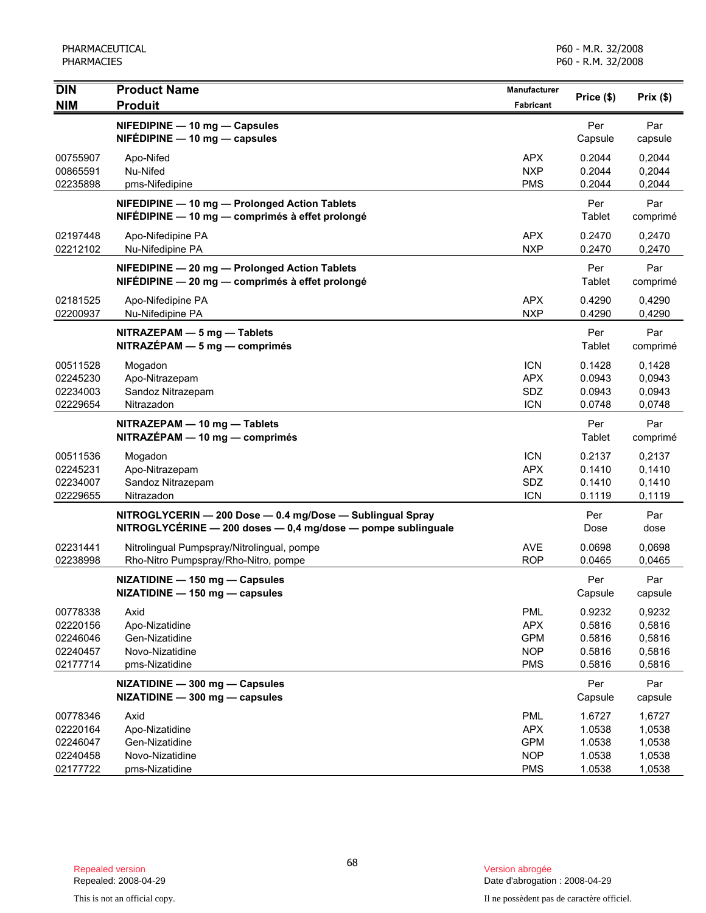| DIN<br>NIM | Product Name<br>Produit | Manufacturer<br>Fabricant | Price ($) | Prix ($) |
|---|---|---|---|---|
| | **NIFEDIPINE — 10 mg — Capsules**<br>**NIFÉDIPINE — 10 mg — capsules** | | Per Capsule | Par capsule |
| 00755907 | Apo-Nifed | APX | 0.2044 | 0,2044 |
| 00865591 | Nu-Nifed | NXP | 0.2044 | 0,2044 |
| 02235898 | pms-Nifedipine | PMS | 0.2044 | 0,2044 |
| | **NIFEDIPINE — 10 mg — Prolonged Action Tablets**<br>**NIFÉDIPINE — 10 mg — comprimés à effet prolongé** | | Per Tablet | Par comprimé |
| 02197448 | Apo-Nifedipine PA | APX | 0.2470 | 0,2470 |
| 02212102 | Nu-Nifedipine PA | NXP | 0.2470 | 0,2470 |
| | **NIFEDIPINE — 20 mg — Prolonged Action Tablets**<br>**NIFÉDIPINE — 20 mg — comprimés à effet prolongé** | | Per Tablet | Par comprimé |
| 02181525 | Apo-Nifedipine PA | APX | 0.4290 | 0,4290 |
| 02200937 | Nu-Nifedipine PA | NXP | 0.4290 | 0,4290 |
| | **NITRAZEPAM — 5 mg — Tablets**<br>**NITRAZÉPAM — 5 mg — comprimés** | | Per Tablet | Par comprimé |
| 00511528 | Mogadon | ICN | 0.1428 | 0,1428 |
| 02245230 | Apo-Nitrazepam | APX | 0.0943 | 0,0943 |
| 02234003 | Sandoz Nitrazepam | SDZ | 0.0943 | 0,0943 |
| 02229654 | Nitrazadon | ICN | 0.0748 | 0,0748 |
| | **NITRAZEPAM — 10 mg — Tablets**<br>**NITRAZÉPAM — 10 mg — comprimés** | | Per Tablet | Par comprimé |
| 00511536 | Mogadon | ICN | 0.2137 | 0,2137 |
| 02245231 | Apo-Nitrazepam | APX | 0.1410 | 0,1410 |
| 02234007 | Sandoz Nitrazepam | SDZ | 0.1410 | 0,1410 |
| 02229655 | Nitrazadon | ICN | 0.1119 | 0,1119 |
| | **NITROGLYCERIN — 200 Dose — 0.4 mg/Dose — Sublingual Spray**<br>**NITROGLYCÉRINE — 200 doses — 0,4 mg/dose — pompe sublinguale** | | Per Dose | Par dose |
| 02231441 | Nitrolingual Pumpspray/Nitrolingual, pompe | AVE | 0.0698 | 0,0698 |
| 02238998 | Rho-Nitro Pumpspray/Rho-Nitro, pompe | ROP | 0.0465 | 0,0465 |
| | **NIZATIDINE — 150 mg — Capsules**<br>**NIZATIDINE — 150 mg — capsules** | | Per Capsule | Par capsule |
| 00778338 | Axid | PML | 0.9232 | 0,9232 |
| 02220156 | Apo-Nizatidine | APX | 0.5816 | 0,5816 |
| 02246046 | Gen-Nizatidine | GPM | 0.5816 | 0,5816 |
| 02240457 | Novo-Nizatidine | NOP | 0.5816 | 0,5816 |
| 02177714 | pms-Nizatidine | PMS | 0.5816 | 0,5816 |
| | **NIZATIDINE — 300 mg — Capsules**<br>**NIZATIDINE — 300 mg — capsules** | | Per Capsule | Par capsule |
| 00778346 | Axid | PML | 1.6727 | 1,6727 |
| 02220164 | Apo-Nizatidine | APX | 1.0538 | 1,0538 |
| 02246047 | Gen-Nizatidine | GPM | 1.0538 | 1,0538 |
| 02240458 | Novo-Nizatidine | NOP | 1.0538 | 1,0538 |
| 02177722 | pms-Nizatidine | PMS | 1.0538 | 1,0538 |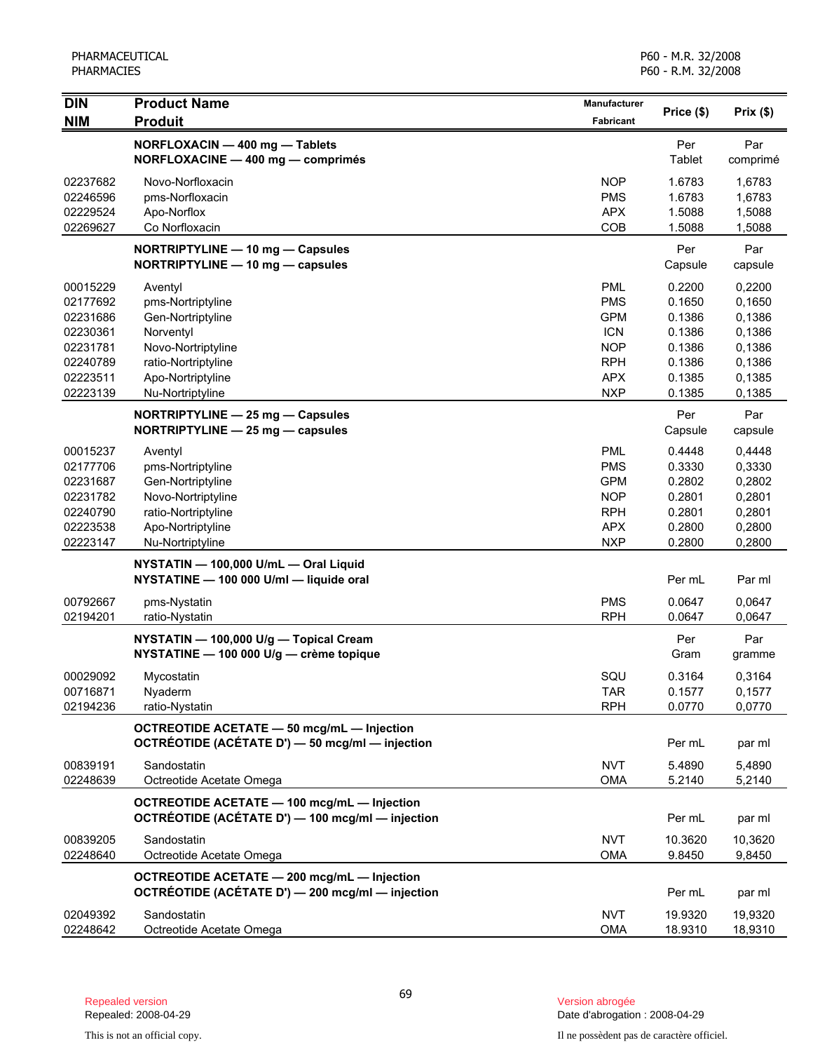| DIN<br>NIM | Product Name<br>Produit | Manufacturer<br>Fabricant | Price ($) | Prix ($) |
|---|---|---|---|---|
| | **NORFLOXACIN — 400 mg — Tablets**<br>**NORFLOXACINE — 400 mg — comprimés** | | Per Tablet | Par comprimé |
| 02237682 | Novo-Norfloxacin | NOP | 1.6783 | 1,6783 |
| 02246596 | pms-Norfloxacin | PMS | 1.6783 | 1,6783 |
| 02229524 | Apo-Norflox | APX | 1.5088 | 1,5088 |
| 02269627 | Co Norfloxacin | COB | 1.5088 | 1,5088 |
| | **NORTRIPTYLINE — 10 mg — Capsules**<br>**NORTRIPTYLINE — 10 mg — capsules** | | Per Capsule | Par capsule |
| 00015229 | Aventyl | PML | 0.2200 | 0,2200 |
| 02177692 | pms-Nortriptyline | PMS | 0.1650 | 0,1650 |
| 02231686 | Gen-Nortriptyline | GPM | 0.1386 | 0,1386 |
| 02230361 | Norventyl | ICN | 0.1386 | 0,1386 |
| 02231781 | Novo-Nortriptyline | NOP | 0.1386 | 0,1386 |
| 02240789 | ratio-Nortriptyline | RPH | 0.1386 | 0,1386 |
| 02223511 | Apo-Nortriptyline | APX | 0.1385 | 0,1385 |
| 02223139 | Nu-Nortriptyline | NXP | 0.1385 | 0,1385 |
| | **NORTRIPTYLINE — 25 mg — Capsules**<br>**NORTRIPTYLINE — 25 mg — capsules** | | Per Capsule | Par capsule |
| 00015237 | Aventyl | PML | 0.4448 | 0,4448 |
| 02177706 | pms-Nortriptyline | PMS | 0.3330 | 0,3330 |
| 02231687 | Gen-Nortriptyline | GPM | 0.2802 | 0,2802 |
| 02231782 | Novo-Nortriptyline | NOP | 0.2801 | 0,2801 |
| 02240790 | ratio-Nortriptyline | RPH | 0.2801 | 0,2801 |
| 02223538 | Apo-Nortriptyline | APX | 0.2800 | 0,2800 |
| 02223147 | Nu-Nortriptyline | NXP | 0.2800 | 0,2800 |
| | **NYSTATIN — 100,000 U/mL — Oral Liquid**<br>**NYSTATINE — 100 000 U/ml — liquide oral** | | Per mL | Par ml |
| 00792667 | pms-Nystatin | PMS | 0.0647 | 0,0647 |
| 02194201 | ratio-Nystatin | RPH | 0.0647 | 0,0647 |
| | **NYSTATIN — 100,000 U/g — Topical Cream**<br>**NYSTATINE — 100 000 U/g — crème topique** | | Per Gram | Par gramme |
| 00029092 | Mycostatin | SQU | 0.3164 | 0,3164 |
| 00716871 | Nyaderm | TAR | 0.1577 | 0,1577 |
| 02194236 | ratio-Nystatin | RPH | 0.0770 | 0,0770 |
| | **OCTREOTIDE ACETATE — 50 mcg/mL — Injection**<br>**OCTRÉOTIDE (ACÉTATE D') — 50 mcg/ml — injection** | | Per mL | par ml |
| 00839191 | Sandostatin | NVT | 5.4890 | 5,4890 |
| 02248639 | Octreotide Acetate Omega | OMA | 5.2140 | 5,2140 |
| | **OCTREOTIDE ACETATE — 100 mcg/mL — Injection**<br>**OCTRÉOTIDE (ACÉTATE D') — 100 mcg/ml — injection** | | Per mL | par ml |
| 00839205 | Sandostatin | NVT | 10.3620 | 10,3620 |
| 02248640 | Octreotide Acetate Omega | OMA | 9.8450 | 9,8450 |
| | **OCTREOTIDE ACETATE — 200 mcg/mL — Injection**<br>**OCTRÉOTIDE (ACÉTATE D') — 200 mcg/ml — injection** | | Per mL | par ml |
| 02049392 | Sandostatin | NVT | 19.9320 | 19,9320 |
| 02248642 | Octreotide Acetate Omega | OMA | 18.9310 | 18,9310 |

Repealed version
Repealed: 2008-04-29

Version abrogée
Date d'abrogation : 2008-04-29

This is not an official copy.

Il ne possèdent pas de caractère officiel.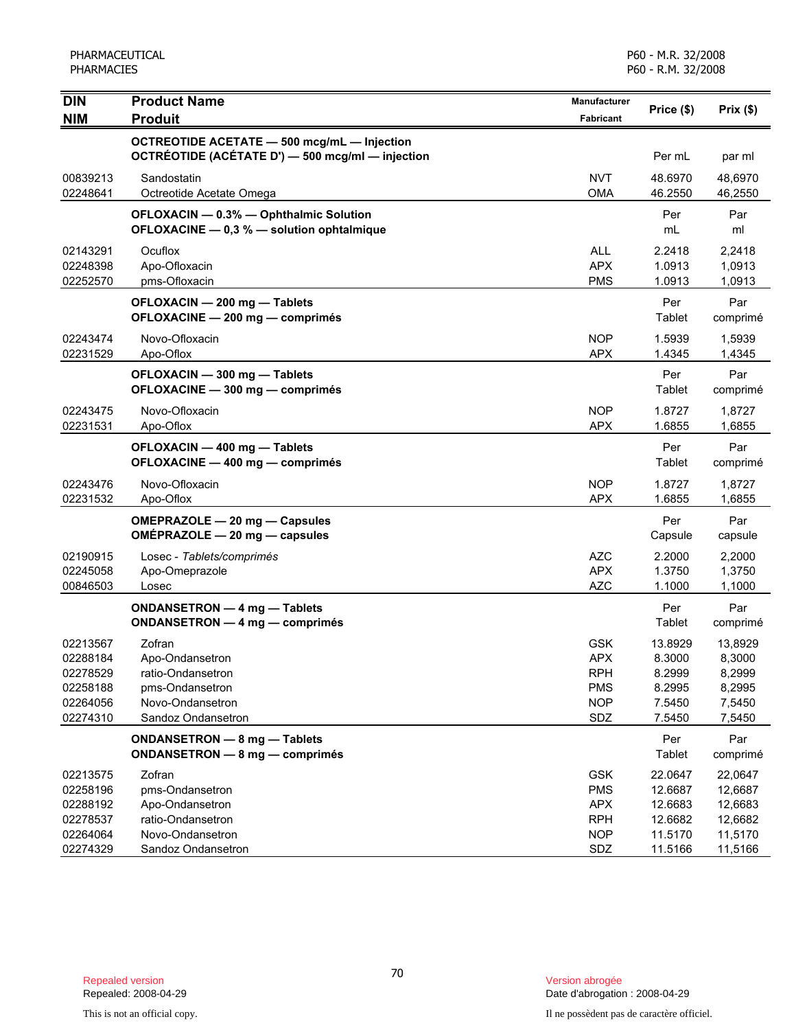| DIN<br>NIM | Product Name<br>Produit | Manufacturer<br>Fabricant | Price ($) | Prix ($) |
|---|---|---|---|---|
| | **OCTREOTIDE ACETATE — 500 mcg/mL — Injection**<br>**OCTRÉOTIDE (ACÉTATE D') — 500 mcg/ml — injection** | | Per mL | par ml |
| 00839213 | Sandostatin | NVT | 48.6970 | 48,6970 |
| 02248641 | Octreotide Acetate Omega | OMA | 46.2550 | 46,2550 |
| | **OFLOXACIN — 0.3% — Ophthalmic Solution**<br>**OFLOXACINE — 0,3 % — solution ophtalmique** | | Per mL | Par ml |
| 02143291 | Ocuflox | ALL | 2.2418 | 2,2418 |
| 02248398 | Apo-Ofloxacin | APX | 1.0913 | 1,0913 |
| 02252570 | pms-Ofloxacin | PMS | 1.0913 | 1,0913 |
| | **OFLOXACIN — 200 mg — Tablets**<br>**OFLOXACINE — 200 mg — comprimés** | | Per Tablet | Par comprimé |
| 02243474 | Novo-Ofloxacin | NOP | 1.5939 | 1,5939 |
| 02231529 | Apo-Oflox | APX | 1.4345 | 1,4345 |
| | **OFLOXACIN — 300 mg — Tablets**<br>**OFLOXACINE — 300 mg — comprimés** | | Per Tablet | Par comprimé |
| 02243475 | Novo-Ofloxacin | NOP | 1.8727 | 1,8727 |
| 02231531 | Apo-Oflox | APX | 1.6855 | 1,6855 |
| | **OFLOXACIN — 400 mg — Tablets**<br>**OFLOXACINE — 400 mg — comprimés** | | Per Tablet | Par comprimé |
| 02243476 | Novo-Ofloxacin | NOP | 1.8727 | 1,8727 |
| 02231532 | Apo-Oflox | APX | 1.6855 | 1,6855 |
| | **OMEPRAZOLE — 20 mg — Capsules**<br>**OMÉPRAZOLE — 20 mg — capsules** | | Per Capsule | Par capsule |
| 02190915 | Losec - *Tablets/comprimés* | AZC | 2.2000 | 2,2000 |
| 02245058 | Apo-Omeprazole | APX | 1.3750 | 1,3750 |
| 00846503 | Losec | AZC | 1.1000 | 1,1000 |
| | **ONDANSETRON — 4 mg — Tablets**<br>**ONDANSETRON — 4 mg — comprimés** | | Per Tablet | Par comprimé |
| 02213567 | Zofran | GSK | 13.8929 | 13,8929 |
| 02288184 | Apo-Ondansetron | APX | 8.3000 | 8,3000 |
| 02278529 | ratio-Ondansetron | RPH | 8.2999 | 8,2999 |
| 02258188 | pms-Ondansetron | PMS | 8.2995 | 8,2995 |
| 02264056 | Novo-Ondansetron | NOP | 7.5450 | 7,5450 |
| 02274310 | Sandoz Ondansetron | SDZ | 7.5450 | 7,5450 |
| | **ONDANSETRON — 8 mg — Tablets**<br>**ONDANSETRON — 8 mg — comprimés** | | Per Tablet | Par comprimé |
| 02213575 | Zofran | GSK | 22.0647 | 22,0647 |
| 02258196 | pms-Ondansetron | PMS | 12.6687 | 12,6687 |
| 02288192 | Apo-Ondansetron | APX | 12.6683 | 12,6683 |
| 02278537 | ratio-Ondansetron | RPH | 12.6682 | 12,6682 |
| 02264064 | Novo-Ondansetron | NOP | 11.5170 | 11,5170 |
| 02274329 | Sandoz Ondansetron | SDZ | 11.5166 | 11,5166 |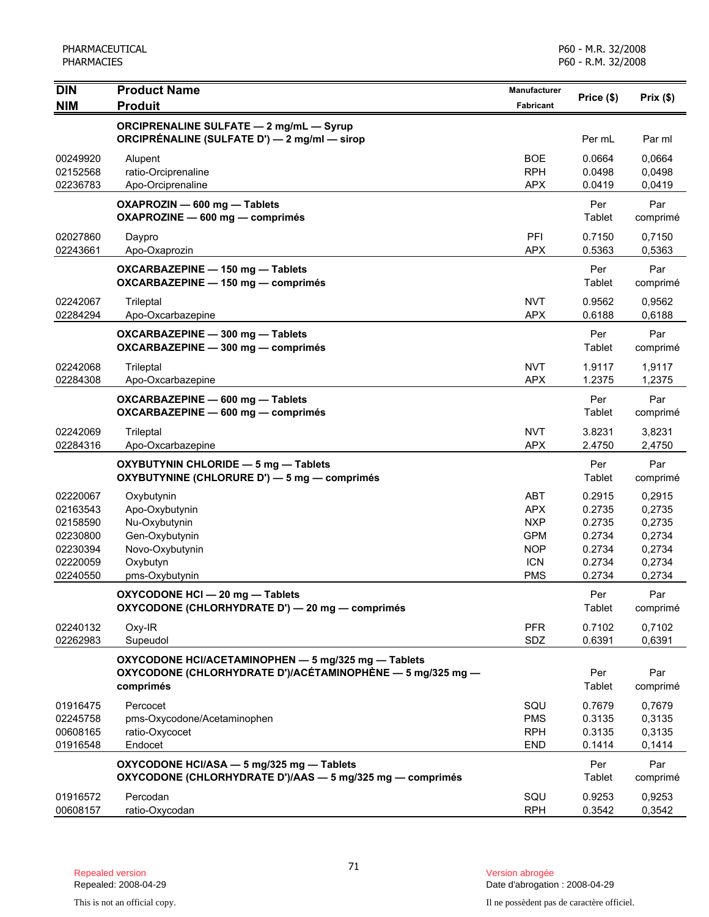| DIN<br>NIM | Product Name<br>Produit | Manufacturer<br>Fabricant | Price ($) | Prix ($) |
|---|---|---|---|---|
| | **ORCIPRENALINE SULFATE — 2 mg/mL — Syrup**<br>**ORCIPRÉNALINE (SULFATE D') — 2 mg/ml — sirop** | | Per mL | Par ml |
| 00249920 | Alupent | BOE | 0.0664 | 0,0664 |
| 02152568 | ratio-Orciprenaline | RPH | 0.0498 | 0,0498 |
| 02236783 | Apo-Orciprenaline | APX | 0.0419 | 0,0419 |
| | **OXAPROZIN — 600 mg — Tablets**<br>**OXAPROZINE — 600 mg — comprimés** | | Per Tablet | Par comprimé |
| 02027860 | Daypro | PFI | 0.7150 | 0,7150 |
| 02243661 | Apo-Oxaprozin | APX | 0.5363 | 0,5363 |
| | **OXCARBAZEPINE — 150 mg — Tablets**<br>**OXCARBAZEPINE — 150 mg — comprimés** | | Per Tablet | Par comprimé |
| 02242067 | Trileptal | NVT | 0.9562 | 0,9562 |
| 02284294 | Apo-Oxcarbazepine | APX | 0.6188 | 0,6188 |
| | **OXCARBAZEPINE — 300 mg — Tablets**<br>**OXCARBAZEPINE — 300 mg — comprimés** | | Per Tablet | Par comprimé |
| 02242068 | Trileptal | NVT | 1.9117 | 1,9117 |
| 02284308 | Apo-Oxcarbazepine | APX | 1.2375 | 1,2375 |
| | **OXCARBAZEPINE — 600 mg — Tablets**<br>**OXCARBAZEPINE — 600 mg — comprimés** | | Per Tablet | Par comprimé |
| 02242069 | Trileptal | NVT | 3.8231 | 3,8231 |
| 02284316 | Apo-Oxcarbazepine | APX | 2.4750 | 2,4750 |
| | **OXYBUTYNIN CHLORIDE — 5 mg — Tablets**<br>**OXYBUTYNINE (CHLORURE D') — 5 mg — comprimés** | | Per Tablet | Par comprimé |
| 02220067 | Oxybutynin | ABT | 0.2915 | 0,2915 |
| 02163543 | Apo-Oxybutynin | APX | 0.2735 | 0,2735 |
| 02158590 | Nu-Oxybutynin | NXP | 0.2735 | 0,2735 |
| 02230800 | Gen-Oxybutynin | GPM | 0.2734 | 0,2734 |
| 02230394 | Novo-Oxybutynin | NOP | 0.2734 | 0,2734 |
| 02220059 | Oxybutyn | ICN | 0.2734 | 0,2734 |
| 02240550 | pms-Oxybutynin | PMS | 0.2734 | 0,2734 |
| | **OXYCODONE HCl — 20 mg — Tablets**<br>**OXYCODONE (CHLORHYDRATE D') — 20 mg — comprimés** | | Per Tablet | Par comprimé |
| 02240132 | Oxy-IR | PFR | 0.7102 | 0,7102 |
| 02262983 | Supeudol | SDZ | 0.6391 | 0,6391 |
| | **OXYCODONE HCl/ACETAMINOPHEN — 5 mg/325 mg — Tablets**<br>**OXYCODONE (CHLORHYDRATE D')/ACÉTAMINOPHÈNE — 5 mg/325 mg — comprimés** | | Per Tablet | Par comprimé |
| 01916475 | Percocet | SQU | 0.7679 | 0,7679 |
| 02245758 | pms-Oxycodone/Acetaminophen | PMS | 0.3135 | 0,3135 |
| 00608165 | ratio-Oxycocet | RPH | 0.3135 | 0,3135 |
| 01916548 | Endocet | END | 0.1414 | 0,1414 |
| | **OXYCODONE HCl/ASA — 5 mg/325 mg — Tablets**<br>**OXYCODONE (CHLORHYDRATE D')/AAS — 5 mg/325 mg — comprimés** | | Per Tablet | Par comprimé |
| 01916572 | Percodan | SQU | 0.9253 | 0,9253 |
| 00608157 | ratio-Oxycodan | RPH | 0.3542 | 0,3542 |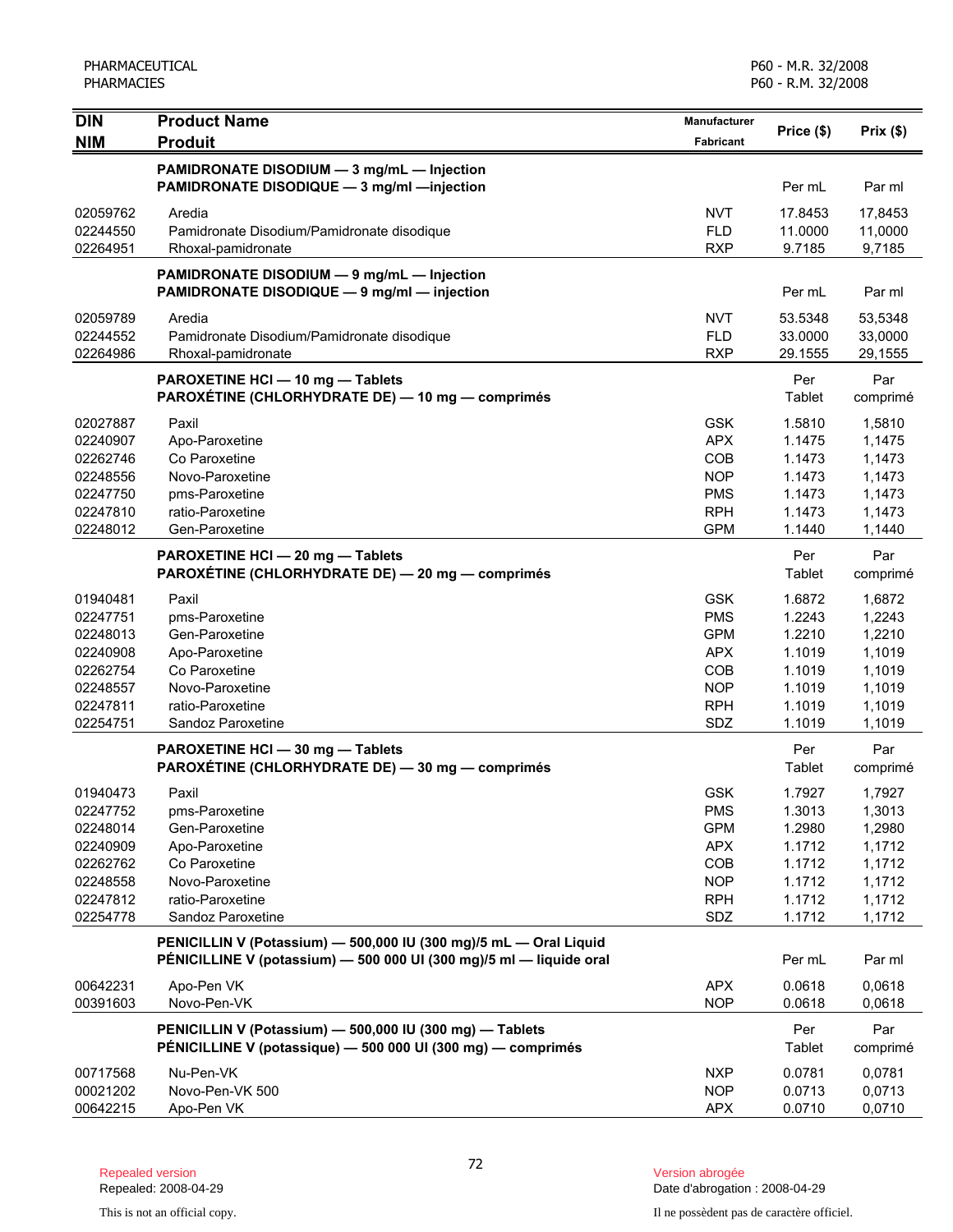| DIN<br>NIM | Product Name<br>Produit | Manufacturer<br>Fabricant | Price ($) | Prix ($) |
|---|---|---|---|---|
| | **PAMIDRONATE DISODIUM — 3 mg/mL — Injection**<br>**PAMIDRONATE DISODIQUE — 3 mg/ml —injection** | | Per mL | Par ml |
| 02059762 | Aredia | NVT | 17.8453 | 17,8453 |
| 02244550 | Pamidronate Disodium/Pamidronate disodique | FLD | 11.0000 | 11,0000 |
| 02264951 | Rhoxal-pamidronate | RXP | 9.7185 | 9,7185 |
| | **PAMIDRONATE DISODIUM — 9 mg/mL — Injection**<br>**PAMIDRONATE DISODIQUE — 9 mg/ml — injection** | | Per mL | Par ml |
| 02059789 | Aredia | NVT | 53.5348 | 53,5348 |
| 02244552 | Pamidronate Disodium/Pamidronate disodique | FLD | 33.0000 | 33,0000 |
| 02264986 | Rhoxal-pamidronate | RXP | 29.1555 | 29,1555 |
| | **PAROXETINE HCl — 10 mg — Tablets**<br>**PAROXÉTINE (CHLORHYDRATE DE) — 10 mg — comprimés** | | Per Tablet | Par comprimé |
| 02027887 | Paxil | GSK | 1.5810 | 1,5810 |
| 02240907 | Apo-Paroxetine | APX | 1.1475 | 1,1475 |
| 02262746 | Co Paroxetine | COB | 1.1473 | 1,1473 |
| 02248556 | Novo-Paroxetine | NOP | 1.1473 | 1,1473 |
| 02247750 | pms-Paroxetine | PMS | 1.1473 | 1,1473 |
| 02247810 | ratio-Paroxetine | RPH | 1.1473 | 1,1473 |
| 02248012 | Gen-Paroxetine | GPM | 1.1440 | 1,1440 |
| | **PAROXETINE HCl — 20 mg — Tablets**<br>**PAROXÉTINE (CHLORHYDRATE DE) — 20 mg — comprimés** | | Per Tablet | Par comprimé |
| 01940481 | Paxil | GSK | 1.6872 | 1,6872 |
| 02247751 | pms-Paroxetine | PMS | 1.2243 | 1,2243 |
| 02248013 | Gen-Paroxetine | GPM | 1.2210 | 1,2210 |
| 02240908 | Apo-Paroxetine | APX | 1.1019 | 1,1019 |
| 02262754 | Co Paroxetine | COB | 1.1019 | 1,1019 |
| 02248557 | Novo-Paroxetine | NOP | 1.1019 | 1,1019 |
| 02247811 | ratio-Paroxetine | RPH | 1.1019 | 1,1019 |
| 02254751 | Sandoz Paroxetine | SDZ | 1.1019 | 1,1019 |
| | **PAROXETINE HCl — 30 mg — Tablets**<br>**PAROXÉTINE (CHLORHYDRATE DE) — 30 mg — comprimés** | | Per Tablet | Par comprimé |
| 01940473 | Paxil | GSK | 1.7927 | 1,7927 |
| 02247752 | pms-Paroxetine | PMS | 1.3013 | 1,3013 |
| 02248014 | Gen-Paroxetine | GPM | 1.2980 | 1,2980 |
| 02240909 | Apo-Paroxetine | APX | 1.1712 | 1,1712 |
| 02262762 | Co Paroxetine | COB | 1.1712 | 1,1712 |
| 02248558 | Novo-Paroxetine | NOP | 1.1712 | 1,1712 |
| 02247812 | ratio-Paroxetine | RPH | 1.1712 | 1,1712 |
| 02254778 | Sandoz Paroxetine | SDZ | 1.1712 | 1,1712 |
| | **PENICILLIN V (Potassium) — 500,000 IU (300 mg)/5 mL — Oral Liquid**<br>**PÉNICILLINE V (potassium) — 500 000 UI (300 mg)/5 ml — liquide oral** | | Per mL | Par ml |
| 00642231 | Apo-Pen VK | APX | 0.0618 | 0,0618 |
| 00391603 | Novo-Pen-VK | NOP | 0.0618 | 0,0618 |
| | **PENICILLIN V (Potassium) — 500,000 IU (300 mg) — Tablets**<br>**PÉNICILLINE V (potassique) — 500 000 UI (300 mg) — comprimés** | | Per Tablet | Par comprimé |
| 00717568 | Nu-Pen-VK | NXP | 0.0781 | 0,0781 |
| 00021202 | Novo-Pen-VK 500 | NOP | 0.0713 | 0,0713 |
| 00642215 | Apo-Pen VK | APX | 0.0710 | 0,0710 |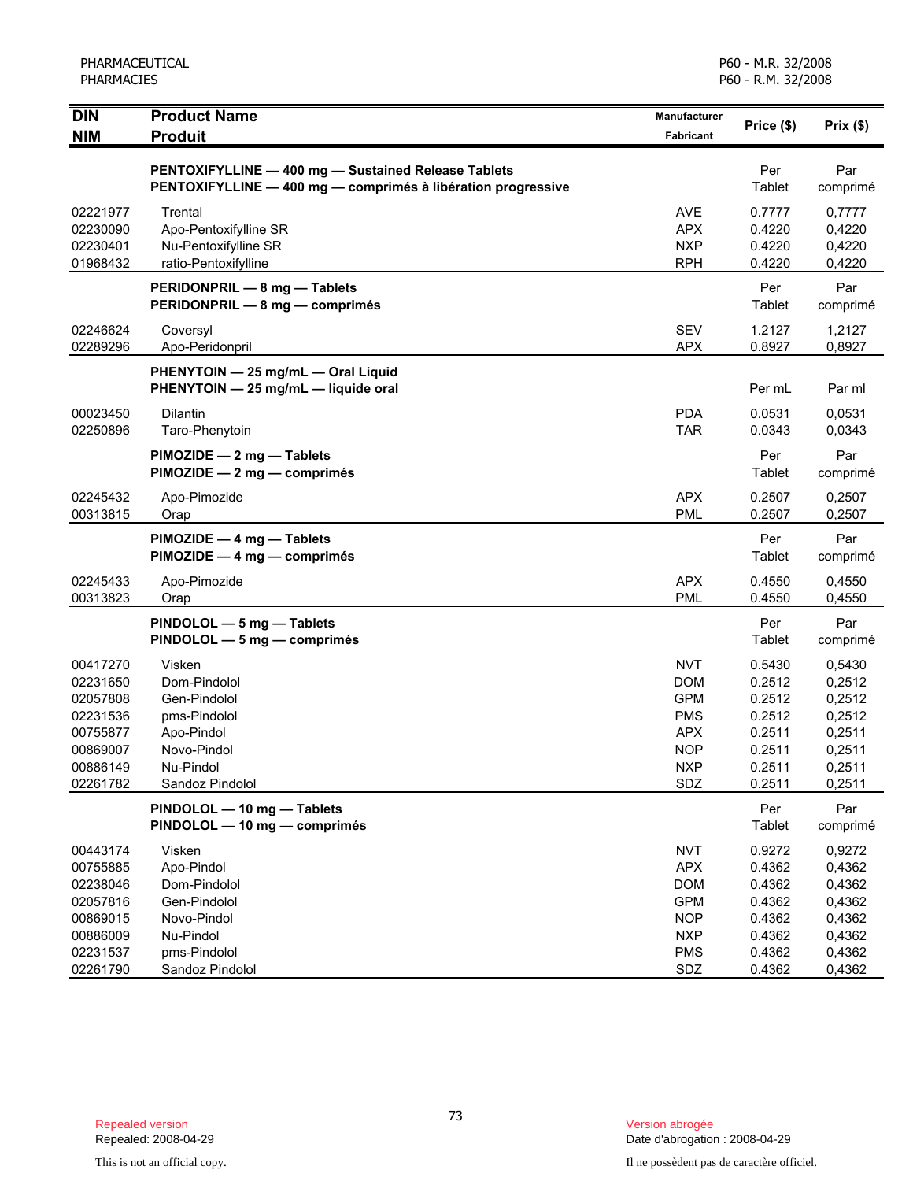| DIN<br>NIM | Product Name<br>Produit | Manufacturer<br>Fabricant | Price ($) | Prix ($) |
|---|---|---|---|---|
| | **PENTOXIFYLLINE — 400 mg — Sustained Release Tablets**<br>**PENTOXIFYLLINE — 400 mg — comprimés à libération progressive** | | Per Tablet | Par comprimé |
| 02221977 | Trental | AVE | 0.7777 | 0,7777 |
| 02230090 | Apo-Pentoxifylline SR | APX | 0.4220 | 0,4220 |
| 02230401 | Nu-Pentoxifylline SR | NXP | 0.4220 | 0,4220 |
| 01968432 | ratio-Pentoxifylline | RPH | 0.4220 | 0,4220 |
| | **PERIDONPRIL — 8 mg — Tablets**<br>**PERIDONPRIL — 8 mg — comprimés** | | Per Tablet | Par comprimé |
| 02246624 | Coversyl | SEV | 1.2127 | 1,2127 |
| 02289296 | Apo-Peridonpril | APX | 0.8927 | 0,8927 |
| | **PHENYTOIN — 25 mg/mL — Oral Liquid**<br>**PHENYTOIN — 25 mg/mL — liquide oral** | | Per mL | Par ml |
| 00023450 | Dilantin | PDA | 0.0531 | 0,0531 |
| 02250896 | Taro-Phenytoin | TAR | 0.0343 | 0,0343 |
| | **PIMOZIDE — 2 mg — Tablets**<br>**PIMOZIDE — 2 mg — comprimés** | | Per Tablet | Par comprimé |
| 02245432 | Apo-Pimozide | APX | 0.2507 | 0,2507 |
| 00313815 | Orap | PML | 0.2507 | 0,2507 |
| | **PIMOZIDE — 4 mg — Tablets**<br>**PIMOZIDE — 4 mg — comprimés** | | Per Tablet | Par comprimé |
| 02245433 | Apo-Pimozide | APX | 0.4550 | 0,4550 |
| 00313823 | Orap | PML | 0.4550 | 0,4550 |
| | **PINDOLOL — 5 mg — Tablets**<br>**PINDOLOL — 5 mg — comprimés** | | Per Tablet | Par comprimé |
| 00417270 | Visken | NVT | 0.5430 | 0,5430 |
| 02231650 | Dom-Pindolol | DOM | 0.2512 | 0,2512 |
| 02057808 | Gen-Pindolol | GPM | 0.2512 | 0,2512 |
| 02231536 | pms-Pindolol | PMS | 0.2512 | 0,2512 |
| 00755877 | Apo-Pindol | APX | 0.2511 | 0,2511 |
| 00869007 | Novo-Pindol | NOP | 0.2511 | 0,2511 |
| 00886149 | Nu-Pindol | NXP | 0.2511 | 0,2511 |
| 02261782 | Sandoz Pindolol | SDZ | 0.2511 | 0,2511 |
| | **PINDOLOL — 10 mg — Tablets**<br>**PINDOLOL — 10 mg — comprimés** | | Per Tablet | Par comprimé |
| 00443174 | Visken | NVT | 0.9272 | 0,9272 |
| 00755885 | Apo-Pindol | APX | 0.4362 | 0,4362 |
| 02238046 | Dom-Pindolol | DOM | 0.4362 | 0,4362 |
| 02057816 | Gen-Pindolol | GPM | 0.4362 | 0,4362 |
| 00869015 | Novo-Pindol | NOP | 0.4362 | 0,4362 |
| 00886009 | Nu-Pindol | NXP | 0.4362 | 0,4362 |
| 02231537 | pms-Pindolol | PMS | 0.4362 | 0,4362 |
| 02261790 | Sandoz Pindolol | SDZ | 0.4362 | 0,4362 |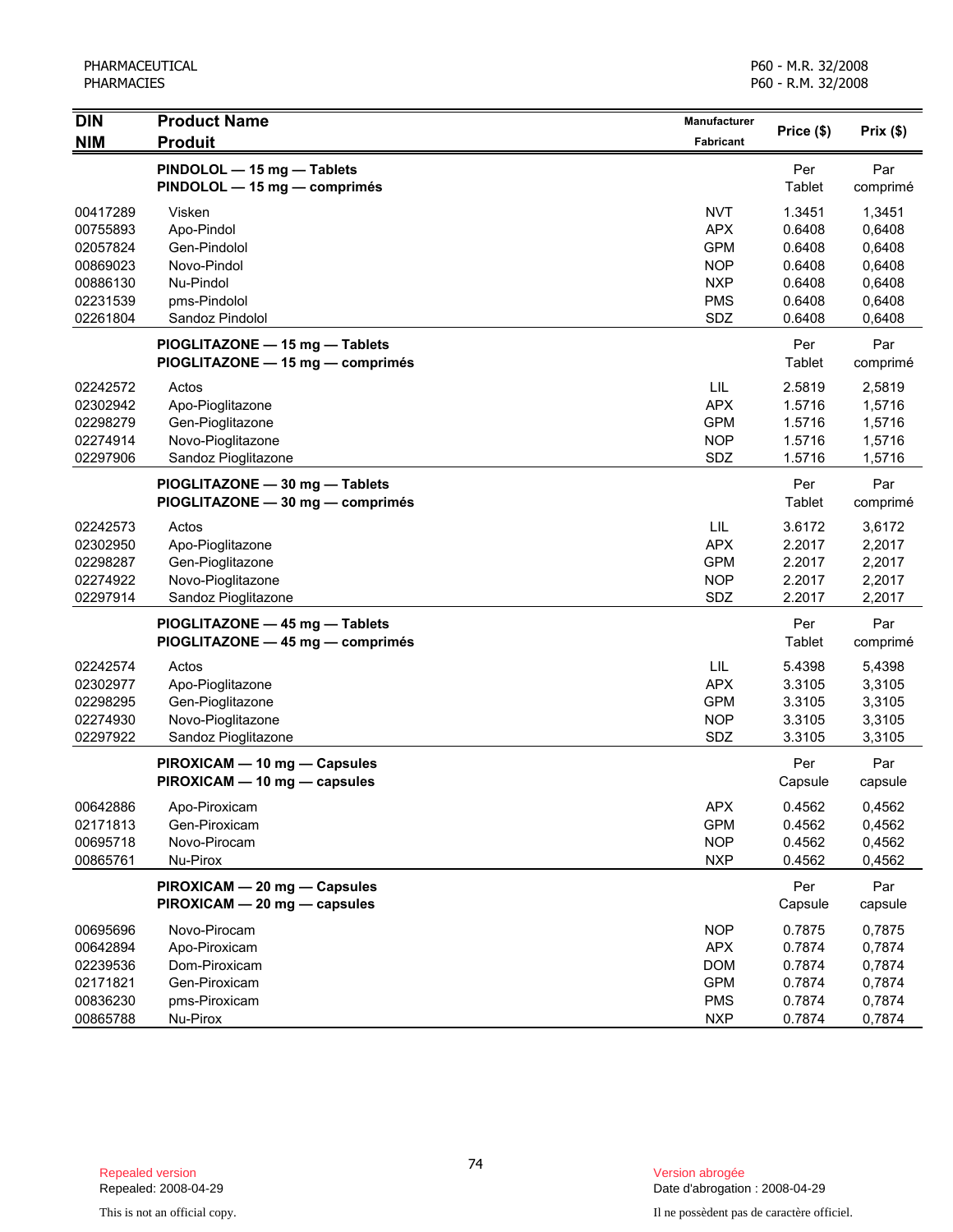| DIN<br>NIM | Product Name<br>Produit | Manufacturer<br>Fabricant | Price ($) | Prix ($) |
|---|---|---|---|---|
| | **PINDOLOL — 15 mg — Tablets**<br>**PINDOLOL — 15 mg — comprimés** | | Per Tablet | Par comprimé |
| 00417289 | Visken | NVT | 1.3451 | 1,3451 |
| 00755893 | Apo-Pindol | APX | 0.6408 | 0,6408 |
| 02057824 | Gen-Pindolol | GPM | 0.6408 | 0,6408 |
| 00869023 | Novo-Pindol | NOP | 0.6408 | 0,6408 |
| 00886130 | Nu-Pindol | NXP | 0.6408 | 0,6408 |
| 02231539 | pms-Pindolol | PMS | 0.6408 | 0,6408 |
| 02261804 | Sandoz Pindolol | SDZ | 0.6408 | 0,6408 |
| | **PIOGLITAZONE — 15 mg — Tablets**<br>**PIOGLITAZONE — 15 mg — comprimés** | | Per Tablet | Par comprimé |
| 02242572 | Actos | LIL | 2.5819 | 2,5819 |
| 02302942 | Apo-Pioglitazone | APX | 1.5716 | 1,5716 |
| 02298279 | Gen-Pioglitazone | GPM | 1.5716 | 1,5716 |
| 02274914 | Novo-Pioglitazone | NOP | 1.5716 | 1,5716 |
| 02297906 | Sandoz Pioglitazone | SDZ | 1.5716 | 1,5716 |
| | **PIOGLITAZONE — 30 mg — Tablets**<br>**PIOGLITAZONE — 30 mg — comprimés** | | Per Tablet | Par comprimé |
| 02242573 | Actos | LIL | 3.6172 | 3,6172 |
| 02302950 | Apo-Pioglitazone | APX | 2.2017 | 2,2017 |
| 02298287 | Gen-Pioglitazone | GPM | 2.2017 | 2,2017 |
| 02274922 | Novo-Pioglitazone | NOP | 2.2017 | 2,2017 |
| 02297914 | Sandoz Pioglitazone | SDZ | 2.2017 | 2,2017 |
| | **PIOGLITAZONE — 45 mg — Tablets**<br>**PIOGLITAZONE — 45 mg — comprimés** | | Per Tablet | Par comprimé |
| 02242574 | Actos | LIL | 5.4398 | 5,4398 |
| 02302977 | Apo-Pioglitazone | APX | 3.3105 | 3,3105 |
| 02298295 | Gen-Pioglitazone | GPM | 3.3105 | 3,3105 |
| 02274930 | Novo-Pioglitazone | NOP | 3.3105 | 3,3105 |
| 02297922 | Sandoz Pioglitazone | SDZ | 3.3105 | 3,3105 |
| | **PIROXICAM — 10 mg — Capsules**<br>**PIROXICAM — 10 mg — capsules** | | Per Capsule | Par capsule |
| 00642886 | Apo-Piroxicam | APX | 0.4562 | 0,4562 |
| 02171813 | Gen-Piroxicam | GPM | 0.4562 | 0,4562 |
| 00695718 | Novo-Pirocam | NOP | 0.4562 | 0,4562 |
| 00865761 | Nu-Pirox | NXP | 0.4562 | 0,4562 |
| | **PIROXICAM — 20 mg — Capsules**<br>**PIROXICAM — 20 mg — capsules** | | Per Capsule | Par capsule |
| 00695696 | Novo-Pirocam | NOP | 0.7875 | 0,7875 |
| 00642894 | Apo-Piroxicam | APX | 0.7874 | 0,7874 |
| 02239536 | Dom-Piroxicam | DOM | 0.7874 | 0,7874 |
| 02171821 | Gen-Piroxicam | GPM | 0.7874 | 0,7874 |
| 00836230 | pms-Piroxicam | PMS | 0.7874 | 0,7874 |
| 00865788 | Nu-Pirox | NXP | 0.7874 | 0,7874 |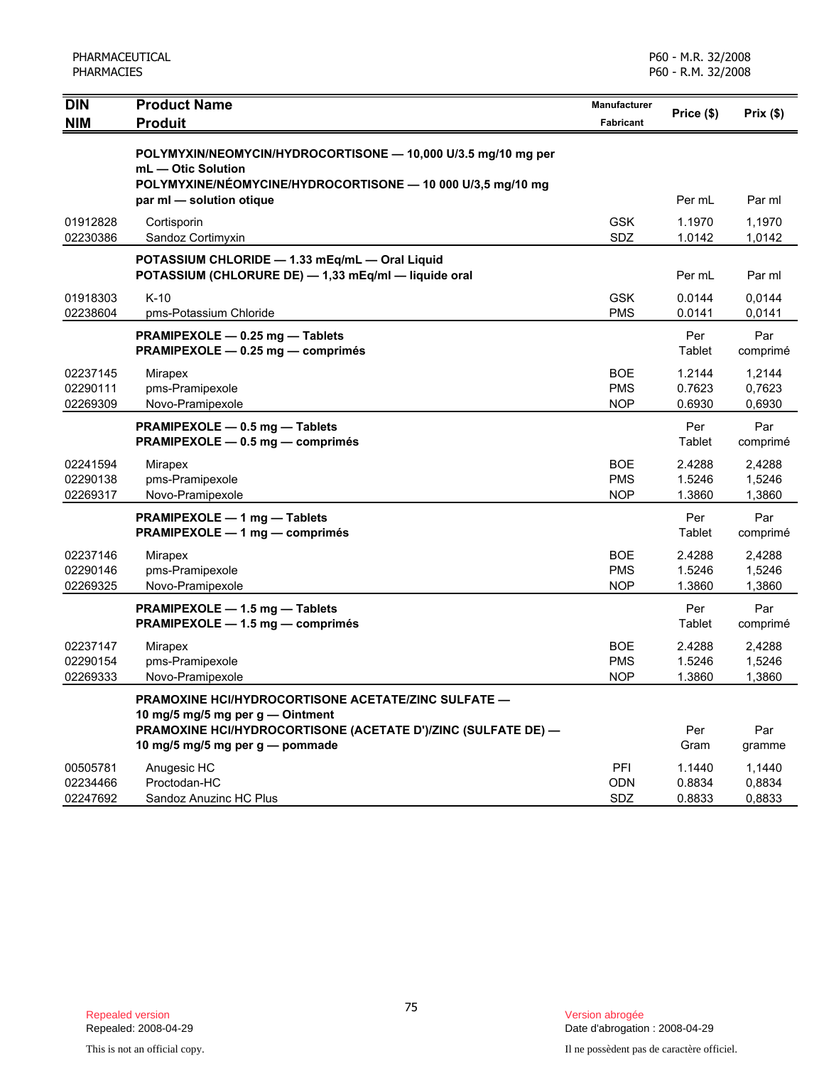| DIN<br>NIM | Product Name<br>Produit | Manufacturer<br>Fabricant | Price ($) | Prix ($) |
|---|---|---|---|---|
| | **POLYMYXIN/NEOMYCIN/HYDROCORTISONE — 10,000 U/3.5 mg/10 mg per mL — Otic Solution**<br>**POLYMYXINE/NÉOMYCINE/HYDROCORTISONE — 10 000 U/3,5 mg/10 mg par ml — solution otique** | | Per mL | Par ml |
| 01912828 | Cortisporin | GSK | 1.1970 | 1,1970 |
| 02230386 | Sandoz Cortimyxin | SDZ | 1.0142 | 1,0142 |
| | **POTASSIUM CHLORIDE — 1.33 mEq/mL — Oral Liquid**<br>**POTASSIUM (CHLORURE DE) — 1,33 mEq/ml — liquide oral** | | Per mL | Par ml |
| 01918303 | K-10 | GSK | 0.0144 | 0,0144 |
| 02238604 | pms-Potassium Chloride | PMS | 0.0141 | 0,0141 |
| | **PRAMIPEXOLE — 0.25 mg — Tablets**<br>**PRAMIPEXOLE — 0.25 mg — comprimés** | | Per Tablet | Par comprimé |
| 02237145 | Mirapex | BOE | 1.2144 | 1,2144 |
| 02290111 | pms-Pramipexole | PMS | 0.7623 | 0,7623 |
| 02269309 | Novo-Pramipexole | NOP | 0.6930 | 0,6930 |
| | **PRAMIPEXOLE — 0.5 mg — Tablets**<br>**PRAMIPEXOLE — 0.5 mg — comprimés** | | Per Tablet | Par comprimé |
| 02241594 | Mirapex | BOE | 2.4288 | 2,4288 |
| 02290138 | pms-Pramipexole | PMS | 1.5246 | 1,5246 |
| 02269317 | Novo-Pramipexole | NOP | 1.3860 | 1,3860 |
| | **PRAMIPEXOLE — 1 mg — Tablets**<br>**PRAMIPEXOLE — 1 mg — comprimés** | | Per Tablet | Par comprimé |
| 02237146 | Mirapex | BOE | 2.4288 | 2,4288 |
| 02290146 | pms-Pramipexole | PMS | 1.5246 | 1,5246 |
| 02269325 | Novo-Pramipexole | NOP | 1.3860 | 1,3860 |
| | **PRAMIPEXOLE — 1.5 mg — Tablets**<br>**PRAMIPEXOLE — 1.5 mg — comprimés** | | Per Tablet | Par comprimé |
| 02237147 | Mirapex | BOE | 2.4288 | 2,4288 |
| 02290154 | pms-Pramipexole | PMS | 1.5246 | 1,5246 |
| 02269333 | Novo-Pramipexole | NOP | 1.3860 | 1,3860 |
| | **PRAMOXINE HCl/HYDROCORTISONE ACETATE/ZINC SULFATE — 10 mg/5 mg/5 mg per g — Ointment**<br>**PRAMOXINE HCl/HYDROCORTISONE (ACETATE D')/ZINC (SULFATE DE) — 10 mg/5 mg/5 mg per g — pommade** | | Per Gram | Par gramme |
| 00505781 | Anugesic HC | PFI | 1.1440 | 1,1440 |
| 02234466 | Proctodan-HC | ODN | 0.8834 | 0,8834 |
| 02247692 | Sandoz Anuzinc HC Plus | SDZ | 0.8833 | 0,8833 |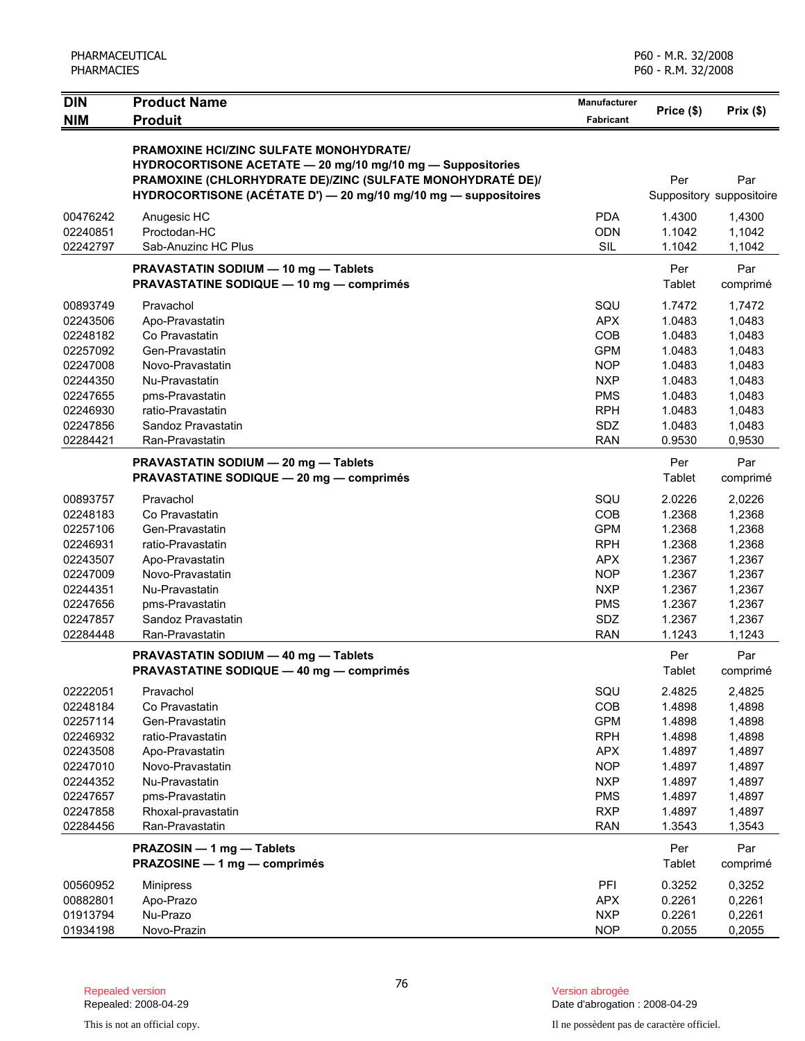| DIN<br>NIM | Product Name<br>Produit | Manufacturer<br>Fabricant | Price ($) | Prix ($) |
|---|---|---|---|---|
| | **PRAMOXINE HCl/ZINC SULFATE MONOHYDRATE/ HYDROCORTISONE ACETATE — 20 mg/10 mg/10 mg — Suppositories**<br>**PRAMOXINE (CHLORHYDRATE DE)/ZINC (SULFATE MONOHYDRATÉ DE)/ HYDROCORTISONE (ACÉTATE D') — 20 mg/10 mg/10 mg — suppositoires** | | Per Suppository | Par suppositoire |
| 00476242 | Anugesic HC | PDA | 1.4300 | 1,4300 |
| 02240851 | Proctodan-HC | ODN | 1.1042 | 1,1042 |
| 02242797 | Sab-Anuzinc HC Plus | SIL | 1.1042 | 1,1042 |
| | **PRAVASTATIN SODIUM — 10 mg — Tablets**<br>**PRAVASTATINE SODIQUE — 10 mg — comprimés** | | Per Tablet | Par comprimé |
| 00893749 | Pravachol | SQU | 1.7472 | 1,7472 |
| 02243506 | Apo-Pravastatin | APX | 1.0483 | 1,0483 |
| 02248182 | Co Pravastatin | COB | 1.0483 | 1,0483 |
| 02257092 | Gen-Pravastatin | GPM | 1.0483 | 1,0483 |
| 02247008 | Novo-Pravastatin | NOP | 1.0483 | 1,0483 |
| 02244350 | Nu-Pravastatin | NXP | 1.0483 | 1,0483 |
| 02247655 | pms-Pravastatin | PMS | 1.0483 | 1,0483 |
| 02246930 | ratio-Pravastatin | RPH | 1.0483 | 1,0483 |
| 02247856 | Sandoz Pravastatin | SDZ | 1.0483 | 1,0483 |
| 02284421 | Ran-Pravastatin | RAN | 0.9530 | 0,9530 |
| | **PRAVASTATIN SODIUM — 20 mg — Tablets**<br>**PRAVASTATINE SODIQUE — 20 mg — comprimés** | | Per Tablet | Par comprimé |
| 00893757 | Pravachol | SQU | 2.0226 | 2,0226 |
| 02248183 | Co Pravastatin | COB | 1.2368 | 1,2368 |
| 02257106 | Gen-Pravastatin | GPM | 1.2368 | 1,2368 |
| 02246931 | ratio-Pravastatin | RPH | 1.2368 | 1,2368 |
| 02243507 | Apo-Pravastatin | APX | 1.2367 | 1,2367 |
| 02247009 | Novo-Pravastatin | NOP | 1.2367 | 1,2367 |
| 02244351 | Nu-Pravastatin | NXP | 1.2367 | 1,2367 |
| 02247656 | pms-Pravastatin | PMS | 1.2367 | 1,2367 |
| 02247857 | Sandoz Pravastatin | SDZ | 1.2367 | 1,2367 |
| 02284448 | Ran-Pravastatin | RAN | 1.1243 | 1,1243 |
| | **PRAVASTATIN SODIUM — 40 mg — Tablets**<br>**PRAVASTATINE SODIQUE — 40 mg — comprimés** | | Per Tablet | Par comprimé |
| 02222051 | Pravachol | SQU | 2.4825 | 2,4825 |
| 02248184 | Co Pravastatin | COB | 1.4898 | 1,4898 |
| 02257114 | Gen-Pravastatin | GPM | 1.4898 | 1,4898 |
| 02246932 | ratio-Pravastatin | RPH | 1.4898 | 1,4898 |
| 02243508 | Apo-Pravastatin | APX | 1.4897 | 1,4897 |
| 02247010 | Novo-Pravastatin | NOP | 1.4897 | 1,4897 |
| 02244352 | Nu-Pravastatin | NXP | 1.4897 | 1,4897 |
| 02247657 | pms-Pravastatin | PMS | 1.4897 | 1,4897 |
| 02247858 | Rhoxal-pravastatin | RXP | 1.4897 | 1,4897 |
| 02284456 | Ran-Pravastatin | RAN | 1.3543 | 1,3543 |
| | **PRAZOSIN — 1 mg — Tablets**<br>**PRAZOSINE — 1 mg — comprimés** | | Per Tablet | Par comprimé |
| 00560952 | Minipress | PFI | 0.3252 | 0,3252 |
| 00882801 | Apo-Prazo | APX | 0.2261 | 0,2261 |
| 01913794 | Nu-Prazo | NXP | 0.2261 | 0,2261 |
| 01934198 | Novo-Prazin | NOP | 0.2055 | 0,2055 |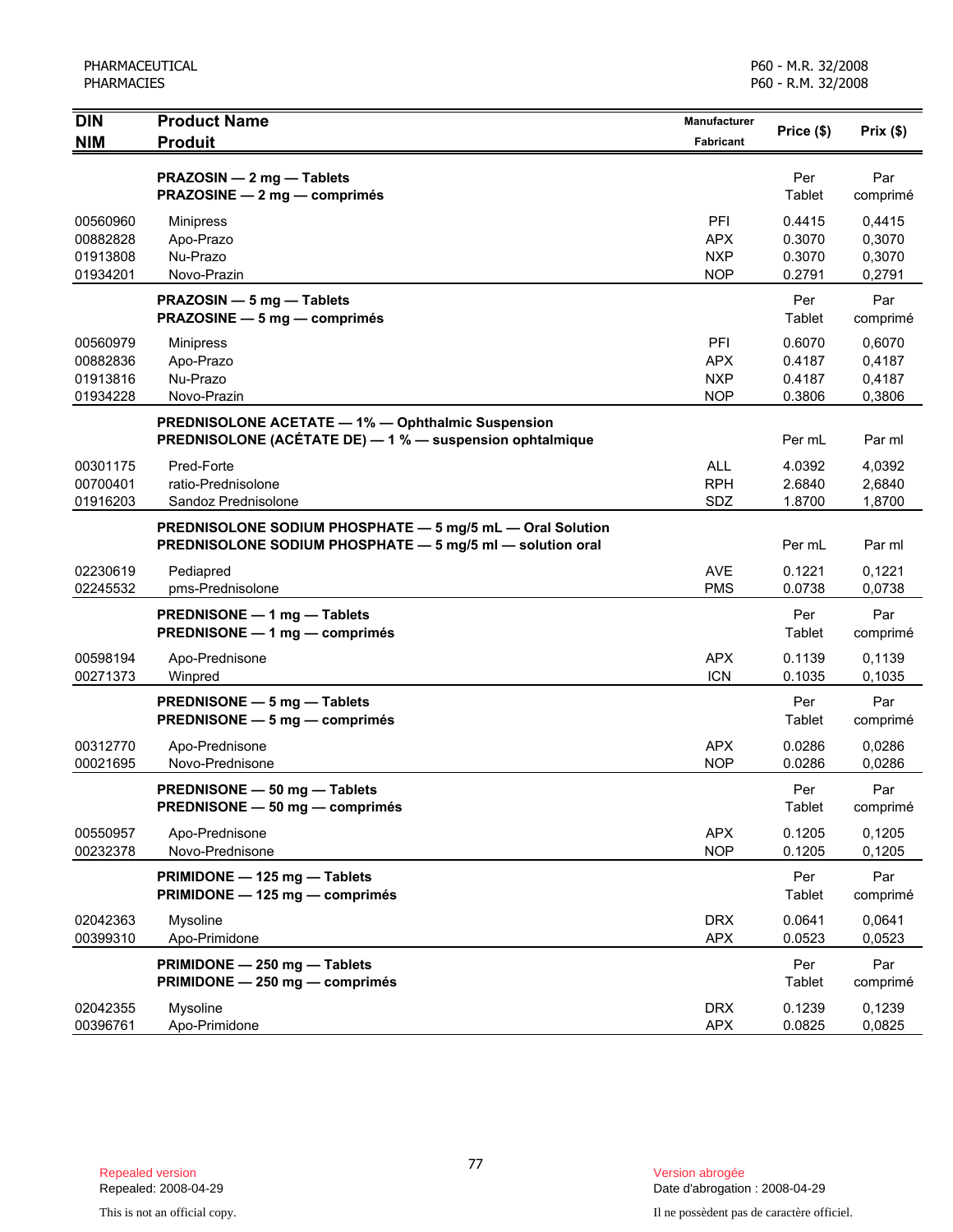| DIN<br>NIM | Product Name<br>Produit | Manufacturer<br>Fabricant | Price ($) | Prix ($) |
|---|---|---|---|---|
| | **PRAZOSIN — 2 mg — Tablets**<br>**PRAZOSINE — 2 mg — comprimés** | | Per Tablet | Par comprimé |
| 00560960 | Minipress | PFI | 0.4415 | 0,4415 |
| 00882828 | Apo-Prazo | APX | 0.3070 | 0,3070 |
| 01913808 | Nu-Prazo | NXP | 0.3070 | 0,3070 |
| 01934201 | Novo-Prazin | NOP | 0.2791 | 0,2791 |
| | **PRAZOSIN — 5 mg — Tablets**<br>**PRAZOSINE — 5 mg — comprimés** | | Per Tablet | Par comprimé |
| 00560979 | Minipress | PFI | 0.6070 | 0,6070 |
| 00882836 | Apo-Prazo | APX | 0.4187 | 0,4187 |
| 01913816 | Nu-Prazo | NXP | 0.4187 | 0,4187 |
| 01934228 | Novo-Prazin | NOP | 0.3806 | 0,3806 |
| | **PREDNISOLONE ACETATE — 1% — Ophthalmic Suspension**<br>**PREDNISOLONE (ACÉTATE DE) — 1 % — suspension ophtalmique** | | Per mL | Par ml |
| 00301175 | Pred-Forte | ALL | 4.0392 | 4,0392 |
| 00700401 | ratio-Prednisolone | RPH | 2.6840 | 2,6840 |
| 01916203 | Sandoz Prednisolone | SDZ | 1.8700 | 1,8700 |
| | **PREDNISOLONE SODIUM PHOSPHATE — 5 mg/5 mL — Oral Solution**<br>**PREDNISOLONE SODIUM PHOSPHATE — 5 mg/5 ml — solution oral** | | Per mL | Par ml |
| 02230619 | Pediapred | AVE | 0.1221 | 0,1221 |
| 02245532 | pms-Prednisolone | PMS | 0.0738 | 0,0738 |
| | **PREDNISONE — 1 mg — Tablets**<br>**PREDNISONE — 1 mg — comprimés** | | Per Tablet | Par comprimé |
| 00598194 | Apo-Prednisone | APX | 0.1139 | 0,1139 |
| 00271373 | Winpred | ICN | 0.1035 | 0,1035 |
| | **PREDNISONE — 5 mg — Tablets**<br>**PREDNISONE — 5 mg — comprimés** | | Per Tablet | Par comprimé |
| 00312770 | Apo-Prednisone | APX | 0.0286 | 0,0286 |
| 00021695 | Novo-Prednisone | NOP | 0.0286 | 0,0286 |
| | **PREDNISONE — 50 mg — Tablets**<br>**PREDNISONE — 50 mg — comprimés** | | Per Tablet | Par comprimé |
| 00550957 | Apo-Prednisone | APX | 0.1205 | 0,1205 |
| 00232378 | Novo-Prednisone | NOP | 0.1205 | 0,1205 |
| | **PRIMIDONE — 125 mg — Tablets**<br>**PRIMIDONE — 125 mg — comprimés** | | Per Tablet | Par comprimé |
| 02042363 | Mysoline | DRX | 0.0641 | 0,0641 |
| 00399310 | Apo-Primidone | APX | 0.0523 | 0,0523 |
| | **PRIMIDONE — 250 mg — Tablets**<br>**PRIMIDONE — 250 mg — comprimés** | | Per Tablet | Par comprimé |
| 02042355 | Mysoline | DRX | 0.1239 | 0,1239 |
| 00396761 | Apo-Primidone | APX | 0.0825 | 0,0825 |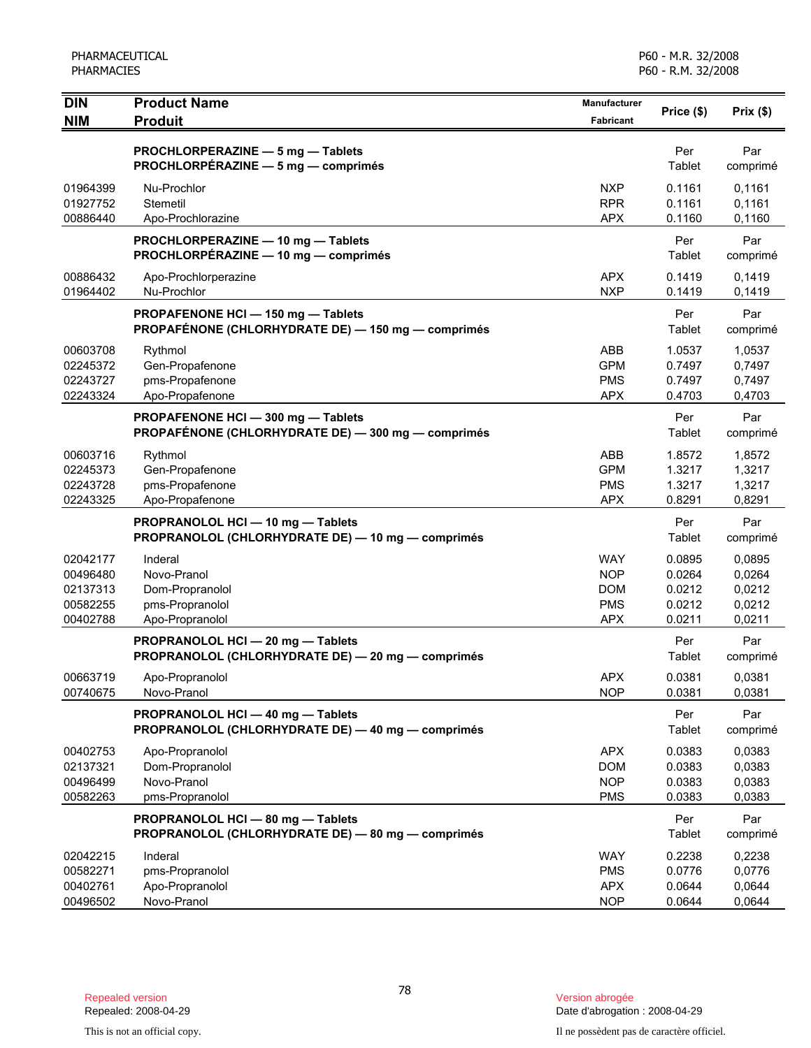| DIN<br>NIM | Product Name<br>Produit | Manufacturer<br>Fabricant | Price ($) | Prix ($) |
|---|---|---|---|---|
| | **PROCHLORPERAZINE — 5 mg — Tablets**<br>**PROCHLORPÉRAZINE — 5 mg — comprimés** | | Per Tablet | Par comprimé |
| 01964399 | Nu-Prochlor | NXP | 0.1161 | 0,1161 |
| 01927752 | Stemetil | RPR | 0.1161 | 0,1161 |
| 00886440 | Apo-Prochlorazine | APX | 0.1160 | 0,1160 |
| | **PROCHLORPERAZINE — 10 mg — Tablets**<br>**PROCHLORPÉRAZINE — 10 mg — comprimés** | | Per Tablet | Par comprimé |
| 00886432 | Apo-Prochlorperazine | APX | 0.1419 | 0,1419 |
| 01964402 | Nu-Prochlor | NXP | 0.1419 | 0,1419 |
| | **PROPAFENONE HCl — 150 mg — Tablets**<br>**PROPAFÉNONE (CHLORHYDRATE DE) — 150 mg — comprimés** | | Per Tablet | Par comprimé |
| 00603708 | Rythmol | ABB | 1.0537 | 1,0537 |
| 02245372 | Gen-Propafenone | GPM | 0.7497 | 0,7497 |
| 02243727 | pms-Propafenone | PMS | 0.7497 | 0,7497 |
| 02243324 | Apo-Propafenone | APX | 0.4703 | 0,4703 |
| | **PROPAFENONE HCl — 300 mg — Tablets**<br>**PROPAFÉNONE (CHLORHYDRATE DE) — 300 mg — comprimés** | | Per Tablet | Par comprimé |
| 00603716 | Rythmol | ABB | 1.8572 | 1,8572 |
| 02245373 | Gen-Propafenone | GPM | 1.3217 | 1,3217 |
| 02243728 | pms-Propafenone | PMS | 1.3217 | 1,3217 |
| 02243325 | Apo-Propafenone | APX | 0.8291 | 0,8291 |
| | **PROPRANOLOL HCl — 10 mg — Tablets**<br>**PROPRANOLOL (CHLORHYDRATE DE) — 10 mg — comprimés** | | Per Tablet | Par comprimé |
| 02042177 | Inderal | WAY | 0.0895 | 0,0895 |
| 00496480 | Novo-Pranol | NOP | 0.0264 | 0,0264 |
| 02137313 | Dom-Propranolol | DOM | 0.0212 | 0,0212 |
| 00582255 | pms-Propranolol | PMS | 0.0212 | 0,0212 |
| 00402788 | Apo-Propranolol | APX | 0.0211 | 0,0211 |
| | **PROPRANOLOL HCl — 20 mg — Tablets**<br>**PROPRANOLOL (CHLORHYDRATE DE) — 20 mg — comprimés** | | Per Tablet | Par comprimé |
| 00663719 | Apo-Propranolol | APX | 0.0381 | 0,0381 |
| 00740675 | Novo-Pranol | NOP | 0.0381 | 0,0381 |
| | **PROPRANOLOL HCl — 40 mg — Tablets**<br>**PROPRANOLOL (CHLORHYDRATE DE) — 40 mg — comprimés** | | Per Tablet | Par comprimé |
| 00402753 | Apo-Propranolol | APX | 0.0383 | 0,0383 |
| 02137321 | Dom-Propranolol | DOM | 0.0383 | 0,0383 |
| 00496499 | Novo-Pranol | NOP | 0.0383 | 0,0383 |
| 00582263 | pms-Propranolol | PMS | 0.0383 | 0,0383 |
| | **PROPRANOLOL HCl — 80 mg — Tablets**<br>**PROPRANOLOL (CHLORHYDRATE DE) — 80 mg — comprimés** | | Per Tablet | Par comprimé |
| 02042215 | Inderal | WAY | 0.2238 | 0,2238 |
| 00582271 | pms-Propranolol | PMS | 0.0776 | 0,0776 |
| 00402761 | Apo-Propranolol | APX | 0.0644 | 0,0644 |
| 00496502 | Novo-Pranol | NOP | 0.0644 | 0,0644 |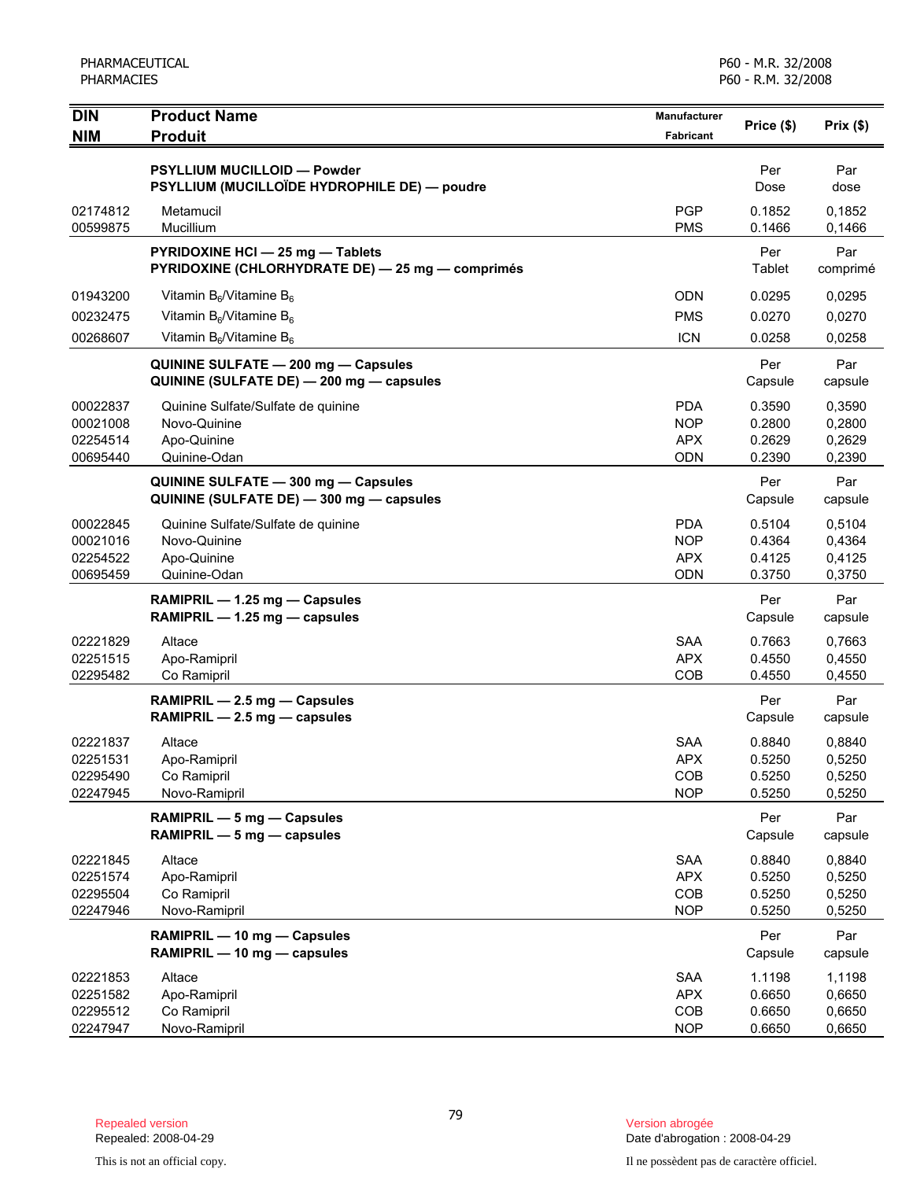| DIN<br>NIM | Product Name<br>Produit | Manufacturer<br>Fabricant | Price ($) | Prix ($) |
|---|---|---|---|---|
| | **PSYLLIUM MUCILLOID — Powder**<br>**PSYLLIUM (MUCILLOÏDE HYDROPHILE DE) — poudre** | | Per<br>Dose | Par<br>dose |
| 02174812 | Metamucil | PGP | 0.1852 | 0,1852 |
| 00599875 | Mucillium | PMS | 0.1466 | 0,1466 |
| | **PYRIDOXINE HCl — 25 mg — Tablets**<br>**PYRIDOXINE (CHLORHYDRATE DE) — 25 mg — comprimés** | | Per<br>Tablet | Par<br>comprimé |
| 01943200 | Vitamin $B_6$/Vitamine $B_6$ | ODN | 0.0295 | 0,0295 |
| 00232475 | Vitamin $B_6$/Vitamine $B_6$ | PMS | 0.0270 | 0,0270 |
| 00268607 | Vitamin $B_6$/Vitamine $B_6$ | ICN | 0.0258 | 0,0258 |
| | **QUININE SULFATE — 200 mg — Capsules**<br>**QUININE (SULFATE DE) — 200 mg — capsules** | | Per<br>Capsule | Par<br>capsule |
| 00022837 | Quinine Sulfate/Sulfate de quinine | PDA | 0.3590 | 0,3590 |
| 00021008 | Novo-Quinine | NOP | 0.2800 | 0,2800 |
| 02254514 | Apo-Quinine | APX | 0.2629 | 0,2629 |
| 00695440 | Quinine-Odan | ODN | 0.2390 | 0,2390 |
| | **QUININE SULFATE — 300 mg — Capsules**<br>**QUININE (SULFATE DE) — 300 mg — capsules** | | Per<br>Capsule | Par<br>capsule |
| 00022845 | Quinine Sulfate/Sulfate de quinine | PDA | 0.5104 | 0,5104 |
| 00021016 | Novo-Quinine | NOP | 0.4364 | 0,4364 |
| 02254522 | Apo-Quinine | APX | 0.4125 | 0,4125 |
| 00695459 | Quinine-Odan | ODN | 0.3750 | 0,3750 |
| | **RAMIPRIL — 1.25 mg — Capsules**<br>**RAMIPRIL — 1.25 mg — capsules** | | Per<br>Capsule | Par<br>capsule |
| 02221829 | Altace | SAA | 0.7663 | 0,7663 |
| 02251515 | Apo-Ramipril | APX | 0.4550 | 0,4550 |
| 02295482 | Co Ramipril | COB | 0.4550 | 0,4550 |
| | **RAMIPRIL — 2.5 mg — Capsules**<br>**RAMIPRIL — 2.5 mg — capsules** | | Per<br>Capsule | Par<br>capsule |
| 02221837 | Altace | SAA | 0.8840 | 0,8840 |
| 02251531 | Apo-Ramipril | APX | 0.5250 | 0,5250 |
| 02295490 | Co Ramipril | COB | 0.5250 | 0,5250 |
| 02247945 | Novo-Ramipril | NOP | 0.5250 | 0,5250 |
| | **RAMIPRIL — 5 mg — Capsules**<br>**RAMIPRIL — 5 mg — capsules** | | Per<br>Capsule | Par<br>capsule |
| 02221845 | Altace | SAA | 0.8840 | 0,8840 |
| 02251574 | Apo-Ramipril | APX | 0.5250 | 0,5250 |
| 02295504 | Co Ramipril | COB | 0.5250 | 0,5250 |
| 02247946 | Novo-Ramipril | NOP | 0.5250 | 0,5250 |
| | **RAMIPRIL — 10 mg — Capsules**<br>**RAMIPRIL — 10 mg — capsules** | | Per<br>Capsule | Par<br>capsule |
| 02221853 | Altace | SAA | 1.1198 | 1,1198 |
| 02251582 | Apo-Ramipril | APX | 0.6650 | 0,6650 |
| 02295512 | Co Ramipril | COB | 0.6650 | 0,6650 |
| 02247947 | Novo-Ramipril | NOP | 0.6650 | 0,6650 |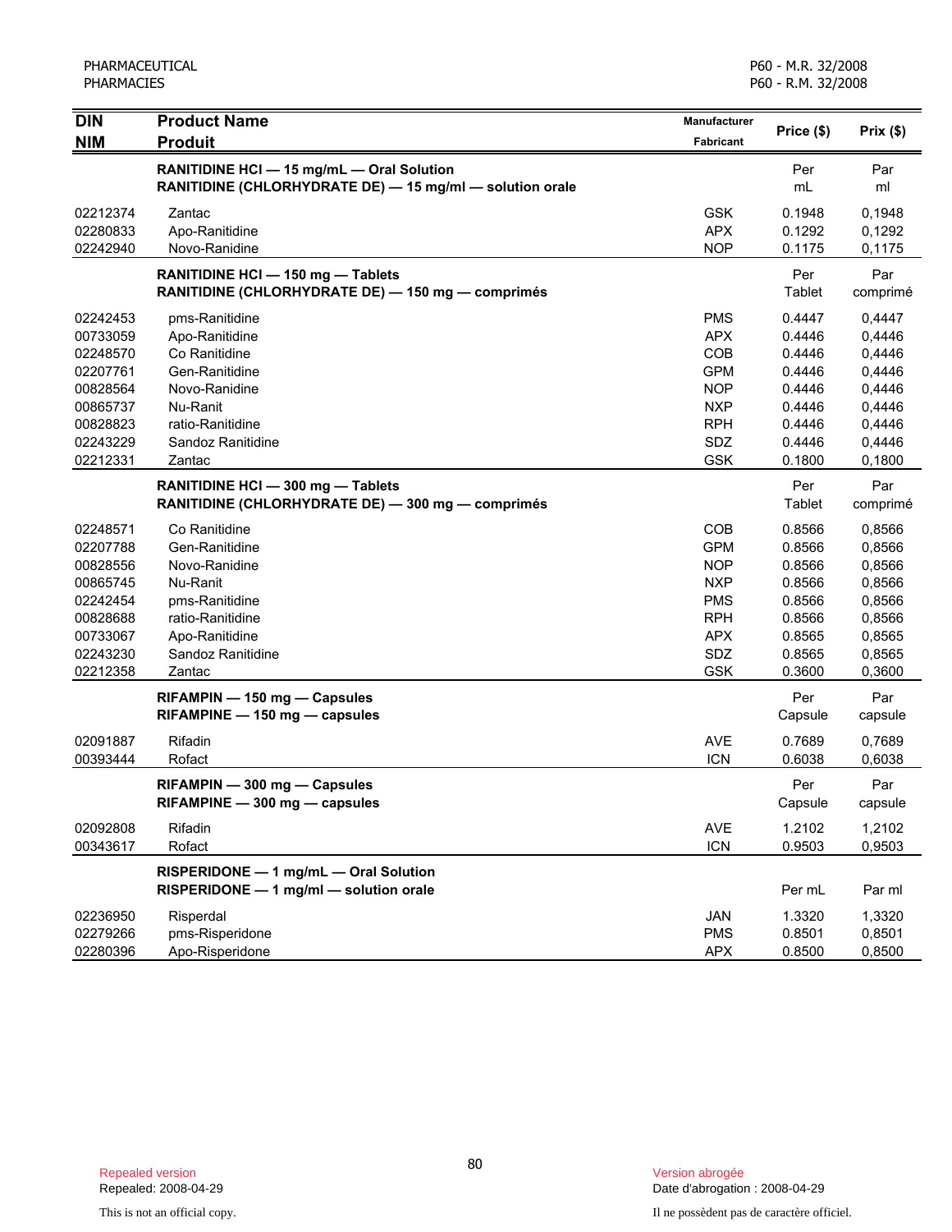| DIN<br>NIM | Product Name<br>Produit | Manufacturer<br>Fabricant | Price ($) | Prix ($) |
|---|---|---|---|---|
| | **RANITIDINE HCl — 15 mg/mL — Oral Solution**<br>**RANITIDINE (CHLORHYDRATE DE) — 15 mg/ml — solution orale** | | Per mL | Par ml |
| 02212374 | Zantac | GSK | 0.1948 | 0,1948 |
| 02280833 | Apo-Ranitidine | APX | 0.1292 | 0,1292 |
| 02242940 | Novo-Ranidine | NOP | 0.1175 | 0,1175 |
| | **RANITIDINE HCl — 150 mg — Tablets**<br>**RANITIDINE (CHLORHYDRATE DE) — 150 mg — comprimés** | | Per Tablet | Par comprimé |
| 02242453 | pms-Ranitidine | PMS | 0.4447 | 0,4447 |
| 00733059 | Apo-Ranitidine | APX | 0.4446 | 0,4446 |
| 02248570 | Co Ranitidine | COB | 0.4446 | 0,4446 |
| 02207761 | Gen-Ranitidine | GPM | 0.4446 | 0,4446 |
| 00828564 | Novo-Ranidine | NOP | 0.4446 | 0,4446 |
| 00865737 | Nu-Ranit | NXP | 0.4446 | 0,4446 |
| 00828823 | ratio-Ranitidine | RPH | 0.4446 | 0,4446 |
| 02243229 | Sandoz Ranitidine | SDZ | 0.4446 | 0,4446 |
| 02212331 | Zantac | GSK | 0.1800 | 0,1800 |
| | **RANITIDINE HCl — 300 mg — Tablets**<br>**RANITIDINE (CHLORHYDRATE DE) — 300 mg — comprimés** | | Per Tablet | Par comprimé |
| 02248571 | Co Ranitidine | COB | 0.8566 | 0,8566 |
| 02207788 | Gen-Ranitidine | GPM | 0.8566 | 0,8566 |
| 00828556 | Novo-Ranidine | NOP | 0.8566 | 0,8566 |
| 00865745 | Nu-Ranit | NXP | 0.8566 | 0,8566 |
| 02242454 | pms-Ranitidine | PMS | 0.8566 | 0,8566 |
| 00828688 | ratio-Ranitidine | RPH | 0.8566 | 0,8566 |
| 00733067 | Apo-Ranitidine | APX | 0.8565 | 0,8565 |
| 02243230 | Sandoz Ranitidine | SDZ | 0.8565 | 0,8565 |
| 02212358 | Zantac | GSK | 0.3600 | 0,3600 |
| | **RIFAMPIN — 150 mg — Capsules**<br>**RIFAMPINE — 150 mg — capsules** | | Per Capsule | Par capsule |
| 02091887 | Rifadin | AVE | 0.7689 | 0,7689 |
| 00393444 | Rofact | ICN | 0.6038 | 0,6038 |
| | **RIFAMPIN — 300 mg — Capsules**<br>**RIFAMPINE — 300 mg — capsules** | | Per Capsule | Par capsule |
| 02092808 | Rifadin | AVE | 1.2102 | 1,2102 |
| 00343617 | Rofact | ICN | 0.9503 | 0,9503 |
| | **RISPERIDONE — 1 mg/mL — Oral Solution**<br>**RISPERIDONE — 1 mg/ml — solution orale** | | Per mL | Par ml |
| 02236950 | Risperdal | JAN | 1.3320 | 1,3320 |
| 02279266 | pms-Risperidone | PMS | 0.8501 | 0,8501 |
| 02280396 | Apo-Risperidone | APX | 0.8500 | 0,8500 |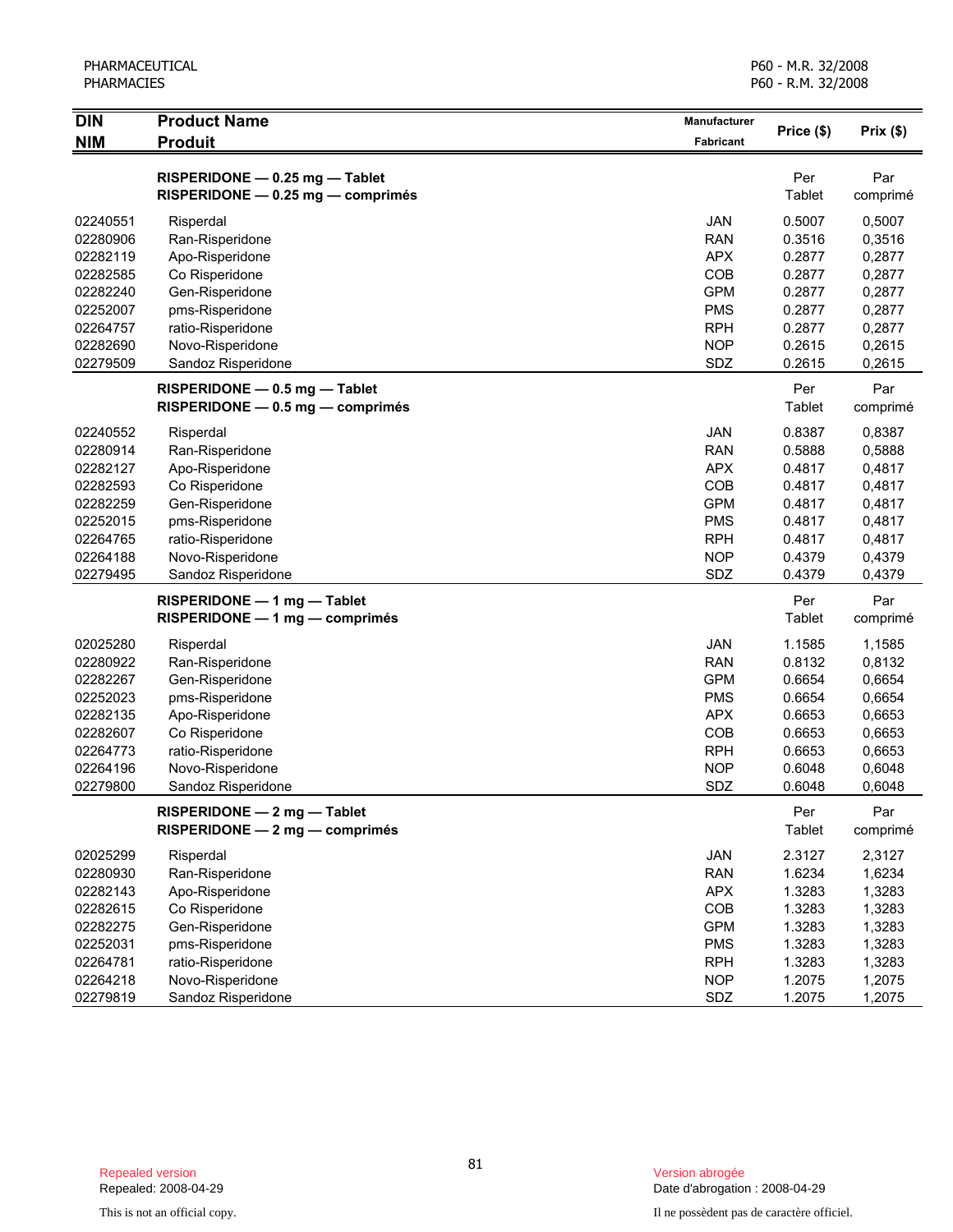| DIN<br>NIM | Product Name<br>Produit | Manufacturer<br>Fabricant | Price ($) | Prix ($) |
|---|---|---|---|---|
| | **RISPERIDONE — 0.25 mg — Tablet**<br>**RISPERIDONE — 0.25 mg — comprimés** | | Per Tablet | Par comprimé |
| 02240551 | Risperdal | JAN | 0.5007 | 0,5007 |
| 02280906 | Ran-Risperidone | RAN | 0.3516 | 0,3516 |
| 02282119 | Apo-Risperidone | APX | 0.2877 | 0,2877 |
| 02282585 | Co Risperidone | COB | 0.2877 | 0,2877 |
| 02282240 | Gen-Risperidone | GPM | 0.2877 | 0,2877 |
| 02252007 | pms-Risperidone | PMS | 0.2877 | 0,2877 |
| 02264757 | ratio-Risperidone | RPH | 0.2877 | 0,2877 |
| 02282690 | Novo-Risperidone | NOP | 0.2615 | 0,2615 |
| 02279509 | Sandoz Risperidone | SDZ | 0.2615 | 0,2615 |
| | **RISPERIDONE — 0.5 mg — Tablet**<br>**RISPERIDONE — 0.5 mg — comprimés** | | Per Tablet | Par comprimé |
| 02240552 | Risperdal | JAN | 0.8387 | 0,8387 |
| 02280914 | Ran-Risperidone | RAN | 0.5888 | 0,5888 |
| 02282127 | Apo-Risperidone | APX | 0.4817 | 0,4817 |
| 02282593 | Co Risperidone | COB | 0.4817 | 0,4817 |
| 02282259 | Gen-Risperidone | GPM | 0.4817 | 0,4817 |
| 02252015 | pms-Risperidone | PMS | 0.4817 | 0,4817 |
| 02264765 | ratio-Risperidone | RPH | 0.4817 | 0,4817 |
| 02264188 | Novo-Risperidone | NOP | 0.4379 | 0,4379 |
| 02279495 | Sandoz Risperidone | SDZ | 0.4379 | 0,4379 |
| | **RISPERIDONE — 1 mg — Tablet**<br>**RISPERIDONE — 1 mg — comprimés** | | Per Tablet | Par comprimé |
| 02025280 | Risperdal | JAN | 1.1585 | 1,1585 |
| 02280922 | Ran-Risperidone | RAN | 0.8132 | 0,8132 |
| 02282267 | Gen-Risperidone | GPM | 0.6654 | 0,6654 |
| 02252023 | pms-Risperidone | PMS | 0.6654 | 0,6654 |
| 02282135 | Apo-Risperidone | APX | 0.6653 | 0,6653 |
| 02282607 | Co Risperidone | COB | 0.6653 | 0,6653 |
| 02264773 | ratio-Risperidone | RPH | 0.6653 | 0,6653 |
| 02264196 | Novo-Risperidone | NOP | 0.6048 | 0,6048 |
| 02279800 | Sandoz Risperidone | SDZ | 0.6048 | 0,6048 |
| | **RISPERIDONE — 2 mg — Tablet**<br>**RISPERIDONE — 2 mg — comprimés** | | Per Tablet | Par comprimé |
| 02025299 | Risperdal | JAN | 2.3127 | 2,3127 |
| 02280930 | Ran-Risperidone | RAN | 1.6234 | 1,6234 |
| 02282143 | Apo-Risperidone | APX | 1.3283 | 1,3283 |
| 02282615 | Co Risperidone | COB | 1.3283 | 1,3283 |
| 02282275 | Gen-Risperidone | GPM | 1.3283 | 1,3283 |
| 02252031 | pms-Risperidone | PMS | 1.3283 | 1,3283 |
| 02264781 | ratio-Risperidone | RPH | 1.3283 | 1,3283 |
| 02264218 | Novo-Risperidone | NOP | 1.2075 | 1,2075 |
| 02279819 | Sandoz Risperidone | SDZ | 1.2075 | 1,2075 |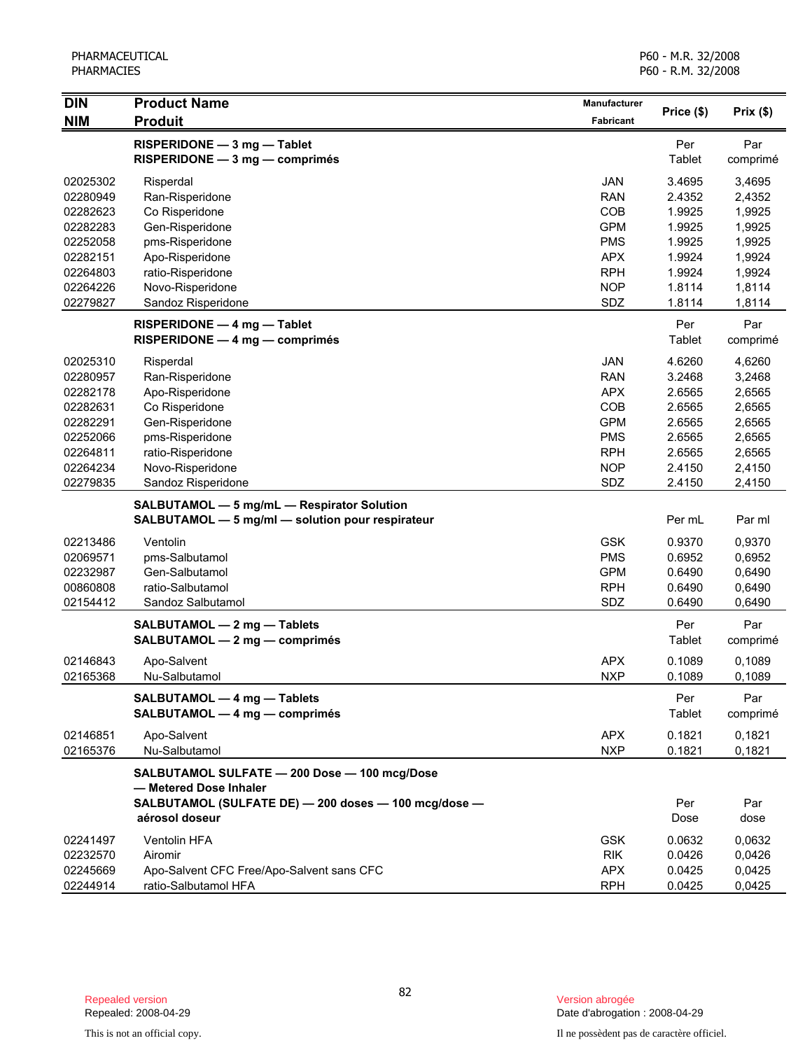| DIN<br>NIM | Product Name<br>Produit | Manufacturer<br>Fabricant | Price ($) | Prix ($) |
|---|---|---|---|---|
| | **RISPERIDONE — 3 mg — Tablet**<br>**RISPERIDONE — 3 mg — comprimés** | | Per Tablet | Par comprimé |
| 02025302 | Risperdal | JAN | 3.4695 | 3,4695 |
| 02280949 | Ran-Risperidone | RAN | 2.4352 | 2,4352 |
| 02282623 | Co Risperidone | COB | 1.9925 | 1,9925 |
| 02282283 | Gen-Risperidone | GPM | 1.9925 | 1,9925 |
| 02252058 | pms-Risperidone | PMS | 1.9925 | 1,9925 |
| 02282151 | Apo-Risperidone | APX | 1.9924 | 1,9924 |
| 02264803 | ratio-Risperidone | RPH | 1.9924 | 1,9924 |
| 02264226 | Novo-Risperidone | NOP | 1.8114 | 1,8114 |
| 02279827 | Sandoz Risperidone | SDZ | 1.8114 | 1,8114 |
| | **RISPERIDONE — 4 mg — Tablet**<br>**RISPERIDONE — 4 mg — comprimés** | | Per Tablet | Par comprimé |
| 02025310 | Risperdal | JAN | 4.6260 | 4,6260 |
| 02280957 | Ran-Risperidone | RAN | 3.2468 | 3,2468 |
| 02282178 | Apo-Risperidone | APX | 2.6565 | 2,6565 |
| 02282631 | Co Risperidone | COB | 2.6565 | 2,6565 |
| 02282291 | Gen-Risperidone | GPM | 2.6565 | 2,6565 |
| 02252066 | pms-Risperidone | PMS | 2.6565 | 2,6565 |
| 02264811 | ratio-Risperidone | RPH | 2.6565 | 2,6565 |
| 02264234 | Novo-Risperidone | NOP | 2.4150 | 2,4150 |
| 02279835 | Sandoz Risperidone | SDZ | 2.4150 | 2,4150 |
| | **SALBUTAMOL — 5 mg/mL — Respirator Solution**<br>**SALBUTAMOL — 5 mg/ml — solution pour respirateur** | | Per mL | Par ml |
| 02213486 | Ventolin | GSK | 0.9370 | 0,9370 |
| 02069571 | pms-Salbutamol | PMS | 0.6952 | 0,6952 |
| 02232987 | Gen-Salbutamol | GPM | 0.6490 | 0,6490 |
| 00860808 | ratio-Salbutamol | RPH | 0.6490 | 0,6490 |
| 02154412 | Sandoz Salbutamol | SDZ | 0.6490 | 0,6490 |
| | **SALBUTAMOL — 2 mg — Tablets**<br>**SALBUTAMOL — 2 mg — comprimés** | | Per Tablet | Par comprimé |
| 02146843 | Apo-Salvent | APX | 0.1089 | 0,1089 |
| 02165368 | Nu-Salbutamol | NXP | 0.1089 | 0,1089 |
| | **SALBUTAMOL — 4 mg — Tablets**<br>**SALBUTAMOL — 4 mg — comprimés** | | Per Tablet | Par comprimé |
| 02146851 | Apo-Salvent | APX | 0.1821 | 0,1821 |
| 02165376 | Nu-Salbutamol | NXP | 0.1821 | 0,1821 |
| | **SALBUTAMOL SULFATE — 200 Dose — 100 mcg/Dose — Metered Dose Inhaler**<br>**SALBUTAMOL (SULFATE DE) — 200 doses — 100 mcg/dose — aérosol doseur** | | Per Dose | Par dose |
| 02241497 | Ventolin HFA | GSK | 0.0632 | 0,0632 |
| 02232570 | Airomir | RIK | 0.0426 | 0,0426 |
| 02245669 | Apo-Salvent CFC Free/Apo-Salvent sans CFC | APX | 0.0425 | 0,0425 |
| 02244914 | ratio-Salbutamol HFA | RPH | 0.0425 | 0,0425 |

Repealed version
Repealed: 2008-04-29

Version abrogée
Date d'abrogation : 2008-04-29

This is not an official copy.

Il ne possèdent pas de caractère officiel.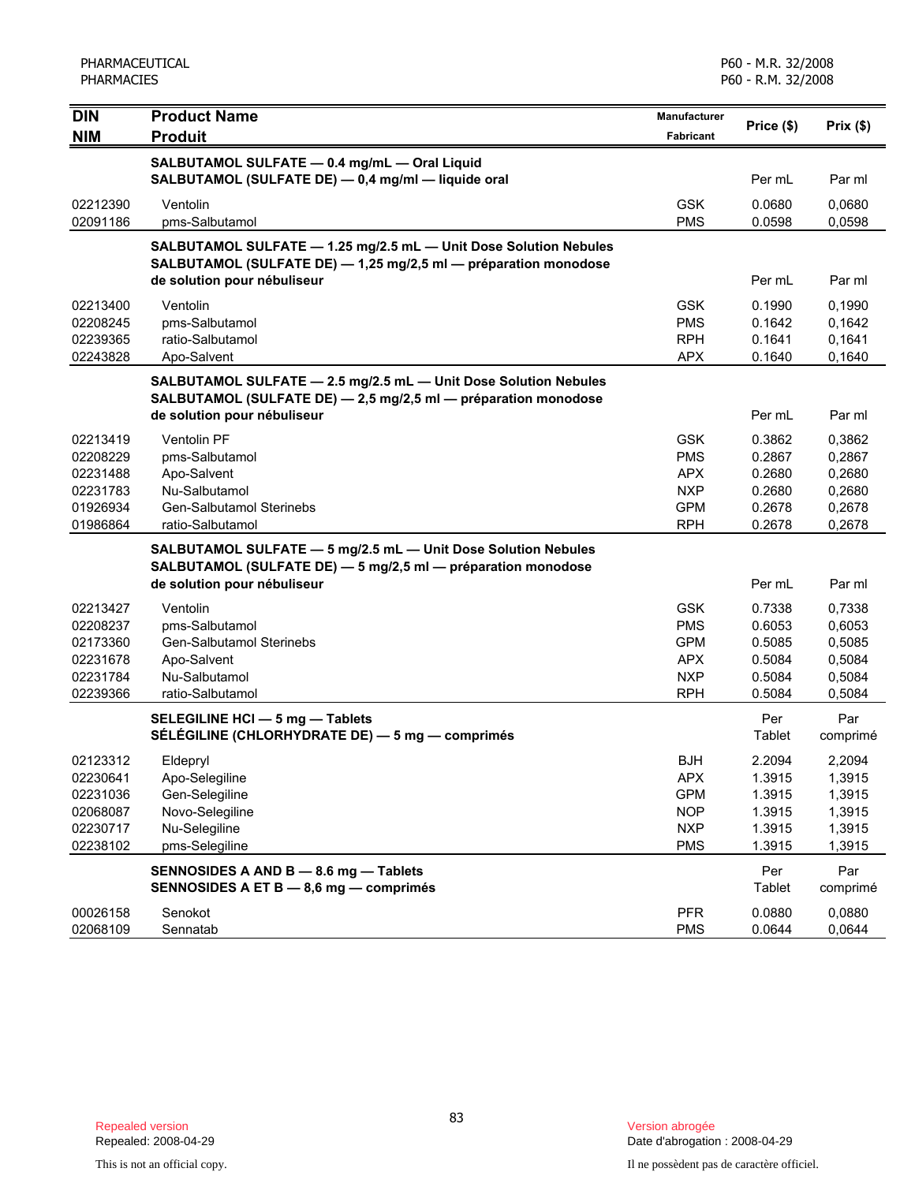| DIN<br>NIM | Product Name<br>Produit | Manufacturer<br>Fabricant | Price ($) | Prix ($) |
|---|---|---|---|---|
| | **SALBUTAMOL SULFATE — 0.4 mg/mL — Oral Liquid**<br>**SALBUTAMOL (SULFATE DE) — 0,4 mg/ml — liquide oral** | | Per mL | Par ml |
| 02212390 | Ventolin | GSK | 0.0680 | 0,0680 |
| 02091186 | pms-Salbutamol | PMS | 0.0598 | 0,0598 |
| | **SALBUTAMOL SULFATE — 1.25 mg/2.5 mL — Unit Dose Solution Nebules**<br>**SALBUTAMOL (SULFATE DE) — 1,25 mg/2,5 ml — préparation monodose de solution pour nébuliseur** | | Per mL | Par ml |
| 02213400 | Ventolin | GSK | 0.1990 | 0,1990 |
| 02208245 | pms-Salbutamol | PMS | 0.1642 | 0,1642 |
| 02239365 | ratio-Salbutamol | RPH | 0.1641 | 0,1641 |
| 02243828 | Apo-Salvent | APX | 0.1640 | 0,1640 |
| | **SALBUTAMOL SULFATE — 2.5 mg/2.5 mL — Unit Dose Solution Nebules**<br>**SALBUTAMOL (SULFATE DE) — 2,5 mg/2,5 ml — préparation monodose de solution pour nébuliseur** | | Per mL | Par ml |
| 02213419 | Ventolin PF | GSK | 0.3862 | 0,3862 |
| 02208229 | pms-Salbutamol | PMS | 0.2867 | 0,2867 |
| 02231488 | Apo-Salvent | APX | 0.2680 | 0,2680 |
| 02231783 | Nu-Salbutamol | NXP | 0.2680 | 0,2680 |
| 01926934 | Gen-Salbutamol Sterinebs | GPM | 0.2678 | 0,2678 |
| 01986864 | ratio-Salbutamol | RPH | 0.2678 | 0,2678 |
| | **SALBUTAMOL SULFATE — 5 mg/2.5 mL — Unit Dose Solution Nebules**<br>**SALBUTAMOL (SULFATE DE) — 5 mg/2,5 ml — préparation monodose de solution pour nébuliseur** | | Per mL | Par ml |
| 02213427 | Ventolin | GSK | 0.7338 | 0,7338 |
| 02208237 | pms-Salbutamol | PMS | 0.6053 | 0,6053 |
| 02173360 | Gen-Salbutamol Sterinebs | GPM | 0.5085 | 0,5085 |
| 02231678 | Apo-Salvent | APX | 0.5084 | 0,5084 |
| 02231784 | Nu-Salbutamol | NXP | 0.5084 | 0,5084 |
| 02239366 | ratio-Salbutamol | RPH | 0.5084 | 0,5084 |
| | **SELEGILINE HCl — 5 mg — Tablets**<br>**SÉLÉGILINE (CHLORHYDRATE DE) — 5 mg — comprimés** | | Per Tablet | Par comprimé |
| 02123312 | Eldepryl | BJH | 2.2094 | 2,2094 |
| 02230641 | Apo-Selegiline | APX | 1.3915 | 1,3915 |
| 02231036 | Gen-Selegiline | GPM | 1.3915 | 1,3915 |
| 02068087 | Novo-Selegiline | NOP | 1.3915 | 1,3915 |
| 02230717 | Nu-Selegiline | NXP | 1.3915 | 1,3915 |
| 02238102 | pms-Selegiline | PMS | 1.3915 | 1,3915 |
| | **SENNOSIDES A AND B — 8.6 mg — Tablets**<br>**SENNOSIDES A ET B — 8,6 mg — comprimés** | | Per Tablet | Par comprimé |
| 00026158 | Senokot | PFR | 0.0880 | 0,0880 |
| 02068109 | Sennatab | PMS | 0.0644 | 0,0644 |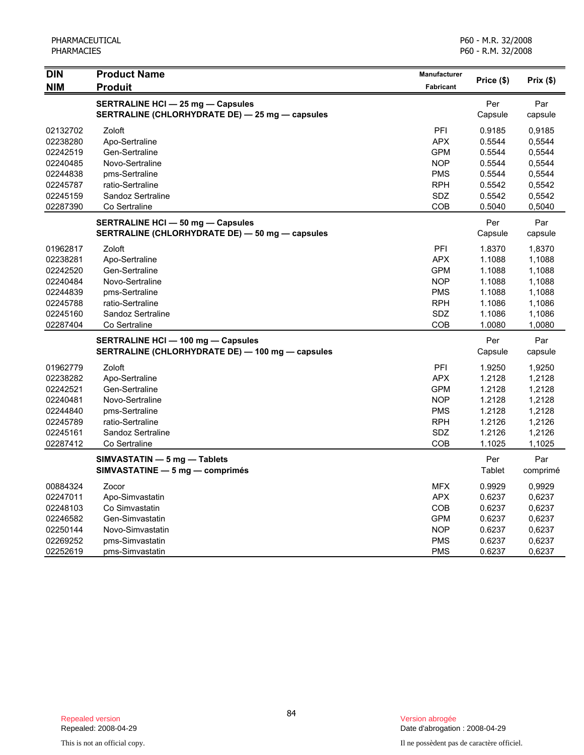| DIN<br>NIM | Product Name<br>Produit | Manufacturer<br>Fabricant | Price ($) | Prix ($) |
|---|---|---|---|---|
| | **SERTRALINE HCl — 25 mg — Capsules**<br>**SERTRALINE (CHLORHYDRATE DE) — 25 mg — capsules** | | Per Capsule | Par capsule |
| 02132702 | Zoloft | PFI | 0.9185 | 0,9185 |
| 02238280 | Apo-Sertraline | APX | 0.5544 | 0,5544 |
| 02242519 | Gen-Sertraline | GPM | 0.5544 | 0,5544 |
| 02240485 | Novo-Sertraline | NOP | 0.5544 | 0,5544 |
| 02244838 | pms-Sertraline | PMS | 0.5544 | 0,5544 |
| 02245787 | ratio-Sertraline | RPH | 0.5542 | 0,5542 |
| 02245159 | Sandoz Sertraline | SDZ | 0.5542 | 0,5542 |
| 02287390 | Co Sertraline | COB | 0.5040 | 0,5040 |
| | **SERTRALINE HCl — 50 mg — Capsules**<br>**SERTRALINE (CHLORHYDRATE DE) — 50 mg — capsules** | | Per Capsule | Par capsule |
| 01962817 | Zoloft | PFI | 1.8370 | 1,8370 |
| 02238281 | Apo-Sertraline | APX | 1.1088 | 1,1088 |
| 02242520 | Gen-Sertraline | GPM | 1.1088 | 1,1088 |
| 02240484 | Novo-Sertraline | NOP | 1.1088 | 1,1088 |
| 02244839 | pms-Sertraline | PMS | 1.1088 | 1,1088 |
| 02245788 | ratio-Sertraline | RPH | 1.1086 | 1,1086 |
| 02245160 | Sandoz Sertraline | SDZ | 1.1086 | 1,1086 |
| 02287404 | Co Sertraline | COB | 1.0080 | 1,0080 |
| | **SERTRALINE HCl — 100 mg — Capsules**<br>**SERTRALINE (CHLORHYDRATE DE) — 100 mg — capsules** | | Per Capsule | Par capsule |
| 01962779 | Zoloft | PFI | 1.9250 | 1,9250 |
| 02238282 | Apo-Sertraline | APX | 1.2128 | 1,2128 |
| 02242521 | Gen-Sertraline | GPM | 1.2128 | 1,2128 |
| 02240481 | Novo-Sertraline | NOP | 1.2128 | 1,2128 |
| 02244840 | pms-Sertraline | PMS | 1.2128 | 1,2128 |
| 02245789 | ratio-Sertraline | RPH | 1.2126 | 1,2126 |
| 02245161 | Sandoz Sertraline | SDZ | 1.2126 | 1,2126 |
| 02287412 | Co Sertraline | COB | 1.1025 | 1,1025 |
| | **SIMVASTATIN — 5 mg — Tablets**<br>**SIMVASTATINE — 5 mg — comprimés** | | Per Tablet | Par comprimé |
| 00884324 | Zocor | MFX | 0.9929 | 0,9929 |
| 02247011 | Apo-Simvastatin | APX | 0.6237 | 0,6237 |
| 02248103 | Co Simvastatin | COB | 0.6237 | 0,6237 |
| 02246582 | Gen-Simvastatin | GPM | 0.6237 | 0,6237 |
| 02250144 | Novo-Simvastatin | NOP | 0.6237 | 0,6237 |
| 02269252 | pms-Simvastatin | PMS | 0.6237 | 0,6237 |
| 02252619 | pms-Simvastatin | PMS | 0.6237 | 0,6237 |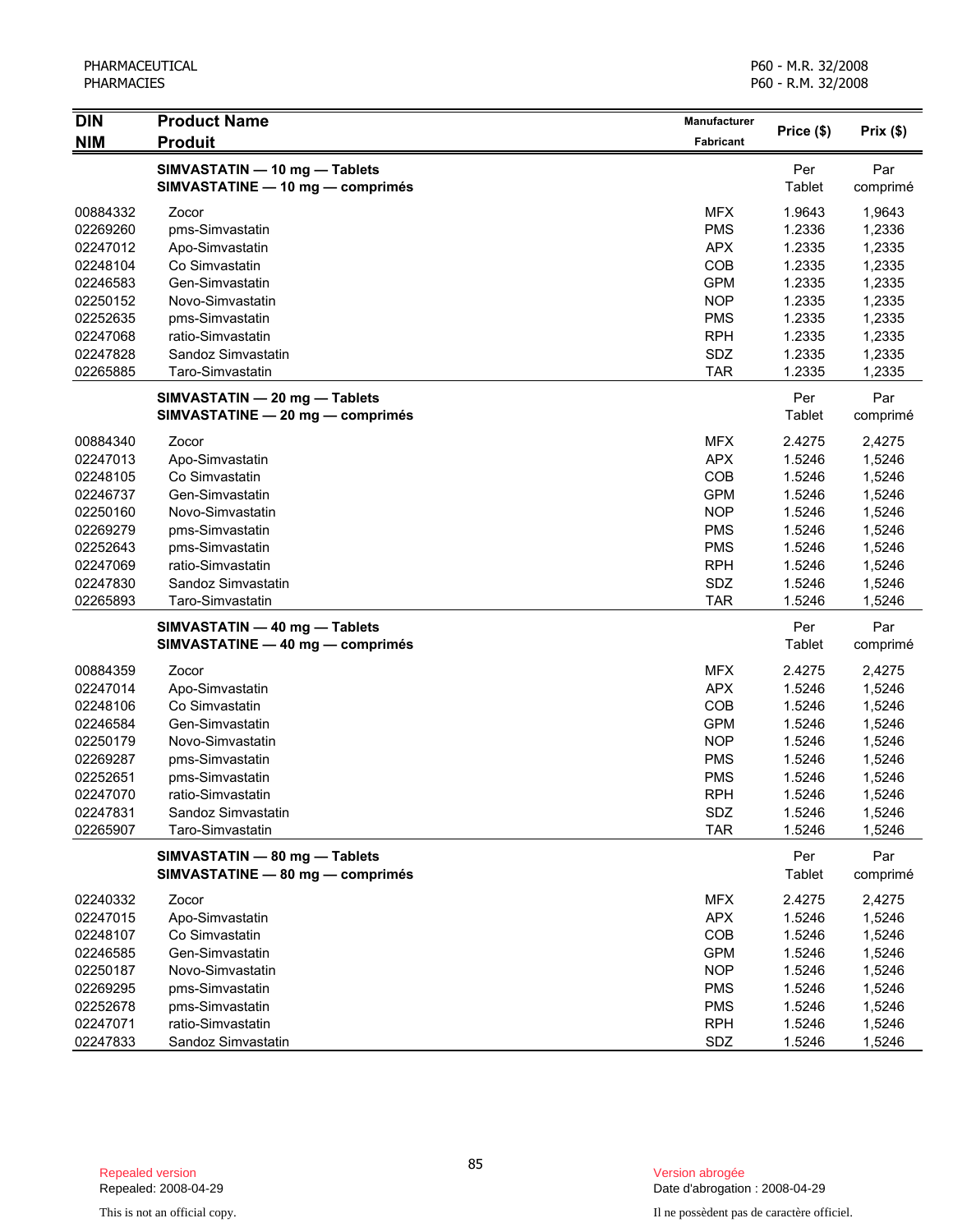| DIN<br>NIM | Product Name<br>Produit | Manufacturer<br>Fabricant | Price ($) | Prix ($) |
|---|---|---|---|---|
| | **SIMVASTATIN — 10 mg — Tablets**<br>**SIMVASTATINE — 10 mg — comprimés** | | Per Tablet | Par comprimé |
| 00884332 | Zocor | MFX | 1.9643 | 1,9643 |
| 02269260 | pms-Simvastatin | PMS | 1.2336 | 1,2336 |
| 02247012 | Apo-Simvastatin | APX | 1.2335 | 1,2335 |
| 02248104 | Co Simvastatin | COB | 1.2335 | 1,2335 |
| 02246583 | Gen-Simvastatin | GPM | 1.2335 | 1,2335 |
| 02250152 | Novo-Simvastatin | NOP | 1.2335 | 1,2335 |
| 02252635 | pms-Simvastatin | PMS | 1.2335 | 1,2335 |
| 02247068 | ratio-Simvastatin | RPH | 1.2335 | 1,2335 |
| 02247828 | Sandoz Simvastatin | SDZ | 1.2335 | 1,2335 |
| 02265885 | Taro-Simvastatin | TAR | 1.2335 | 1,2335 |
| | **SIMVASTATIN — 20 mg — Tablets**<br>**SIMVASTATINE — 20 mg — comprimés** | | Per Tablet | Par comprimé |
| 00884340 | Zocor | MFX | 2.4275 | 2,4275 |
| 02247013 | Apo-Simvastatin | APX | 1.5246 | 1,5246 |
| 02248105 | Co Simvastatin | COB | 1.5246 | 1,5246 |
| 02246737 | Gen-Simvastatin | GPM | 1.5246 | 1,5246 |
| 02250160 | Novo-Simvastatin | NOP | 1.5246 | 1,5246 |
| 02269279 | pms-Simvastatin | PMS | 1.5246 | 1,5246 |
| 02252643 | pms-Simvastatin | PMS | 1.5246 | 1,5246 |
| 02247069 | ratio-Simvastatin | RPH | 1.5246 | 1,5246 |
| 02247830 | Sandoz Simvastatin | SDZ | 1.5246 | 1,5246 |
| 02265893 | Taro-Simvastatin | TAR | 1.5246 | 1,5246 |
| | **SIMVASTATIN — 40 mg — Tablets**<br>**SIMVASTATINE — 40 mg — comprimés** | | Per Tablet | Par comprimé |
| 00884359 | Zocor | MFX | 2.4275 | 2,4275 |
| 02247014 | Apo-Simvastatin | APX | 1.5246 | 1,5246 |
| 02248106 | Co Simvastatin | COB | 1.5246 | 1,5246 |
| 02246584 | Gen-Simvastatin | GPM | 1.5246 | 1,5246 |
| 02250179 | Novo-Simvastatin | NOP | 1.5246 | 1,5246 |
| 02269287 | pms-Simvastatin | PMS | 1.5246 | 1,5246 |
| 02252651 | pms-Simvastatin | PMS | 1.5246 | 1,5246 |
| 02247070 | ratio-Simvastatin | RPH | 1.5246 | 1,5246 |
| 02247831 | Sandoz Simvastatin | SDZ | 1.5246 | 1,5246 |
| 02265907 | Taro-Simvastatin | TAR | 1.5246 | 1,5246 |
| | **SIMVASTATIN — 80 mg — Tablets**<br>**SIMVASTATINE — 80 mg — comprimés** | | Per Tablet | Par comprimé |
| 02240332 | Zocor | MFX | 2.4275 | 2,4275 |
| 02247015 | Apo-Simvastatin | APX | 1.5246 | 1,5246 |
| 02248107 | Co Simvastatin | COB | 1.5246 | 1,5246 |
| 02246585 | Gen-Simvastatin | GPM | 1.5246 | 1,5246 |
| 02250187 | Novo-Simvastatin | NOP | 1.5246 | 1,5246 |
| 02269295 | pms-Simvastatin | PMS | 1.5246 | 1,5246 |
| 02252678 | pms-Simvastatin | PMS | 1.5246 | 1,5246 |
| 02247071 | ratio-Simvastatin | RPH | 1.5246 | 1,5246 |
| 02247833 | Sandoz Simvastatin | SDZ | 1.5246 | 1,5246 |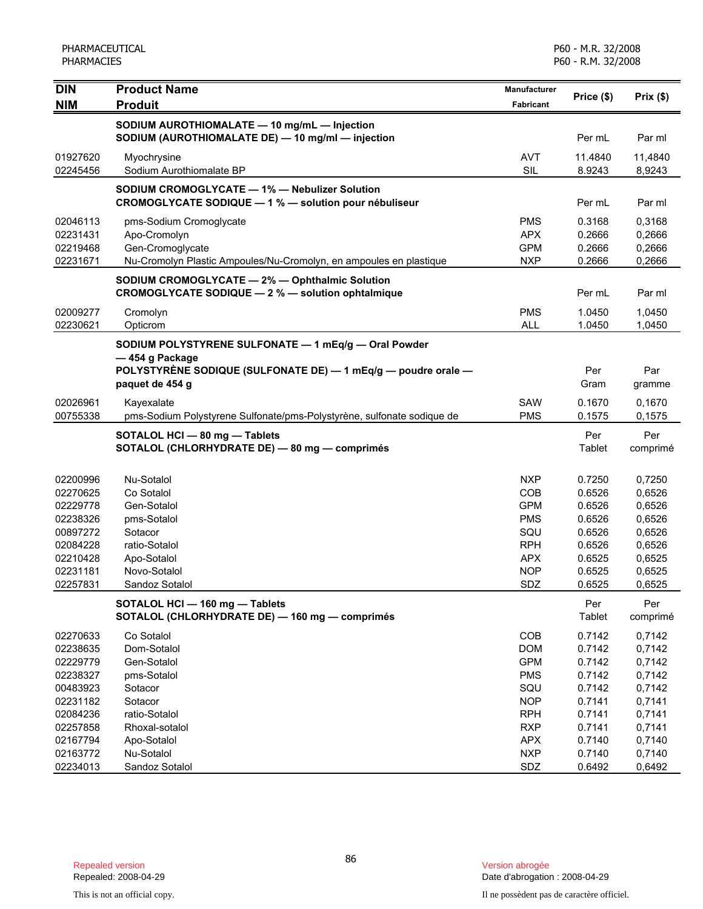| DIN<br>NIM | Product Name<br>Produit | Manufacturer<br>Fabricant | Price ($) | Prix ($) |
|---|---|---|---|---|
| | **SODIUM AUROTHIOMALATE — 10 mg/mL — Injection**<br>**SODIUM (AUROTHIOMALATE DE) — 10 mg/ml — injection** | | Per mL | Par ml |
| 01927620 | Myochrysine | AVT | 11.4840 | 11,4840 |
| 02245456 | Sodium Aurothiomalate BP | SIL | 8.9243 | 8,9243 |
| | **SODIUM CROMOGLYCATE — 1% — Nebulizer Solution**<br>**CROMOGLYCATE SODIQUE — 1 % — solution pour nébuliseur** | | Per mL | Par ml |
| 02046113 | pms-Sodium Cromoglycate | PMS | 0.3168 | 0,3168 |
| 02231431 | Apo-Cromolyn | APX | 0.2666 | 0,2666 |
| 02219468 | Gen-Cromoglycate | GPM | 0.2666 | 0,2666 |
| 02231671 | Nu-Cromolyn Plastic Ampoules/Nu-Cromolyn, en ampoules en plastique | NXP | 0.2666 | 0,2666 |
| | **SODIUM CROMOGLYCATE — 2% — Ophthalmic Solution**<br>**CROMOGLYCATE SODIQUE — 2 % — solution ophtalmique** | | Per mL | Par ml |
| 02009277 | Cromolyn | PMS | 1.0450 | 1,0450 |
| 02230621 | Opticrom | ALL | 1.0450 | 1,0450 |
| | **SODIUM POLYSTYRENE SULFONATE — 1 mEq/g — Oral Powder — 454 g Package**<br>**POLYSTYRÈNE SODIQUE (SULFONATE DE) — 1 mEq/g — poudre orale — paquet de 454 g** | | Per Gram | Par gramme |
| 02026961 | Kayexalate | SAW | 0.1670 | 0,1670 |
| 00755338 | pms-Sodium Polystyrene Sulfonate/pms-Polystyrène, sulfonate sodique de | PMS | 0.1575 | 0,1575 |
| | **SOTALOL HCl — 80 mg — Tablets**<br>**SOTALOL (CHLORHYDRATE DE) — 80 mg — comprimés** | | Per Tablet | Per comprimé |
| 02200996 | Nu-Sotalol | NXP | 0.7250 | 0,7250 |
| 02270625 | Co Sotalol | COB | 0.6526 | 0,6526 |
| 02229778 | Gen-Sotalol | GPM | 0.6526 | 0,6526 |
| 02238326 | pms-Sotalol | PMS | 0.6526 | 0,6526 |
| 00897272 | Sotacor | SQU | 0.6526 | 0,6526 |
| 02084228 | ratio-Sotalol | RPH | 0.6526 | 0,6526 |
| 02210428 | Apo-Sotalol | APX | 0.6525 | 0,6525 |
| 02231181 | Novo-Sotalol | NOP | 0.6525 | 0,6525 |
| 02257831 | Sandoz Sotalol | SDZ | 0.6525 | 0,6525 |
| | **SOTALOL HCl — 160 mg — Tablets**<br>**SOTALOL (CHLORHYDRATE DE) — 160 mg — comprimés** | | Per Tablet | Per comprimé |
| 02270633 | Co Sotalol | COB | 0.7142 | 0,7142 |
| 02238635 | Dom-Sotalol | DOM | 0.7142 | 0,7142 |
| 02229779 | Gen-Sotalol | GPM | 0.7142 | 0,7142 |
| 02238327 | pms-Sotalol | PMS | 0.7142 | 0,7142 |
| 00483923 | Sotacor | SQU | 0.7142 | 0,7142 |
| 02231182 | Sotacor | NOP | 0.7141 | 0,7141 |
| 02084236 | ratio-Sotalol | RPH | 0.7141 | 0,7141 |
| 02257858 | Rhoxal-sotalol | RXP | 0.7141 | 0,7141 |
| 02167794 | Apo-Sotalol | APX | 0.7140 | 0,7140 |
| 02163772 | Nu-Sotalol | NXP | 0.7140 | 0,7140 |
| 02234013 | Sandoz Sotalol | SDZ | 0.6492 | 0,6492 |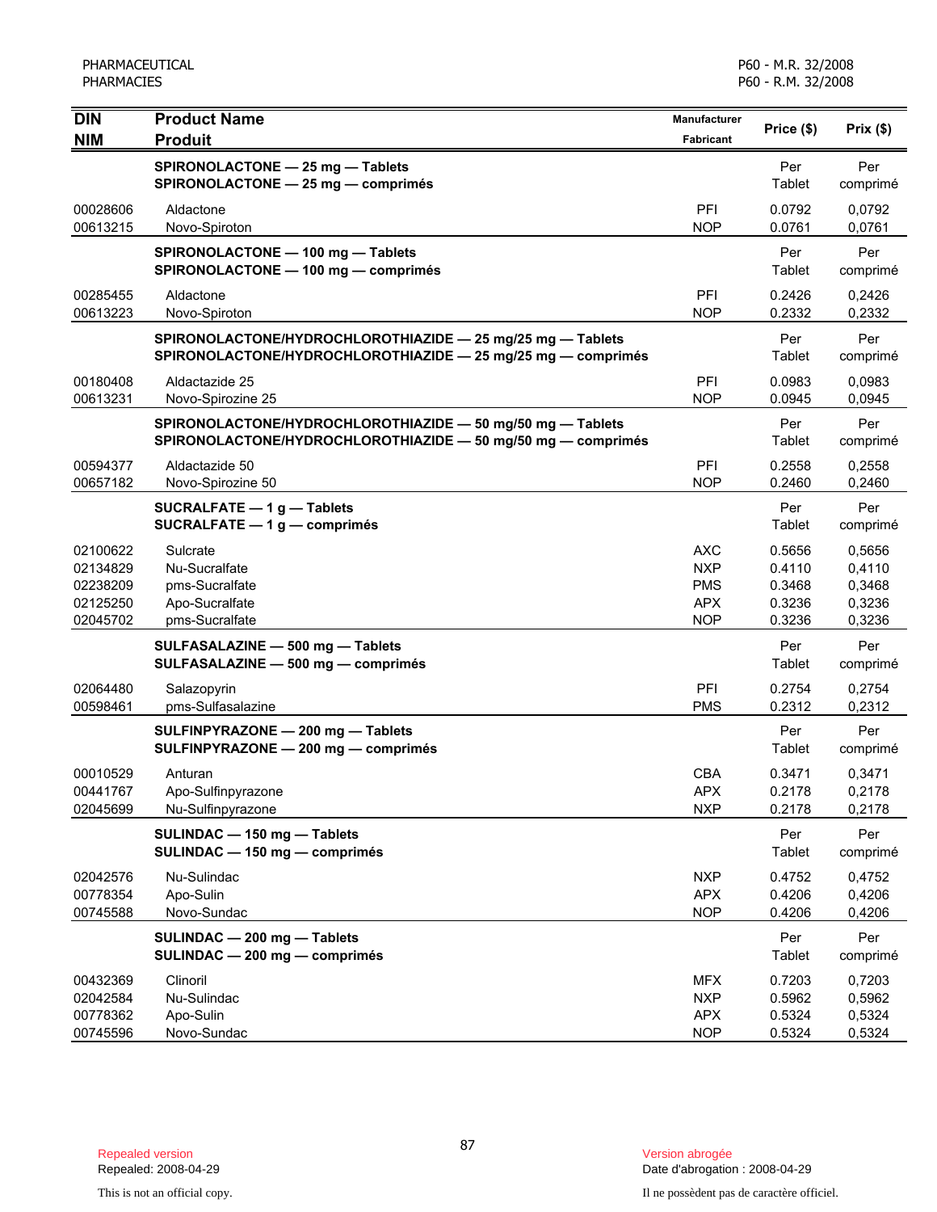| DIN<br>NIM | Product Name<br>Produit | Manufacturer<br>Fabricant | Price ($) | Prix ($) |
|---|---|---|---|---|
| | **SPIRONOLACTONE — 25 mg — Tablets**<br>**SPIRONOLACTONE — 25 mg — comprimés** | | Per Tablet | Per comprimé |
| 00028606 | Aldactone | PFI | 0.0792 | 0,0792 |
| 00613215 | Novo-Spiroton | NOP | 0.0761 | 0,0761 |
| | **SPIRONOLACTONE — 100 mg — Tablets**<br>**SPIRONOLACTONE — 100 mg — comprimés** | | Per Tablet | Per comprimé |
| 00285455 | Aldactone | PFI | 0.2426 | 0,2426 |
| 00613223 | Novo-Spiroton | NOP | 0.2332 | 0,2332 |
| | **SPIRONOLACTONE/HYDROCHLOROTHIAZIDE — 25 mg/25 mg — Tablets**<br>**SPIRONOLACTONE/HYDROCHLOROTHIAZIDE — 25 mg/25 mg — comprimés** | | Per Tablet | Per comprimé |
| 00180408 | Aldactazide 25 | PFI | 0.0983 | 0,0983 |
| 00613231 | Novo-Spirozine 25 | NOP | 0.0945 | 0,0945 |
| | **SPIRONOLACTONE/HYDROCHLOROTHIAZIDE — 50 mg/50 mg — Tablets**<br>**SPIRONOLACTONE/HYDROCHLOROTHIAZIDE — 50 mg/50 mg — comprimés** | | Per Tablet | Per comprimé |
| 00594377 | Aldactazide 50 | PFI | 0.2558 | 0,2558 |
| 00657182 | Novo-Spirozine 50 | NOP | 0.2460 | 0,2460 |
| | **SUCRALFATE — 1 g — Tablets**<br>**SUCRALFATE — 1 g — comprimés** | | Per Tablet | Per comprimé |
| 02100622 | Sulcrate | AXC | 0.5656 | 0,5656 |
| 02134829 | Nu-Sucralfate | NXP | 0.4110 | 0,4110 |
| 02238209 | pms-Sucralfate | PMS | 0.3468 | 0,3468 |
| 02125250 | Apo-Sucralfate | APX | 0.3236 | 0,3236 |
| 02045702 | pms-Sucralfate | NOP | 0.3236 | 0,3236 |
| | **SULFASALAZINE — 500 mg — Tablets**<br>**SULFASALAZINE — 500 mg — comprimés** | | Per Tablet | Per comprimé |
| 02064480 | Salazopyrin | PFI | 0.2754 | 0,2754 |
| 00598461 | pms-Sulfasalazine | PMS | 0.2312 | 0,2312 |
| | **SULFINPYRAZONE — 200 mg — Tablets**<br>**SULFINPYRAZONE — 200 mg — comprimés** | | Per Tablet | Per comprimé |
| 00010529 | Anturan | CBA | 0.3471 | 0,3471 |
| 00441767 | Apo-Sulfinpyrazone | APX | 0.2178 | 0,2178 |
| 02045699 | Nu-Sulfinpyrazone | NXP | 0.2178 | 0,2178 |
| | **SULINDAC — 150 mg — Tablets**<br>**SULINDAC — 150 mg — comprimés** | | Per Tablet | Per comprimé |
| 02042576 | Nu-Sulindac | NXP | 0.4752 | 0,4752 |
| 00778354 | Apo-Sulin | APX | 0.4206 | 0,4206 |
| 00745588 | Novo-Sundac | NOP | 0.4206 | 0,4206 |
| | **SULINDAC — 200 mg — Tablets**<br>**SULINDAC — 200 mg — comprimés** | | Per Tablet | Per comprimé |
| 00432369 | Clinoril | MFX | 0.7203 | 0,7203 |
| 02042584 | Nu-Sulindac | NXP | 0.5962 | 0,5962 |
| 00778362 | Apo-Sulin | APX | 0.5324 | 0,5324 |
| 00745596 | Novo-Sundac | NOP | 0.5324 | 0,5324 |

Repealed version
Repealed: 2008-04-29

Version abrogée
Date d'abrogation : 2008-04-29

This is not an official copy.

Il ne possèdent pas de caractère officiel.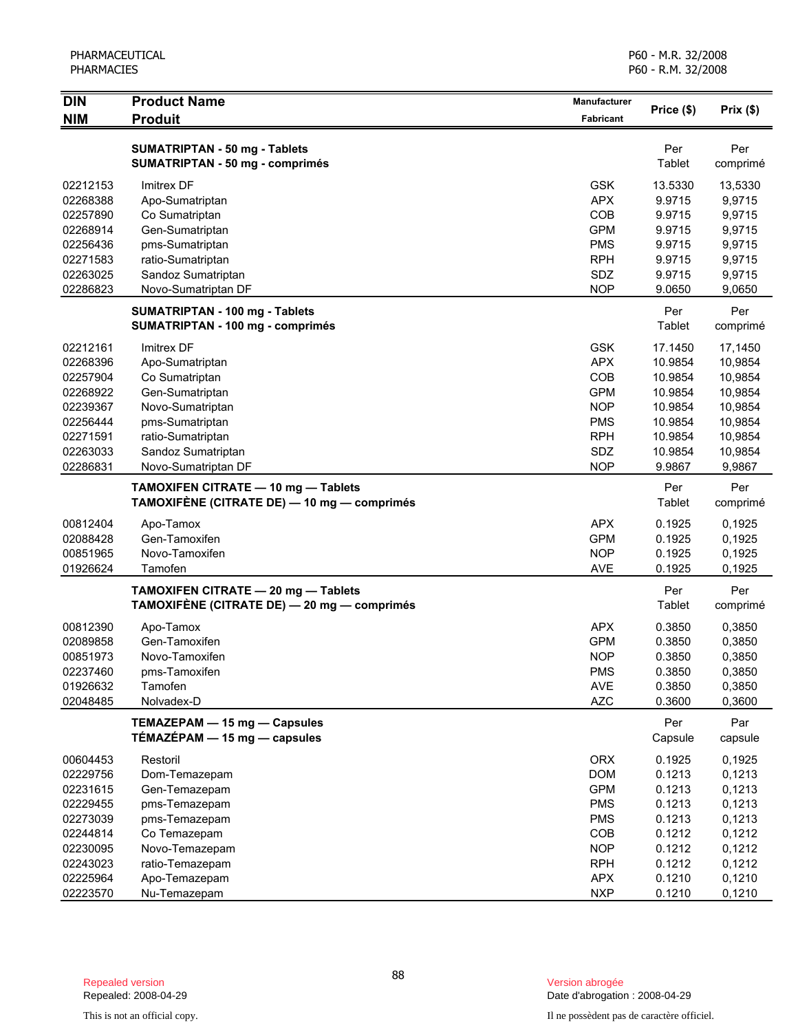| DIN<br>NIM | Product Name<br>Produit | Manufacturer<br>Fabricant | Price ($) | Prix ($) |
|---|---|---|---|---|
| | **SUMATRIPTAN - 50 mg - Tablets**<br>**SUMATRIPTAN - 50 mg - comprimés** | | Per Tablet | Per comprimé |
| 02212153 | Imitrex DF | GSK | 13.5330 | 13,5330 |
| 02268388 | Apo-Sumatriptan | APX | 9.9715 | 9,9715 |
| 02257890 | Co Sumatriptan | COB | 9.9715 | 9,9715 |
| 02268914 | Gen-Sumatriptan | GPM | 9.9715 | 9,9715 |
| 02256436 | pms-Sumatriptan | PMS | 9.9715 | 9,9715 |
| 02271583 | ratio-Sumatriptan | RPH | 9.9715 | 9,9715 |
| 02263025 | Sandoz Sumatriptan | SDZ | 9.9715 | 9,9715 |
| 02286823 | Novo-Sumatriptan DF | NOP | 9.0650 | 9,0650 |
| | **SUMATRIPTAN - 100 mg - Tablets**<br>**SUMATRIPTAN - 100 mg - comprimés** | | Per Tablet | Per comprimé |
| 02212161 | Imitrex DF | GSK | 17.1450 | 17,1450 |
| 02268396 | Apo-Sumatriptan | APX | 10.9854 | 10,9854 |
| 02257904 | Co Sumatriptan | COB | 10.9854 | 10,9854 |
| 02268922 | Gen-Sumatriptan | GPM | 10.9854 | 10,9854 |
| 02239367 | Novo-Sumatriptan | NOP | 10.9854 | 10,9854 |
| 02256444 | pms-Sumatriptan | PMS | 10.9854 | 10,9854 |
| 02271591 | ratio-Sumatriptan | RPH | 10.9854 | 10,9854 |
| 02263033 | Sandoz Sumatriptan | SDZ | 10.9854 | 10,9854 |
| 02286831 | Novo-Sumatriptan DF | NOP | 9.9867 | 9,9867 |
| | **TAMOXIFEN CITRATE — 10 mg — Tablets**<br>**TAMOXIFÈNE (CITRATE DE) — 10 mg — comprimés** | | Per Tablet | Per comprimé |
| 00812404 | Apo-Tamox | APX | 0.1925 | 0,1925 |
| 02088428 | Gen-Tamoxifen | GPM | 0.1925 | 0,1925 |
| 00851965 | Novo-Tamoxifen | NOP | 0.1925 | 0,1925 |
| 01926624 | Tamofen | AVE | 0.1925 | 0,1925 |
| | **TAMOXIFEN CITRATE — 20 mg — Tablets**<br>**TAMOXIFÈNE (CITRATE DE) — 20 mg — comprimés** | | Per Tablet | Per comprimé |
| 00812390 | Apo-Tamox | APX | 0.3850 | 0,3850 |
| 02089858 | Gen-Tamoxifen | GPM | 0.3850 | 0,3850 |
| 00851973 | Novo-Tamoxifen | NOP | 0.3850 | 0,3850 |
| 02237460 | pms-Tamoxifen | PMS | 0.3850 | 0,3850 |
| 01926632 | Tamofen | AVE | 0.3850 | 0,3850 |
| 02048485 | Nolvadex-D | AZC | 0.3600 | 0,3600 |
| | **TEMAZEPAM — 15 mg — Capsules**<br>**TÉMAZÉPAM — 15 mg — capsules** | | Per Capsule | Par capsule |
| 00604453 | Restoril | ORX | 0.1925 | 0,1925 |
| 02229756 | Dom-Temazepam | DOM | 0.1213 | 0,1213 |
| 02231615 | Gen-Temazepam | GPM | 0.1213 | 0,1213 |
| 02229455 | pms-Temazepam | PMS | 0.1213 | 0,1213 |
| 02273039 | pms-Temazepam | PMS | 0.1213 | 0,1213 |
| 02244814 | Co Temazepam | COB | 0.1212 | 0,1212 |
| 02230095 | Novo-Temazepam | NOP | 0.1212 | 0,1212 |
| 02243023 | ratio-Temazepam | RPH | 0.1212 | 0,1212 |
| 02225964 | Apo-Temazepam | APX | 0.1210 | 0,1210 |
| 02223570 | Nu-Temazepam | NXP | 0.1210 | 0,1210 |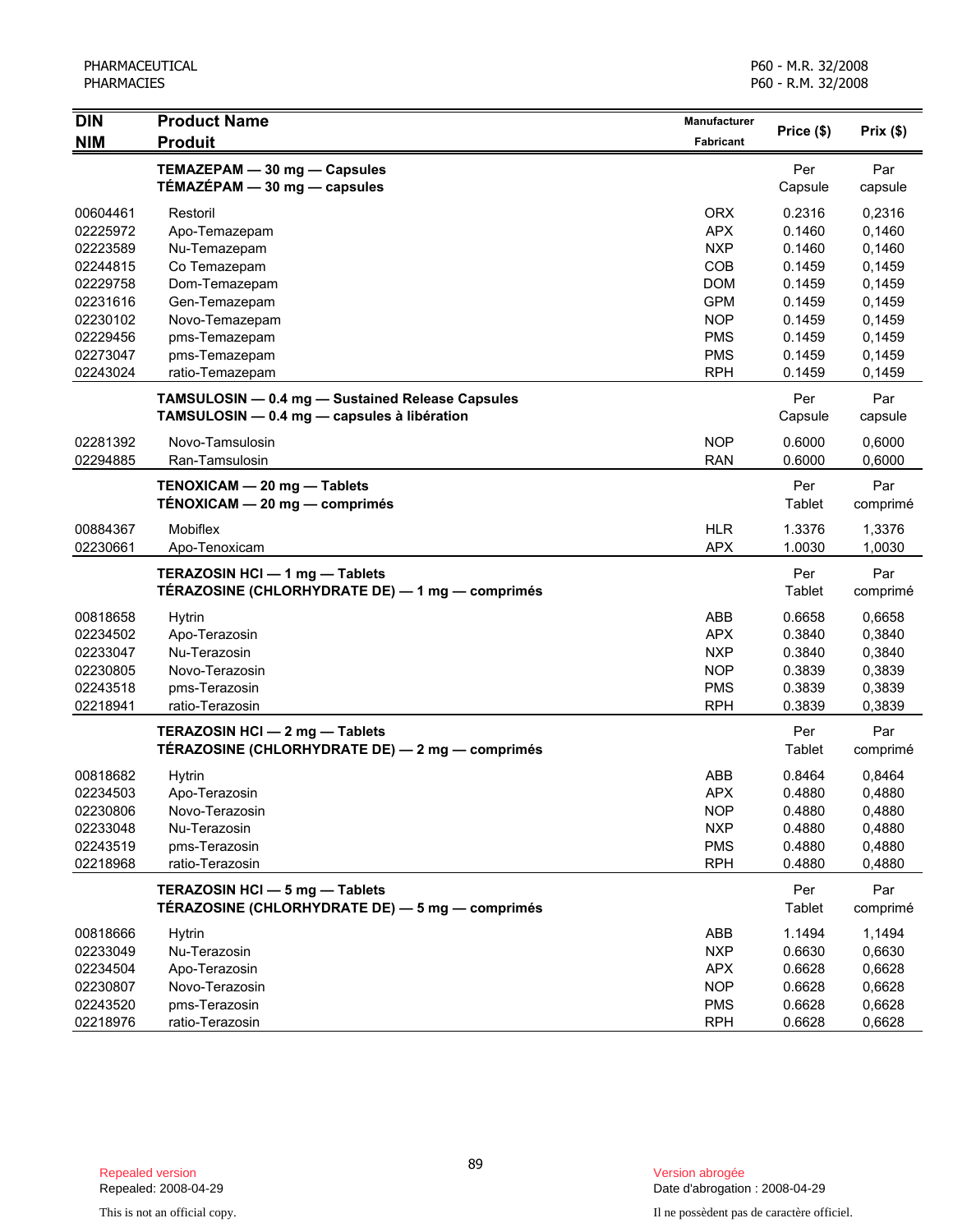| DIN<br>NIM | Product Name<br>Produit | Manufacturer<br>Fabricant | Price ($) | Prix ($) |
|---|---|---|---|---|
| | **TEMAZEPAM — 30 mg — Capsules**<br>**TÉMAZÉPAM — 30 mg — capsules** | | Per Capsule | Par capsule |
| 00604461 | Restoril | ORX | 0.2316 | 0,2316 |
| 02225972 | Apo-Temazepam | APX | 0.1460 | 0,1460 |
| 02223589 | Nu-Temazepam | NXP | 0.1460 | 0,1460 |
| 02244815 | Co Temazepam | COB | 0.1459 | 0,1459 |
| 02229758 | Dom-Temazepam | DOM | 0.1459 | 0,1459 |
| 02231616 | Gen-Temazepam | GPM | 0.1459 | 0,1459 |
| 02230102 | Novo-Temazepam | NOP | 0.1459 | 0,1459 |
| 02229456 | pms-Temazepam | PMS | 0.1459 | 0,1459 |
| 02273047 | pms-Temazepam | PMS | 0.1459 | 0,1459 |
| 02243024 | ratio-Temazepam | RPH | 0.1459 | 0,1459 |
| | **TAMSULOSIN — 0.4 mg — Sustained Release Capsules**<br>**TAMSULOSIN — 0.4 mg — capsules à libération** | | Per Capsule | Par capsule |
| 02281392 | Novo-Tamsulosin | NOP | 0.6000 | 0,6000 |
| 02294885 | Ran-Tamsulosin | RAN | 0.6000 | 0,6000 |
| | **TENOXICAM — 20 mg — Tablets**<br>**TÉNOXICAM — 20 mg — comprimés** | | Per Tablet | Par comprimé |
| 00884367 | Mobiflex | HLR | 1.3376 | 1,3376 |
| 02230661 | Apo-Tenoxicam | APX | 1.0030 | 1,0030 |
| | **TERAZOSIN HCl — 1 mg — Tablets**<br>**TÉRAZOSINE (CHLORHYDRATE DE) — 1 mg — comprimés** | | Per Tablet | Par comprimé |
| 00818658 | Hytrin | ABB | 0.6658 | 0,6658 |
| 02234502 | Apo-Terazosin | APX | 0.3840 | 0,3840 |
| 02233047 | Nu-Terazosin | NXP | 0.3840 | 0,3840 |
| 02230805 | Novo-Terazosin | NOP | 0.3839 | 0,3839 |
| 02243518 | pms-Terazosin | PMS | 0.3839 | 0,3839 |
| 02218941 | ratio-Terazosin | RPH | 0.3839 | 0,3839 |
| | **TERAZOSIN HCl — 2 mg — Tablets**<br>**TÉRAZOSINE (CHLORHYDRATE DE) — 2 mg — comprimés** | | Per Tablet | Par comprimé |
| 00818682 | Hytrin | ABB | 0.8464 | 0,8464 |
| 02234503 | Apo-Terazosin | APX | 0.4880 | 0,4880 |
| 02230806 | Novo-Terazosin | NOP | 0.4880 | 0,4880 |
| 02233048 | Nu-Terazosin | NXP | 0.4880 | 0,4880 |
| 02243519 | pms-Terazosin | PMS | 0.4880 | 0,4880 |
| 02218968 | ratio-Terazosin | RPH | 0.4880 | 0,4880 |
| | **TERAZOSIN HCl — 5 mg — Tablets**<br>**TÉRAZOSINE (CHLORHYDRATE DE) — 5 mg — comprimés** | | Per Tablet | Par comprimé |
| 00818666 | Hytrin | ABB | 1.1494 | 1,1494 |
| 02233049 | Nu-Terazosin | NXP | 0.6630 | 0,6630 |
| 02234504 | Apo-Terazosin | APX | 0.6628 | 0,6628 |
| 02230807 | Novo-Terazosin | NOP | 0.6628 | 0,6628 |
| 02243520 | pms-Terazosin | PMS | 0.6628 | 0,6628 |
| 02218976 | ratio-Terazosin | RPH | 0.6628 | 0,6628 |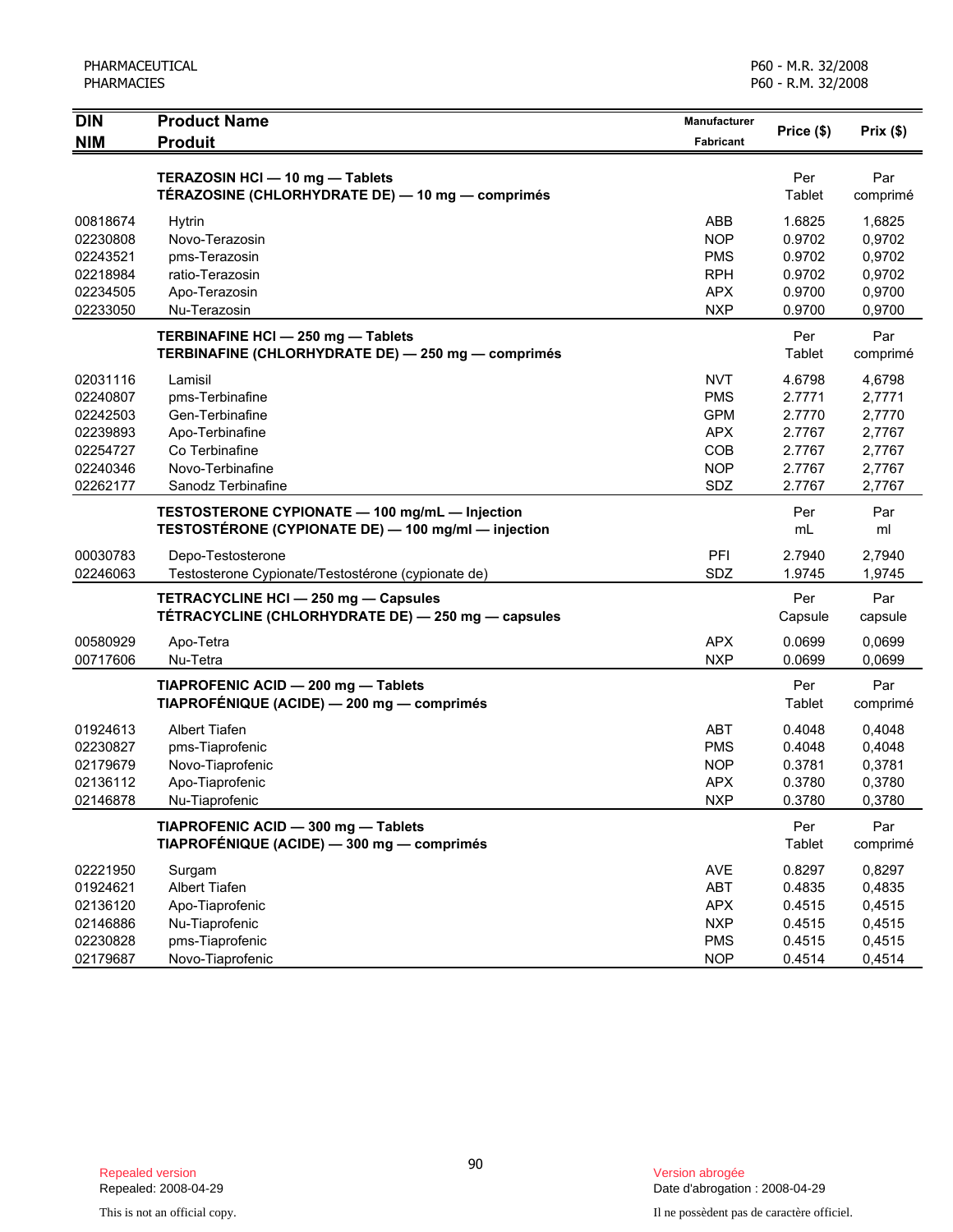| DIN<br>NIM | Product Name<br>Produit | Manufacturer<br>Fabricant | Price ($) | Prix ($) |
|---|---|---|---|---|
| | **TERAZOSIN HCl — 10 mg — Tablets**<br>**TÉRAZOSINE (CHLORHYDRATE DE) — 10 mg — comprimés** | | Per Tablet | Par comprimé |
| 00818674 | Hytrin | ABB | 1.6825 | 1,6825 |
| 02230808 | Novo-Terazosin | NOP | 0.9702 | 0,9702 |
| 02243521 | pms-Terazosin | PMS | 0.9702 | 0,9702 |
| 02218984 | ratio-Terazosin | RPH | 0.9702 | 0,9702 |
| 02234505 | Apo-Terazosin | APX | 0.9700 | 0,9700 |
| 02233050 | Nu-Terazosin | NXP | 0.9700 | 0,9700 |
| | **TERBINAFINE HCl — 250 mg — Tablets**<br>**TERBINAFINE (CHLORHYDRATE DE) — 250 mg — comprimés** | | Per Tablet | Par comprimé |
| 02031116 | Lamisil | NVT | 4.6798 | 4,6798 |
| 02240807 | pms-Terbinafine | PMS | 2.7771 | 2,7771 |
| 02242503 | Gen-Terbinafine | GPM | 2.7770 | 2,7770 |
| 02239893 | Apo-Terbinafine | APX | 2.7767 | 2,7767 |
| 02254727 | Co Terbinafine | COB | 2.7767 | 2,7767 |
| 02240346 | Novo-Terbinafine | NOP | 2.7767 | 2,7767 |
| 02262177 | Sanodz Terbinafine | SDZ | 2.7767 | 2,7767 |
| | **TESTOSTERONE CYPIONATE — 100 mg/mL — Injection**<br>**TESTOSTÉRONE (CYPIONATE DE) — 100 mg/ml — injection** | | Per mL | Par ml |
| 00030783 | Depo-Testosterone | PFI | 2.7940 | 2,7940 |
| 02246063 | Testosterone Cypionate/Testostérone (cypionate de) | SDZ | 1.9745 | 1,9745 |
| | **TETRACYCLINE HCl — 250 mg — Capsules**<br>**TÉTRACYCLINE (CHLORHYDRATE DE) — 250 mg — capsules** | | Per Capsule | Par capsule |
| 00580929 | Apo-Tetra | APX | 0.0699 | 0,0699 |
| 00717606 | Nu-Tetra | NXP | 0.0699 | 0,0699 |
| | **TIAPROFENIC ACID — 200 mg — Tablets**<br>**TIAPROFÉNIQUE (ACIDE) — 200 mg — comprimés** | | Per Tablet | Par comprimé |
| 01924613 | Albert Tiafen | ABT | 0.4048 | 0,4048 |
| 02230827 | pms-Tiaprofenic | PMS | 0.4048 | 0,4048 |
| 02179679 | Novo-Tiaprofenic | NOP | 0.3781 | 0,3781 |
| 02136112 | Apo-Tiaprofenic | APX | 0.3780 | 0,3780 |
| 02146878 | Nu-Tiaprofenic | NXP | 0.3780 | 0,3780 |
| | **TIAPROFENIC ACID — 300 mg — Tablets**<br>**TIAPROFÉNIQUE (ACIDE) — 300 mg — comprimés** | | Per Tablet | Par comprimé |
| 02221950 | Surgam | AVE | 0.8297 | 0,8297 |
| 01924621 | Albert Tiafen | ABT | 0.4835 | 0,4835 |
| 02136120 | Apo-Tiaprofenic | APX | 0.4515 | 0,4515 |
| 02146886 | Nu-Tiaprofenic | NXP | 0.4515 | 0,4515 |
| 02230828 | pms-Tiaprofenic | PMS | 0.4515 | 0,4515 |
| 02179687 | Novo-Tiaprofenic | NOP | 0.4514 | 0,4514 |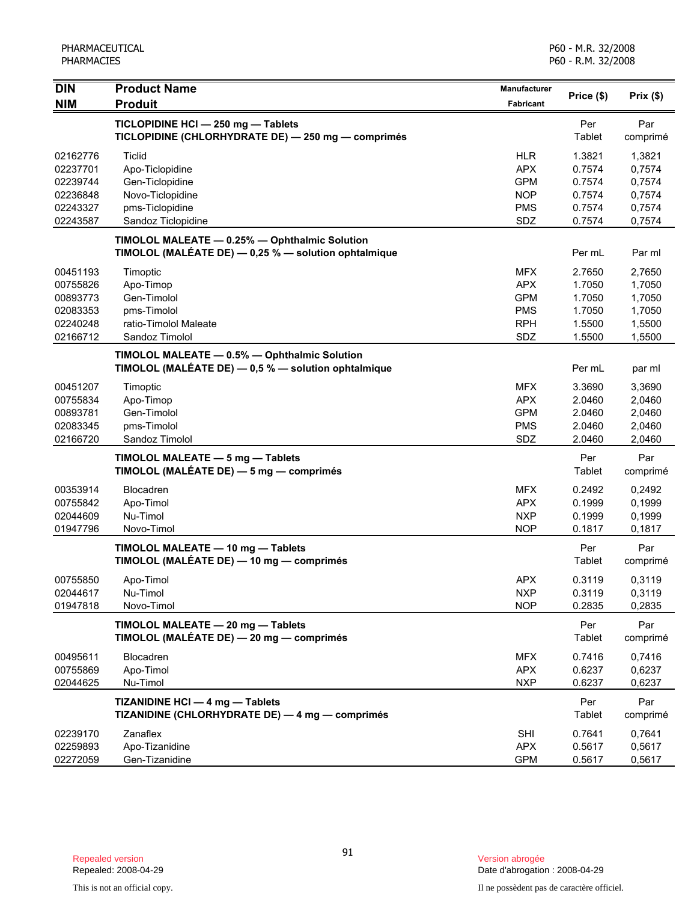| DIN<br>NIM | Product Name<br>Produit | Manufacturer<br>Fabricant | Price ($) | Prix ($) |
|---|---|---|---|---|
| | **TICLOPIDINE HCl — 250 mg — Tablets**<br>**TICLOPIDINE (CHLORHYDRATE DE) — 250 mg — comprimés** | | Per Tablet | Par comprimé |
| 02162776 | Ticlid | HLR | 1.3821 | 1,3821 |
| 02237701 | Apo-Ticlopidine | APX | 0.7574 | 0,7574 |
| 02239744 | Gen-Ticlopidine | GPM | 0.7574 | 0,7574 |
| 02236848 | Novo-Ticlopidine | NOP | 0.7574 | 0,7574 |
| 02243327 | pms-Ticlopidine | PMS | 0.7574 | 0,7574 |
| 02243587 | Sandoz Ticlopidine | SDZ | 0.7574 | 0,7574 |
| | **TIMOLOL MALEATE — 0.25% — Ophthalmic Solution**<br>**TIMOLOL (MALÉATE DE) — 0,25 % — solution ophtalmique** | | Per mL | Par ml |
| 00451193 | Timoptic | MFX | 2.7650 | 2,7650 |
| 00755826 | Apo-Timop | APX | 1.7050 | 1,7050 |
| 00893773 | Gen-Timolol | GPM | 1.7050 | 1,7050 |
| 02083353 | pms-Timolol | PMS | 1.7050 | 1,7050 |
| 02240248 | ratio-Timolol Maleate | RPH | 1.5500 | 1,5500 |
| 02166712 | Sandoz Timolol | SDZ | 1.5500 | 1,5500 |
| | **TIMOLOL MALEATE — 0.5% — Ophthalmic Solution**<br>**TIMOLOL (MALÉATE DE) — 0,5 % — solution ophtalmique** | | Per mL | par ml |
| 00451207 | Timoptic | MFX | 3.3690 | 3,3690 |
| 00755834 | Apo-Timop | APX | 2.0460 | 2,0460 |
| 00893781 | Gen-Timolol | GPM | 2.0460 | 2,0460 |
| 02083345 | pms-Timolol | PMS | 2.0460 | 2,0460 |
| 02166720 | Sandoz Timolol | SDZ | 2.0460 | 2,0460 |
| | **TIMOLOL MALEATE — 5 mg — Tablets**<br>**TIMOLOL (MALÉATE DE) — 5 mg — comprimés** | | Per Tablet | Par comprimé |
| 00353914 | Blocadren | MFX | 0.2492 | 0,2492 |
| 00755842 | Apo-Timol | APX | 0.1999 | 0,1999 |
| 02044609 | Nu-Timol | NXP | 0.1999 | 0,1999 |
| 01947796 | Novo-Timol | NOP | 0.1817 | 0,1817 |
| | **TIMOLOL MALEATE — 10 mg — Tablets**<br>**TIMOLOL (MALÉATE DE) — 10 mg — comprimés** | | Per Tablet | Par comprimé |
| 00755850 | Apo-Timol | APX | 0.3119 | 0,3119 |
| 02044617 | Nu-Timol | NXP | 0.3119 | 0,3119 |
| 01947818 | Novo-Timol | NOP | 0.2835 | 0,2835 |
| | **TIMOLOL MALEATE — 20 mg — Tablets**<br>**TIMOLOL (MALÉATE DE) — 20 mg — comprimés** | | Per Tablet | Par comprimé |
| 00495611 | Blocadren | MFX | 0.7416 | 0,7416 |
| 00755869 | Apo-Timol | APX | 0.6237 | 0,6237 |
| 02044625 | Nu-Timol | NXP | 0.6237 | 0,6237 |
| | **TIZANIDINE HCl — 4 mg — Tablets**<br>**TIZANIDINE (CHLORHYDRATE DE) — 4 mg — comprimés** | | Per Tablet | Par comprimé |
| 02239170 | Zanaflex | SHI | 0.7641 | 0,7641 |
| 02259893 | Apo-Tizanidine | APX | 0.5617 | 0,5617 |
| 02272059 | Gen-Tizanidine | GPM | 0.5617 | 0,5617 |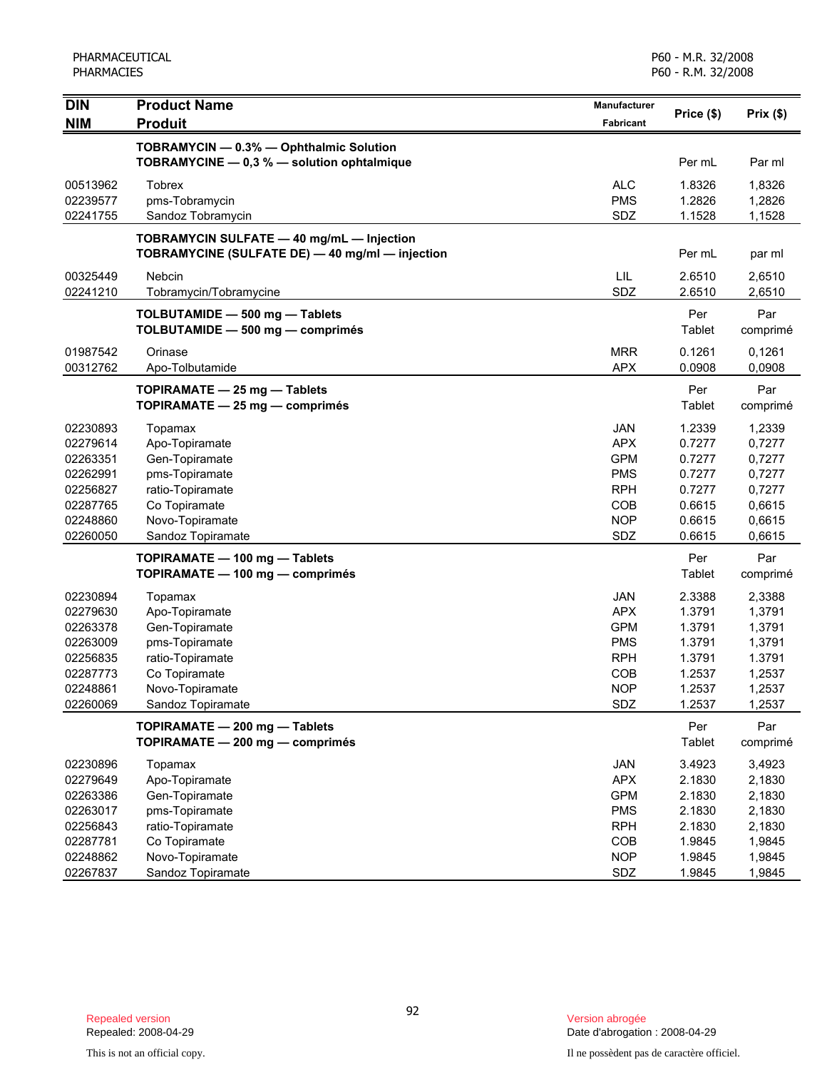| DIN<br>NIM | Product Name<br>Produit | Manufacturer<br>Fabricant | Price ($) | Prix ($) |
|---|---|---|---|---|
| | **TOBRAMYCIN — 0.3% — Ophthalmic Solution**<br>**TOBRAMYCINE — 0,3 % — solution ophtalmique** | | Per mL | Par ml |
| 00513962 | Tobrex | ALC | 1.8326 | 1,8326 |
| 02239577 | pms-Tobramycin | PMS | 1.2826 | 1,2826 |
| 02241755 | Sandoz Tobramycin | SDZ | 1.1528 | 1,1528 |
| | **TOBRAMYCIN SULFATE — 40 mg/mL — Injection**<br>**TOBRAMYCINE (SULFATE DE) — 40 mg/ml — injection** | | Per mL | par ml |
| 00325449 | Nebcin | LIL | 2.6510 | 2,6510 |
| 02241210 | Tobramycin/Tobramycine | SDZ | 2.6510 | 2,6510 |
| | **TOLBUTAMIDE — 500 mg — Tablets**<br>**TOLBUTAMIDE — 500 mg — comprimés** | | Per Tablet | Par comprimé |
| 01987542 | Orinase | MRR | 0.1261 | 0,1261 |
| 00312762 | Apo-Tolbutamide | APX | 0.0908 | 0,0908 |
| | **TOPIRAMATE — 25 mg — Tablets**<br>**TOPIRAMATE — 25 mg — comprimés** | | Per Tablet | Par comprimé |
| 02230893 | Topamax | JAN | 1.2339 | 1,2339 |
| 02279614 | Apo-Topiramate | APX | 0.7277 | 0,7277 |
| 02263351 | Gen-Topiramate | GPM | 0.7277 | 0,7277 |
| 02262991 | pms-Topiramate | PMS | 0.7277 | 0,7277 |
| 02256827 | ratio-Topiramate | RPH | 0.7277 | 0,7277 |
| 02287765 | Co Topiramate | COB | 0.6615 | 0,6615 |
| 02248860 | Novo-Topiramate | NOP | 0.6615 | 0,6615 |
| 02260050 | Sandoz Topiramate | SDZ | 0.6615 | 0,6615 |
| | **TOPIRAMATE — 100 mg — Tablets**<br>**TOPIRAMATE — 100 mg — comprimés** | | Per Tablet | Par comprimé |
| 02230894 | Topamax | JAN | 2.3388 | 2,3388 |
| 02279630 | Apo-Topiramate | APX | 1.3791 | 1,3791 |
| 02263378 | Gen-Topiramate | GPM | 1.3791 | 1,3791 |
| 02263009 | pms-Topiramate | PMS | 1.3791 | 1,3791 |
| 02256835 | ratio-Topiramate | RPH | 1.3791 | 1.3791 |
| 02287773 | Co Topiramate | COB | 1.2537 | 1,2537 |
| 02248861 | Novo-Topiramate | NOP | 1.2537 | 1,2537 |
| 02260069 | Sandoz Topiramate | SDZ | 1.2537 | 1,2537 |
| | **TOPIRAMATE — 200 mg — Tablets**<br>**TOPIRAMATE — 200 mg — comprimés** | | Per Tablet | Par comprimé |
| 02230896 | Topamax | JAN | 3.4923 | 3,4923 |
| 02279649 | Apo-Topiramate | APX | 2.1830 | 2,1830 |
| 02263386 | Gen-Topiramate | GPM | 2.1830 | 2,1830 |
| 02263017 | pms-Topiramate | PMS | 2.1830 | 2,1830 |
| 02256843 | ratio-Topiramate | RPH | 2.1830 | 2,1830 |
| 02287781 | Co Topiramate | COB | 1.9845 | 1,9845 |
| 02248862 | Novo-Topiramate | NOP | 1.9845 | 1,9845 |
| 02267837 | Sandoz Topiramate | SDZ | 1.9845 | 1,9845 |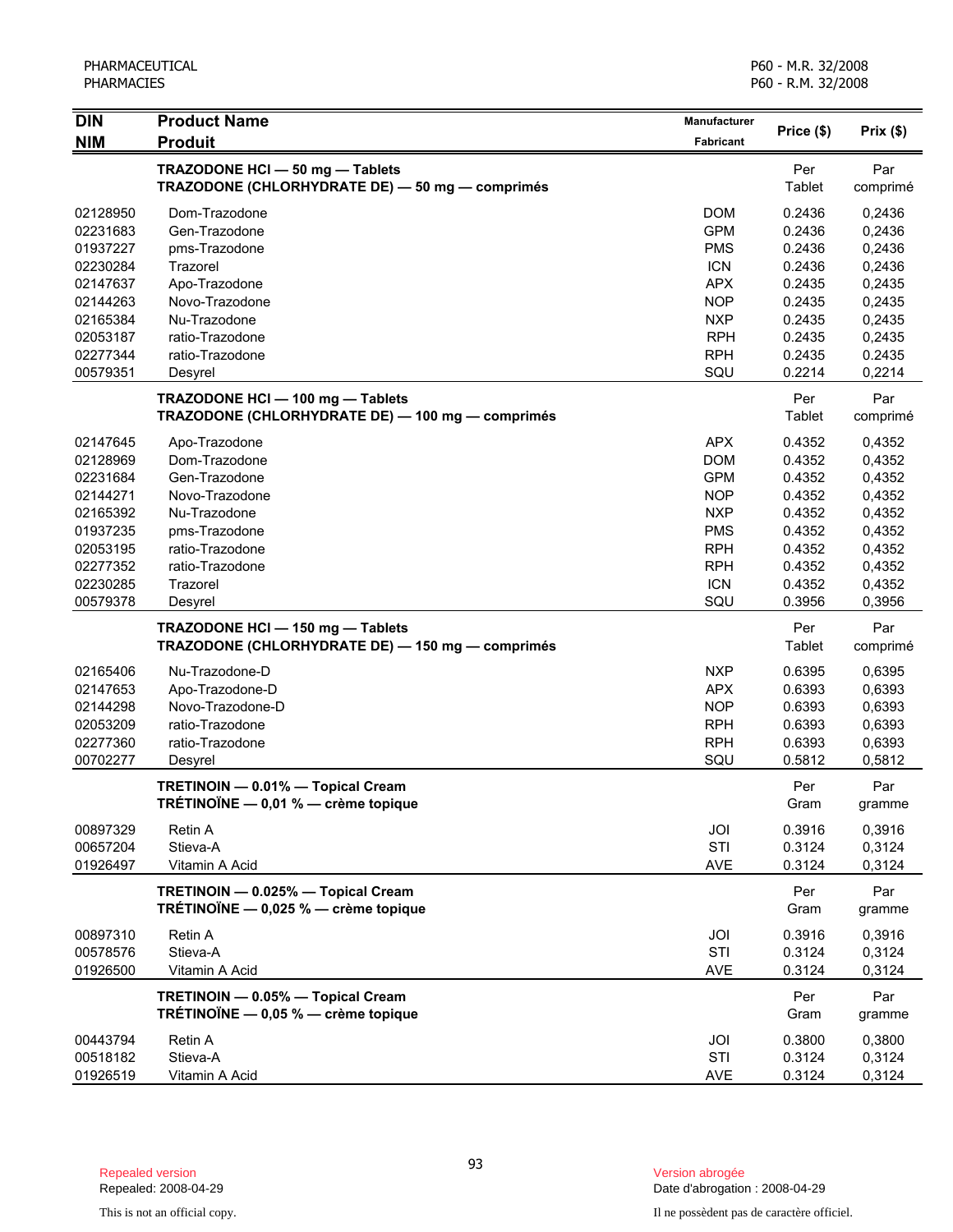| DIN<br>NIM | Product Name<br>Produit | Manufacturer<br>Fabricant | Price ($) | Prix ($) |
|---|---|---|---|---|
| | **TRAZODONE HCl — 50 mg — Tablets**<br>**TRAZODONE (CHLORHYDRATE DE) — 50 mg — comprimés** | | Per Tablet | Par comprimé |
| 02128950 | Dom-Trazodone | DOM | 0.2436 | 0,2436 |
| 02231683 | Gen-Trazodone | GPM | 0.2436 | 0,2436 |
| 01937227 | pms-Trazodone | PMS | 0.2436 | 0,2436 |
| 02230284 | Trazorel | ICN | 0.2436 | 0,2436 |
| 02147637 | Apo-Trazodone | APX | 0.2435 | 0,2435 |
| 02144263 | Novo-Trazodone | NOP | 0.2435 | 0,2435 |
| 02165384 | Nu-Trazodone | NXP | 0.2435 | 0,2435 |
| 02053187 | ratio-Trazodone | RPH | 0.2435 | 0,2435 |
| 02277344 | ratio-Trazodone | RPH | 0.2435 | 0.2435 |
| 00579351 | Desyrel | SQU | 0.2214 | 0,2214 |
| | **TRAZODONE HCl — 100 mg — Tablets**<br>**TRAZODONE (CHLORHYDRATE DE) — 100 mg — comprimés** | | Per Tablet | Par comprimé |
| 02147645 | Apo-Trazodone | APX | 0.4352 | 0,4352 |
| 02128969 | Dom-Trazodone | DOM | 0.4352 | 0,4352 |
| 02231684 | Gen-Trazodone | GPM | 0.4352 | 0,4352 |
| 02144271 | Novo-Trazodone | NOP | 0.4352 | 0,4352 |
| 02165392 | Nu-Trazodone | NXP | 0.4352 | 0,4352 |
| 01937235 | pms-Trazodone | PMS | 0.4352 | 0,4352 |
| 02053195 | ratio-Trazodone | RPH | 0.4352 | 0,4352 |
| 02277352 | ratio-Trazodone | RPH | 0.4352 | 0,4352 |
| 02230285 | Trazorel | ICN | 0.4352 | 0,4352 |
| 00579378 | Desyrel | SQU | 0.3956 | 0,3956 |
| | **TRAZODONE HCl — 150 mg — Tablets**<br>**TRAZODONE (CHLORHYDRATE DE) — 150 mg — comprimés** | | Per Tablet | Par comprimé |
| 02165406 | Nu-Trazodone-D | NXP | 0.6395 | 0,6395 |
| 02147653 | Apo-Trazodone-D | APX | 0.6393 | 0,6393 |
| 02144298 | Novo-Trazodone-D | NOP | 0.6393 | 0,6393 |
| 02053209 | ratio-Trazodone | RPH | 0.6393 | 0,6393 |
| 02277360 | ratio-Trazodone | RPH | 0.6393 | 0,6393 |
| 00702277 | Desyrel | SQU | 0.5812 | 0,5812 |
| | **TRETINOIN — 0.01% — Topical Cream**<br>**TRÉTINOÏNE — 0,01 % — crème topique** | | Per Gram | Par gramme |
| 00897329 | Retin A | JOI | 0.3916 | 0,3916 |
| 00657204 | Stieva-A | STI | 0.3124 | 0,3124 |
| 01926497 | Vitamin A Acid | AVE | 0.3124 | 0,3124 |
| | **TRETINOIN — 0.025% — Topical Cream**<br>**TRÉTINOÏNE — 0,025 % — crème topique** | | Per Gram | Par gramme |
| 00897310 | Retin A | JOI | 0.3916 | 0,3916 |
| 00578576 | Stieva-A | STI | 0.3124 | 0,3124 |
| 01926500 | Vitamin A Acid | AVE | 0.3124 | 0,3124 |
| | **TRETINOIN — 0.05% — Topical Cream**<br>**TRÉTINOÏNE — 0,05 % — crème topique** | | Per Gram | Par gramme |
| 00443794 | Retin A | JOI | 0.3800 | 0,3800 |
| 00518182 | Stieva-A | STI | 0.3124 | 0,3124 |
| 01926519 | Vitamin A Acid | AVE | 0.3124 | 0,3124 |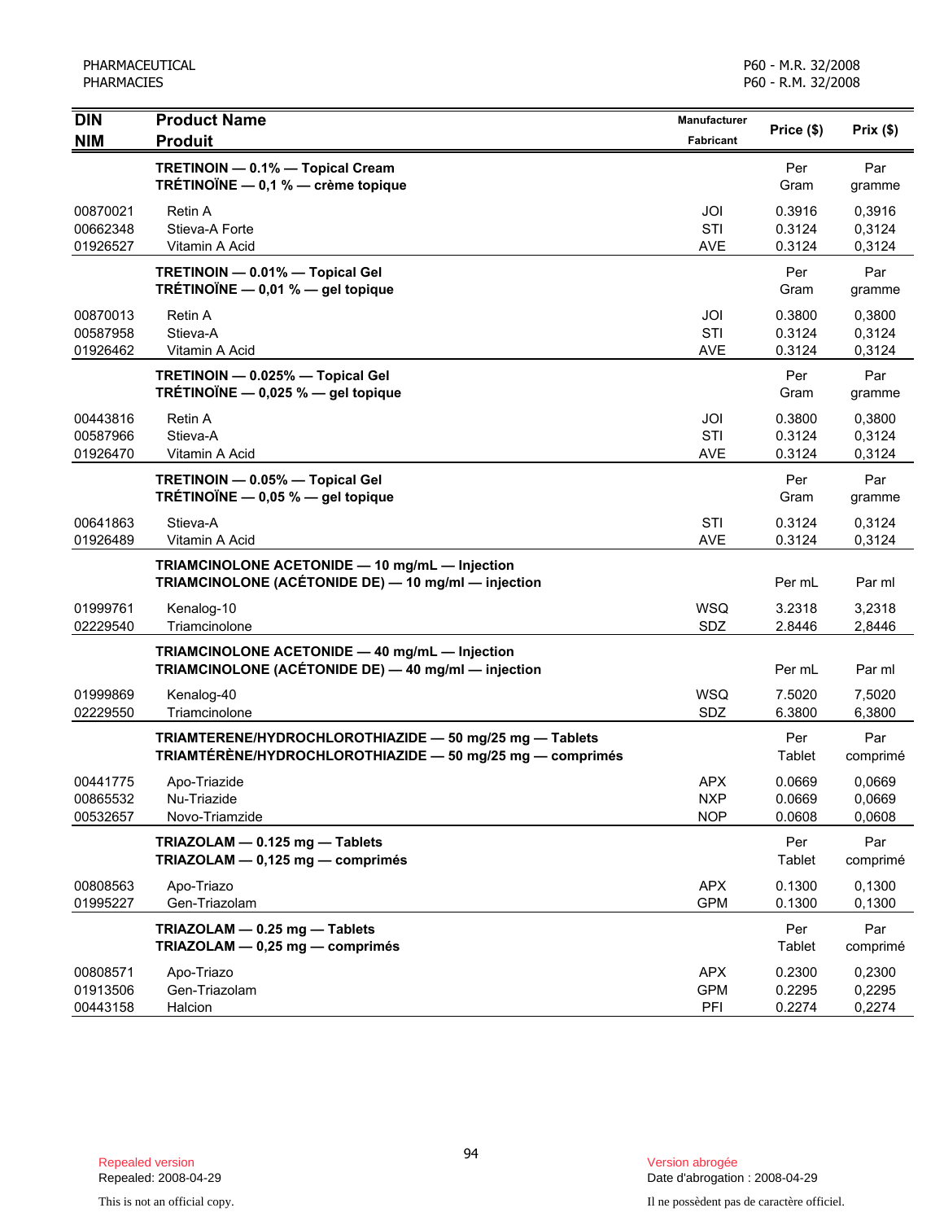| DIN<br>NIM | Product Name<br>Produit | Manufacturer<br>Fabricant | Price ($) | Prix ($) |
|---|---|---|---|---|
| | **TRETINOIN — 0.1% — Topical Cream**<br>**TRÉTINOÏNE — 0,1 % — crème topique** | | Per Gram | Par gramme |
| 00870021 | Retin A | JOI | 0.3916 | 0,3916 |
| 00662348 | Stieva-A Forte | STI | 0.3124 | 0,3124 |
| 01926527 | Vitamin A Acid | AVE | 0.3124 | 0,3124 |
| | **TRETINOIN — 0.01% — Topical Gel**<br>**TRÉTINOÏNE — 0,01 % — gel topique** | | Per Gram | Par gramme |
| 00870013 | Retin A | JOI | 0.3800 | 0,3800 |
| 00587958 | Stieva-A | STI | 0.3124 | 0,3124 |
| 01926462 | Vitamin A Acid | AVE | 0.3124 | 0,3124 |
| | **TRETINOIN — 0.025% — Topical Gel**<br>**TRÉTINOÏNE — 0,025 % — gel topique** | | Per Gram | Par gramme |
| 00443816 | Retin A | JOI | 0.3800 | 0,3800 |
| 00587966 | Stieva-A | STI | 0.3124 | 0,3124 |
| 01926470 | Vitamin A Acid | AVE | 0.3124 | 0,3124 |
| | **TRETINOIN — 0.05% — Topical Gel**<br>**TRÉTINOÏNE — 0,05 % — gel topique** | | Per Gram | Par gramme |
| 00641863 | Stieva-A | STI | 0.3124 | 0,3124 |
| 01926489 | Vitamin A Acid | AVE | 0.3124 | 0,3124 |
| | **TRIAMCINOLONE ACETONIDE — 10 mg/mL — Injection**<br>**TRIAMCINOLONE (ACÉTONIDE DE) — 10 mg/ml — injection** | | Per mL | Par ml |
| 01999761 | Kenalog-10 | WSQ | 3.2318 | 3,2318 |
| 02229540 | Triamcinolone | SDZ | 2.8446 | 2,8446 |
| | **TRIAMCINOLONE ACETONIDE — 40 mg/mL — Injection**<br>**TRIAMCINOLONE (ACÉTONIDE DE) — 40 mg/ml — injection** | | Per mL | Par ml |
| 01999869 | Kenalog-40 | WSQ | 7.5020 | 7,5020 |
| 02229550 | Triamcinolone | SDZ | 6.3800 | 6,3800 |
| | **TRIAMTERENE/HYDROCHLOROTHIAZIDE — 50 mg/25 mg — Tablets**<br>**TRIAMTÉRÈNE/HYDROCHLOROTHIAZIDE — 50 mg/25 mg — comprimés** | | Per Tablet | Par comprimé |
| 00441775 | Apo-Triazide | APX | 0.0669 | 0,0669 |
| 00865532 | Nu-Triazide | NXP | 0.0669 | 0,0669 |
| 00532657 | Novo-Triamzide | NOP | 0.0608 | 0,0608 |
| | **TRIAZOLAM — 0.125 mg — Tablets**<br>**TRIAZOLAM — 0,125 mg — comprimés** | | Per Tablet | Par comprimé |
| 00808563 | Apo-Triazo | APX | 0.1300 | 0,1300 |
| 01995227 | Gen-Triazolam | GPM | 0.1300 | 0,1300 |
| | **TRIAZOLAM — 0.25 mg — Tablets**<br>**TRIAZOLAM — 0,25 mg — comprimés** | | Per Tablet | Par comprimé |
| 00808571 | Apo-Triazo | APX | 0.2300 | 0,2300 |
| 01913506 | Gen-Triazolam | GPM | 0.2295 | 0,2295 |
| 00443158 | Halcion | PFI | 0.2274 | 0,2274 |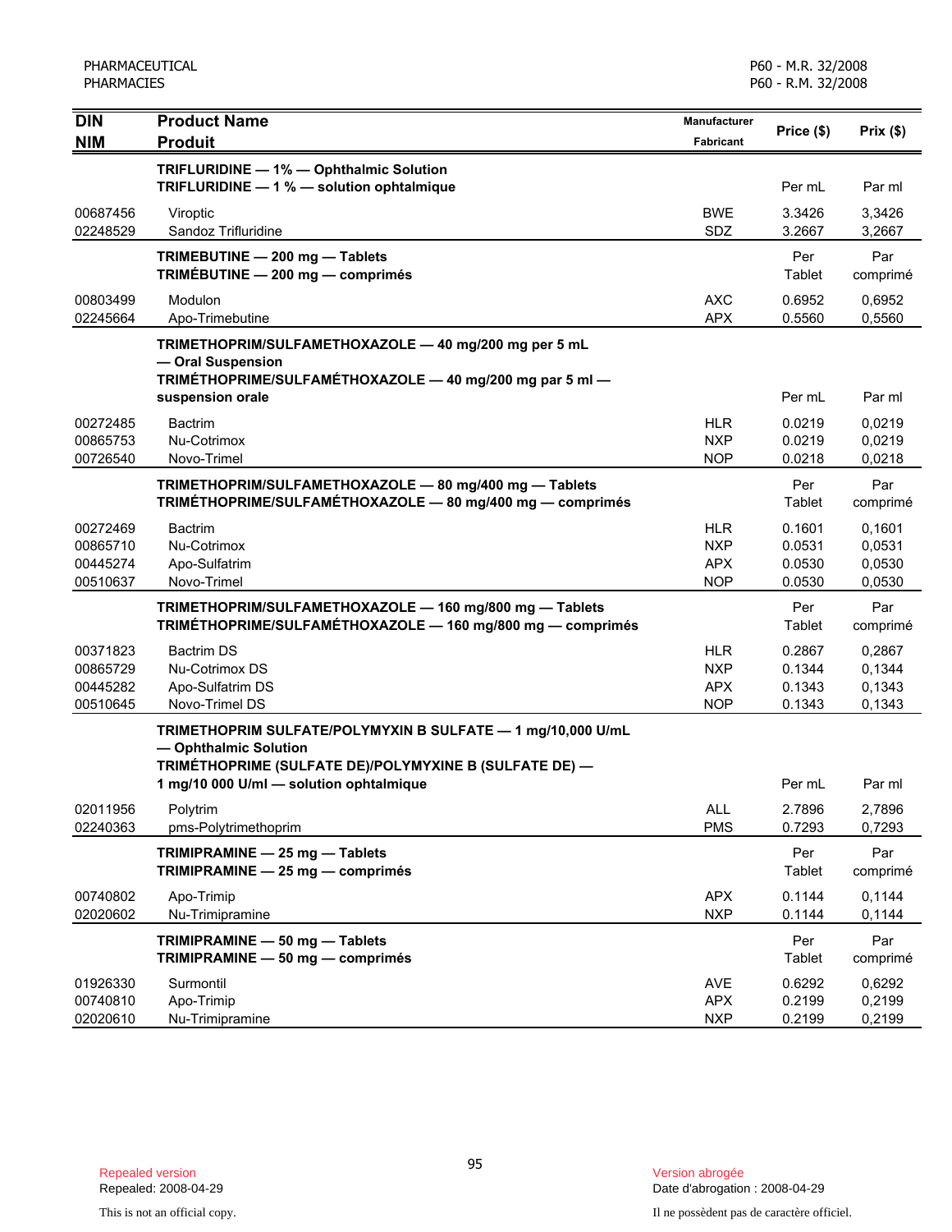| DIN<br>NIM | Product Name<br>Produit | Manufacturer<br>Fabricant | Price ($) | Prix ($) |
|---|---|---|---|---|
| | **TRIFLURIDINE — 1% — Ophthalmic Solution**<br>**TRIFLURIDINE — 1 % — solution ophtalmique** | | Per mL | Par ml |
| 00687456 | Viroptic | BWE | 3.3426 | 3,3426 |
| 02248529 | Sandoz Trifluridine | SDZ | 3.2667 | 3,2667 |
| | **TRIMEBUTINE — 200 mg — Tablets**<br>**TRIMÉBUTINE — 200 mg — comprimés** | | Per Tablet | Par comprimé |
| 00803499 | Modulon | AXC | 0.6952 | 0,6952 |
| 02245664 | Apo-Trimebutine | APX | 0.5560 | 0,5560 |
| | **TRIMETHOPRIM/SULFAMETHOXAZOLE — 40 mg/200 mg per 5 mL — Oral Suspension**<br>**TRIMÉTHOPRIME/SULFAMÉTHOXAZOLE — 40 mg/200 mg par 5 ml — suspension orale** | | Per mL | Par ml |
| 00272485 | Bactrim | HLR | 0.0219 | 0,0219 |
| 00865753 | Nu-Cotrimox | NXP | 0.0219 | 0,0219 |
| 00726540 | Novo-Trimel | NOP | 0.0218 | 0,0218 |
| | **TRIMETHOPRIM/SULFAMETHOXAZOLE — 80 mg/400 mg — Tablets**<br>**TRIMÉTHOPRIME/SULFAMÉTHOXAZOLE — 80 mg/400 mg — comprimés** | | Per Tablet | Par comprimé |
| 00272469 | Bactrim | HLR | 0.1601 | 0,1601 |
| 00865710 | Nu-Cotrimox | NXP | 0.0531 | 0,0531 |
| 00445274 | Apo-Sulfatrim | APX | 0.0530 | 0,0530 |
| 00510637 | Novo-Trimel | NOP | 0.0530 | 0,0530 |
| | **TRIMETHOPRIM/SULFAMETHOXAZOLE — 160 mg/800 mg — Tablets**<br>**TRIMÉTHOPRIME/SULFAMÉTHOXAZOLE — 160 mg/800 mg — comprimés** | | Per Tablet | Par comprimé |
| 00371823 | Bactrim DS | HLR | 0.2867 | 0,2867 |
| 00865729 | Nu-Cotrimox DS | NXP | 0.1344 | 0,1344 |
| 00445282 | Apo-Sulfatrim DS | APX | 0.1343 | 0,1343 |
| 00510645 | Novo-Trimel DS | NOP | 0.1343 | 0,1343 |
| | **TRIMETHOPRIM SULFATE/POLYMYXIN B SULFATE — 1 mg/10,000 U/mL — Ophthalmic Solution**<br>**TRIMÉTHOPRIME (SULFATE DE)/POLYMYXINE B (SULFATE DE) — 1 mg/10 000 U/ml — solution ophtalmique** | | Per mL | Par ml |
| 02011956 | Polytrim | ALL | 2.7896 | 2,7896 |
| 02240363 | pms-Polytrimethoprim | PMS | 0.7293 | 0,7293 |
| | **TRIMIPRAMINE — 25 mg — Tablets**<br>**TRIMIPRAMINE — 25 mg — comprimés** | | Per Tablet | Par comprimé |
| 00740802 | Apo-Trimip | APX | 0.1144 | 0,1144 |
| 02020602 | Nu-Trimipramine | NXP | 0.1144 | 0,1144 |
| | **TRIMIPRAMINE — 50 mg — Tablets**<br>**TRIMIPRAMINE — 50 mg — comprimés** | | Per Tablet | Par comprimé |
| 01926330 | Surmontil | AVE | 0.6292 | 0,6292 |
| 00740810 | Apo-Trimip | APX | 0.2199 | 0,2199 |
| 02020610 | Nu-Trimipramine | NXP | 0.2199 | 0,2199 |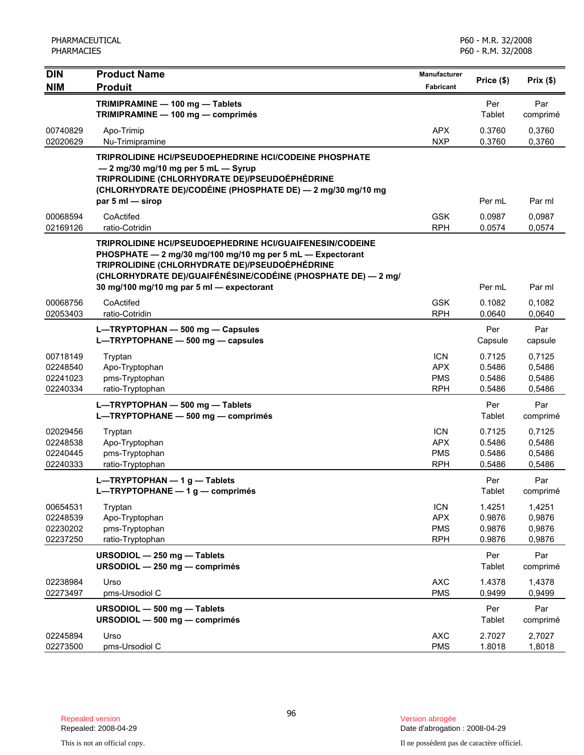| DIN<br>NIM | Product Name<br>Produit | Manufacturer<br>Fabricant | Price ($) | Prix ($) |
|---|---|---|---|---|
| | **TRIMIPRAMINE — 100 mg — Tablets**<br>**TRIMIPRAMINE — 100 mg — comprimés** | | Per Tablet | Par comprimé |
| 00740829 | Apo-Trimip | APX | 0.3760 | 0,3760 |
| 02020629 | Nu-Trimipramine | NXP | 0.3760 | 0,3760 |
| | **TRIPROLIDINE HCl/PSEUDOEPHEDRINE HCl/CODEINE PHOSPHATE — 2 mg/30 mg/10 mg per 5 mL — Syrup**<br>**TRIPROLIDINE (CHLORHYDRATE DE)/PSEUDOÉPHÉDRINE (CHLORHYDRATE DE)/CODÉINE (PHOSPHATE DE) — 2 mg/30 mg/10 mg par 5 ml — sirop** | | Per mL | Par ml |
| 00068594 | CoActifed | GSK | 0.0987 | 0,0987 |
| 02169126 | ratio-Cotridin | RPH | 0.0574 | 0,0574 |
| | **TRIPROLIDINE HCl/PSEUDOEPHEDRINE HCl/GUAIFENESIN/CODEINE PHOSPHATE — 2 mg/30 mg/100 mg/10 mg per 5 mL — Expectorant**<br>**TRIPROLIDINE (CHLORHYDRATE DE)/PSEUDOÉPHÉDRINE (CHLORHYDRATE DE)/GUAIFÉNÉSINE/CODÉINE (PHOSPHATE DE) — 2 mg/30 mg/100 mg/10 mg par 5 ml — expectorant** | | Per mL | Par ml |
| 00068756 | CoActifed | GSK | 0.1082 | 0,1082 |
| 02053403 | ratio-Cotridin | RPH | 0.0640 | 0,0640 |
| | **L—TRYPTOPHAN — 500 mg — Capsules**<br>**L—TRYPTOPHANE — 500 mg — capsules** | | Per Capsule | Par capsule |
| 00718149 | Tryptan | ICN | 0.7125 | 0,7125 |
| 02248540 | Apo-Tryptophan | APX | 0.5486 | 0,5486 |
| 02241023 | pms-Tryptophan | PMS | 0.5486 | 0,5486 |
| 02240334 | ratio-Tryptophan | RPH | 0.5486 | 0,5486 |
| | **L—TRYPTOPHAN — 500 mg — Tablets**<br>**L—TRYPTOPHANE — 500 mg — comprimés** | | Per Tablet | Par comprimé |
| 02029456 | Tryptan | ICN | 0.7125 | 0,7125 |
| 02248538 | Apo-Tryptophan | APX | 0.5486 | 0,5486 |
| 02240445 | pms-Tryptophan | PMS | 0.5486 | 0,5486 |
| 02240333 | ratio-Tryptophan | RPH | 0.5486 | 0,5486 |
| | **L—TRYPTOPHAN — 1 g — Tablets**<br>**L—TRYPTOPHANE — 1 g — comprimés** | | Per Tablet | Par comprimé |
| 00654531 | Tryptan | ICN | 1.4251 | 1,4251 |
| 02248539 | Apo-Tryptophan | APX | 0.9876 | 0,9876 |
| 02230202 | pms-Tryptophan | PMS | 0.9876 | 0,9876 |
| 02237250 | ratio-Tryptophan | RPH | 0.9876 | 0,9876 |
| | **URSODIOL — 250 mg — Tablets**<br>**URSODIOL — 250 mg — comprimés** | | Per Tablet | Par comprimé |
| 02238984 | Urso | AXC | 1.4378 | 1,4378 |
| 02273497 | pms-Ursodiol C | PMS | 0.9499 | 0,9499 |
| | **URSODIOL — 500 mg — Tablets**<br>**URSODIOL — 500 mg — comprimés** | | Per Tablet | Par comprimé |
| 02245894 | Urso | AXC | 2.7027 | 2,7027 |
| 02273500 | pms-Ursodiol C | PMS | 1.8018 | 1,8018 |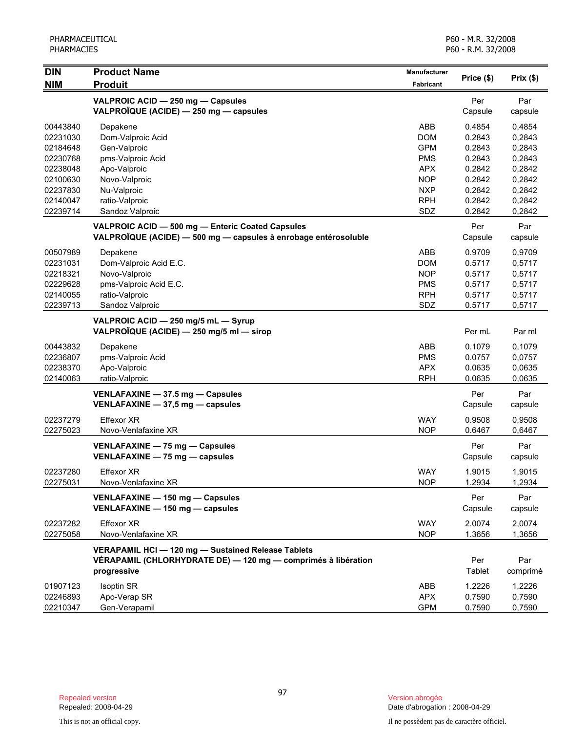| DIN<br>NIM | Product Name<br>Produit | Manufacturer<br>Fabricant | Price ($) | Prix ($) |
|---|---|---|---|---|
| | **VALPROIC ACID — 250 mg — Capsules**<br>**VALPROÏQUE (ACIDE) — 250 mg — capsules** | | Per Capsule | Par capsule |
| 00443840 | Depakene | ABB | 0.4854 | 0,4854 |
| 02231030 | Dom-Valproic Acid | DOM | 0.2843 | 0,2843 |
| 02184648 | Gen-Valproic | GPM | 0.2843 | 0,2843 |
| 02230768 | pms-Valproic Acid | PMS | 0.2843 | 0,2843 |
| 02238048 | Apo-Valproic | APX | 0.2842 | 0,2842 |
| 02100630 | Novo-Valproic | NOP | 0.2842 | 0,2842 |
| 02237830 | Nu-Valproic | NXP | 0.2842 | 0,2842 |
| 02140047 | ratio-Valproic | RPH | 0.2842 | 0,2842 |
| 02239714 | Sandoz Valproic | SDZ | 0.2842 | 0,2842 |
| | **VALPROIC ACID — 500 mg — Enteric Coated Capsules**<br>**VALPROÏQUE (ACIDE) — 500 mg — capsules à enrobage entérosoluble** | | Per Capsule | Par capsule |
| 00507989 | Depakene | ABB | 0.9709 | 0,9709 |
| 02231031 | Dom-Valproic Acid E.C. | DOM | 0.5717 | 0,5717 |
| 02218321 | Novo-Valproic | NOP | 0.5717 | 0,5717 |
| 02229628 | pms-Valproic Acid E.C. | PMS | 0.5717 | 0,5717 |
| 02140055 | ratio-Valproic | RPH | 0.5717 | 0,5717 |
| 02239713 | Sandoz Valproic | SDZ | 0.5717 | 0,5717 |
| | **VALPROIC ACID — 250 mg/5 mL — Syrup**<br>**VALPROÏQUE (ACIDE) — 250 mg/5 ml — sirop** | | Per mL | Par ml |
| 00443832 | Depakene | ABB | 0.1079 | 0,1079 |
| 02236807 | pms-Valproic Acid | PMS | 0.0757 | 0,0757 |
| 02238370 | Apo-Valproic | APX | 0.0635 | 0,0635 |
| 02140063 | ratio-Valproic | RPH | 0.0635 | 0,0635 |
| | **VENLAFAXINE — 37.5 mg — Capsules**<br>**VENLAFAXINE — 37,5 mg — capsules** | | Per Capsule | Par capsule |
| 02237279 | Effexor XR | WAY | 0.9508 | 0,9508 |
| 02275023 | Novo-Venlafaxine XR | NOP | 0.6467 | 0,6467 |
| | **VENLAFAXINE — 75 mg — Capsules**<br>**VENLAFAXINE — 75 mg — capsules** | | Per Capsule | Par capsule |
| 02237280 | Effexor XR | WAY | 1.9015 | 1,9015 |
| 02275031 | Novo-Venlafaxine XR | NOP | 1.2934 | 1,2934 |
| | **VENLAFAXINE — 150 mg — Capsules**<br>**VENLAFAXINE — 150 mg — capsules** | | Per Capsule | Par capsule |
| 02237282 | Effexor XR | WAY | 2.0074 | 2,0074 |
| 02275058 | Novo-Venlafaxine XR | NOP | 1.3656 | 1,3656 |
| | **VERAPAMIL HCl — 120 mg — Sustained Release Tablets**<br>**VÉRAPAMIL (CHLORHYDRATE DE) — 120 mg — comprimés à libération progressive** | | Per Tablet | Par comprimé |
| 01907123 | Isoptin SR | ABB | 1.2226 | 1,2226 |
| 02246893 | Apo-Verap SR | APX | 0.7590 | 0,7590 |
| 02210347 | Gen-Verapamil | GPM | 0.7590 | 0,7590 |

Repealed version
Repealed: 2008-04-29

This is not an official copy.

Version abrogée
Date d'abrogation : 2008-04-29

Il ne possèdent pas de caractère officiel.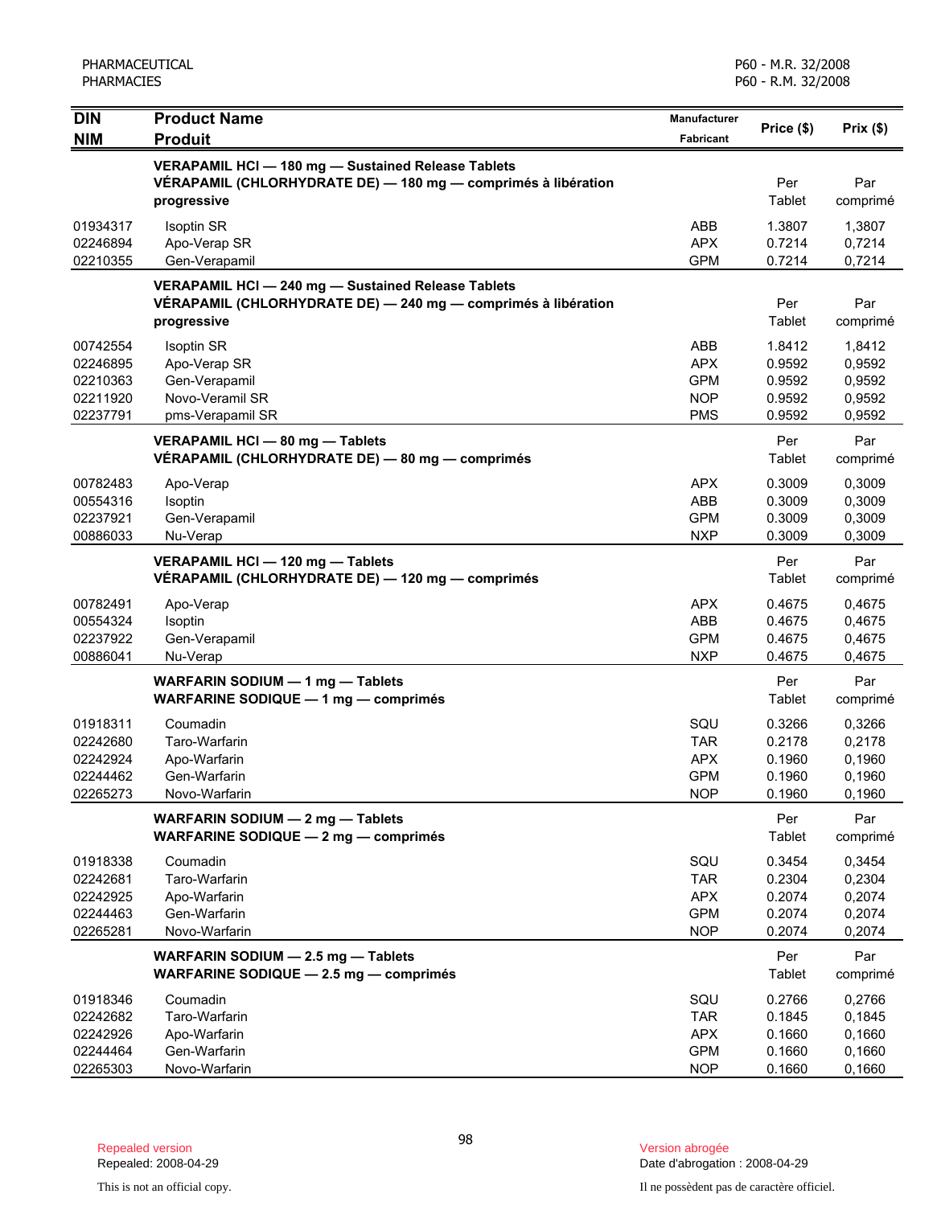| DIN<br>NIM | Product Name<br>Produit | Manufacturer<br>Fabricant | Price ($) | Prix ($) |
|---|---|---|---|---|
| | **VERAPAMIL HCl — 180 mg — Sustained Release Tablets**<br>**VÉRAPAMIL (CHLORHYDRATE DE) — 180 mg — comprimés à libération progressive** | | Per Tablet | Par comprimé |
| 01934317 | Isoptin SR | ABB | 1.3807 | 1,3807 |
| 02246894 | Apo-Verap SR | APX | 0.7214 | 0,7214 |
| 02210355 | Gen-Verapamil | GPM | 0.7214 | 0,7214 |
| | **VERAPAMIL HCl — 240 mg — Sustained Release Tablets**<br>**VÉRAPAMIL (CHLORHYDRATE DE) — 240 mg — comprimés à libération progressive** | | Per Tablet | Par comprimé |
| 00742554 | Isoptin SR | ABB | 1.8412 | 1,8412 |
| 02246895 | Apo-Verap SR | APX | 0.9592 | 0,9592 |
| 02210363 | Gen-Verapamil | GPM | 0.9592 | 0,9592 |
| 02211920 | Novo-Veramil SR | NOP | 0.9592 | 0,9592 |
| 02237791 | pms-Verapamil SR | PMS | 0.9592 | 0,9592 |
| | **VERAPAMIL HCl — 80 mg — Tablets**<br>**VÉRAPAMIL (CHLORHYDRATE DE) — 80 mg — comprimés** | | Per Tablet | Par comprimé |
| 00782483 | Apo-Verap | APX | 0.3009 | 0,3009 |
| 00554316 | Isoptin | ABB | 0.3009 | 0,3009 |
| 02237921 | Gen-Verapamil | GPM | 0.3009 | 0,3009 |
| 00886033 | Nu-Verap | NXP | 0.3009 | 0,3009 |
| | **VERAPAMIL HCl — 120 mg — Tablets**<br>**VÉRAPAMIL (CHLORHYDRATE DE) — 120 mg — comprimés** | | Per Tablet | Par comprimé |
| 00782491 | Apo-Verap | APX | 0.4675 | 0,4675 |
| 00554324 | Isoptin | ABB | 0.4675 | 0,4675 |
| 02237922 | Gen-Verapamil | GPM | 0.4675 | 0,4675 |
| 00886041 | Nu-Verap | NXP | 0.4675 | 0,4675 |
| | **WARFARIN SODIUM — 1 mg — Tablets**<br>**WARFARINE SODIQUE — 1 mg — comprimés** | | Per Tablet | Par comprimé |
| 01918311 | Coumadin | SQU | 0.3266 | 0,3266 |
| 02242680 | Taro-Warfarin | TAR | 0.2178 | 0,2178 |
| 02242924 | Apo-Warfarin | APX | 0.1960 | 0,1960 |
| 02244462 | Gen-Warfarin | GPM | 0.1960 | 0,1960 |
| 02265273 | Novo-Warfarin | NOP | 0.1960 | 0,1960 |
| | **WARFARIN SODIUM — 2 mg — Tablets**<br>**WARFARINE SODIQUE — 2 mg — comprimés** | | Per Tablet | Par comprimé |
| 01918338 | Coumadin | SQU | 0.3454 | 0,3454 |
| 02242681 | Taro-Warfarin | TAR | 0.2304 | 0,2304 |
| 02242925 | Apo-Warfarin | APX | 0.2074 | 0,2074 |
| 02244463 | Gen-Warfarin | GPM | 0.2074 | 0,2074 |
| 02265281 | Novo-Warfarin | NOP | 0.2074 | 0,2074 |
| | **WARFARIN SODIUM — 2.5 mg — Tablets**<br>**WARFARINE SODIQUE — 2.5 mg — comprimés** | | Per Tablet | Par comprimé |
| 01918346 | Coumadin | SQU | 0.2766 | 0,2766 |
| 02242682 | Taro-Warfarin | TAR | 0.1845 | 0,1845 |
| 02242926 | Apo-Warfarin | APX | 0.1660 | 0,1660 |
| 02244464 | Gen-Warfarin | GPM | 0.1660 | 0,1660 |
| 02265303 | Novo-Warfarin | NOP | 0.1660 | 0,1660 |

Repealed version
Repealed: 2008-04-29

Version abrogée
Date d'abrogation : 2008-04-29

This is not an official copy.

Il ne possèdent pas de caractère officiel.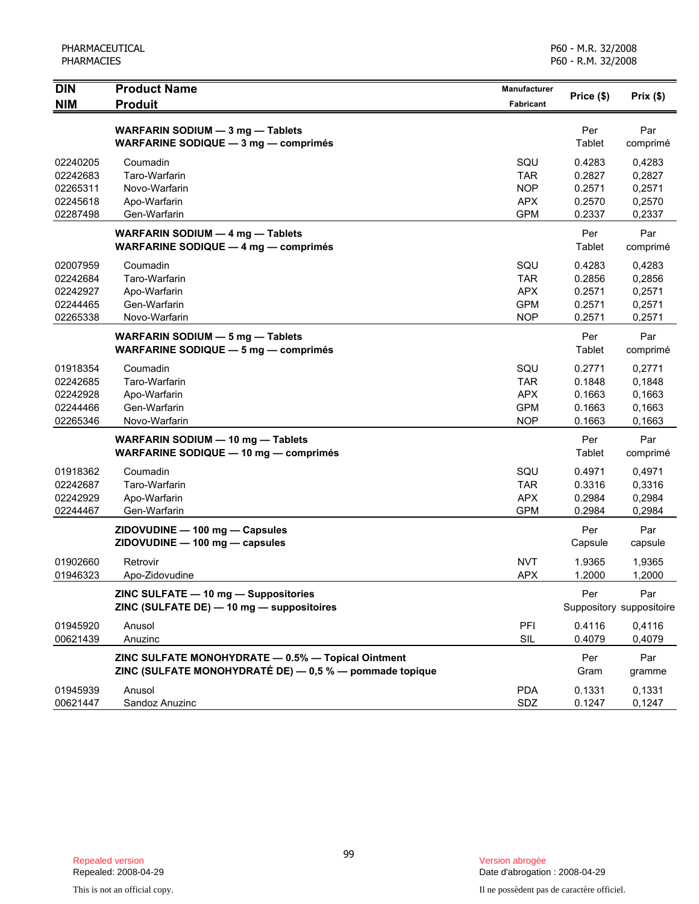| DIN<br>NIM | Product Name<br>Produit | Manufacturer<br>Fabricant | Price ($) | Prix ($) |
|---|---|---|---|---|
| | **WARFARIN SODIUM — 3 mg — Tablets**<br>**WARFARINE SODIQUE — 3 mg — comprimés** | | Per Tablet | Par comprimé |
| 02240205 | Coumadin | SQU | 0.4283 | 0,4283 |
| 02242683 | Taro-Warfarin | TAR | 0.2827 | 0,2827 |
| 02265311 | Novo-Warfarin | NOP | 0.2571 | 0,2571 |
| 02245618 | Apo-Warfarin | APX | 0.2570 | 0,2570 |
| 02287498 | Gen-Warfarin | GPM | 0.2337 | 0,2337 |
| | **WARFARIN SODIUM — 4 mg — Tablets**<br>**WARFARINE SODIQUE — 4 mg — comprimés** | | Per Tablet | Par comprimé |
| 02007959 | Coumadin | SQU | 0.4283 | 0,4283 |
| 02242684 | Taro-Warfarin | TAR | 0.2856 | 0,2856 |
| 02242927 | Apo-Warfarin | APX | 0.2571 | 0,2571 |
| 02244465 | Gen-Warfarin | GPM | 0.2571 | 0,2571 |
| 02265338 | Novo-Warfarin | NOP | 0.2571 | 0,2571 |
| | **WARFARIN SODIUM — 5 mg — Tablets**<br>**WARFARINE SODIQUE — 5 mg — comprimés** | | Per Tablet | Par comprimé |
| 01918354 | Coumadin | SQU | 0.2771 | 0,2771 |
| 02242685 | Taro-Warfarin | TAR | 0.1848 | 0,1848 |
| 02242928 | Apo-Warfarin | APX | 0.1663 | 0,1663 |
| 02244466 | Gen-Warfarin | GPM | 0.1663 | 0,1663 |
| 02265346 | Novo-Warfarin | NOP | 0.1663 | 0,1663 |
| | **WARFARIN SODIUM — 10 mg — Tablets**<br>**WARFARINE SODIQUE — 10 mg — comprimés** | | Per Tablet | Par comprimé |
| 01918362 | Coumadin | SQU | 0.4971 | 0,4971 |
| 02242687 | Taro-Warfarin | TAR | 0.3316 | 0,3316 |
| 02242929 | Apo-Warfarin | APX | 0.2984 | 0,2984 |
| 02244467 | Gen-Warfarin | GPM | 0.2984 | 0,2984 |
| | **ZIDOVUDINE — 100 mg — Capsules**<br>**ZIDOVUDINE — 100 mg — capsules** | | Per Capsule | Par capsule |
| 01902660 | Retrovir | NVT | 1.9365 | 1,9365 |
| 01946323 | Apo-Zidovudine | APX | 1.2000 | 1,2000 |
| | **ZINC SULFATE — 10 mg — Suppositories**<br>**ZINC (SULFATE DE) — 10 mg — suppositoires** | | Per Suppository | Par suppositoire |
| 01945920 | Anusol | PFI | 0.4116 | 0,4116 |
| 00621439 | Anuzinc | SIL | 0.4079 | 0,4079 |
| | **ZINC SULFATE MONOHYDRATE — 0.5% — Topical Ointment**<br>**ZINC (SULFATE MONOHYDRATÉ DE) — 0,5 % — pommade topique** | | Per Gram | Par gramme |
| 01945939 | Anusol | PDA | 0.1331 | 0,1331 |
| 00621447 | Sandoz Anuzinc | SDZ | 0.1247 | 0,1247 |

Repealed version
Repealed: 2008-04-29

Version abrogée
Date d'abrogation : 2008-04-29

This is not an official copy.

Il ne possèdent pas de caractère officiel.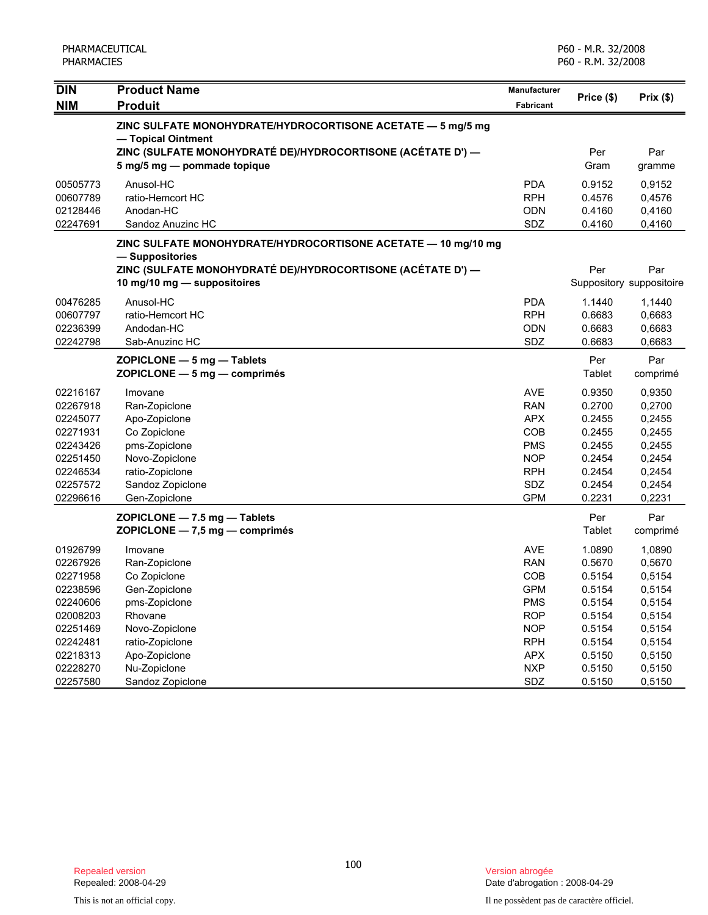| DIN<br>NIM | Product Name<br>Produit | Manufacturer<br>Fabricant | Price ($) | Prix ($) |
|---|---|---|---|---|
| | **ZINC SULFATE MONOHYDRATE/HYDROCORTISONE ACETATE — 5 mg/5 mg — Topical Ointment**<br>**ZINC (SULFATE MONOHYDRATÉ DE)/HYDROCORTISONE (ACÉTATE D') — 5 mg/5 mg — pommade topique** | | Per Gram | Par gramme |
| 00505773 | Anusol-HC | PDA | 0.9152 | 0,9152 |
| 00607789 | ratio-Hemcort HC | RPH | 0.4576 | 0,4576 |
| 02128446 | Anodan-HC | ODN | 0.4160 | 0,4160 |
| 02247691 | Sandoz Anuzinc HC | SDZ | 0.4160 | 0,4160 |
| | **ZINC SULFATE MONOHYDRATE/HYDROCORTISONE ACETATE — 10 mg/10 mg — Suppositories**<br>**ZINC (SULFATE MONOHYDRATÉ DE)/HYDROCORTISONE (ACÉTATE D') — 10 mg/10 mg — suppositoires** | | Per Suppository | Par suppositoire |
| 00476285 | Anusol-HC | PDA | 1.1440 | 1,1440 |
| 00607797 | ratio-Hemcort HC | RPH | 0.6683 | 0,6683 |
| 02236399 | Andodan-HC | ODN | 0.6683 | 0,6683 |
| 02242798 | Sab-Anuzinc HC | SDZ | 0.6683 | 0,6683 |
| | **ZOPICLONE — 5 mg — Tablets**<br>**ZOPICLONE — 5 mg — comprimés** | | Per Tablet | Par comprimé |
| 02216167 | Imovane | AVE | 0.9350 | 0,9350 |
| 02267918 | Ran-Zopiclone | RAN | 0.2700 | 0,2700 |
| 02245077 | Apo-Zopiclone | APX | 0.2455 | 0,2455 |
| 02271931 | Co Zopiclone | COB | 0.2455 | 0,2455 |
| 02243426 | pms-Zopiclone | PMS | 0.2455 | 0,2455 |
| 02251450 | Novo-Zopiclone | NOP | 0.2454 | 0,2454 |
| 02246534 | ratio-Zopiclone | RPH | 0.2454 | 0,2454 |
| 02257572 | Sandoz Zopiclone | SDZ | 0.2454 | 0,2454 |
| 02296616 | Gen-Zopiclone | GPM | 0.2231 | 0,2231 |
| | **ZOPICLONE — 7.5 mg — Tablets**<br>**ZOPICLONE — 7,5 mg — comprimés** | | Per Tablet | Par comprimé |
| 01926799 | Imovane | AVE | 1.0890 | 1,0890 |
| 02267926 | Ran-Zopiclone | RAN | 0.5670 | 0,5670 |
| 02271958 | Co Zopiclone | COB | 0.5154 | 0,5154 |
| 02238596 | Gen-Zopiclone | GPM | 0.5154 | 0,5154 |
| 02240606 | pms-Zopiclone | PMS | 0.5154 | 0,5154 |
| 02008203 | Rhovane | ROP | 0.5154 | 0,5154 |
| 02251469 | Novo-Zopiclone | NOP | 0.5154 | 0,5154 |
| 02242481 | ratio-Zopiclone | RPH | 0.5154 | 0,5154 |
| 02218313 | Apo-Zopiclone | APX | 0.5150 | 0,5150 |
| 02228270 | Nu-Zopiclone | NXP | 0.5150 | 0,5150 |
| 02257580 | Sandoz Zopiclone | SDZ | 0.5150 | 0,5150 |

Repealed version
Repealed: 2008-04-29

Version abrogée
Date d'abrogation : 2008-04-29

This is not an official copy.

Il ne possèdent pas de caractère officiel.